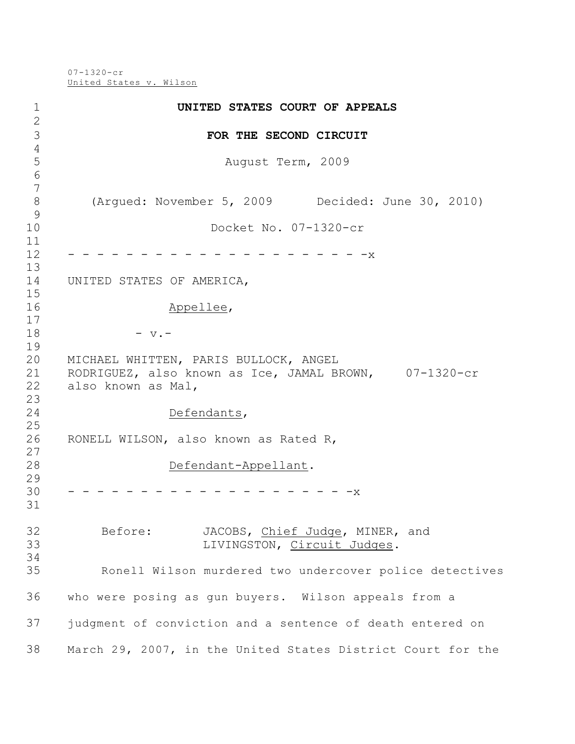07-1320-cr
United States v. Wilson

**UNITED STATES COURT OF APPEALS**

**FOR THE SECOND CIRCUIT**

August Term, 2009

(Argued: November 5, 2009 Decided: June 30, 2010)

Docket No. 07-1320-cr

- - - - - - - - - - - - - - - - - - - - - -x

UNITED STATES OF AMERICA,

Appellee,

- v.-

MICHAEL WHITTEN, PARIS BULLOCK, ANGEL RODRIGUEZ, also known as Ice, JAMAL BROWN, also known as Mal, 07-1320-cr

Defendants,

RONELL WILSON, also known as Rated R,

Defendant-Appellant.

- - - - - - - - - - - - - - - - - - - - - -x

Before: JACOBS, Chief Judge, MINER, and LIVINGSTON, Circuit Judges.

Ronell Wilson murdered two undercover police detectives who were posing as gun buyers. Wilson appeals from a judgment of conviction and a sentence of death entered on March 29, 2007, in the United States District Court for the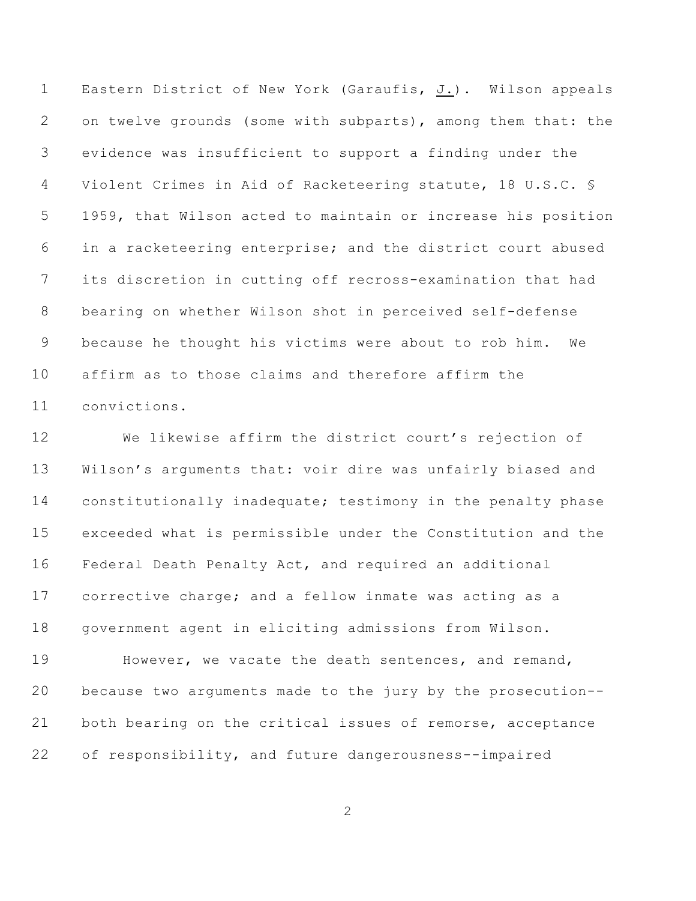Eastern District of New York (Garaufis, J.). Wilson appeals on twelve grounds (some with subparts), among them that: the evidence was insufficient to support a finding under the Violent Crimes in Aid of Racketeering statute, 18 U.S.C. § 1959, that Wilson acted to maintain or increase his position in a racketeering enterprise; and the district court abused its discretion in cutting off recross-examination that had bearing on whether Wilson shot in perceived self-defense because he thought his victims were about to rob him. We affirm as to those claims and therefore affirm the convictions.

We likewise affirm the district court's rejection of Wilson's arguments that: voir dire was unfairly biased and constitutionally inadequate; testimony in the penalty phase exceeded what is permissible under the Constitution and the Federal Death Penalty Act, and required an additional corrective charge; and a fellow inmate was acting as a government agent in eliciting admissions from Wilson.

However, we vacate the death sentences, and remand, because two arguments made to the jury by the prosecution--both bearing on the critical issues of remorse, acceptance of responsibility, and future dangerousness--impaired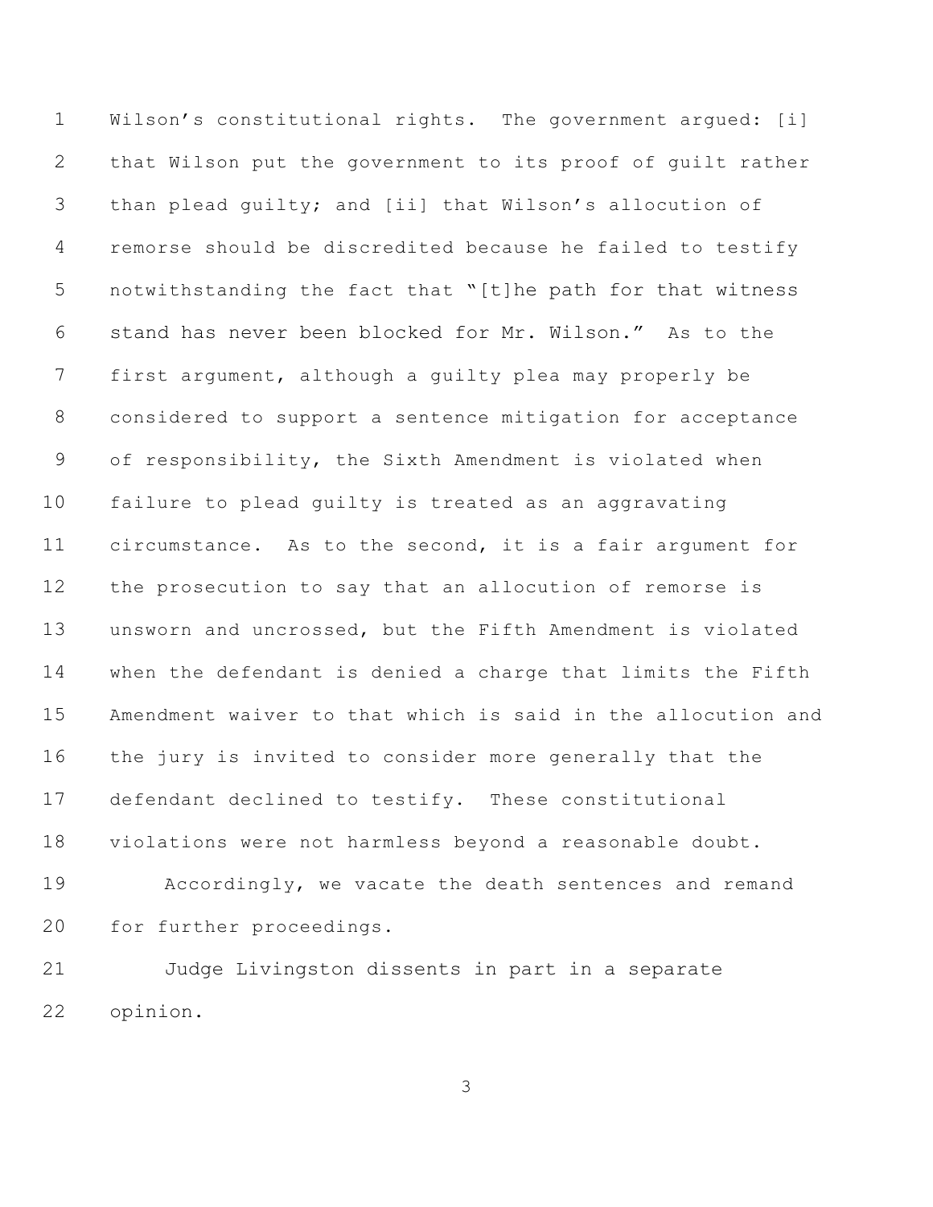Wilson's constitutional rights. The government argued: [i] that Wilson put the government to its proof of guilt rather than plead guilty; and [ii] that Wilson's allocution of remorse should be discredited because he failed to testify notwithstanding the fact that "[t]he path for that witness stand has never been blocked for Mr. Wilson." As to the first argument, although a guilty plea may properly be considered to support a sentence mitigation for acceptance of responsibility, the Sixth Amendment is violated when failure to plead guilty is treated as an aggravating circumstance. As to the second, it is a fair argument for the prosecution to say that an allocution of remorse is unsworn and uncrossed, but the Fifth Amendment is violated when the defendant is denied a charge that limits the Fifth Amendment waiver to that which is said in the allocution and the jury is invited to consider more generally that the defendant declined to testify. These constitutional violations were not harmless beyond a reasonable doubt.

Accordingly, we vacate the death sentences and remand for further proceedings.

Judge Livingston dissents in part in a separate opinion.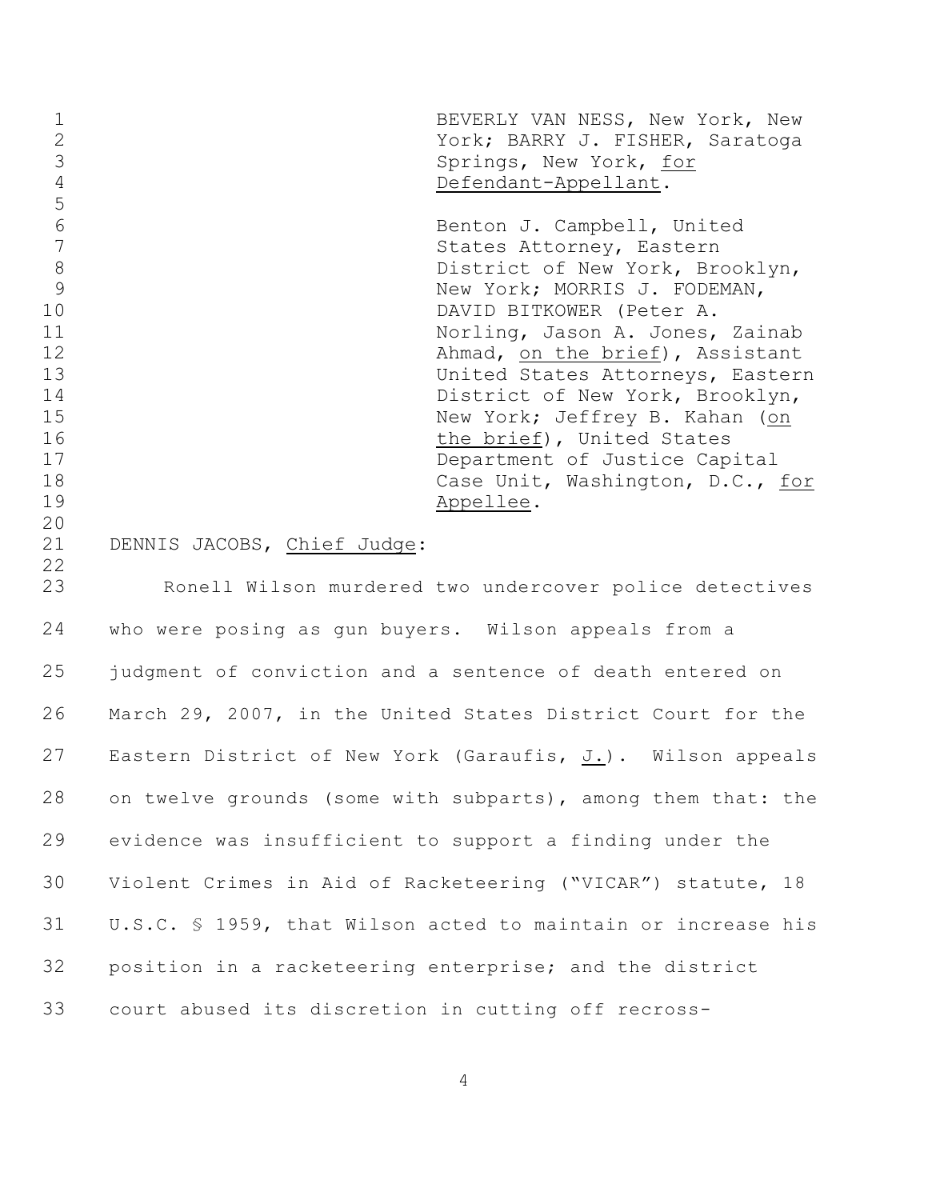BEVERLY VAN NESS, New York, New York; BARRY J. FISHER, Saratoga Springs, New York, for Defendant-Appellant.

Benton J. Campbell, United States Attorney, Eastern District of New York, Brooklyn, New York; MORRIS J. FODEMAN, DAVID BITKOWER (Peter A. Norling, Jason A. Jones, Zainab Ahmad, on the brief), Assistant United States Attorneys, Eastern District of New York, Brooklyn, New York; Jeffrey B. Kahan (on the brief), United States Department of Justice Capital Case Unit, Washington, D.C., for Appellee.

DENNIS JACOBS, Chief Judge:

Ronell Wilson murdered two undercover police detectives who were posing as gun buyers. Wilson appeals from a judgment of conviction and a sentence of death entered on March 29, 2007, in the United States District Court for the Eastern District of New York (Garaufis, J.). Wilson appeals on twelve grounds (some with subparts), among them that: the evidence was insufficient to support a finding under the Violent Crimes in Aid of Racketeering ("VICAR") statute, 18 U.S.C. § 1959, that Wilson acted to maintain or increase his position in a racketeering enterprise; and the district court abused its discretion in cutting off recross-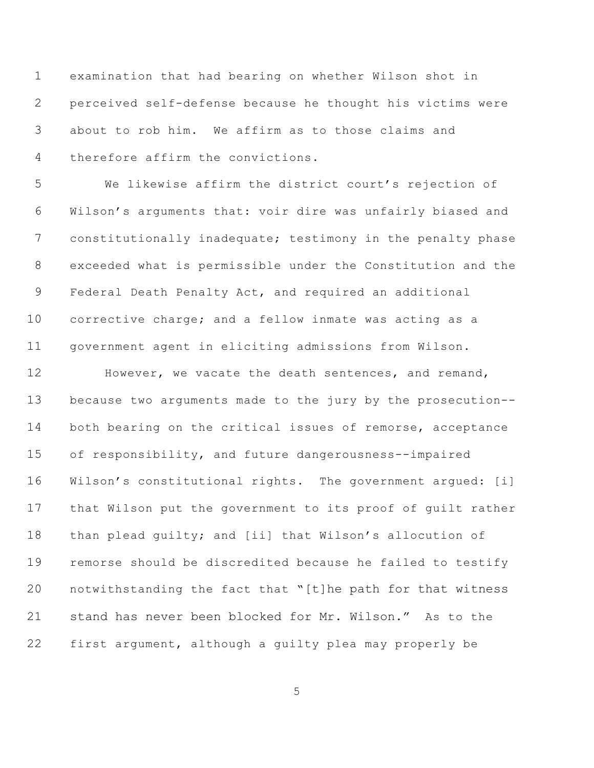examination that had bearing on whether Wilson shot in perceived self-defense because he thought his victims were about to rob him. We affirm as to those claims and therefore affirm the convictions.

We likewise affirm the district court's rejection of Wilson's arguments that: voir dire was unfairly biased and constitutionally inadequate; testimony in the penalty phase exceeded what is permissible under the Constitution and the Federal Death Penalty Act, and required an additional corrective charge; and a fellow inmate was acting as a government agent in eliciting admissions from Wilson.

However, we vacate the death sentences, and remand, because two arguments made to the jury by the prosecution--both bearing on the critical issues of remorse, acceptance of responsibility, and future dangerousness--impaired Wilson's constitutional rights. The government argued: [i] that Wilson put the government to its proof of guilt rather than plead guilty; and [ii] that Wilson's allocution of remorse should be discredited because he failed to testify notwithstanding the fact that "[t]he path for that witness stand has never been blocked for Mr. Wilson." As to the first argument, although a guilty plea may properly be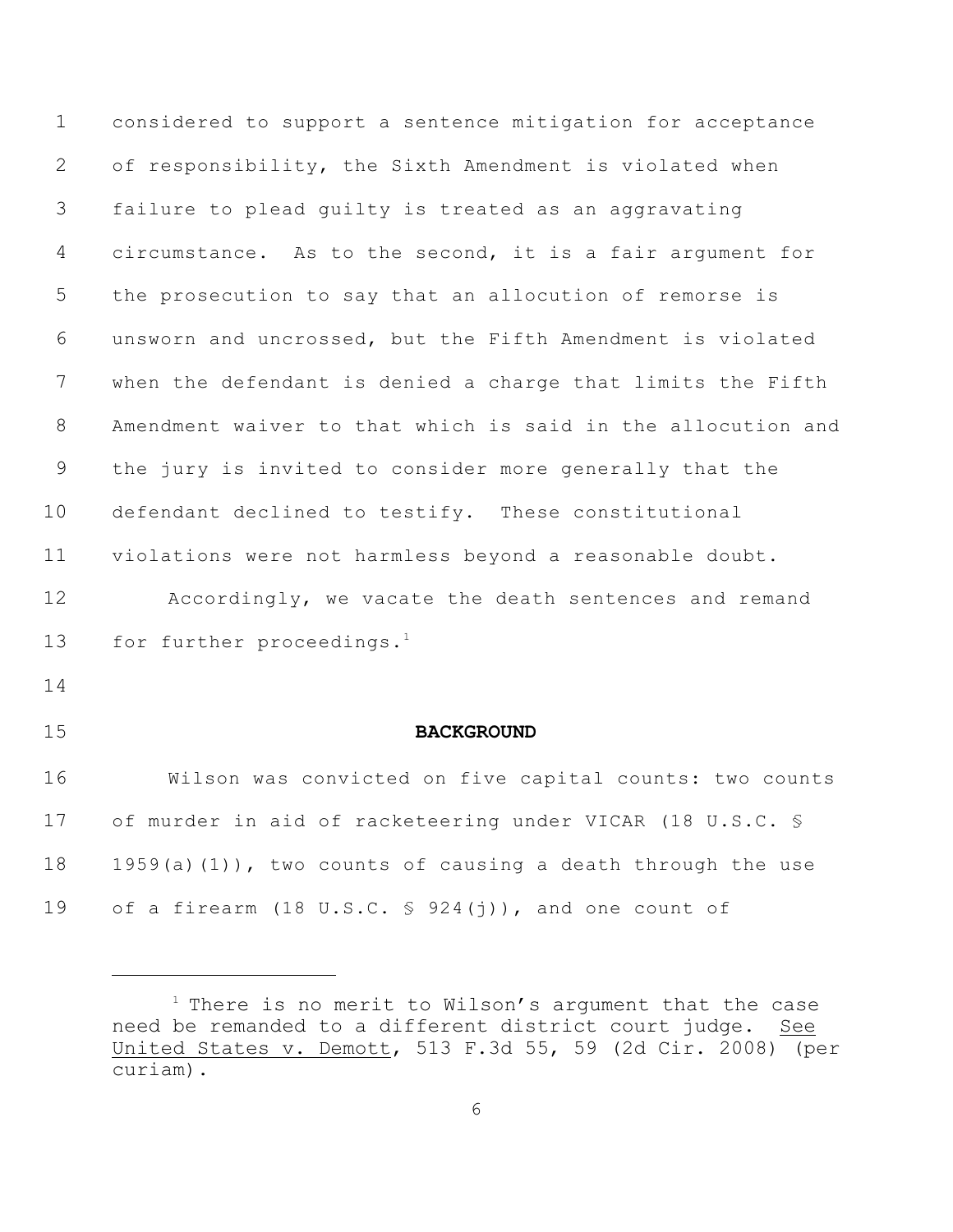considered to support a sentence mitigation for acceptance of responsibility, the Sixth Amendment is violated when failure to plead guilty is treated as an aggravating circumstance. As to the second, it is a fair argument for the prosecution to say that an allocution of remorse is unsworn and uncrossed, but the Fifth Amendment is violated when the defendant is denied a charge that limits the Fifth Amendment waiver to that which is said in the allocution and the jury is invited to consider more generally that the defendant declined to testify. These constitutional violations were not harmless beyond a reasonable doubt.

Accordingly, we vacate the death sentences and remand for further proceedings.[1]

**BACKGROUND**

Wilson was convicted on five capital counts: two counts of murder in aid of racketeering under VICAR (18 U.S.C. § 1959(a)(1)), two counts of causing a death through the use of a firearm (18 U.S.C. § 924(j)), and one count of

[1] There is no merit to Wilson's argument that the case need be remanded to a different district court judge. See United States v. Demott, 513 F.3d 55, 59 (2d Cir. 2008) (per curiam).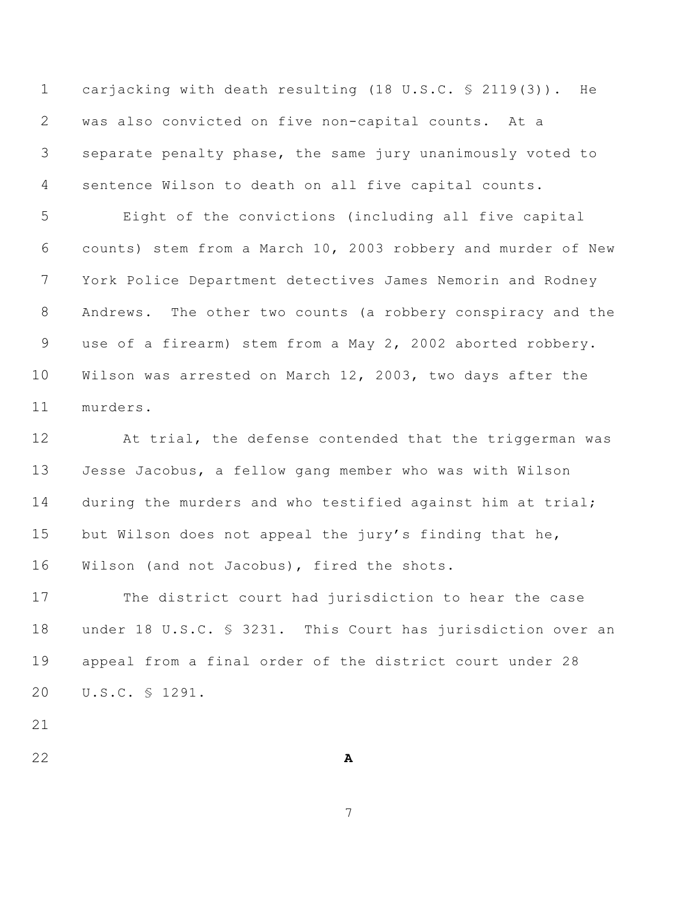carjacking with death resulting (18 U.S.C. § 2119(3)). He was also convicted on five non-capital counts. At a separate penalty phase, the same jury unanimously voted to sentence Wilson to death on all five capital counts.

Eight of the convictions (including all five capital counts) stem from a March 10, 2003 robbery and murder of New York Police Department detectives James Nemorin and Rodney Andrews. The other two counts (a robbery conspiracy and the use of a firearm) stem from a May 2, 2002 aborted robbery. Wilson was arrested on March 12, 2003, two days after the murders.

At trial, the defense contended that the triggerman was Jesse Jacobus, a fellow gang member who was with Wilson during the murders and who testified against him at trial; but Wilson does not appeal the jury's finding that he, Wilson (and not Jacobus), fired the shots.

The district court had jurisdiction to hear the case under 18 U.S.C. § 3231. This Court has jurisdiction over an appeal from a final order of the district court under 28 U.S.C. § 1291.

**A**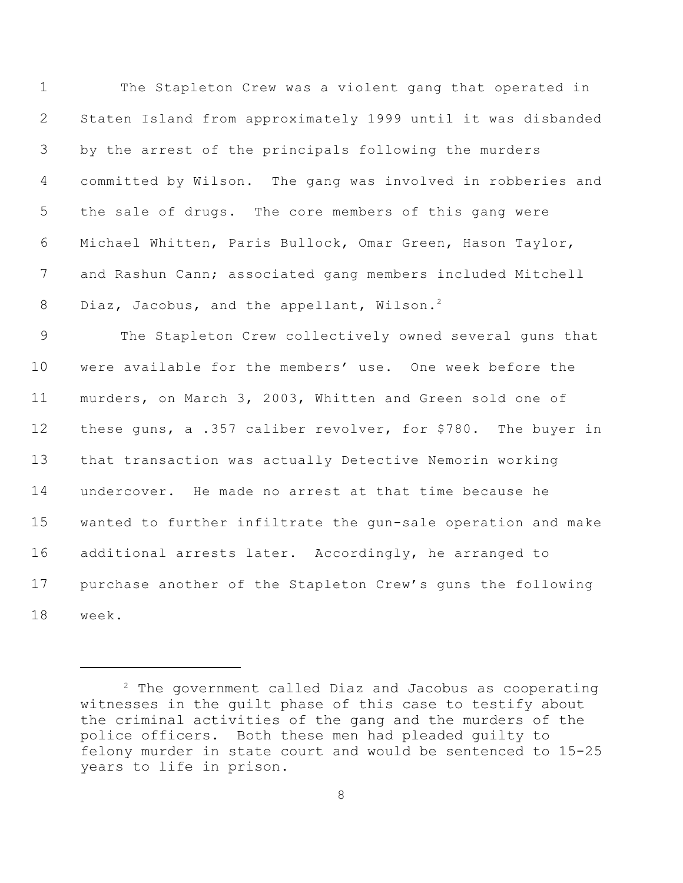The Stapleton Crew was a violent gang that operated in Staten Island from approximately 1999 until it was disbanded by the arrest of the principals following the murders committed by Wilson. The gang was involved in robberies and the sale of drugs. The core members of this gang were Michael Whitten, Paris Bullock, Omar Green, Hason Taylor, and Rashun Cann; associated gang members included Mitchell Diaz, Jacobus, and the appellant, Wilson.[2]

The Stapleton Crew collectively owned several guns that were available for the members' use. One week before the murders, on March 3, 2003, Whitten and Green sold one of these guns, a .357 caliber revolver, for $780. The buyer in that transaction was actually Detective Nemorin working undercover. He made no arrest at that time because he wanted to further infiltrate the gun-sale operation and make additional arrests later. Accordingly, he arranged to purchase another of the Stapleton Crew's guns the following week.

---

[2] The government called Diaz and Jacobus as cooperating witnesses in the guilt phase of this case to testify about the criminal activities of the gang and the murders of the police officers. Both these men had pleaded guilty to felony murder in state court and would be sentenced to 15-25 years to life in prison.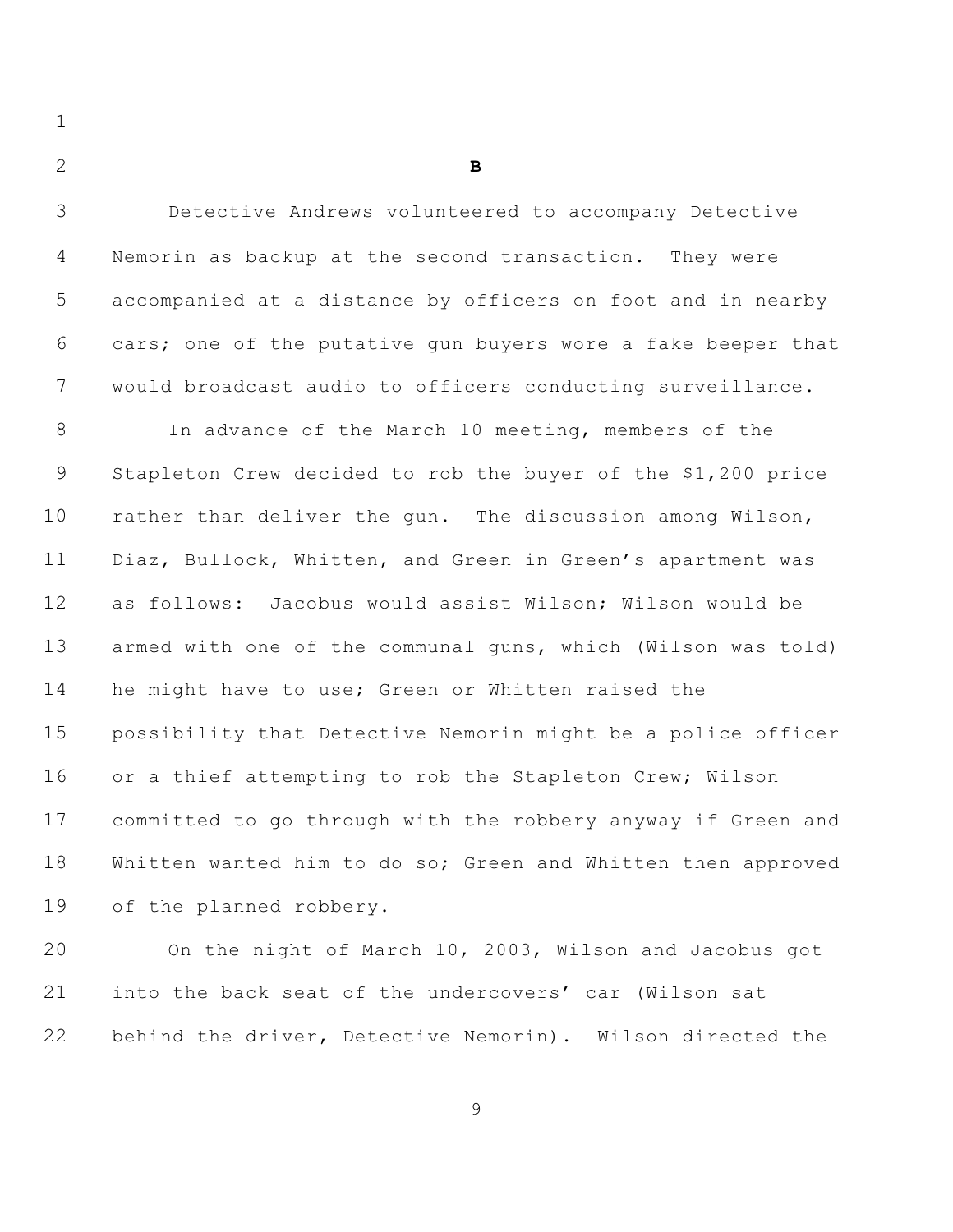**B**

Detective Andrews volunteered to accompany Detective Nemorin as backup at the second transaction. They were accompanied at a distance by officers on foot and in nearby cars; one of the putative gun buyers wore a fake beeper that would broadcast audio to officers conducting surveillance.

In advance of the March 10 meeting, members of the Stapleton Crew decided to rob the buyer of the $1,200 price rather than deliver the gun. The discussion among Wilson, Diaz, Bullock, Whitten, and Green in Green's apartment was as follows: Jacobus would assist Wilson; Wilson would be armed with one of the communal guns, which (Wilson was told) he might have to use; Green or Whitten raised the possibility that Detective Nemorin might be a police officer or a thief attempting to rob the Stapleton Crew; Wilson committed to go through with the robbery anyway if Green and Whitten wanted him to do so; Green and Whitten then approved of the planned robbery.

On the night of March 10, 2003, Wilson and Jacobus got into the back seat of the undercovers' car (Wilson sat behind the driver, Detective Nemorin). Wilson directed the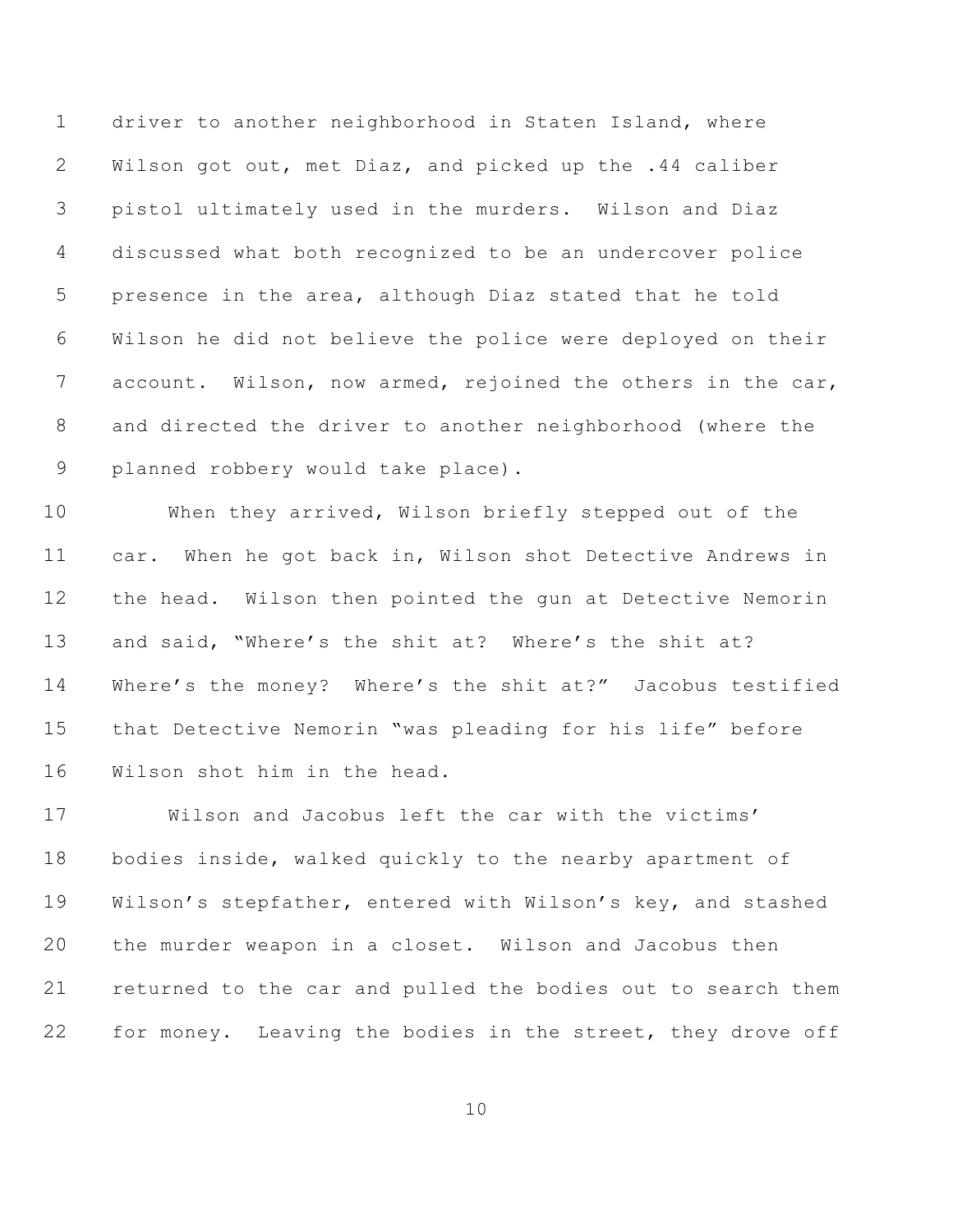driver to another neighborhood in Staten Island, where Wilson got out, met Diaz, and picked up the .44 caliber pistol ultimately used in the murders. Wilson and Diaz discussed what both recognized to be an undercover police presence in the area, although Diaz stated that he told Wilson he did not believe the police were deployed on their account. Wilson, now armed, rejoined the others in the car, and directed the driver to another neighborhood (where the planned robbery would take place).

When they arrived, Wilson briefly stepped out of the car. When he got back in, Wilson shot Detective Andrews in the head. Wilson then pointed the gun at Detective Nemorin and said, "Where's the shit at? Where's the shit at? Where's the money? Where's the shit at?" Jacobus testified that Detective Nemorin "was pleading for his life" before Wilson shot him in the head.

Wilson and Jacobus left the car with the victims' bodies inside, walked quickly to the nearby apartment of Wilson's stepfather, entered with Wilson's key, and stashed the murder weapon in a closet. Wilson and Jacobus then returned to the car and pulled the bodies out to search them for money. Leaving the bodies in the street, they drove off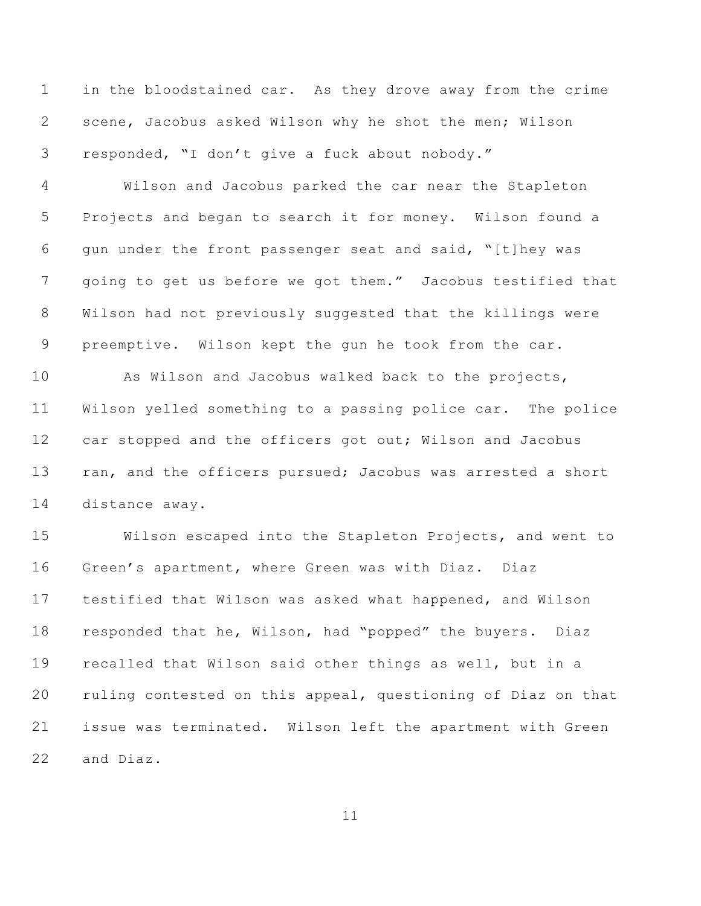in the bloodstained car. As they drove away from the crime scene, Jacobus asked Wilson why he shot the men; Wilson responded, "I don't give a fuck about nobody."

Wilson and Jacobus parked the car near the Stapleton Projects and began to search it for money. Wilson found a gun under the front passenger seat and said, "[t]hey was going to get us before we got them." Jacobus testified that Wilson had not previously suggested that the killings were preemptive. Wilson kept the gun he took from the car.

As Wilson and Jacobus walked back to the projects, Wilson yelled something to a passing police car. The police car stopped and the officers got out; Wilson and Jacobus ran, and the officers pursued; Jacobus was arrested a short distance away.

Wilson escaped into the Stapleton Projects, and went to Green's apartment, where Green was with Diaz. Diaz testified that Wilson was asked what happened, and Wilson responded that he, Wilson, had "popped" the buyers. Diaz recalled that Wilson said other things as well, but in a ruling contested on this appeal, questioning of Diaz on that issue was terminated. Wilson left the apartment with Green and Diaz.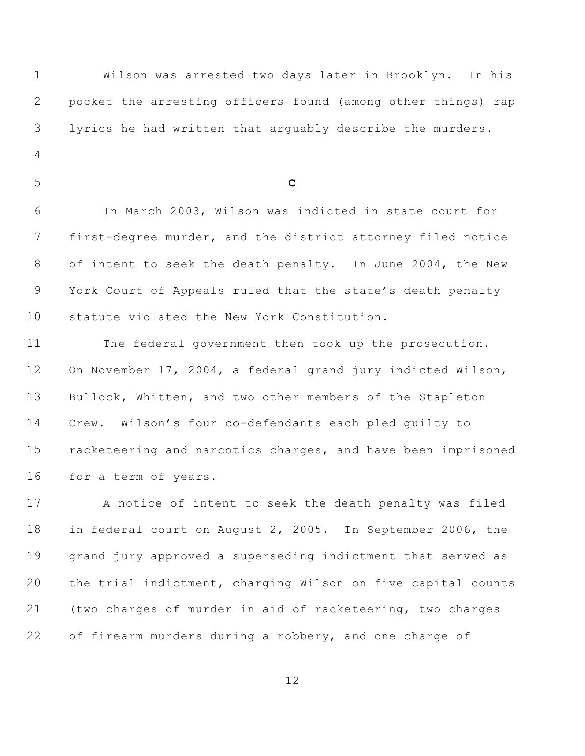Wilson was arrested two days later in Brooklyn. In his pocket the arresting officers found (among other things) rap lyrics he had written that arguably describe the murders.

### C

In March 2003, Wilson was indicted in state court for first-degree murder, and the district attorney filed notice of intent to seek the death penalty. In June 2004, the New York Court of Appeals ruled that the state's death penalty statute violated the New York Constitution.

The federal government then took up the prosecution. On November 17, 2004, a federal grand jury indicted Wilson, Bullock, Whitten, and two other members of the Stapleton Crew. Wilson's four co-defendants each pled guilty to racketeering and narcotics charges, and have been imprisoned for a term of years.

A notice of intent to seek the death penalty was filed in federal court on August 2, 2005. In September 2006, the grand jury approved a superseding indictment that served as the trial indictment, charging Wilson on five capital counts (two charges of murder in aid of racketeering, two charges of firearm murders during a robbery, and one charge of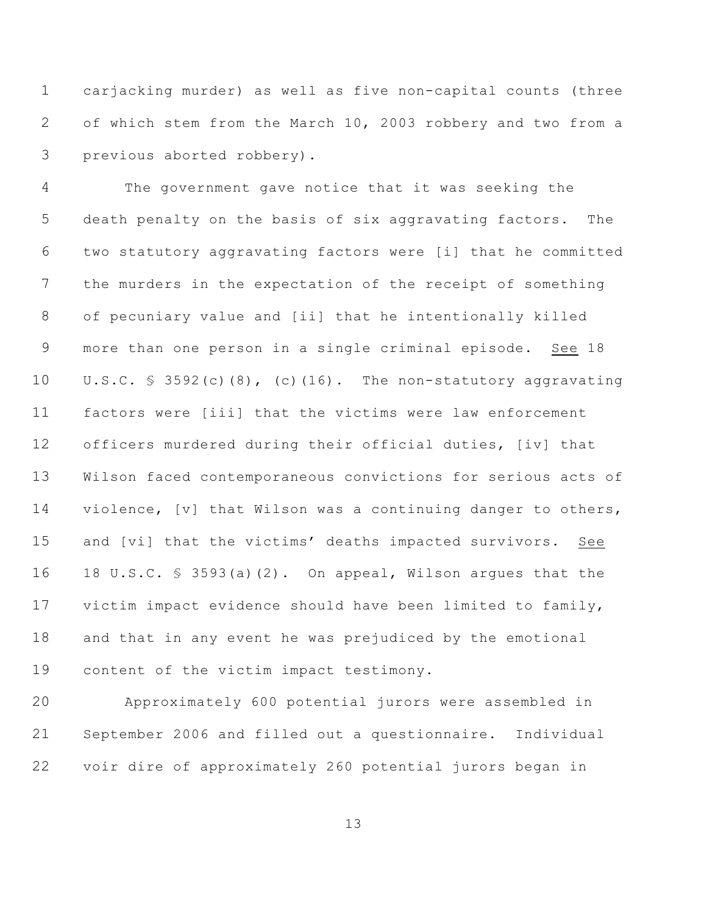carjacking murder) as well as five non-capital counts (three of which stem from the March 10, 2003 robbery and two from a previous aborted robbery).

The government gave notice that it was seeking the death penalty on the basis of six aggravating factors. The two statutory aggravating factors were [i] that he committed the murders in the expectation of the receipt of something of pecuniary value and [ii] that he intentionally killed more than one person in a single criminal episode. See 18 U.S.C. § 3592(c)(8), (c)(16). The non-statutory aggravating factors were [iii] that the victims were law enforcement officers murdered during their official duties, [iv] that Wilson faced contemporaneous convictions for serious acts of violence, [v] that Wilson was a continuing danger to others, and [vi] that the victims' deaths impacted survivors. See 18 U.S.C. § 3593(a)(2). On appeal, Wilson argues that the victim impact evidence should have been limited to family, and that in any event he was prejudiced by the emotional content of the victim impact testimony.

Approximately 600 potential jurors were assembled in September 2006 and filled out a questionnaire. Individual voir dire of approximately 260 potential jurors began in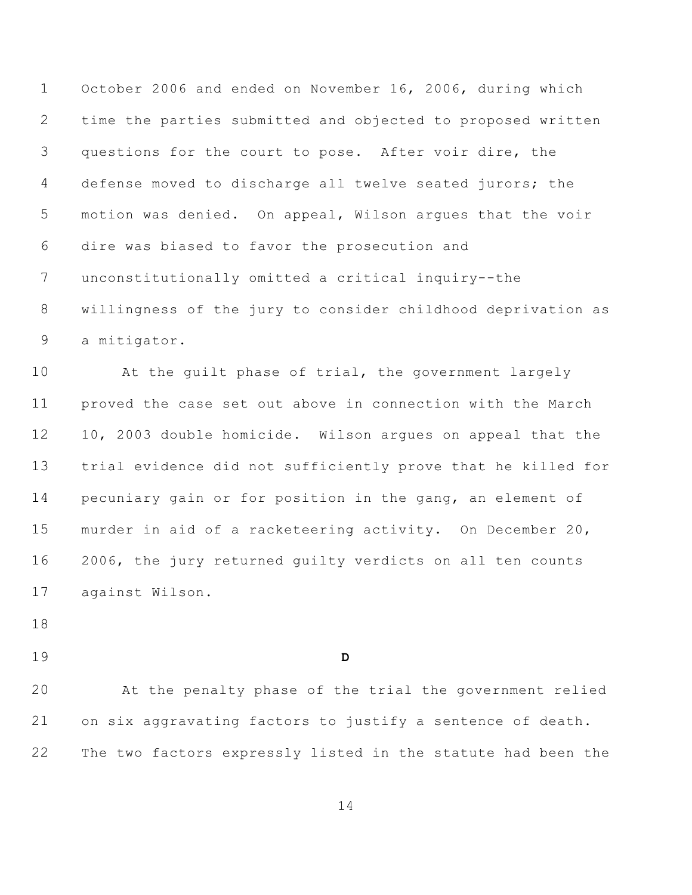October 2006 and ended on November 16, 2006, during which time the parties submitted and objected to proposed written questions for the court to pose. After voir dire, the defense moved to discharge all twelve seated jurors; the motion was denied. On appeal, Wilson argues that the voir dire was biased to favor the prosecution and unconstitutionally omitted a critical inquiry--the willingness of the jury to consider childhood deprivation as a mitigator.

At the guilt phase of trial, the government largely proved the case set out above in connection with the March 10, 2003 double homicide. Wilson argues on appeal that the trial evidence did not sufficiently prove that he killed for pecuniary gain or for position in the gang, an element of murder in aid of a racketeering activity. On December 20, 2006, the jury returned guilty verdicts on all ten counts against Wilson.

## D

At the penalty phase of the trial the government relied on six aggravating factors to justify a sentence of death. The two factors expressly listed in the statute had been the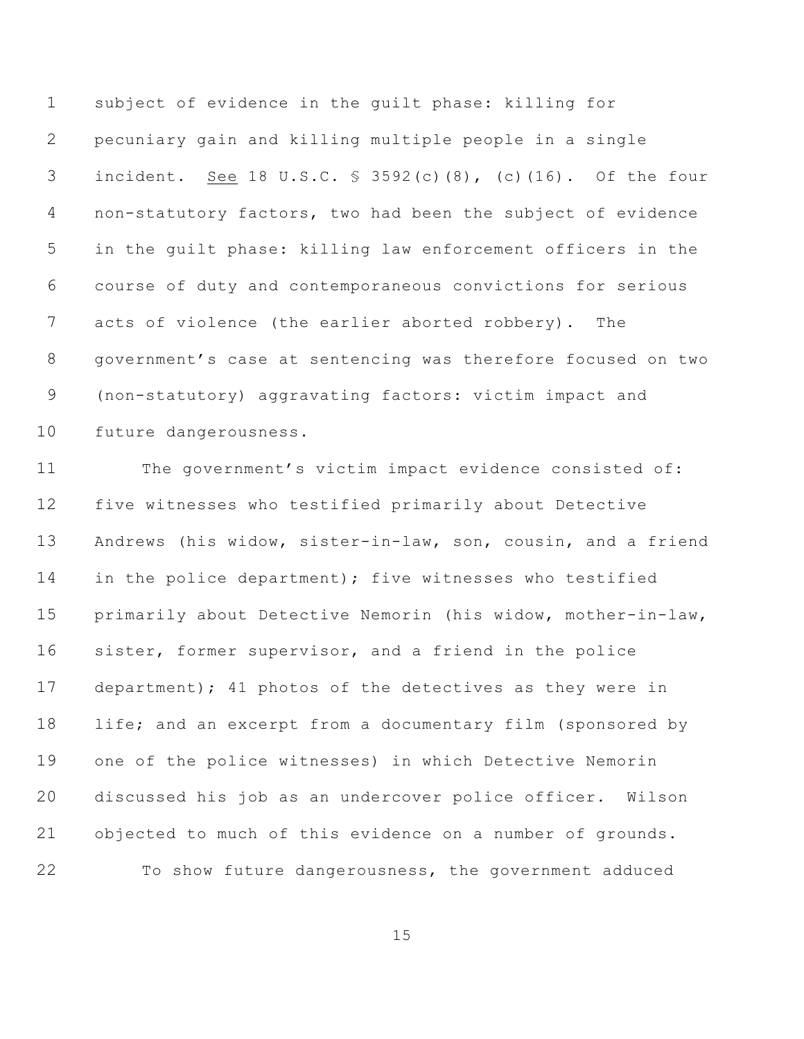subject of evidence in the guilt phase: killing for pecuniary gain and killing multiple people in a single incident. See 18 U.S.C. § 3592(c)(8), (c)(16). Of the four non-statutory factors, two had been the subject of evidence in the guilt phase: killing law enforcement officers in the course of duty and contemporaneous convictions for serious acts of violence (the earlier aborted robbery). The government's case at sentencing was therefore focused on two (non-statutory) aggravating factors: victim impact and future dangerousness.

The government's victim impact evidence consisted of: five witnesses who testified primarily about Detective Andrews (his widow, sister-in-law, son, cousin, and a friend in the police department); five witnesses who testified primarily about Detective Nemorin (his widow, mother-in-law, sister, former supervisor, and a friend in the police department); 41 photos of the detectives as they were in life; and an excerpt from a documentary film (sponsored by one of the police witnesses) in which Detective Nemorin discussed his job as an undercover police officer. Wilson objected to much of this evidence on a number of grounds.

To show future dangerousness, the government adduced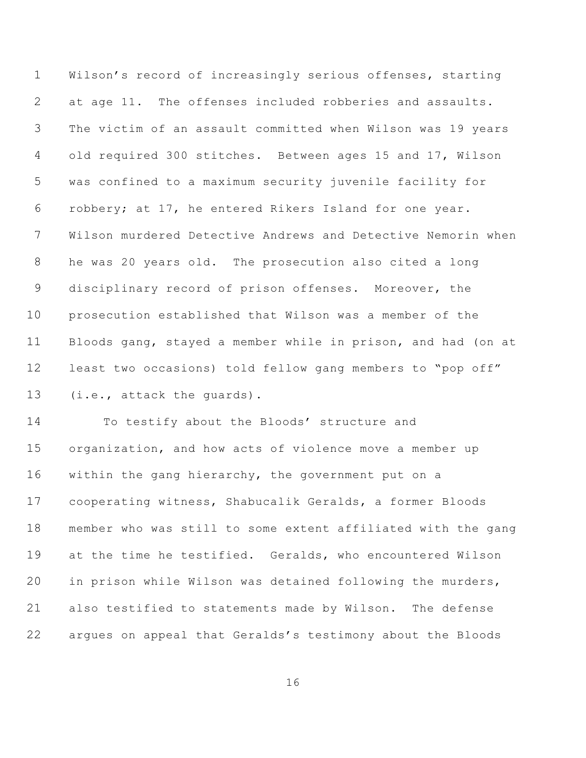Wilson's record of increasingly serious offenses, starting at age 11. The offenses included robberies and assaults. The victim of an assault committed when Wilson was 19 years old required 300 stitches. Between ages 15 and 17, Wilson was confined to a maximum security juvenile facility for robbery; at 17, he entered Rikers Island for one year. Wilson murdered Detective Andrews and Detective Nemorin when he was 20 years old. The prosecution also cited a long disciplinary record of prison offenses. Moreover, the prosecution established that Wilson was a member of the Bloods gang, stayed a member while in prison, and had (on at least two occasions) told fellow gang members to "pop off" (i.e., attack the guards).

To testify about the Bloods' structure and organization, and how acts of violence move a member up within the gang hierarchy, the government put on a cooperating witness, Shabucalik Geralds, a former Bloods member who was still to some extent affiliated with the gang at the time he testified. Geralds, who encountered Wilson in prison while Wilson was detained following the murders, also testified to statements made by Wilson. The defense argues on appeal that Geralds's testimony about the Bloods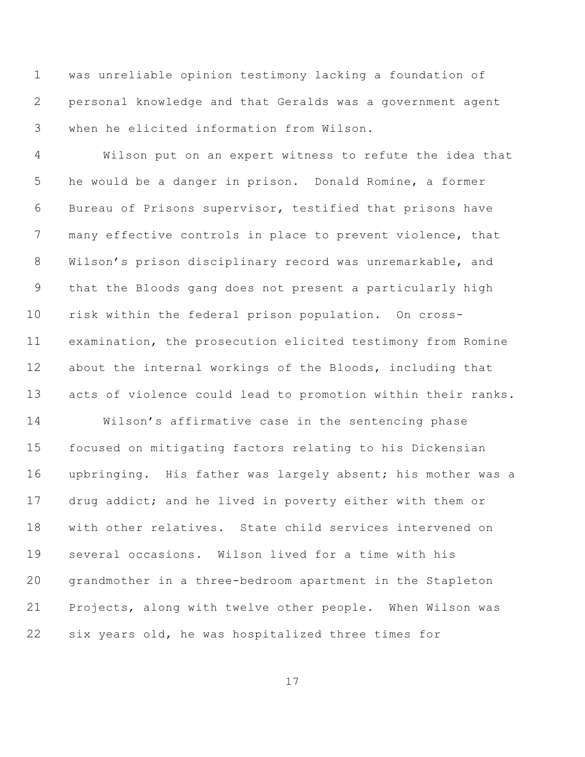was unreliable opinion testimony lacking a foundation of personal knowledge and that Geralds was a government agent when he elicited information from Wilson.

Wilson put on an expert witness to refute the idea that he would be a danger in prison. Donald Romine, a former Bureau of Prisons supervisor, testified that prisons have many effective controls in place to prevent violence, that Wilson's prison disciplinary record was unremarkable, and that the Bloods gang does not present a particularly high risk within the federal prison population. On cross-examination, the prosecution elicited testimony from Romine about the internal workings of the Bloods, including that acts of violence could lead to promotion within their ranks.

Wilson's affirmative case in the sentencing phase focused on mitigating factors relating to his Dickensian upbringing. His father was largely absent; his mother was a drug addict; and he lived in poverty either with them or with other relatives. State child services intervened on several occasions. Wilson lived for a time with his grandmother in a three-bedroom apartment in the Stapleton Projects, along with twelve other people. When Wilson was six years old, he was hospitalized three times for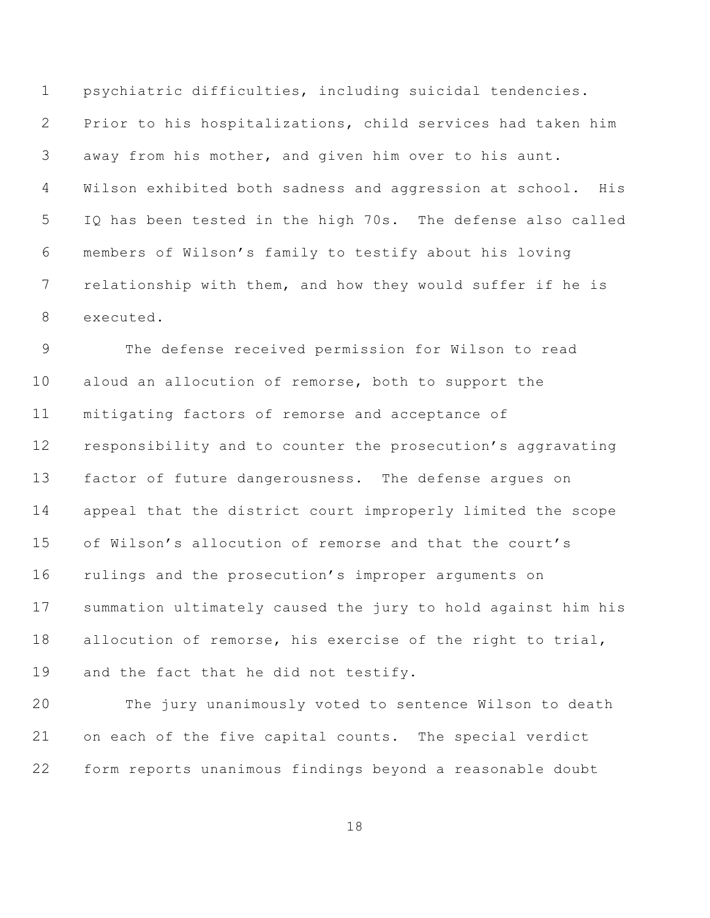psychiatric difficulties, including suicidal tendencies. Prior to his hospitalizations, child services had taken him away from his mother, and given him over to his aunt. Wilson exhibited both sadness and aggression at school. His IQ has been tested in the high 70s. The defense also called members of Wilson's family to testify about his loving relationship with them, and how they would suffer if he is executed.

The defense received permission for Wilson to read aloud an allocution of remorse, both to support the mitigating factors of remorse and acceptance of responsibility and to counter the prosecution's aggravating factor of future dangerousness. The defense argues on appeal that the district court improperly limited the scope of Wilson's allocution of remorse and that the court's rulings and the prosecution's improper arguments on summation ultimately caused the jury to hold against him his allocution of remorse, his exercise of the right to trial, and the fact that he did not testify.

The jury unanimously voted to sentence Wilson to death on each of the five capital counts. The special verdict form reports unanimous findings beyond a reasonable doubt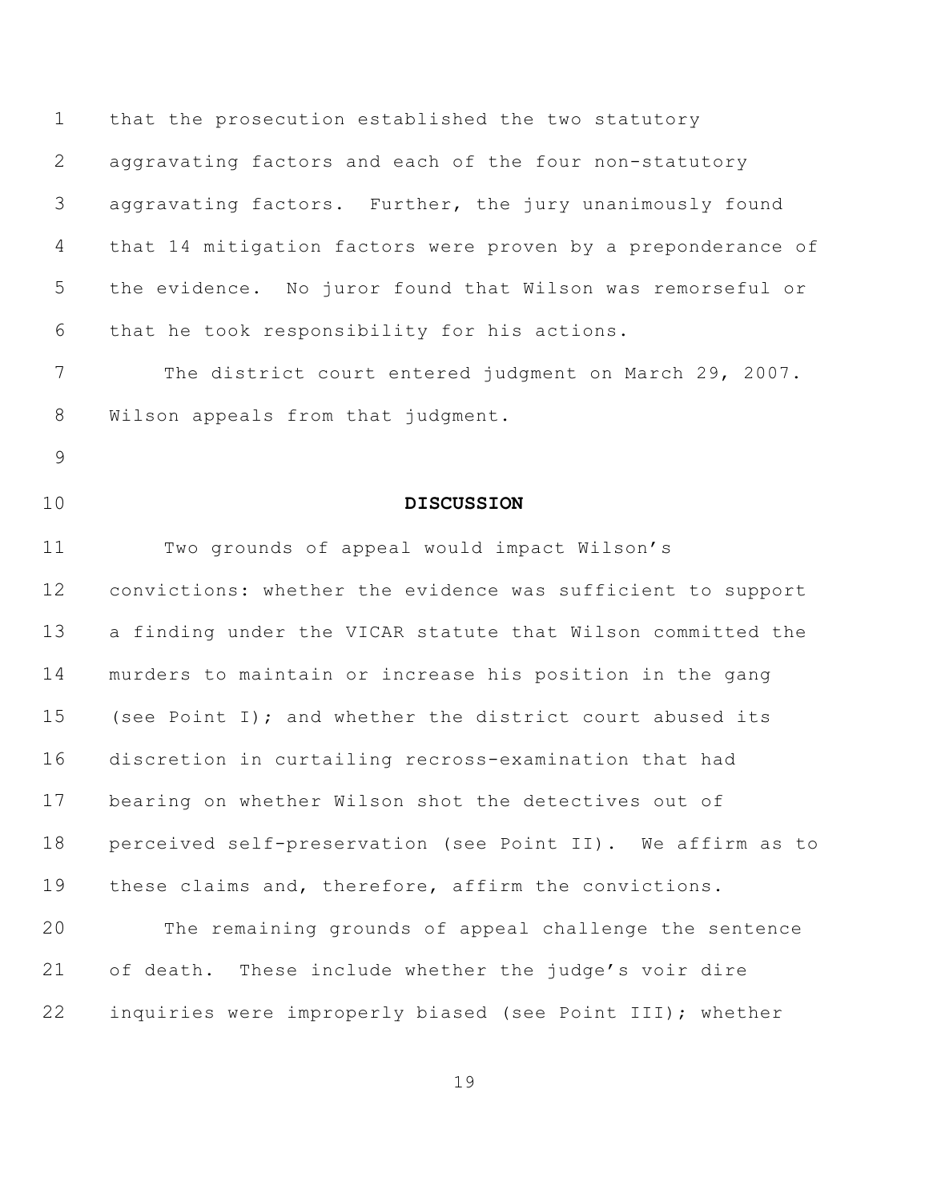that the prosecution established the two statutory aggravating factors and each of the four non-statutory aggravating factors. Further, the jury unanimously found that 14 mitigation factors were proven by a preponderance of the evidence. No juror found that Wilson was remorseful or that he took responsibility for his actions.

The district court entered judgment on March 29, 2007. Wilson appeals from that judgment.

## DISCUSSION

Two grounds of appeal would impact Wilson's convictions: whether the evidence was sufficient to support a finding under the VICAR statute that Wilson committed the murders to maintain or increase his position in the gang (see Point I); and whether the district court abused its discretion in curtailing recross-examination that had bearing on whether Wilson shot the detectives out of perceived self-preservation (see Point II). We affirm as to these claims and, therefore, affirm the convictions.

The remaining grounds of appeal challenge the sentence of death. These include whether the judge's voir dire inquiries were improperly biased (see Point III); whether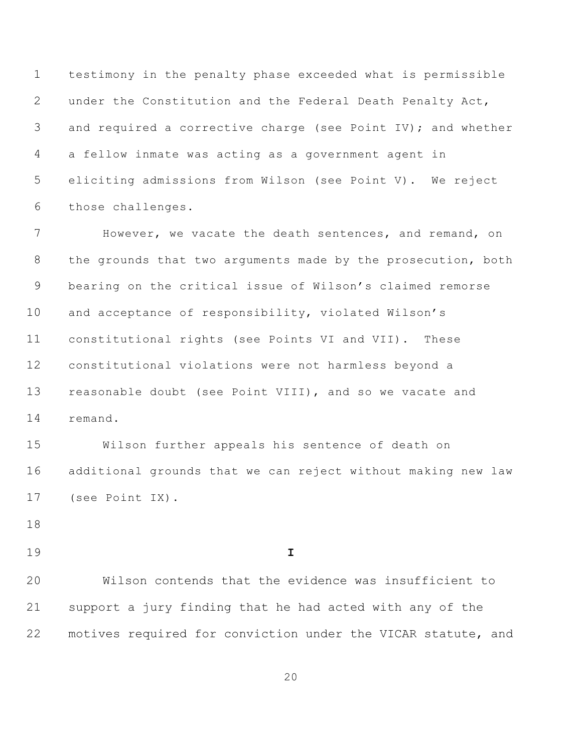testimony in the penalty phase exceeded what is permissible under the Constitution and the Federal Death Penalty Act, and required a corrective charge (see Point IV); and whether a fellow inmate was acting as a government agent in eliciting admissions from Wilson (see Point V). We reject those challenges.

However, we vacate the death sentences, and remand, on the grounds that two arguments made by the prosecution, both bearing on the critical issue of Wilson's claimed remorse and acceptance of responsibility, violated Wilson's constitutional rights (see Points VI and VII). These constitutional violations were not harmless beyond a reasonable doubt (see Point VIII), and so we vacate and remand.

Wilson further appeals his sentence of death on additional grounds that we can reject without making new law (see Point IX).

## I

Wilson contends that the evidence was insufficient to support a jury finding that he had acted with any of the motives required for conviction under the VICAR statute, and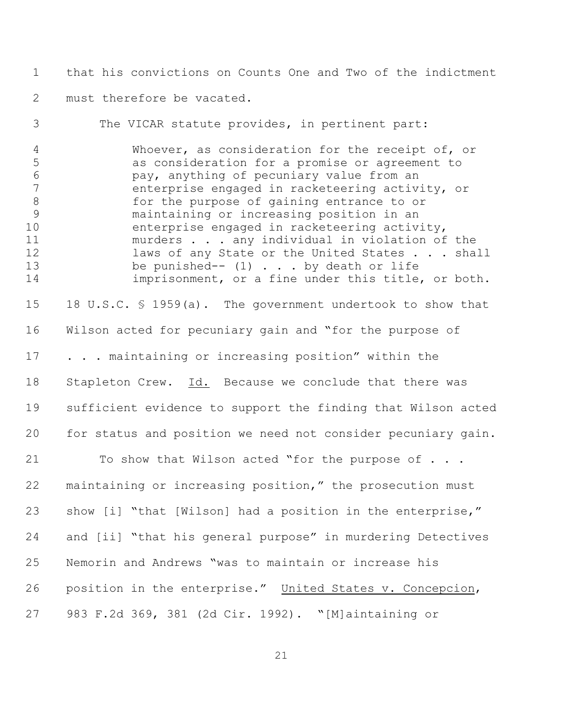that his convictions on Counts One and Two of the indictment must therefore be vacated.

The VICAR statute provides, in pertinent part:

> Whoever, as consideration for the receipt of, or as consideration for a promise or agreement to pay, anything of pecuniary value from an enterprise engaged in racketeering activity, or for the purpose of gaining entrance to or maintaining or increasing position in an enterprise engaged in racketeering activity, murders . . . any individual in violation of the laws of any State or the United States . . . shall be punished-- (1) . . . by death or life imprisonment, or a fine under this title, or both.

18 U.S.C. § 1959(a). The government undertook to show that Wilson acted for pecuniary gain and "for the purpose of . . . maintaining or increasing position" within the Stapleton Crew. Id. Because we conclude that there was sufficient evidence to support the finding that Wilson acted for status and position we need not consider pecuniary gain.

To show that Wilson acted "for the purpose of . . . maintaining or increasing position," the prosecution must show [i] "that [Wilson] had a position in the enterprise," and [ii] "that his general purpose" in murdering Detectives Nemorin and Andrews "was to maintain or increase his position in the enterprise." United States v. Concepcion, 983 F.2d 369, 381 (2d Cir. 1992). "[M]aintaining or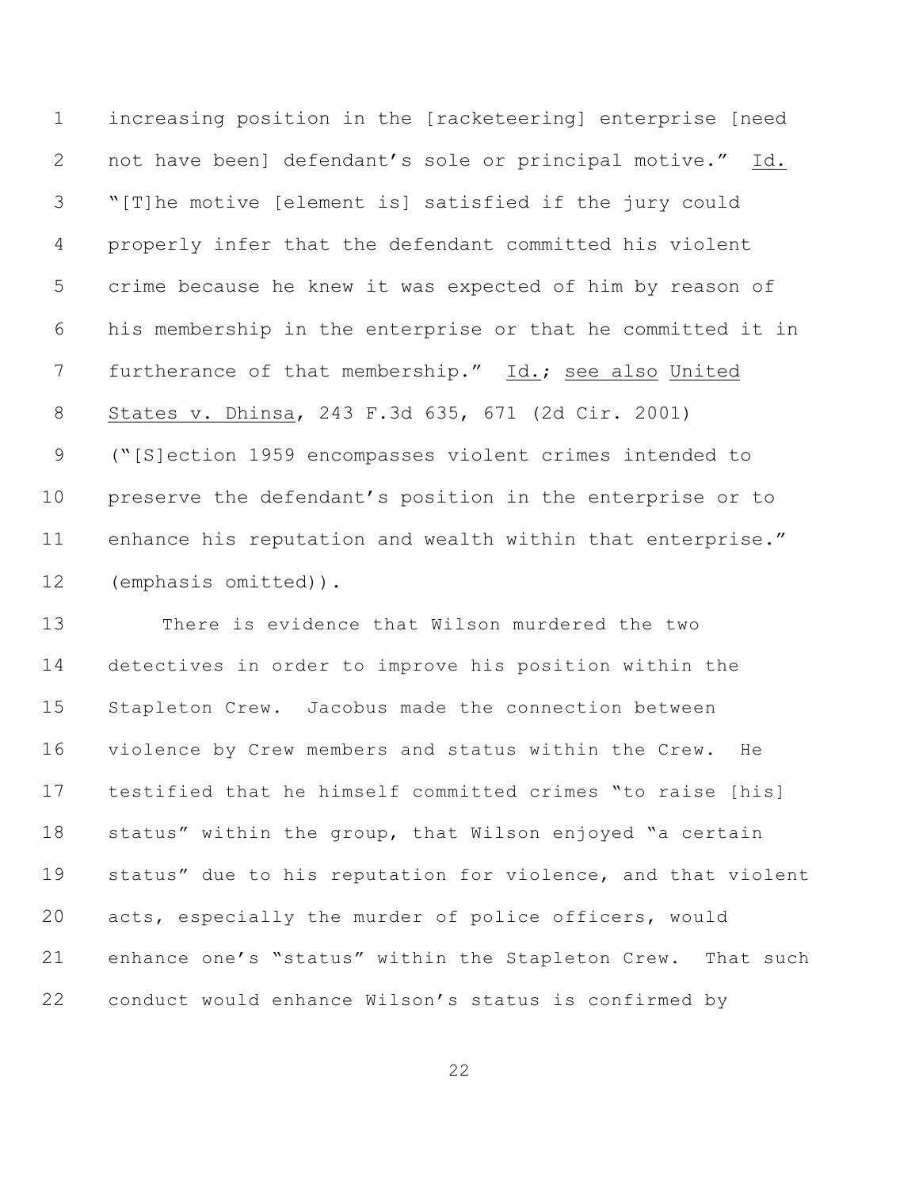increasing position in the [racketeering] enterprise [need not have been] defendant's sole or principal motive." Id. "[T]he motive [element is] satisfied if the jury could properly infer that the defendant committed his violent crime because he knew it was expected of him by reason of his membership in the enterprise or that he committed it in furtherance of that membership." Id.; see also United States v. Dhinsa, 243 F.3d 635, 671 (2d Cir. 2001) ("[S]ection 1959 encompasses violent crimes intended to preserve the defendant's position in the enterprise or to enhance his reputation and wealth within that enterprise." (emphasis omitted)).

There is evidence that Wilson murdered the two detectives in order to improve his position within the Stapleton Crew. Jacobus made the connection between violence by Crew members and status within the Crew. He testified that he himself committed crimes "to raise [his] status" within the group, that Wilson enjoyed "a certain status" due to his reputation for violence, and that violent acts, especially the murder of police officers, would enhance one's "status" within the Stapleton Crew. That such conduct would enhance Wilson's status is confirmed by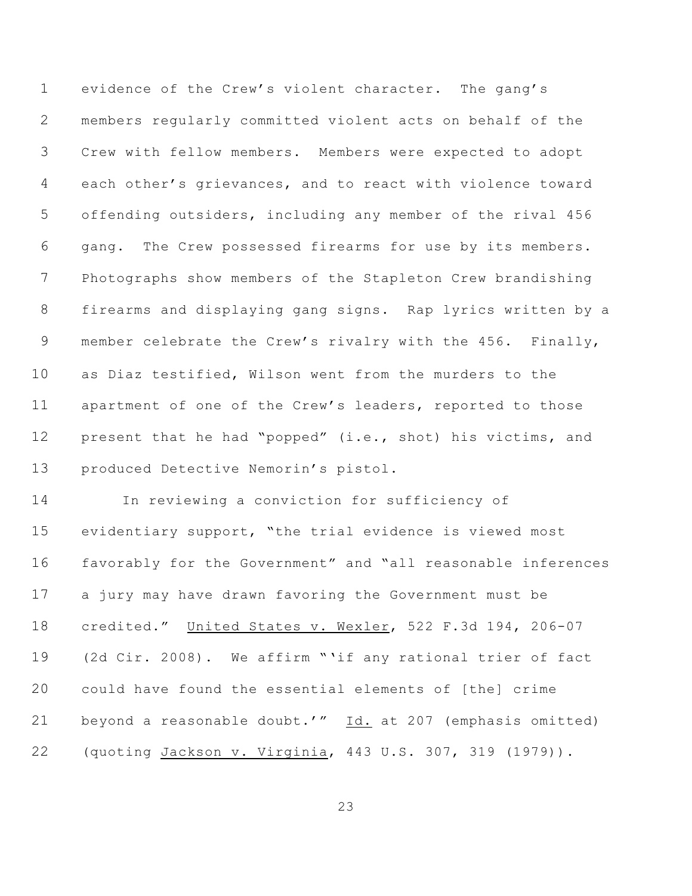evidence of the Crew's violent character. The gang's members regularly committed violent acts on behalf of the Crew with fellow members. Members were expected to adopt each other's grievances, and to react with violence toward offending outsiders, including any member of the rival 456 gang. The Crew possessed firearms for use by its members. Photographs show members of the Stapleton Crew brandishing firearms and displaying gang signs. Rap lyrics written by a member celebrate the Crew's rivalry with the 456. Finally, as Diaz testified, Wilson went from the murders to the apartment of one of the Crew's leaders, reported to those present that he had "popped" (i.e., shot) his victims, and produced Detective Nemorin's pistol.

In reviewing a conviction for sufficiency of evidentiary support, "the trial evidence is viewed most favorably for the Government" and "all reasonable inferences a jury may have drawn favoring the Government must be credited." United States v. Wexler, 522 F.3d 194, 206-07 (2d Cir. 2008). We affirm "'if any rational trier of fact could have found the essential elements of [the] crime beyond a reasonable doubt.'" Id. at 207 (emphasis omitted) (quoting Jackson v. Virginia, 443 U.S. 307, 319 (1979)).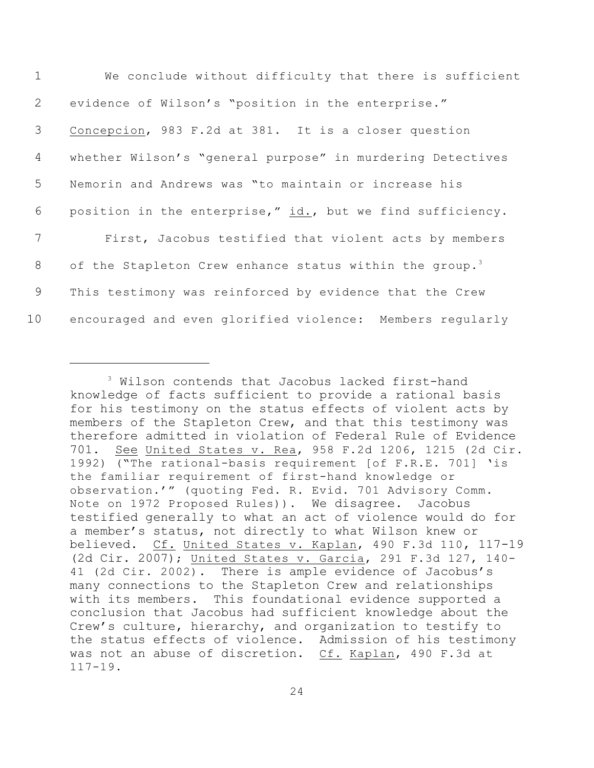We conclude without difficulty that there is sufficient evidence of Wilson's "position in the enterprise." Concepcion, 983 F.2d at 381. It is a closer question whether Wilson's "general purpose" in murdering Detectives Nemorin and Andrews was "to maintain or increase his position in the enterprise," id., but we find sufficiency.

First, Jacobus testified that violent acts by members of the Stapleton Crew enhance status within the group.[3] This testimony was reinforced by evidence that the Crew encouraged and even glorified violence: Members regularly

---

[3] Wilson contends that Jacobus lacked first-hand knowledge of facts sufficient to provide a rational basis for his testimony on the status effects of violent acts by members of the Stapleton Crew, and that this testimony was therefore admitted in violation of Federal Rule of Evidence 701. See United States v. Rea, 958 F.2d 1206, 1215 (2d Cir. 1992) ("The rational-basis requirement [of F.R.E. 701] 'is the familiar requirement of first-hand knowledge or observation.'" (quoting Fed. R. Evid. 701 Advisory Comm. Note on 1972 Proposed Rules)). We disagree. Jacobus testified generally to what an act of violence would do for a member's status, not directly to what Wilson knew or believed. Cf. United States v. Kaplan, 490 F.3d 110, 117-19 (2d Cir. 2007); United States v. Garcia, 291 F.3d 127, 140-41 (2d Cir. 2002). There is ample evidence of Jacobus's many connections to the Stapleton Crew and relationships with its members. This foundational evidence supported a conclusion that Jacobus had sufficient knowledge about the Crew's culture, hierarchy, and organization to testify to the status effects of violence. Admission of his testimony was not an abuse of discretion. Cf. Kaplan, 490 F.3d at 117-19.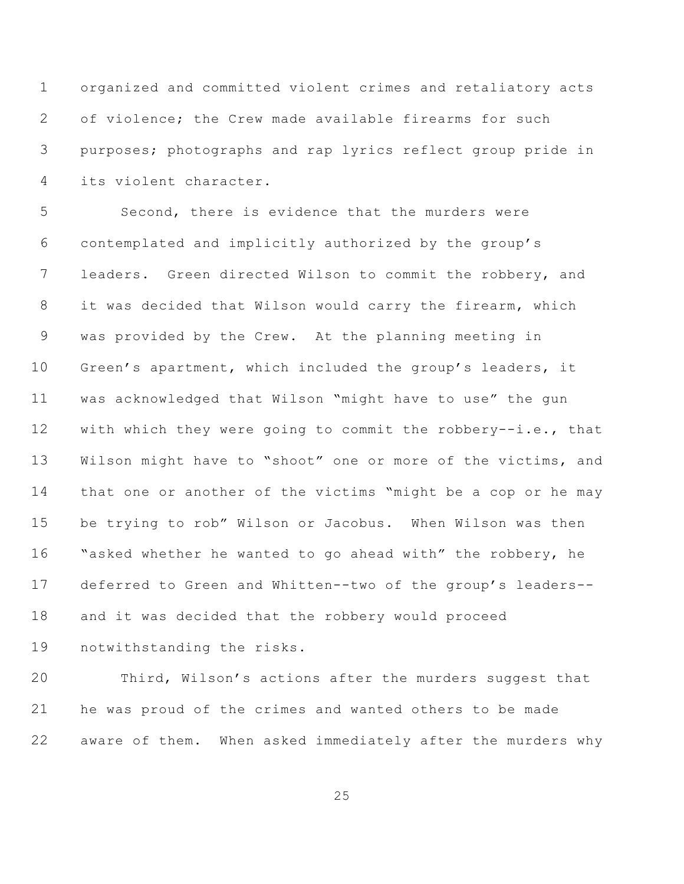organized and committed violent crimes and retaliatory acts of violence; the Crew made available firearms for such purposes; photographs and rap lyrics reflect group pride in its violent character.

Second, there is evidence that the murders were contemplated and implicitly authorized by the group's leaders. Green directed Wilson to commit the robbery, and it was decided that Wilson would carry the firearm, which was provided by the Crew. At the planning meeting in Green's apartment, which included the group's leaders, it was acknowledged that Wilson "might have to use" the gun with which they were going to commit the robbery--i.e., that Wilson might have to "shoot" one or more of the victims, and that one or another of the victims "might be a cop or he may be trying to rob" Wilson or Jacobus. When Wilson was then "asked whether he wanted to go ahead with" the robbery, he deferred to Green and Whitten--two of the group's leaders--and it was decided that the robbery would proceed notwithstanding the risks.

Third, Wilson's actions after the murders suggest that he was proud of the crimes and wanted others to be made aware of them. When asked immediately after the murders why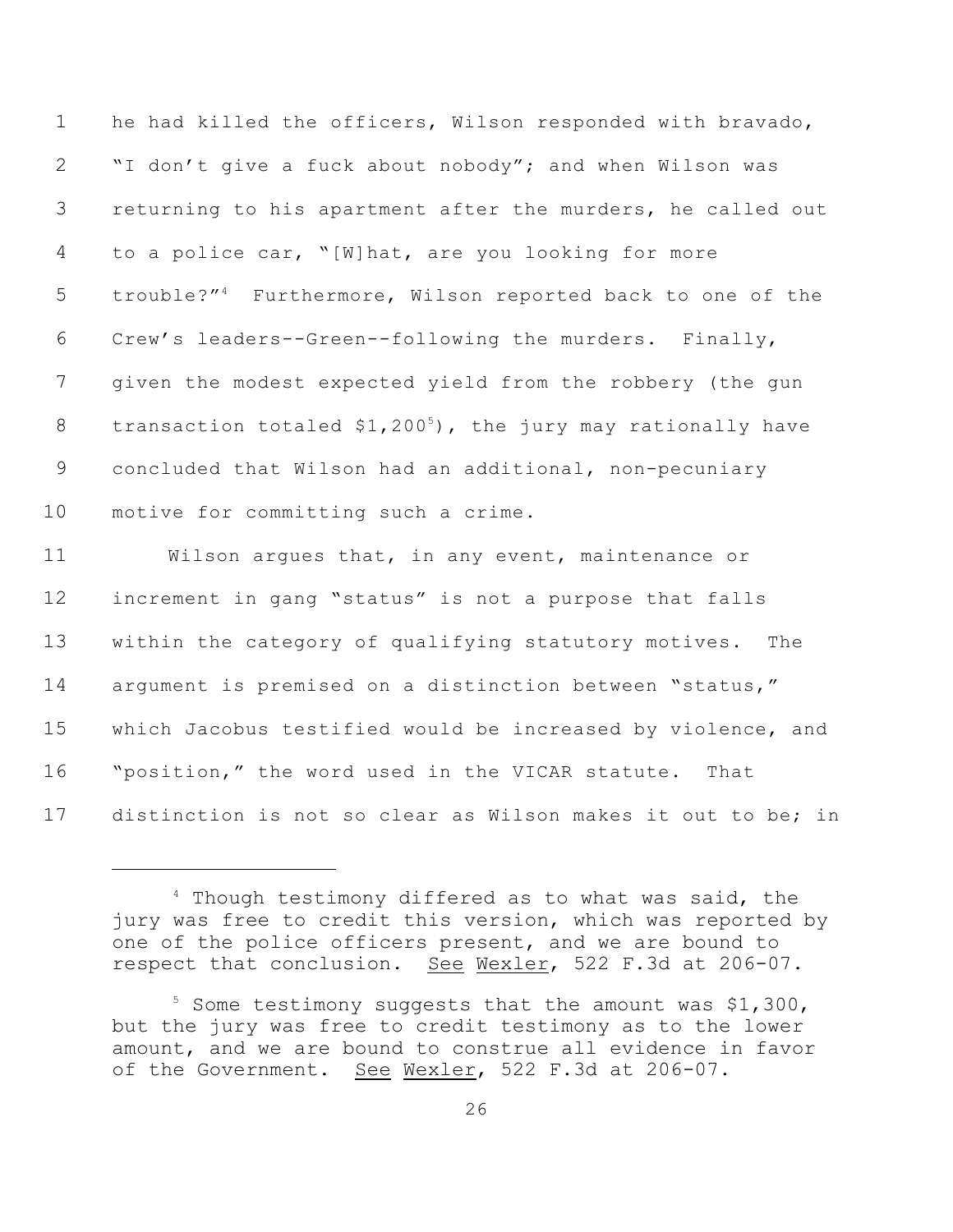he had killed the officers, Wilson responded with bravado, "I don't give a fuck about nobody"; and when Wilson was returning to his apartment after the murders, he called out to a police car, "[W]hat, are you looking for more trouble?"[4] Furthermore, Wilson reported back to one of the Crew's leaders--Green--following the murders. Finally, given the modest expected yield from the robbery (the gun transaction totaled $1,200[5]), the jury may rationally have concluded that Wilson had an additional, non-pecuniary motive for committing such a crime.

Wilson argues that, in any event, maintenance or increment in gang "status" is not a purpose that falls within the category of qualifying statutory motives. The argument is premised on a distinction between "status," which Jacobus testified would be increased by violence, and "position," the word used in the VICAR statute. That distinction is not so clear as Wilson makes it out to be; in

---

[4] Though testimony differed as to what was said, the jury was free to credit this version, which was reported by one of the police officers present, and we are bound to respect that conclusion. See Wexler, 522 F.3d at 206-07.

[5] Some testimony suggests that the amount was $1,300, but the jury was free to credit testimony as to the lower amount, and we are bound to construe all evidence in favor of the Government. See Wexler, 522 F.3d at 206-07.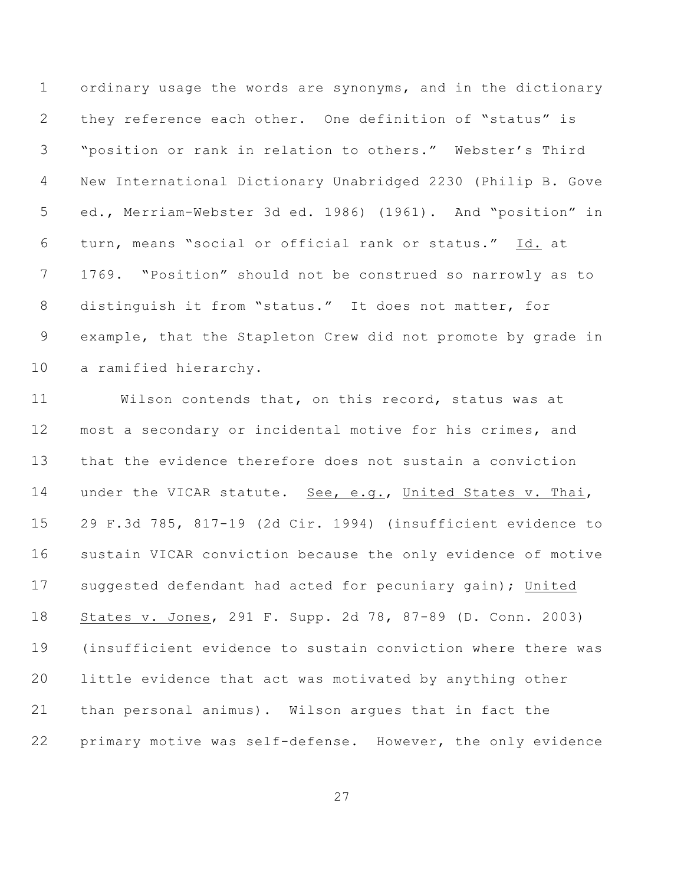ordinary usage the words are synonyms, and in the dictionary they reference each other. One definition of "status" is "position or rank in relation to others." Webster's Third New International Dictionary Unabridged 2230 (Philip B. Gove ed., Merriam-Webster 3d ed. 1986) (1961). And "position" in turn, means "social or official rank or status." Id. at 1769. "Position" should not be construed so narrowly as to distinguish it from "status." It does not matter, for example, that the Stapleton Crew did not promote by grade in a ramified hierarchy.

Wilson contends that, on this record, status was at most a secondary or incidental motive for his crimes, and that the evidence therefore does not sustain a conviction under the VICAR statute. See, e.g., United States v. Thai, 29 F.3d 785, 817-19 (2d Cir. 1994) (insufficient evidence to sustain VICAR conviction because the only evidence of motive suggested defendant had acted for pecuniary gain); United States v. Jones, 291 F. Supp. 2d 78, 87-89 (D. Conn. 2003) (insufficient evidence to sustain conviction where there was little evidence that act was motivated by anything other than personal animus). Wilson argues that in fact the primary motive was self-defense. However, the only evidence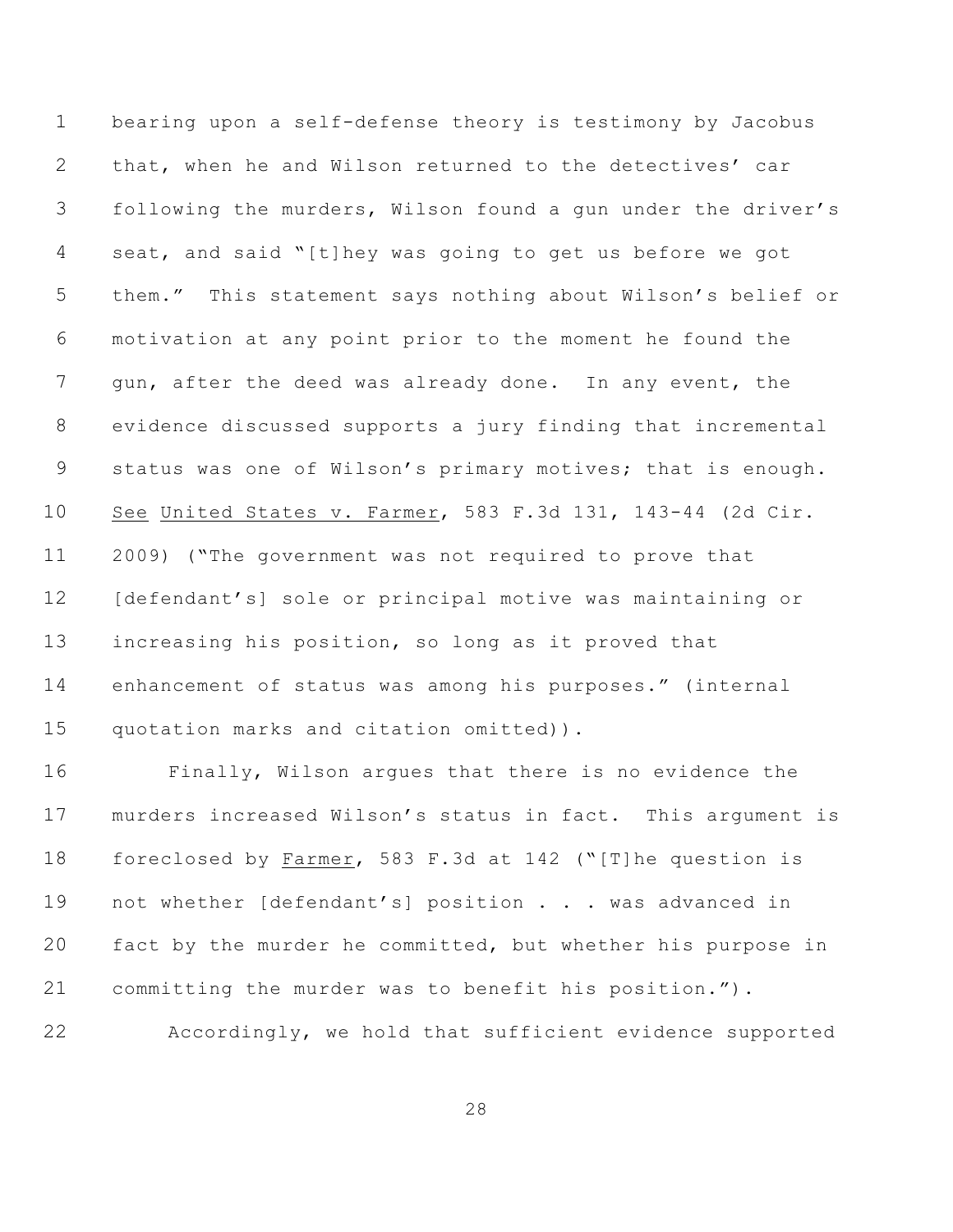bearing upon a self-defense theory is testimony by Jacobus that, when he and Wilson returned to the detectives' car following the murders, Wilson found a gun under the driver's seat, and said "[t]hey was going to get us before we got them." This statement says nothing about Wilson's belief or motivation at any point prior to the moment he found the gun, after the deed was already done. In any event, the evidence discussed supports a jury finding that incremental status was one of Wilson's primary motives; that is enough. See United States v. Farmer, 583 F.3d 131, 143-44 (2d Cir. 2009) ("The government was not required to prove that [defendant's] sole or principal motive was maintaining or increasing his position, so long as it proved that enhancement of status was among his purposes." (internal quotation marks and citation omitted)).

Finally, Wilson argues that there is no evidence the murders increased Wilson's status in fact. This argument is foreclosed by Farmer, 583 F.3d at 142 ("[T]he question is not whether [defendant's] position . . . was advanced in fact by the murder he committed, but whether his purpose in committing the murder was to benefit his position.").

Accordingly, we hold that sufficient evidence supported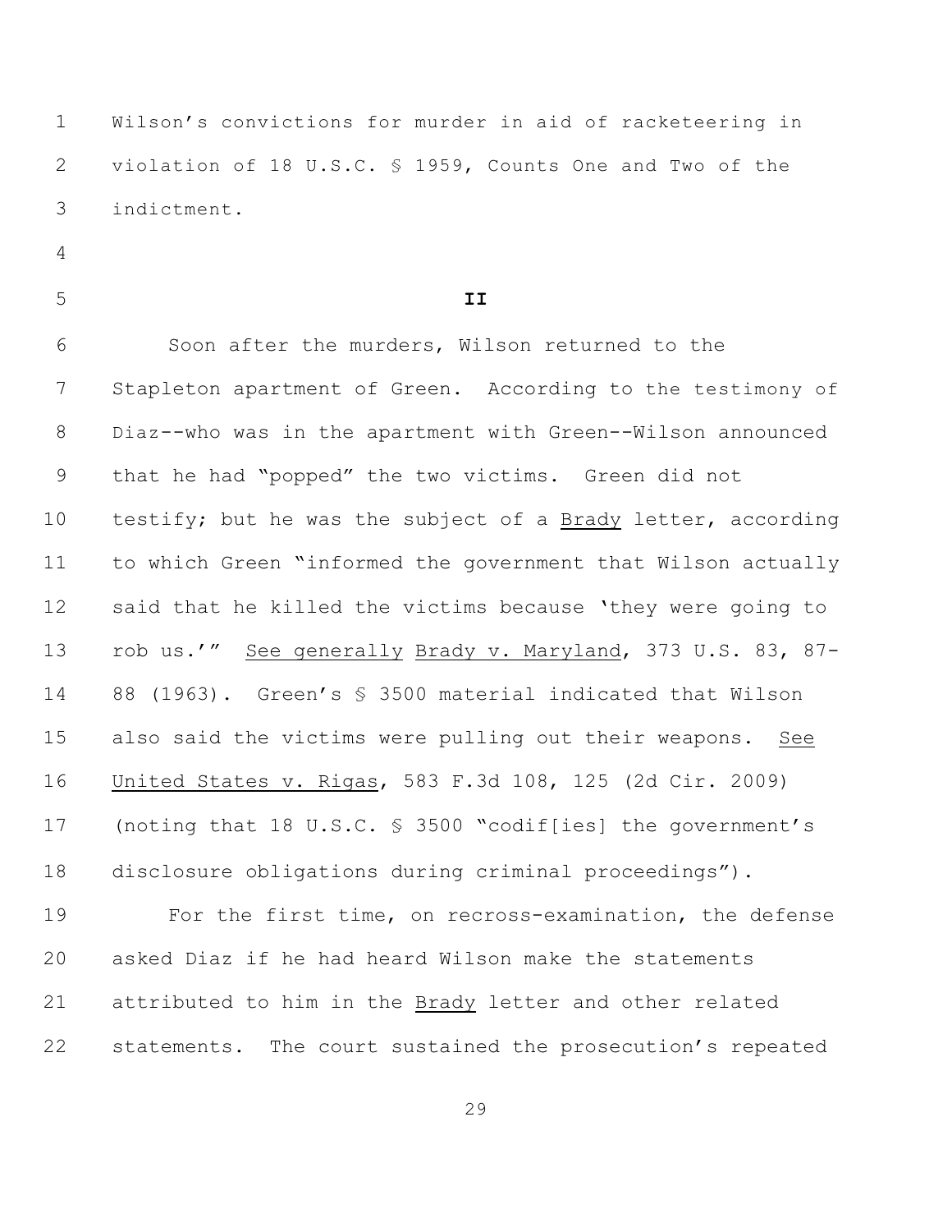Wilson's convictions for murder in aid of racketeering in violation of 18 U.S.C. § 1959, Counts One and Two of the indictment.

## II

Soon after the murders, Wilson returned to the Stapleton apartment of Green. According to the testimony of Diaz--who was in the apartment with Green--Wilson announced that he had "popped" the two victims. Green did not testify; but he was the subject of a Brady letter, according to which Green "informed the government that Wilson actually said that he killed the victims because 'they were going to rob us.'" See generally Brady v. Maryland, 373 U.S. 83, 87-88 (1963). Green's § 3500 material indicated that Wilson also said the victims were pulling out their weapons. See United States v. Rigas, 583 F.3d 108, 125 (2d Cir. 2009) (noting that 18 U.S.C. § 3500 "codif[ies] the government's disclosure obligations during criminal proceedings").

For the first time, on recross-examination, the defense asked Diaz if he had heard Wilson make the statements attributed to him in the Brady letter and other related statements. The court sustained the prosecution's repeated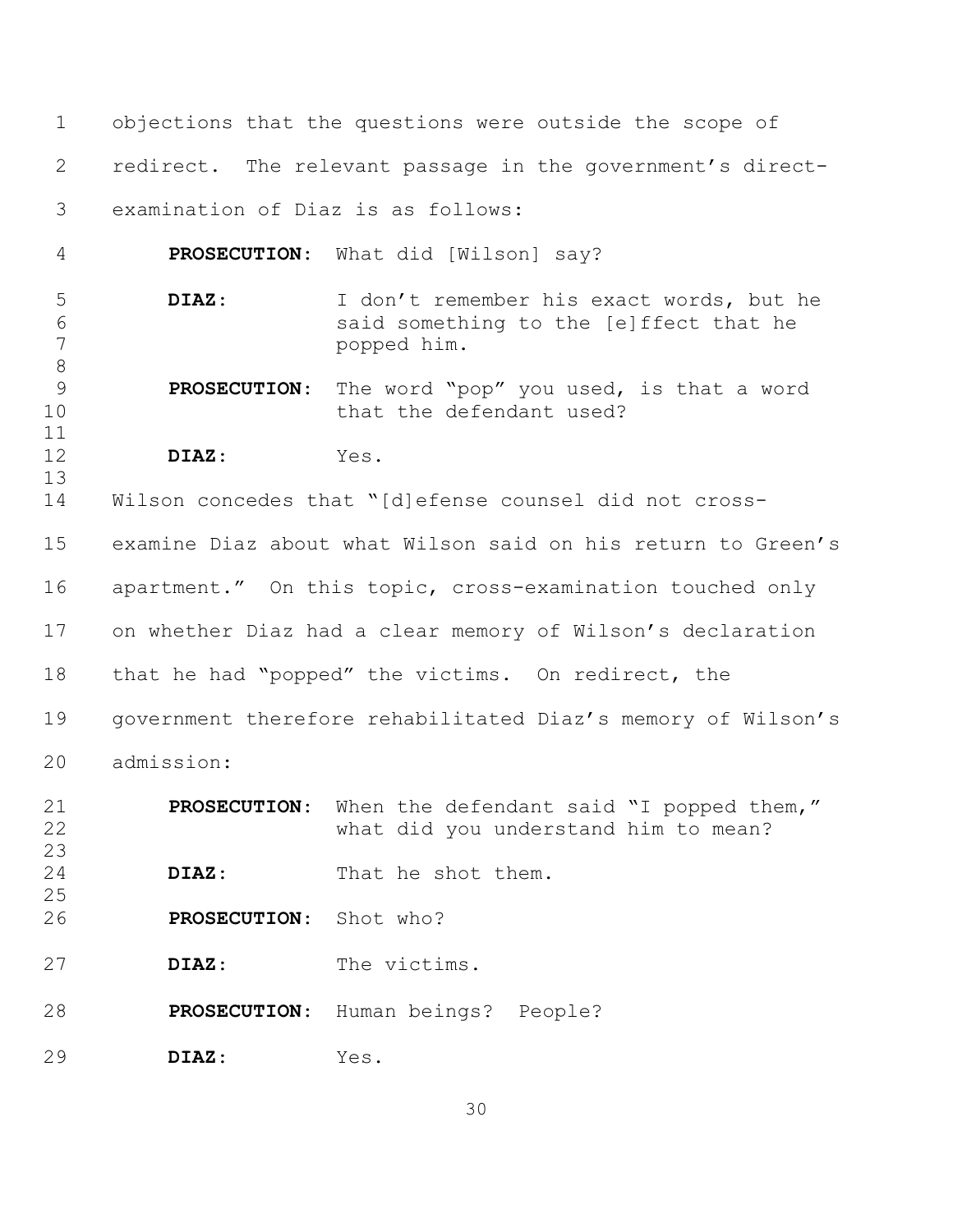objections that the questions were outside the scope of redirect. The relevant passage in the government's direct-examination of Diaz is as follows:

> **PROSECUTION**: What did [Wilson] say?
>
> **DIAZ**: I don't remember his exact words, but he said something to the [e]ffect that he popped him.
>
> **PROSECUTION**: The word "pop" you used, is that a word that the defendant used?
>
> **DIAZ**: Yes.

Wilson concedes that "[d]efense counsel did not cross-examine Diaz about what Wilson said on his return to Green's apartment." On this topic, cross-examination touched only on whether Diaz had a clear memory of Wilson's declaration that he had "popped" the victims. On redirect, the government therefore rehabilitated Diaz's memory of Wilson's admission:

> **PROSECUTION**: When the defendant said "I popped them," what did you understand him to mean?
>
> **DIAZ**: That he shot them.
>
> **PROSECUTION**: Shot who?
>
> **DIAZ**: The victims.
>
> **PROSECUTION**: Human beings? People?
>
> **DIAZ**: Yes.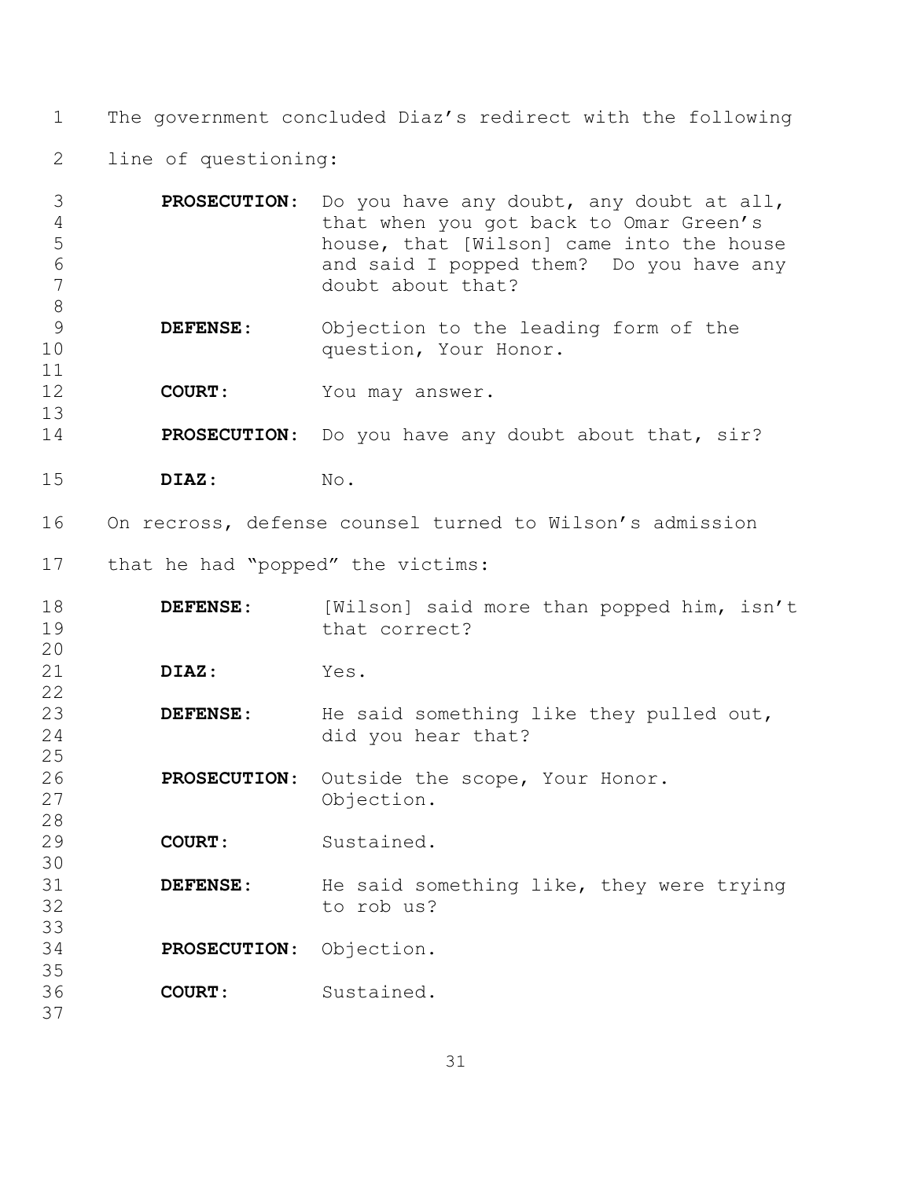The government concluded Diaz's redirect with the following line of questioning:

> **PROSECUTION:** Do you have any doubt, any doubt at all, that when you got back to Omar Green's house, that [Wilson] came into the house and said I popped them? Do you have any doubt about that?
>
> **DEFENSE:** Objection to the leading form of the question, Your Honor.
>
> **COURT:** You may answer.
>
> **PROSECUTION:** Do you have any doubt about that, sir?
>
> **DIAZ:** No.

On recross, defense counsel turned to Wilson's admission that he had "popped" the victims:

> **DEFENSE:** [Wilson] said more than popped him, isn't that correct?
>
> **DIAZ:** Yes.
>
> **DEFENSE:** He said something like they pulled out, did you hear that?
>
> **PROSECUTION:** Outside the scope, Your Honor. Objection.
>
> **COURT:** Sustained.
>
> **DEFENSE:** He said something like, they were trying to rob us?
>
> **PROSECUTION:** Objection.
>
> **COURT:** Sustained.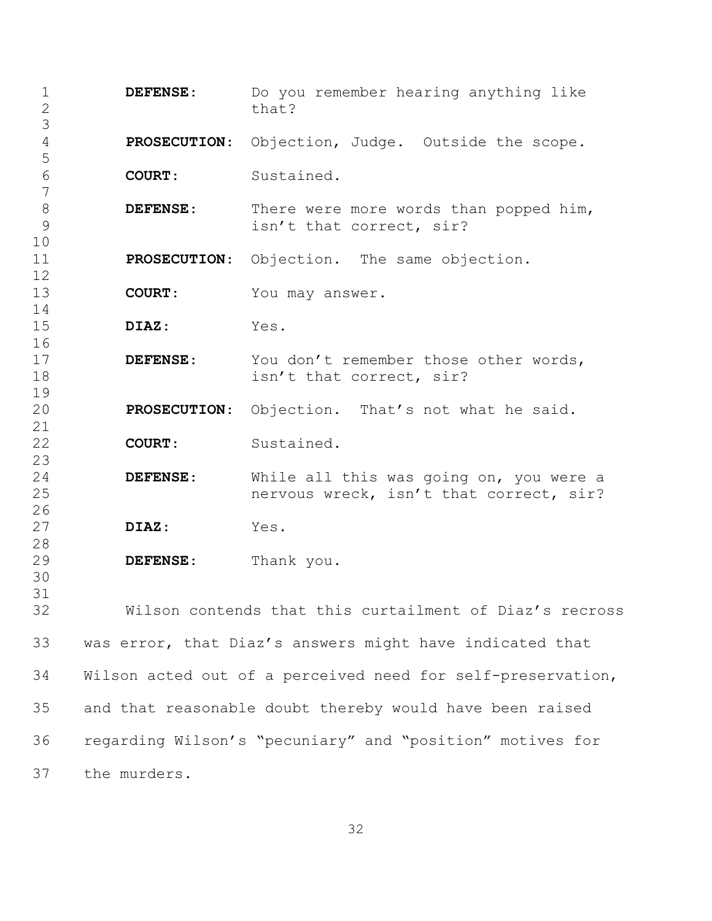**DEFENSE:** Do you remember hearing anything like that?

**PROSECUTION:** Objection, Judge. Outside the scope.

**COURT:** Sustained.

**DEFENSE:** There were more words than popped him, isn't that correct, sir?

**PROSECUTION:** Objection. The same objection.

**COURT:** You may answer.

**DIAZ:** Yes.

**DEFENSE:** You don't remember those other words, isn't that correct, sir?

**PROSECUTION:** Objection. That's not what he said.

**COURT:** Sustained.

**DEFENSE:** While all this was going on, you were a nervous wreck, isn't that correct, sir?

**DIAZ:** Yes.

**DEFENSE:** Thank you.

Wilson contends that this curtailment of Diaz's recross was error, that Diaz's answers might have indicated that Wilson acted out of a perceived need for self-preservation, and that reasonable doubt thereby would have been raised regarding Wilson's "pecuniary" and "position" motives for the murders.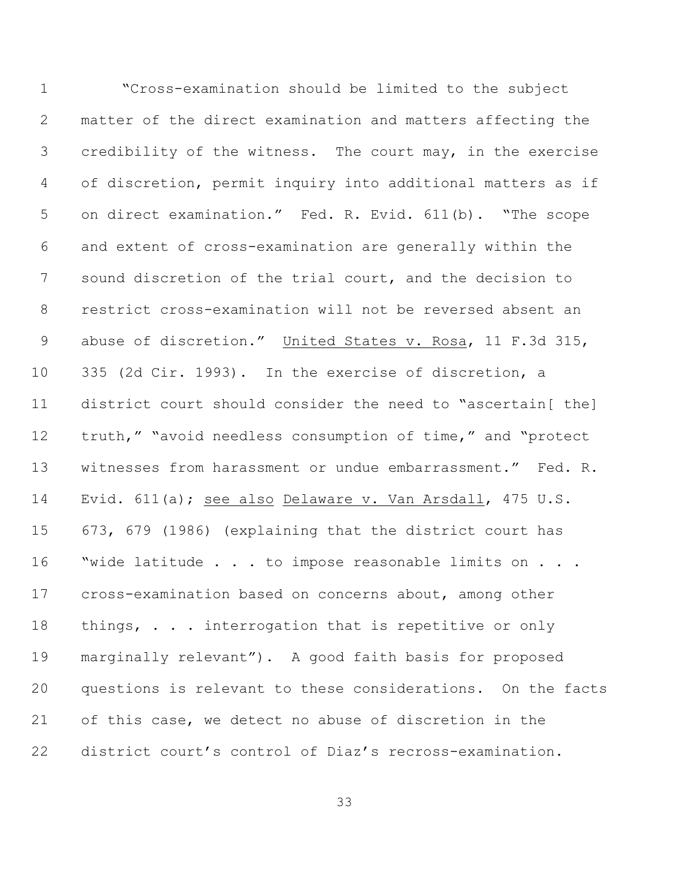"Cross-examination should be limited to the subject matter of the direct examination and matters affecting the credibility of the witness. The court may, in the exercise of discretion, permit inquiry into additional matters as if on direct examination." Fed. R. Evid. 611(b). "The scope and extent of cross-examination are generally within the sound discretion of the trial court, and the decision to restrict cross-examination will not be reversed absent an abuse of discretion." United States v. Rosa, 11 F.3d 315, 335 (2d Cir. 1993). In the exercise of discretion, a district court should consider the need to "ascertain[ the] truth," "avoid needless consumption of time," and "protect witnesses from harassment or undue embarrassment." Fed. R. Evid. 611(a); *see also* Delaware v. Van Arsdall, 475 U.S. 673, 679 (1986) (explaining that the district court has "wide latitude . . . to impose reasonable limits on . . . cross-examination based on concerns about, among other things, . . . interrogation that is repetitive or only marginally relevant"). A good faith basis for proposed questions is relevant to these considerations. On the facts of this case, we detect no abuse of discretion in the district court's control of Diaz's recross-examination.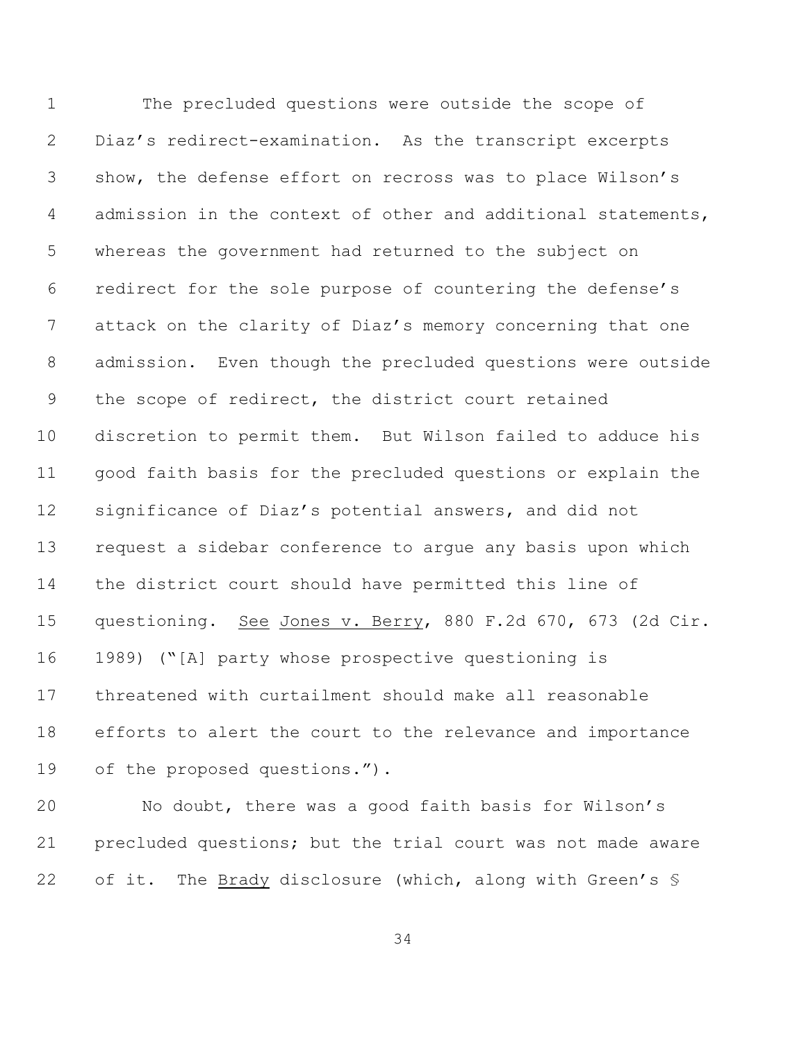The precluded questions were outside the scope of Diaz's redirect-examination. As the transcript excerpts show, the defense effort on recross was to place Wilson's admission in the context of other and additional statements, whereas the government had returned to the subject on redirect for the sole purpose of countering the defense's attack on the clarity of Diaz's memory concerning that one admission. Even though the precluded questions were outside the scope of redirect, the district court retained discretion to permit them. But Wilson failed to adduce his good faith basis for the precluded questions or explain the significance of Diaz's potential answers, and did not request a sidebar conference to argue any basis upon which the district court should have permitted this line of questioning. See Jones v. Berry, 880 F.2d 670, 673 (2d Cir. 1989) ("[A] party whose prospective questioning is threatened with curtailment should make all reasonable efforts to alert the court to the relevance and importance of the proposed questions.").

No doubt, there was a good faith basis for Wilson's precluded questions; but the trial court was not made aware of it. The Brady disclosure (which, along with Green's §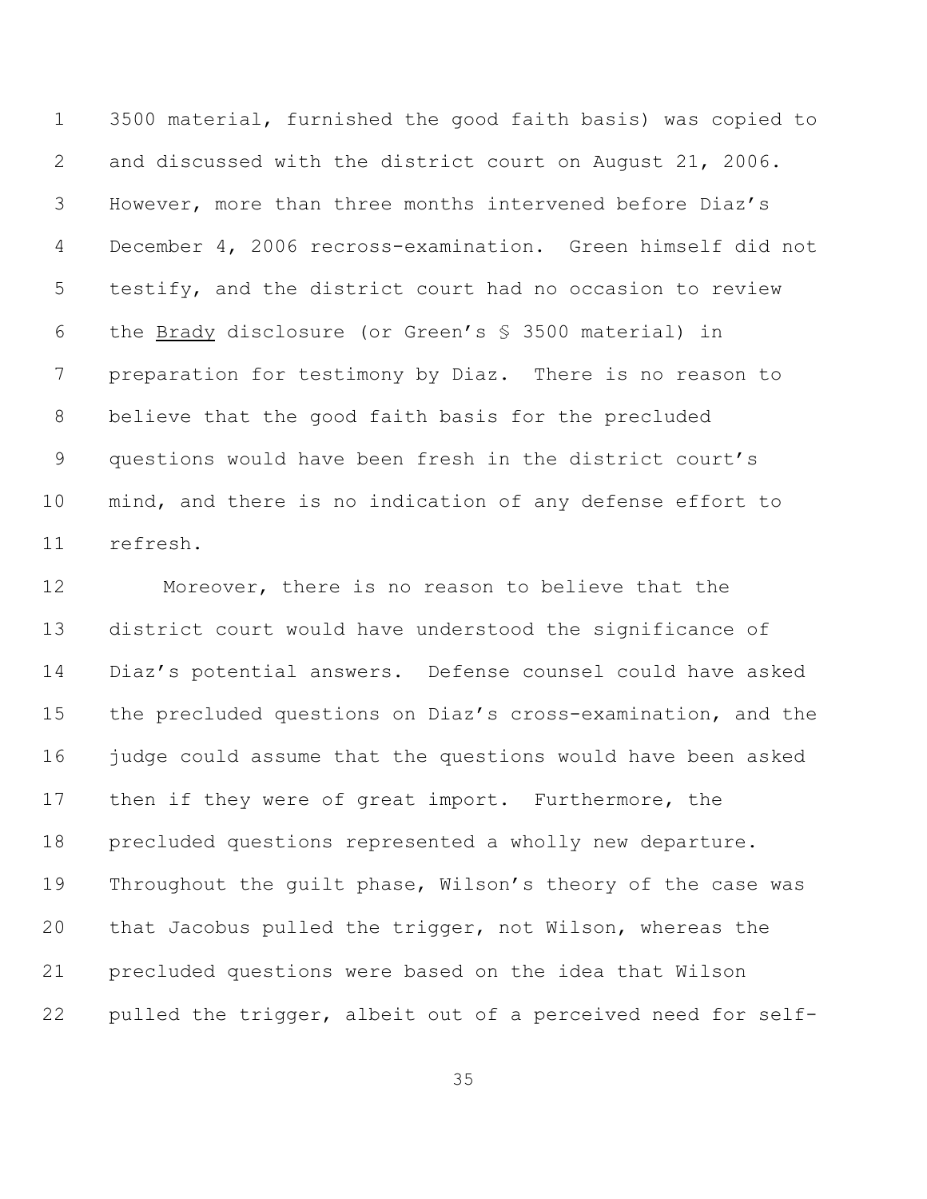3500 material, furnished the good faith basis) was copied to and discussed with the district court on August 21, 2006. However, more than three months intervened before Diaz's December 4, 2006 recross-examination. Green himself did not testify, and the district court had no occasion to review the Brady disclosure (or Green's § 3500 material) in preparation for testimony by Diaz. There is no reason to believe that the good faith basis for the precluded questions would have been fresh in the district court's mind, and there is no indication of any defense effort to refresh.

Moreover, there is no reason to believe that the district court would have understood the significance of Diaz's potential answers. Defense counsel could have asked the precluded questions on Diaz's cross-examination, and the judge could assume that the questions would have been asked then if they were of great import. Furthermore, the precluded questions represented a wholly new departure. Throughout the guilt phase, Wilson's theory of the case was that Jacobus pulled the trigger, not Wilson, whereas the precluded questions were based on the idea that Wilson pulled the trigger, albeit out of a perceived need for self-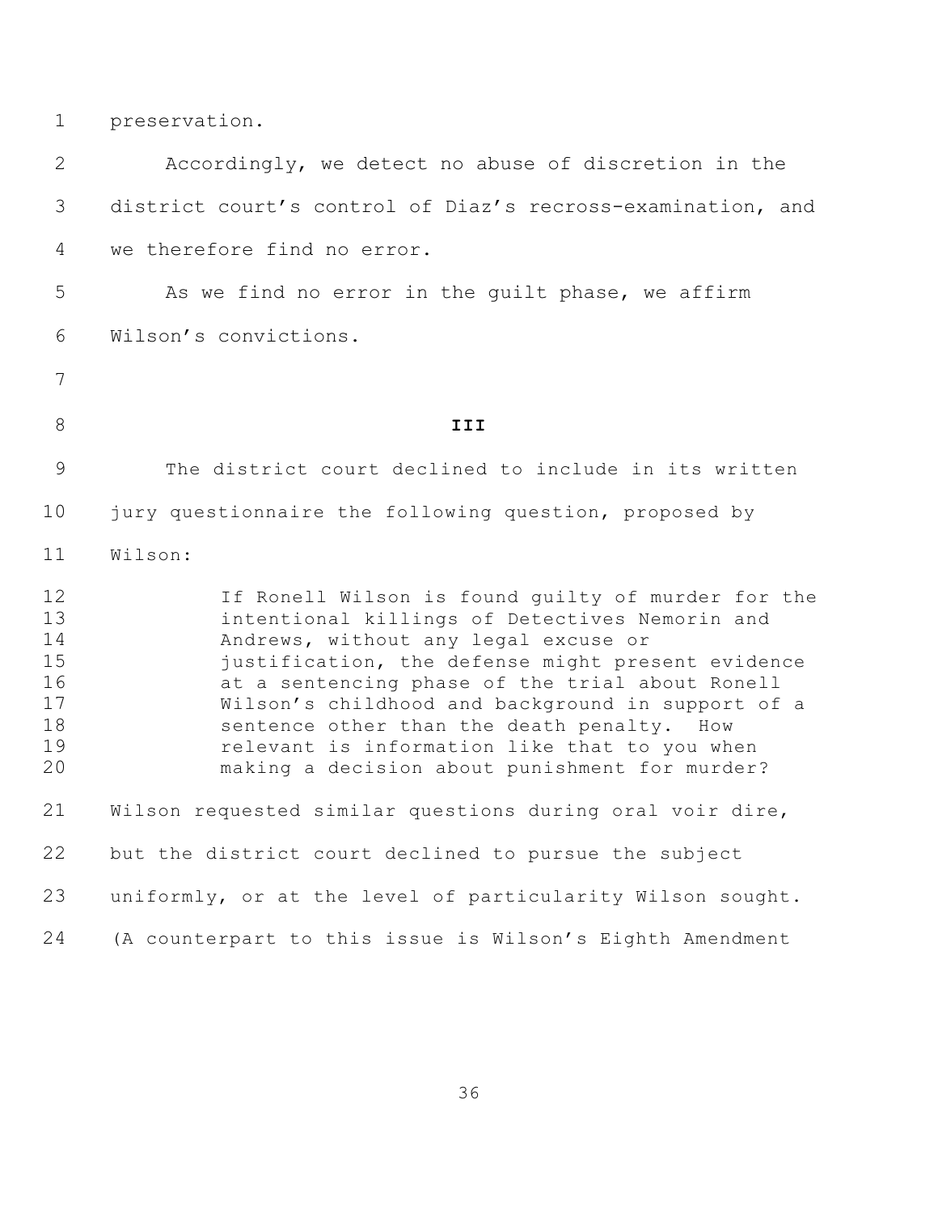preservation.

Accordingly, we detect no abuse of discretion in the district court's control of Diaz's recross-examination, and we therefore find no error.

As we find no error in the guilt phase, we affirm Wilson's convictions.

## III

The district court declined to include in its written jury questionnaire the following question, proposed by Wilson:

> If Ronell Wilson is found guilty of murder for the intentional killings of Detectives Nemorin and Andrews, without any legal excuse or justification, the defense might present evidence at a sentencing phase of the trial about Ronell Wilson's childhood and background in support of a sentence other than the death penalty. How relevant is information like that to you when making a decision about punishment for murder?

Wilson requested similar questions during oral voir dire, but the district court declined to pursue the subject uniformly, or at the level of particularity Wilson sought. (A counterpart to this issue is Wilson's Eighth Amendment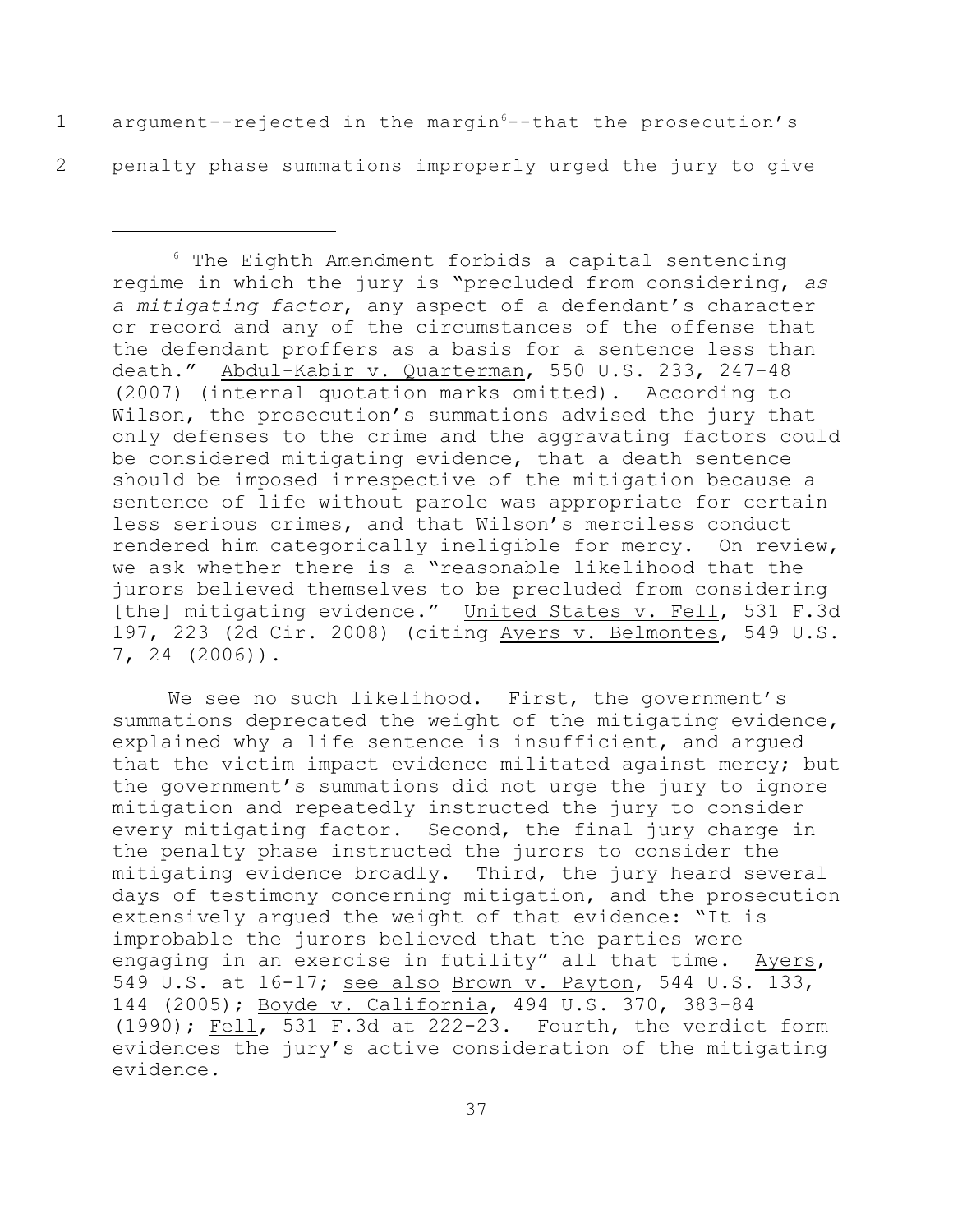argument--rejected in the margin[6]--that the prosecution's penalty phase summations improperly urged the jury to give

---

[6] The Eighth Amendment forbids a capital sentencing regime in which the jury is "precluded from considering, *as a mitigating factor*, any aspect of a defendant's character or record and any of the circumstances of the offense that the defendant proffers as a basis for a sentence less than death." Abdul-Kabir v. Quarterman, 550 U.S. 233, 247-48 (2007) (internal quotation marks omitted). According to Wilson, the prosecution's summations advised the jury that only defenses to the crime and the aggravating factors could be considered mitigating evidence, that a death sentence should be imposed irrespective of the mitigation because a sentence of life without parole was appropriate for certain less serious crimes, and that Wilson's merciless conduct rendered him categorically ineligible for mercy. On review, we ask whether there is a "reasonable likelihood that the jurors believed themselves to be precluded from considering [the] mitigating evidence." United States v. Fell, 531 F.3d 197, 223 (2d Cir. 2008) (citing Ayers v. Belmontes, 549 U.S. 7, 24 (2006)).

We see no such likelihood. First, the government's summations deprecated the weight of the mitigating evidence, explained why a life sentence is insufficient, and argued that the victim impact evidence militated against mercy; but the government's summations did not urge the jury to ignore mitigation and repeatedly instructed the jury to consider every mitigating factor. Second, the final jury charge in the penalty phase instructed the jurors to consider the mitigating evidence broadly. Third, the jury heard several days of testimony concerning mitigation, and the prosecution extensively argued the weight of that evidence: "It is improbable the jurors believed that the parties were engaging in an exercise in futility" all that time. Ayers, 549 U.S. at 16-17; see also Brown v. Payton, 544 U.S. 133, 144 (2005); Boyde v. California, 494 U.S. 370, 383-84 (1990); Fell, 531 F.3d at 222-23. Fourth, the verdict form evidences the jury's active consideration of the mitigating evidence.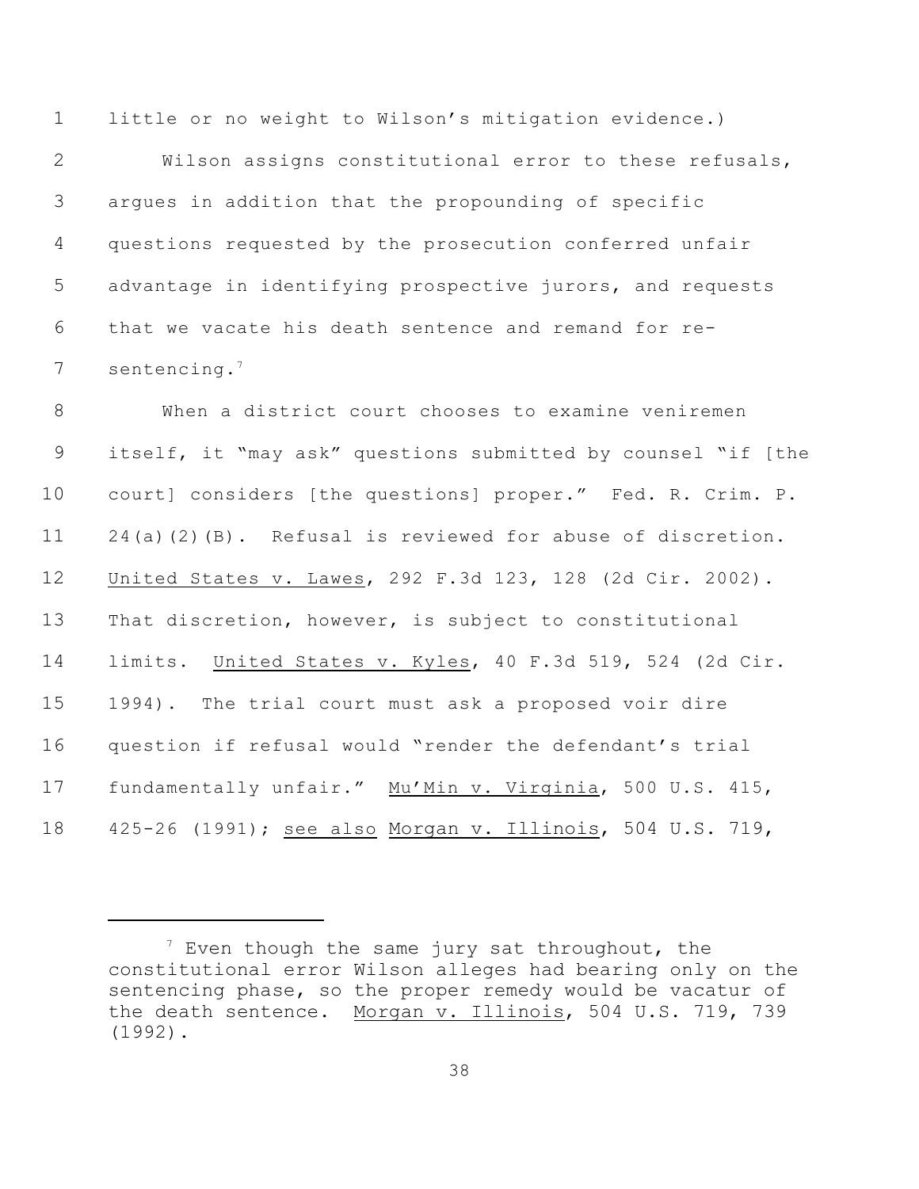little or no weight to Wilson's mitigation evidence.)

Wilson assigns constitutional error to these refusals, argues in addition that the propounding of specific questions requested by the prosecution conferred unfair advantage in identifying prospective jurors, and requests that we vacate his death sentence and remand for re-sentencing.[7]

When a district court chooses to examine veniremen itself, it "may ask" questions submitted by counsel "if [the court] considers [the questions] proper." Fed. R. Crim. P. 24(a)(2)(B). Refusal is reviewed for abuse of discretion. United States v. Lawes, 292 F.3d 123, 128 (2d Cir. 2002). That discretion, however, is subject to constitutional limits. United States v. Kyles, 40 F.3d 519, 524 (2d Cir. 1994). The trial court must ask a proposed voir dire question if refusal would "render the defendant's trial fundamentally unfair." Mu'Min v. Virginia, 500 U.S. 415, 425-26 (1991); see also Morgan v. Illinois, 504 U.S. 719,

---

[7] Even though the same jury sat throughout, the constitutional error Wilson alleges had bearing only on the sentencing phase, so the proper remedy would be vacatur of the death sentence. Morgan v. Illinois, 504 U.S. 719, 739 (1992).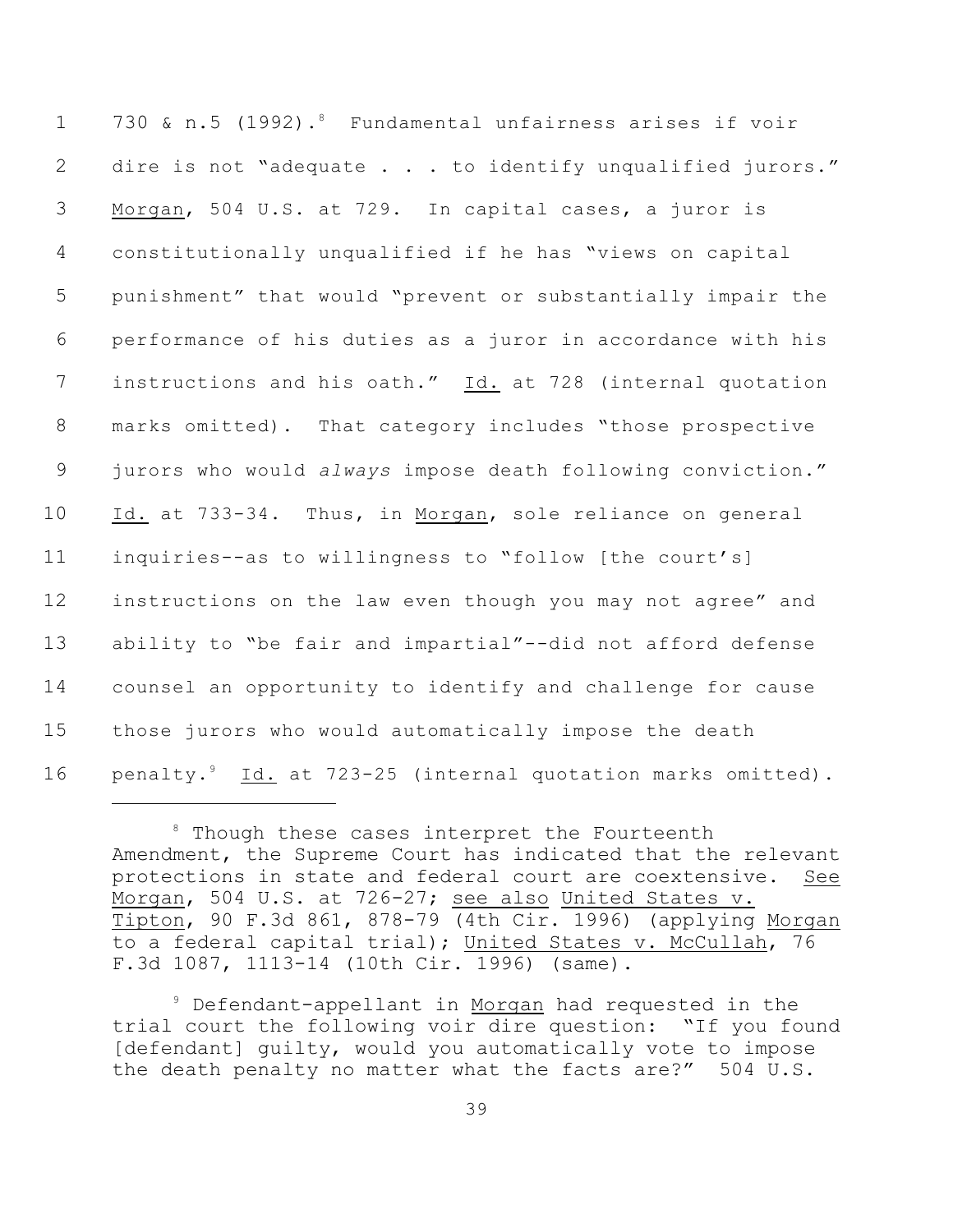730 & n.5 (1992).[8] Fundamental unfairness arises if voir dire is not "adequate . . . to identify unqualified jurors." Morgan, 504 U.S. at 729. In capital cases, a juror is constitutionally unqualified if he has "views on capital punishment" that would "prevent or substantially impair the performance of his duties as a juror in accordance with his instructions and his oath." Id. at 728 (internal quotation marks omitted). That category includes "those prospective jurors who would *always* impose death following conviction." Id. at 733-34. Thus, in Morgan, sole reliance on general inquiries--as to willingness to "follow [the court's] instructions on the law even though you may not agree" and ability to "be fair and impartial"--did not afford defense counsel an opportunity to identify and challenge for cause those jurors who would automatically impose the death penalty.[9] Id. at 723-25 (internal quotation marks omitted).

---

[8] Though these cases interpret the Fourteenth Amendment, the Supreme Court has indicated that the relevant protections in state and federal court are coextensive. See Morgan, 504 U.S. at 726-27; see also United States v. Tipton, 90 F.3d 861, 878-79 (4th Cir. 1996) (applying Morgan to a federal capital trial); United States v. McCullah, 76 F.3d 1087, 1113-14 (10th Cir. 1996) (same).

[9] Defendant-appellant in Morgan had requested in the trial court the following voir dire question: "If you found [defendant] guilty, would you automatically vote to impose the death penalty no matter what the facts are?" 504 U.S.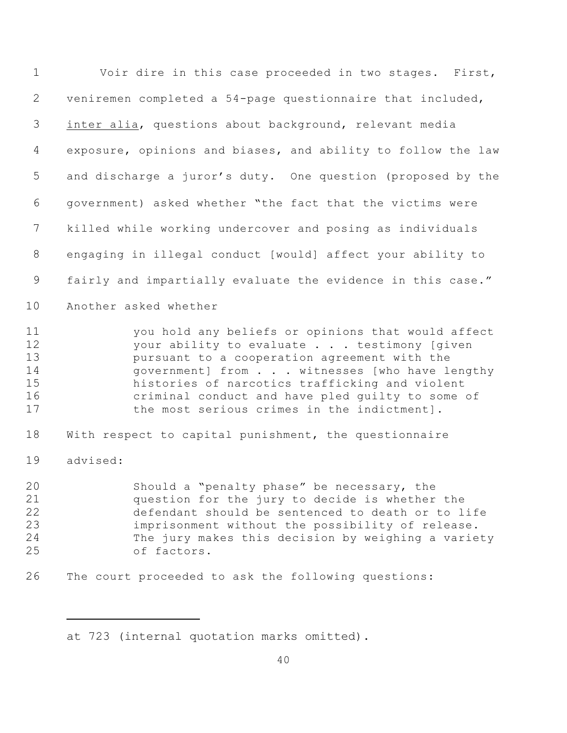Voir dire in this case proceeded in two stages. First, veniremen completed a 54-page questionnaire that included, inter alia, questions about background, relevant media exposure, opinions and biases, and ability to follow the law and discharge a juror's duty. One question (proposed by the government) asked whether "the fact that the victims were killed while working undercover and posing as individuals engaging in illegal conduct [would] affect your ability to fairly and impartially evaluate the evidence in this case." Another asked whether

> you hold any beliefs or opinions that would affect your ability to evaluate . . . testimony [given pursuant to a cooperation agreement with the government] from . . . witnesses [who have lengthy histories of narcotics trafficking and violent criminal conduct and have pled guilty to some of the most serious crimes in the indictment].

With respect to capital punishment, the questionnaire advised:

> Should a "penalty phase" be necessary, the question for the jury to decide is whether the defendant should be sentenced to death or to life imprisonment without the possibility of release. The jury makes this decision by weighing a variety of factors.

The court proceeded to ask the following questions:

---

at 723 (internal quotation marks omitted).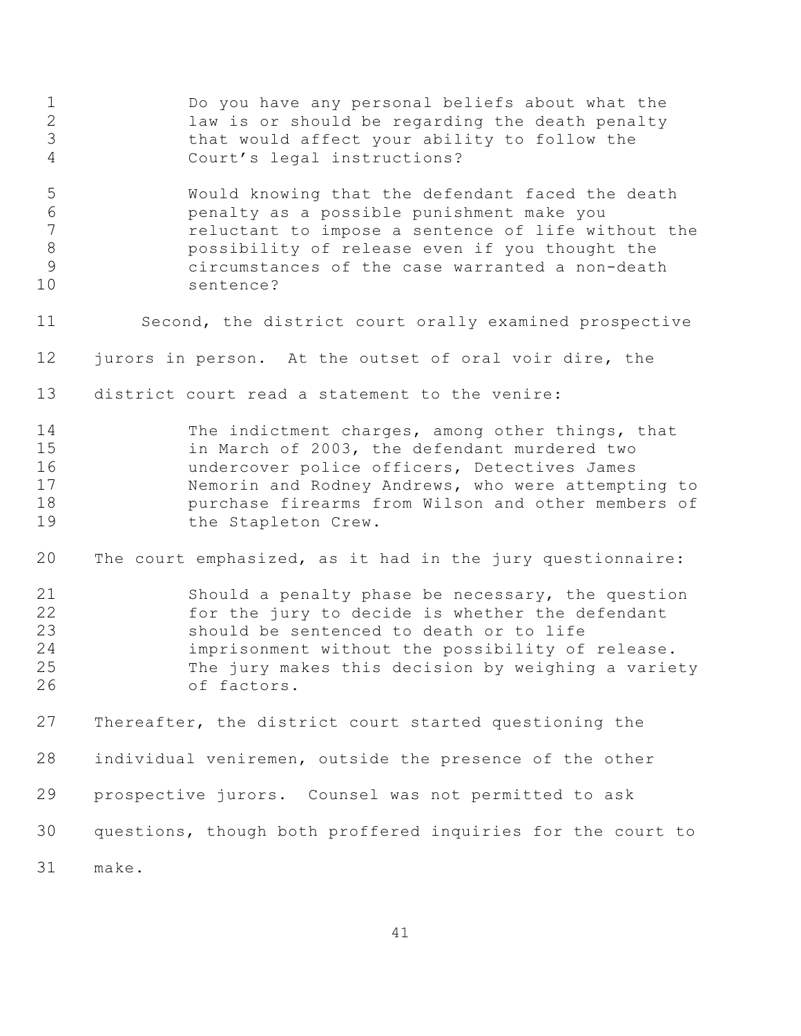> Do you have any personal beliefs about what the law is or should be regarding the death penalty that would affect your ability to follow the Court's legal instructions?
>
> Would knowing that the defendant faced the death penalty as a possible punishment make you reluctant to impose a sentence of life without the possibility of release even if you thought the circumstances of the case warranted a non-death sentence?

Second, the district court orally examined prospective jurors in person. At the outset of oral voir dire, the district court read a statement to the venire:

> The indictment charges, among other things, that in March of 2003, the defendant murdered two undercover police officers, Detectives James Nemorin and Rodney Andrews, who were attempting to purchase firearms from Wilson and other members of the Stapleton Crew.

The court emphasized, as it had in the jury questionnaire:

> Should a penalty phase be necessary, the question for the jury to decide is whether the defendant should be sentenced to death or to life imprisonment without the possibility of release. The jury makes this decision by weighing a variety of factors.

Thereafter, the district court started questioning the individual veniremen, outside the presence of the other prospective jurors. Counsel was not permitted to ask questions, though both proffered inquiries for the court to make.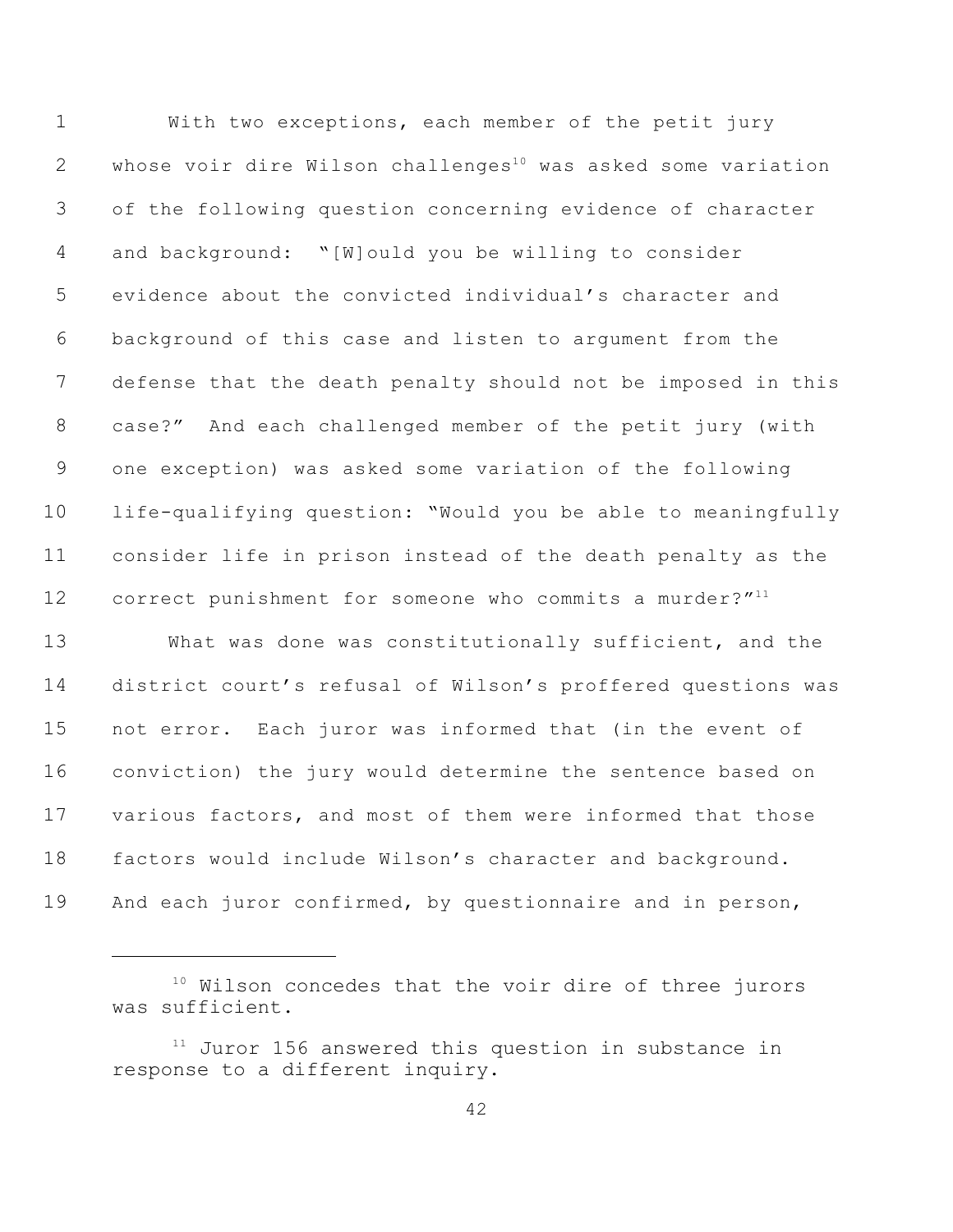With two exceptions, each member of the petit jury whose voir dire Wilson challenges[10] was asked some variation of the following question concerning evidence of character and background: "[W]ould you be willing to consider evidence about the convicted individual's character and background of this case and listen to argument from the defense that the death penalty should not be imposed in this case?" And each challenged member of the petit jury (with one exception) was asked some variation of the following life-qualifying question: "Would you be able to meaningfully consider life in prison instead of the death penalty as the correct punishment for someone who commits a murder?"[11]

What was done was constitutionally sufficient, and the district court's refusal of Wilson's proffered questions was not error. Each juror was informed that (in the event of conviction) the jury would determine the sentence based on various factors, and most of them were informed that those factors would include Wilson's character and background. And each juror confirmed, by questionnaire and in person,

---

[10] Wilson concedes that the voir dire of three jurors was sufficient.

[11] Juror 156 answered this question in substance in response to a different inquiry.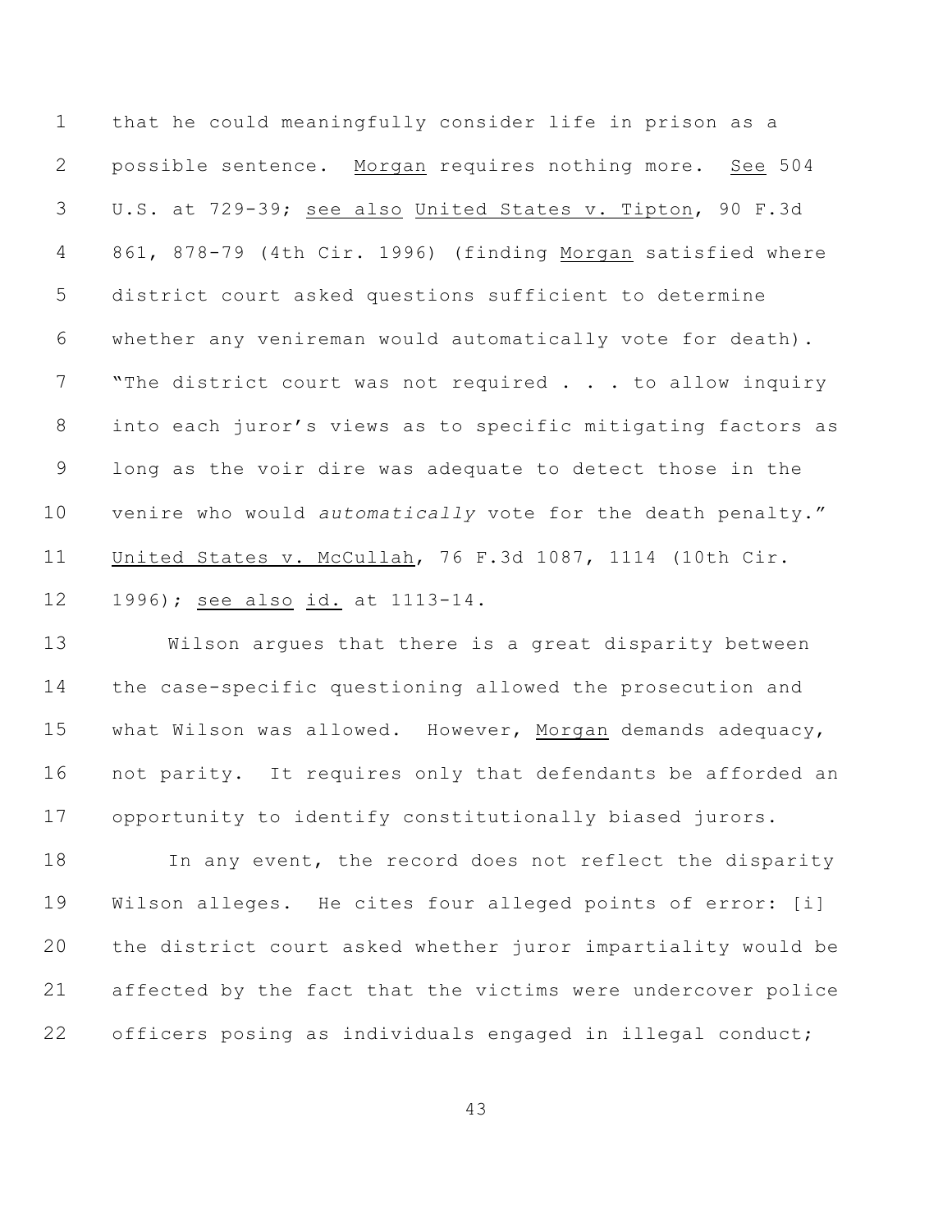that he could meaningfully consider life in prison as a possible sentence. Morgan requires nothing more. See 504 U.S. at 729-39; see also United States v. Tipton, 90 F.3d 861, 878-79 (4th Cir. 1996) (finding Morgan satisfied where district court asked questions sufficient to determine whether any venireman would automatically vote for death). "The district court was not required . . . to allow inquiry into each juror's views as to specific mitigating factors as long as the voir dire was adequate to detect those in the venire who would *automatically* vote for the death penalty." United States v. McCullah, 76 F.3d 1087, 1114 (10th Cir. 1996); see also id. at 1113-14.

Wilson argues that there is a great disparity between the case-specific questioning allowed the prosecution and what Wilson was allowed. However, Morgan demands adequacy, not parity. It requires only that defendants be afforded an opportunity to identify constitutionally biased jurors.

In any event, the record does not reflect the disparity Wilson alleges. He cites four alleged points of error: [i] the district court asked whether juror impartiality would be affected by the fact that the victims were undercover police officers posing as individuals engaged in illegal conduct;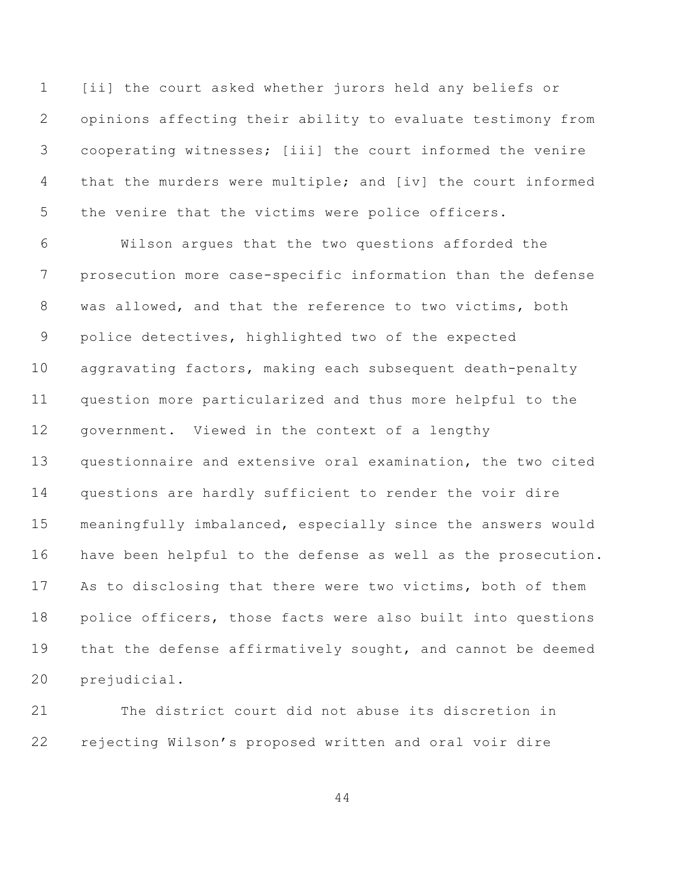[ii] the court asked whether jurors held any beliefs or opinions affecting their ability to evaluate testimony from cooperating witnesses; [iii] the court informed the venire that the murders were multiple; and [iv] the court informed the venire that the victims were police officers.

Wilson argues that the two questions afforded the prosecution more case-specific information than the defense was allowed, and that the reference to two victims, both police detectives, highlighted two of the expected aggravating factors, making each subsequent death-penalty question more particularized and thus more helpful to the government. Viewed in the context of a lengthy questionnaire and extensive oral examination, the two cited questions are hardly sufficient to render the voir dire meaningfully imbalanced, especially since the answers would have been helpful to the defense as well as the prosecution. As to disclosing that there were two victims, both of them police officers, those facts were also built into questions that the defense affirmatively sought, and cannot be deemed prejudicial.

The district court did not abuse its discretion in rejecting Wilson's proposed written and oral voir dire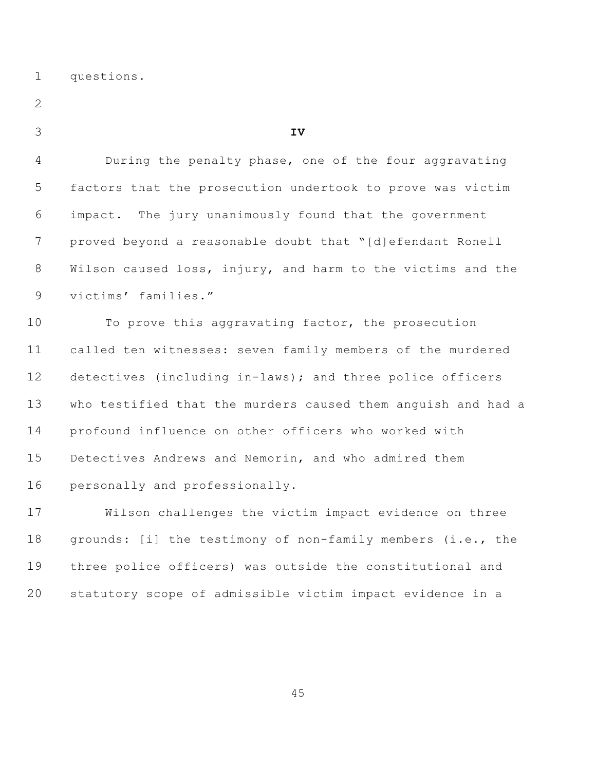questions.

### IV

During the penalty phase, one of the four aggravating factors that the prosecution undertook to prove was victim impact. The jury unanimously found that the government proved beyond a reasonable doubt that "[d]efendant Ronell Wilson caused loss, injury, and harm to the victims and the victims' families."

To prove this aggravating factor, the prosecution called ten witnesses: seven family members of the murdered detectives (including in-laws); and three police officers who testified that the murders caused them anguish and had a profound influence on other officers who worked with Detectives Andrews and Nemorin, and who admired them personally and professionally.

Wilson challenges the victim impact evidence on three grounds: [i] the testimony of non-family members (i.e., the three police officers) was outside the constitutional and statutory scope of admissible victim impact evidence in a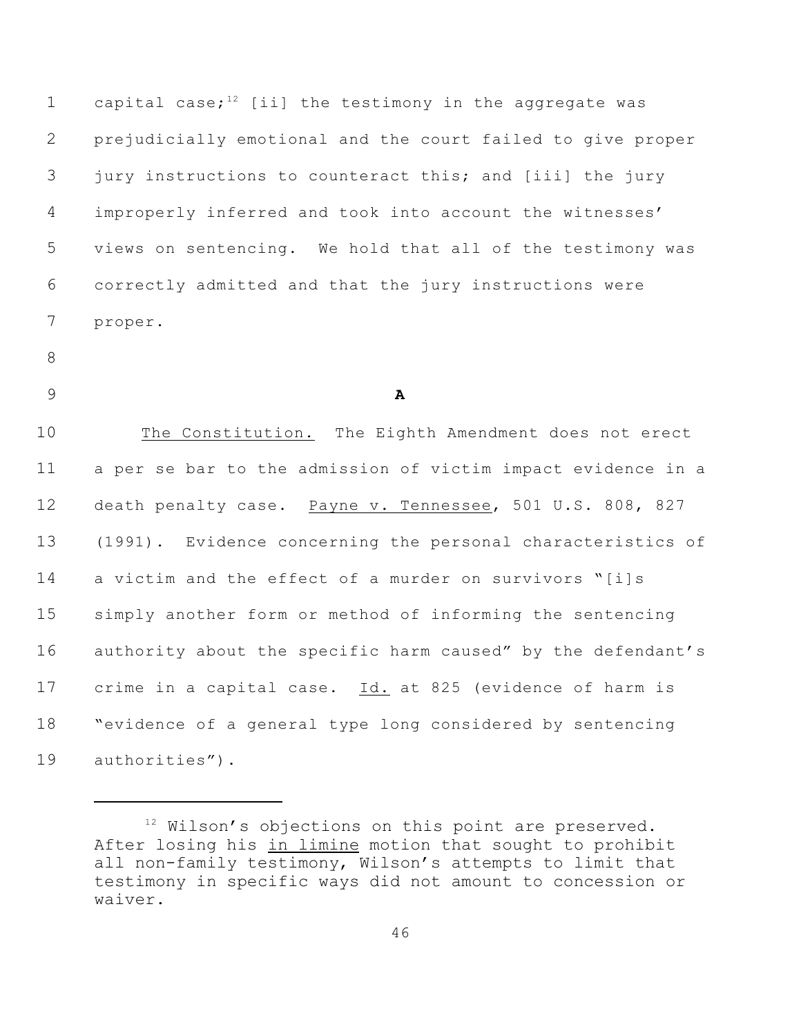capital case;[12] [ii] the testimony in the aggregate was prejudicially emotional and the court failed to give proper jury instructions to counteract this; and [iii] the jury improperly inferred and took into account the witnesses' views on sentencing. We hold that all of the testimony was correctly admitted and that the jury instructions were proper.

**A**

The Constitution. The Eighth Amendment does not erect a per se bar to the admission of victim impact evidence in a death penalty case. Payne v. Tennessee, 501 U.S. 808, 827 (1991). Evidence concerning the personal characteristics of a victim and the effect of a murder on survivors "[i]s simply another form or method of informing the sentencing authority about the specific harm caused" by the defendant's crime in a capital case. Id. at 825 (evidence of harm is "evidence of a general type long considered by sentencing authorities").

[12] Wilson's objections on this point are preserved. After losing his in limine motion that sought to prohibit all non-family testimony, Wilson's attempts to limit that testimony in specific ways did not amount to concession or waiver.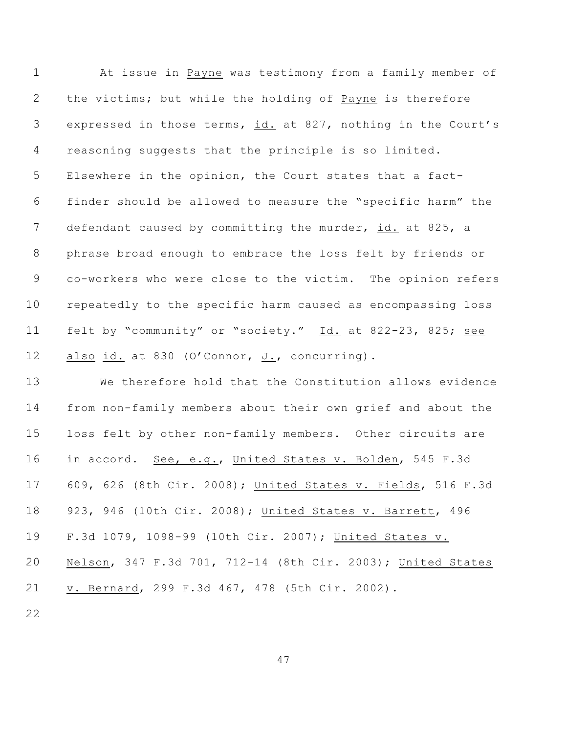At issue in _Payne_ was testimony from a family member of the victims; but while the holding of _Payne_ is therefore expressed in those terms, _id._ at 827, nothing in the Court's reasoning suggests that the principle is so limited. Elsewhere in the opinion, the Court states that a fact-finder should be allowed to measure the "specific harm" the defendant caused by committing the murder, _id._ at 825, a phrase broad enough to embrace the loss felt by friends or co-workers who were close to the victim. The opinion refers repeatedly to the specific harm caused as encompassing loss felt by "community" or "society." _Id._ at 822-23, 825; _see also id._ at 830 (O'Connor, _J._, concurring).

We therefore hold that the Constitution allows evidence from non-family members about their own grief and about the loss felt by other non-family members. Other circuits are in accord. _See, e.g._, _United States v. Bolden_, 545 F.3d 609, 626 (8th Cir. 2008); _United States v. Fields_, 516 F.3d 923, 946 (10th Cir. 2008); _United States v. Barrett_, 496 F.3d 1079, 1098-99 (10th Cir. 2007); _United States v. Nelson_, 347 F.3d 701, 712-14 (8th Cir. 2003); _United States v. Bernard_, 299 F.3d 467, 478 (5th Cir. 2002).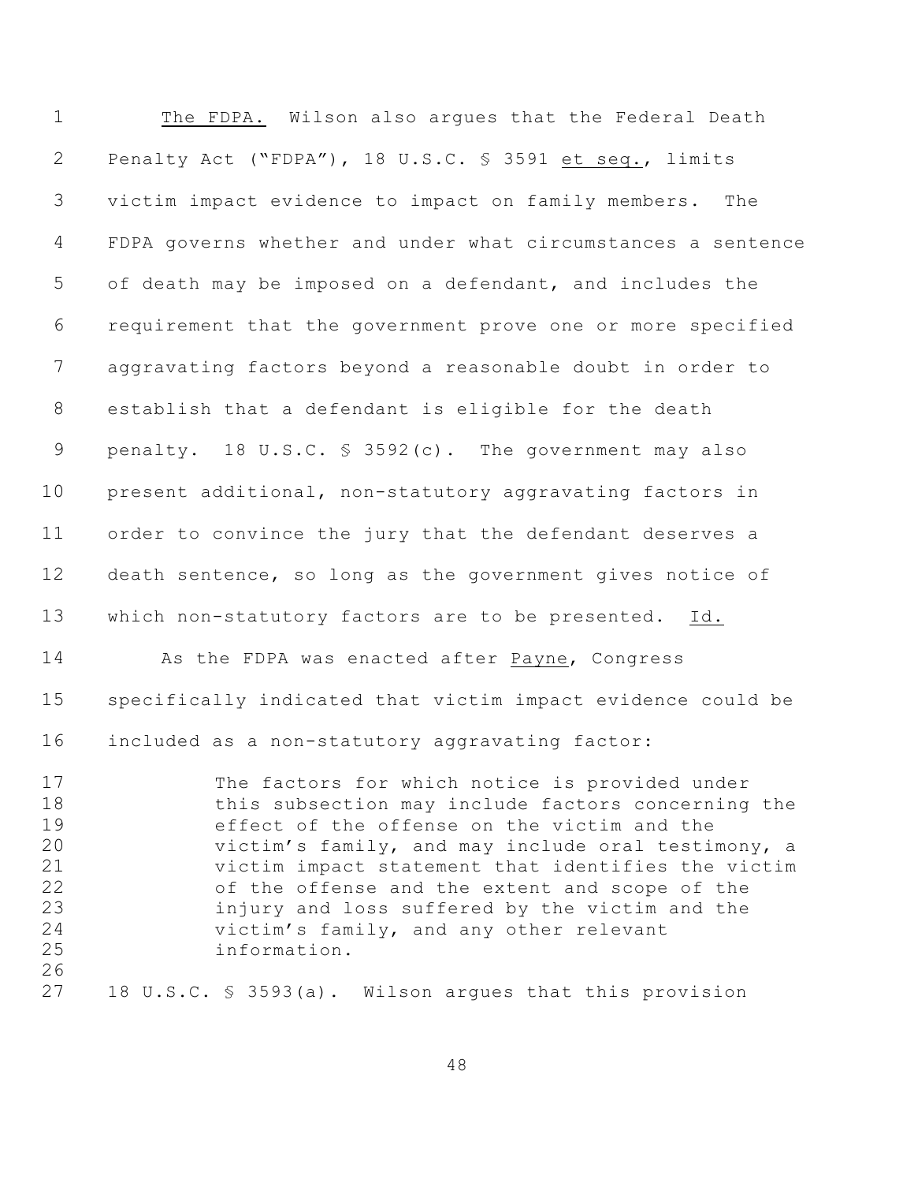<u>The FDPA.</u> Wilson also argues that the Federal Death Penalty Act ("FDPA"), 18 U.S.C. § 3591 <u>et seq.</u>, limits victim impact evidence to impact on family members. The FDPA governs whether and under what circumstances a sentence of death may be imposed on a defendant, and includes the requirement that the government prove one or more specified aggravating factors beyond a reasonable doubt in order to establish that a defendant is eligible for the death penalty. 18 U.S.C. § 3592(c). The government may also present additional, non-statutory aggravating factors in order to convince the jury that the defendant deserves a death sentence, so long as the government gives notice of which non-statutory factors are to be presented. <u>Id.</u>

As the FDPA was enacted after <u>Payne</u>, Congress specifically indicated that victim impact evidence could be included as a non-statutory aggravating factor:

> The factors for which notice is provided under this subsection may include factors concerning the effect of the offense on the victim and the victim's family, and may include oral testimony, a victim impact statement that identifies the victim of the offense and the extent and scope of the injury and loss suffered by the victim and the victim's family, and any other relevant information.

18 U.S.C. § 3593(a). Wilson argues that this provision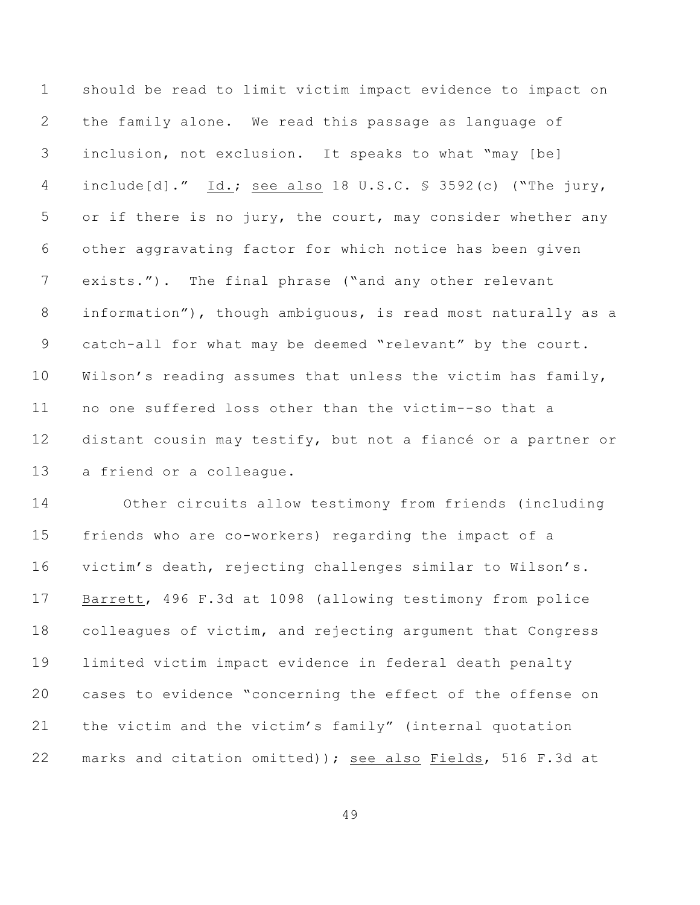should be read to limit victim impact evidence to impact on the family alone. We read this passage as language of inclusion, not exclusion. It speaks to what "may [be] include[d]." Id.; see also 18 U.S.C. § 3592(c) ("The jury, or if there is no jury, the court, may consider whether any other aggravating factor for which notice has been given exists."). The final phrase ("and any other relevant information"), though ambiguous, is read most naturally as a catch-all for what may be deemed "relevant" by the court. Wilson's reading assumes that unless the victim has family, no one suffered loss other than the victim--so that a distant cousin may testify, but not a fiancé or a partner or a friend or a colleague.

Other circuits allow testimony from friends (including friends who are co-workers) regarding the impact of a victim's death, rejecting challenges similar to Wilson's. Barrett, 496 F.3d at 1098 (allowing testimony from police colleagues of victim, and rejecting argument that Congress limited victim impact evidence in federal death penalty cases to evidence "concerning the effect of the offense on the victim and the victim's family" (internal quotation marks and citation omitted)); see also Fields, 516 F.3d at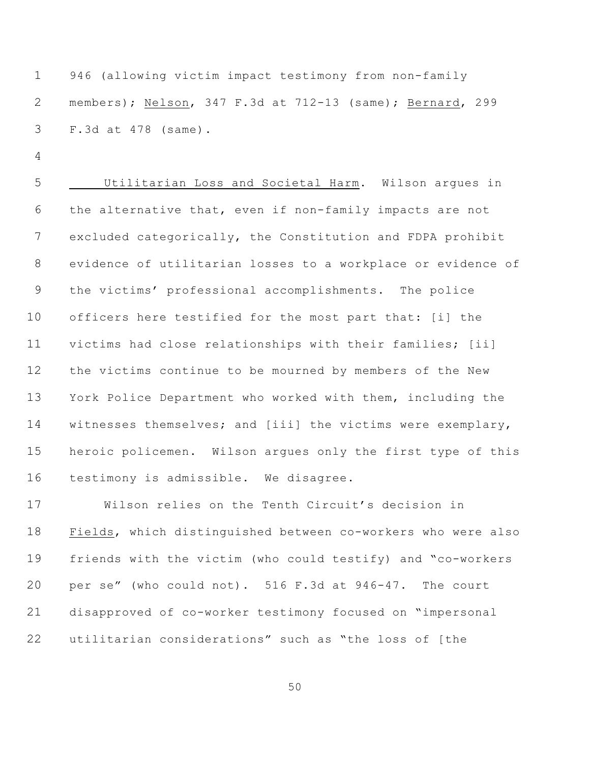946 (allowing victim impact testimony from non-family members); _Nelson_, 347 F.3d at 712-13 (same); _Bernard_, 299 F.3d at 478 (same).

_Utilitarian Loss and Societal Harm_. Wilson argues in the alternative that, even if non-family impacts are not excluded categorically, the Constitution and FDPA prohibit evidence of utilitarian losses to a workplace or evidence of the victims' professional accomplishments. The police officers here testified for the most part that: [i] the victims had close relationships with their families; [ii] the victims continue to be mourned by members of the New York Police Department who worked with them, including the witnesses themselves; and [iii] the victims were exemplary, heroic policemen. Wilson argues only the first type of this testimony is admissible. We disagree.

Wilson relies on the Tenth Circuit's decision in _Fields_, which distinguished between co-workers who were also friends with the victim (who could testify) and "co-workers per se" (who could not). 516 F.3d at 946-47. The court disapproved of co-worker testimony focused on "impersonal utilitarian considerations" such as "the loss of [the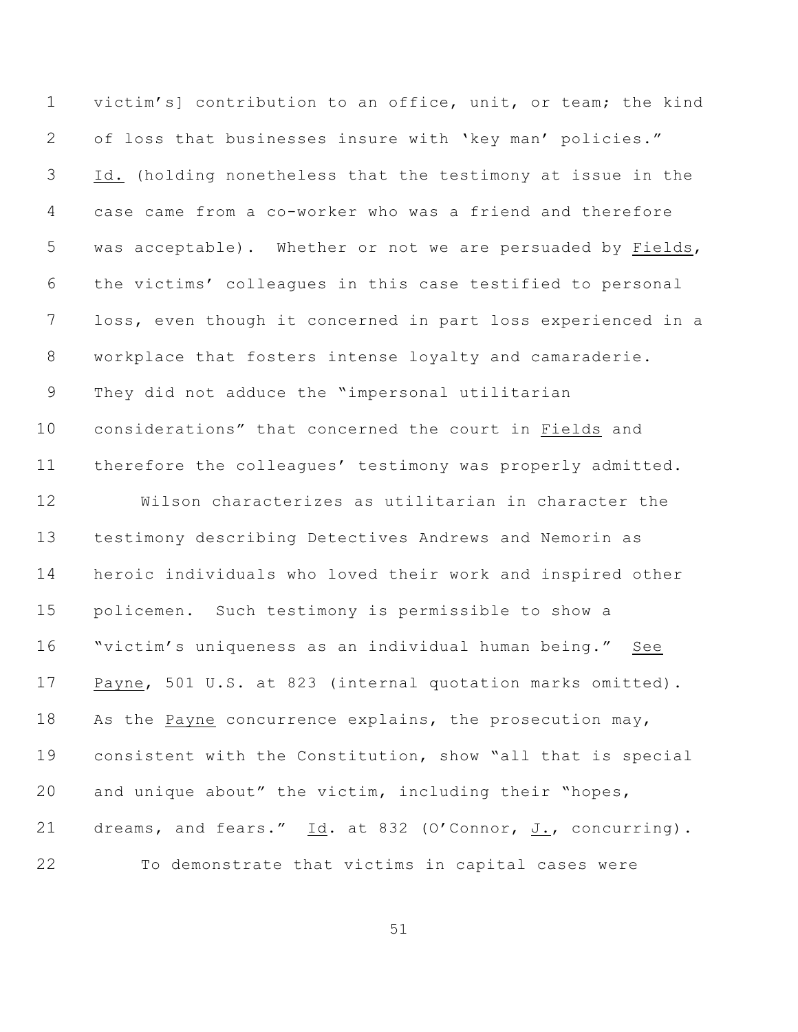victim's] contribution to an office, unit, or team; the kind of loss that businesses insure with 'key man' policies." _Id._ (holding nonetheless that the testimony at issue in the case came from a co-worker who was a friend and therefore was acceptable). Whether or not we are persuaded by _Fields_, the victims' colleagues in this case testified to personal loss, even though it concerned in part loss experienced in a workplace that fosters intense loyalty and camaraderie. They did not adduce the "impersonal utilitarian considerations" that concerned the court in _Fields_ and therefore the colleagues' testimony was properly admitted.

Wilson characterizes as utilitarian in character the testimony describing Detectives Andrews and Nemorin as heroic individuals who loved their work and inspired other policemen. Such testimony is permissible to show a "victim's uniqueness as an individual human being." _See Payne_, 501 U.S. at 823 (internal quotation marks omitted). As the _Payne_ concurrence explains, the prosecution may, consistent with the Constitution, show "all that is special and unique about" the victim, including their "hopes, dreams, and fears." _Id_. at 832 (O'Connor, _J._, concurring).

To demonstrate that victims in capital cases were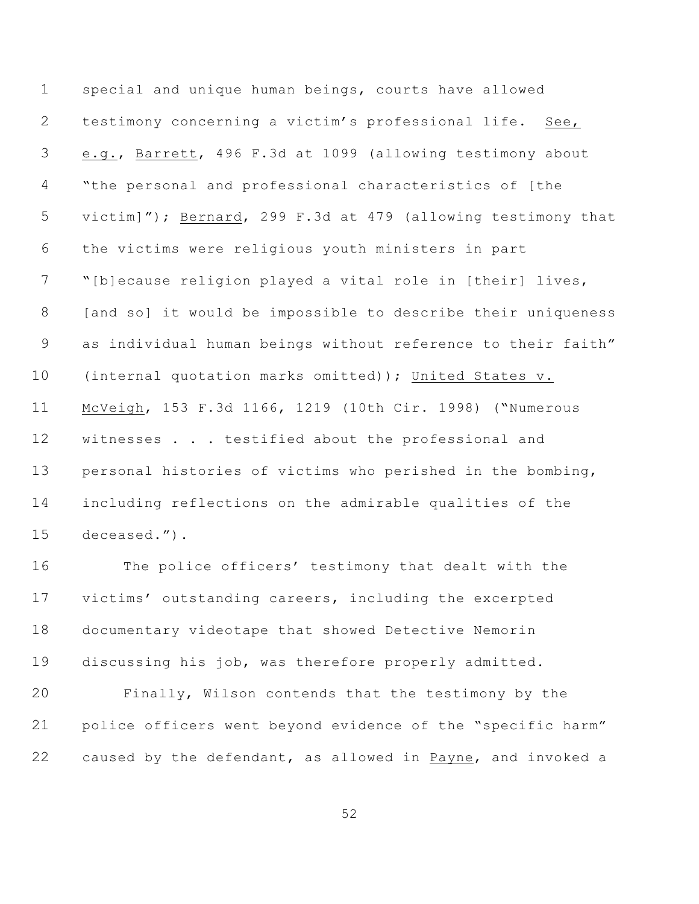special and unique human beings, courts have allowed testimony concerning a victim's professional life. See, e.g., Barrett, 496 F.3d at 1099 (allowing testimony about "the personal and professional characteristics of [the victim]"); Bernard, 299 F.3d at 479 (allowing testimony that the victims were religious youth ministers in part "[b]ecause religion played a vital role in [their] lives, [and so] it would be impossible to describe their uniqueness as individual human beings without reference to their faith" (internal quotation marks omitted)); United States v. McVeigh, 153 F.3d 1166, 1219 (10th Cir. 1998) ("Numerous witnesses . . . testified about the professional and personal histories of victims who perished in the bombing, including reflections on the admirable qualities of the deceased.").

The police officers' testimony that dealt with the victims' outstanding careers, including the excerpted documentary videotape that showed Detective Nemorin discussing his job, was therefore properly admitted.

Finally, Wilson contends that the testimony by the police officers went beyond evidence of the "specific harm" caused by the defendant, as allowed in Payne, and invoked a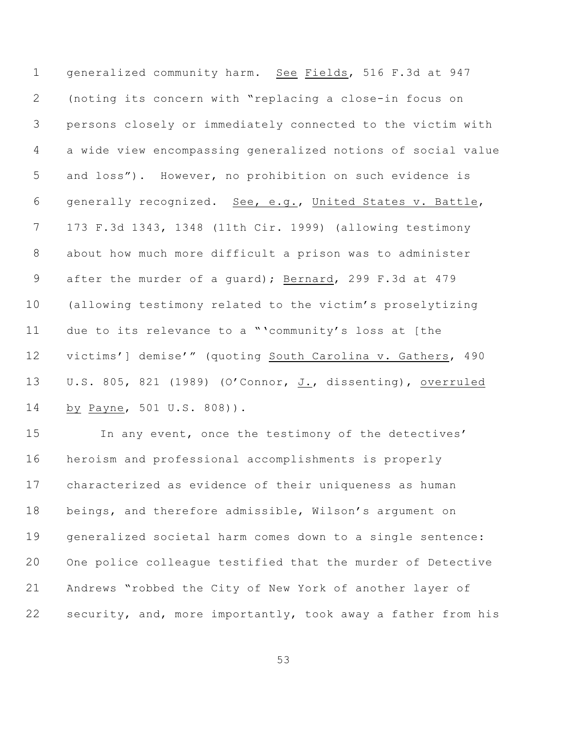generalized community harm. See Fields, 516 F.3d at 947 (noting its concern with "replacing a close-in focus on persons closely or immediately connected to the victim with a wide view encompassing generalized notions of social value and loss"). However, no prohibition on such evidence is generally recognized. See, e.g., United States v. Battle, 173 F.3d 1343, 1348 (11th Cir. 1999) (allowing testimony about how much more difficult a prison was to administer after the murder of a guard); Bernard, 299 F.3d at 479 (allowing testimony related to the victim's proselytizing due to its relevance to a "'community's loss at [the victims'] demise'" (quoting South Carolina v. Gathers, 490 U.S. 805, 821 (1989) (O'Connor, J., dissenting), overruled by Payne, 501 U.S. 808)).

In any event, once the testimony of the detectives' heroism and professional accomplishments is properly characterized as evidence of their uniqueness as human beings, and therefore admissible, Wilson's argument on generalized societal harm comes down to a single sentence: One police colleague testified that the murder of Detective Andrews "robbed the City of New York of another layer of security, and, more importantly, took away a father from his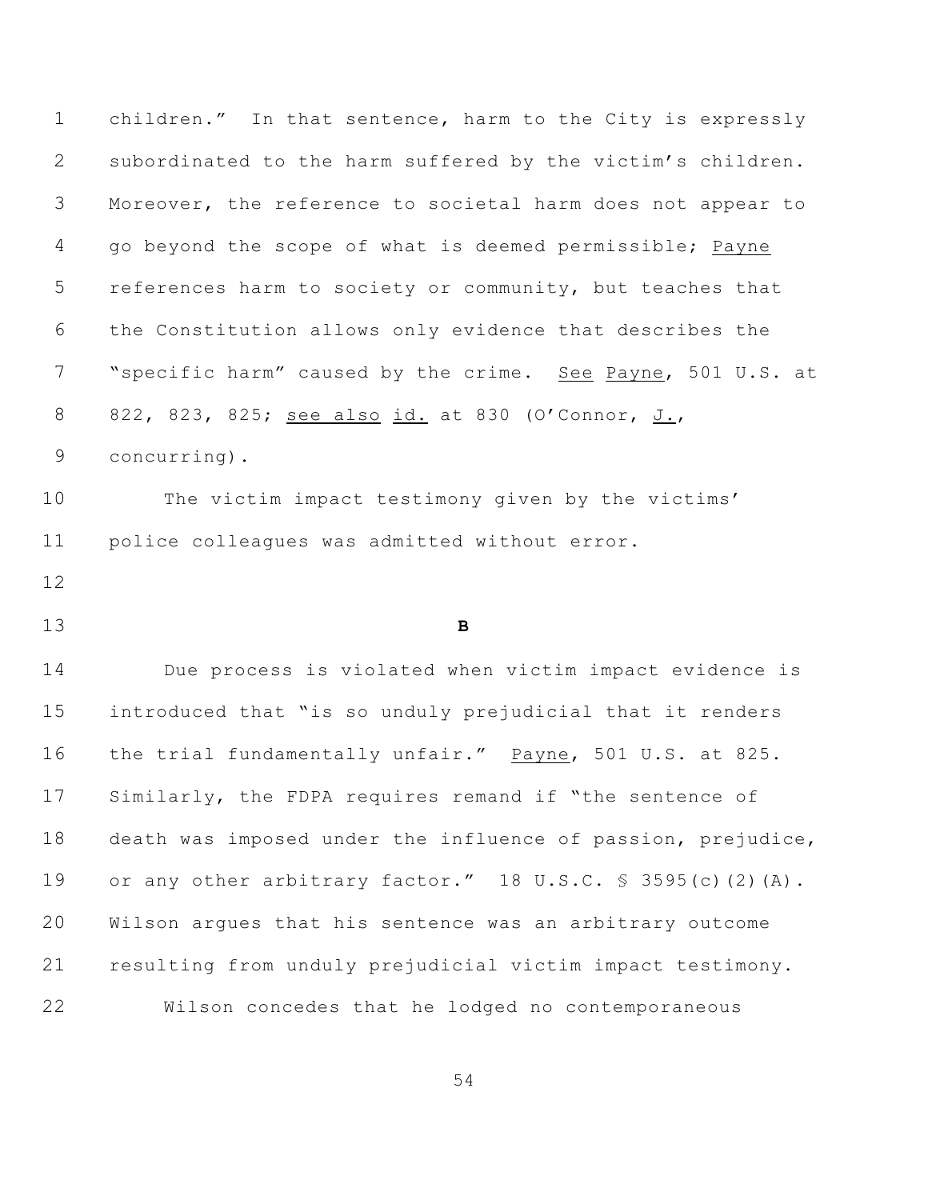children." In that sentence, harm to the City is expressly subordinated to the harm suffered by the victim's children. Moreover, the reference to societal harm does not appear to go beyond the scope of what is deemed permissible; Payne references harm to society or community, but teaches that the Constitution allows only evidence that describes the "specific harm" caused by the crime. See Payne, 501 U.S. at 822, 823, 825; see also id. at 830 (O'Connor, J., concurring).

The victim impact testimony given by the victims' police colleagues was admitted without error.

**B**

Due process is violated when victim impact evidence is introduced that "is so unduly prejudicial that it renders the trial fundamentally unfair." Payne, 501 U.S. at 825. Similarly, the FDPA requires remand if "the sentence of death was imposed under the influence of passion, prejudice, or any other arbitrary factor." 18 U.S.C. § 3595(c)(2)(A). Wilson argues that his sentence was an arbitrary outcome resulting from unduly prejudicial victim impact testimony.

Wilson concedes that he lodged no contemporaneous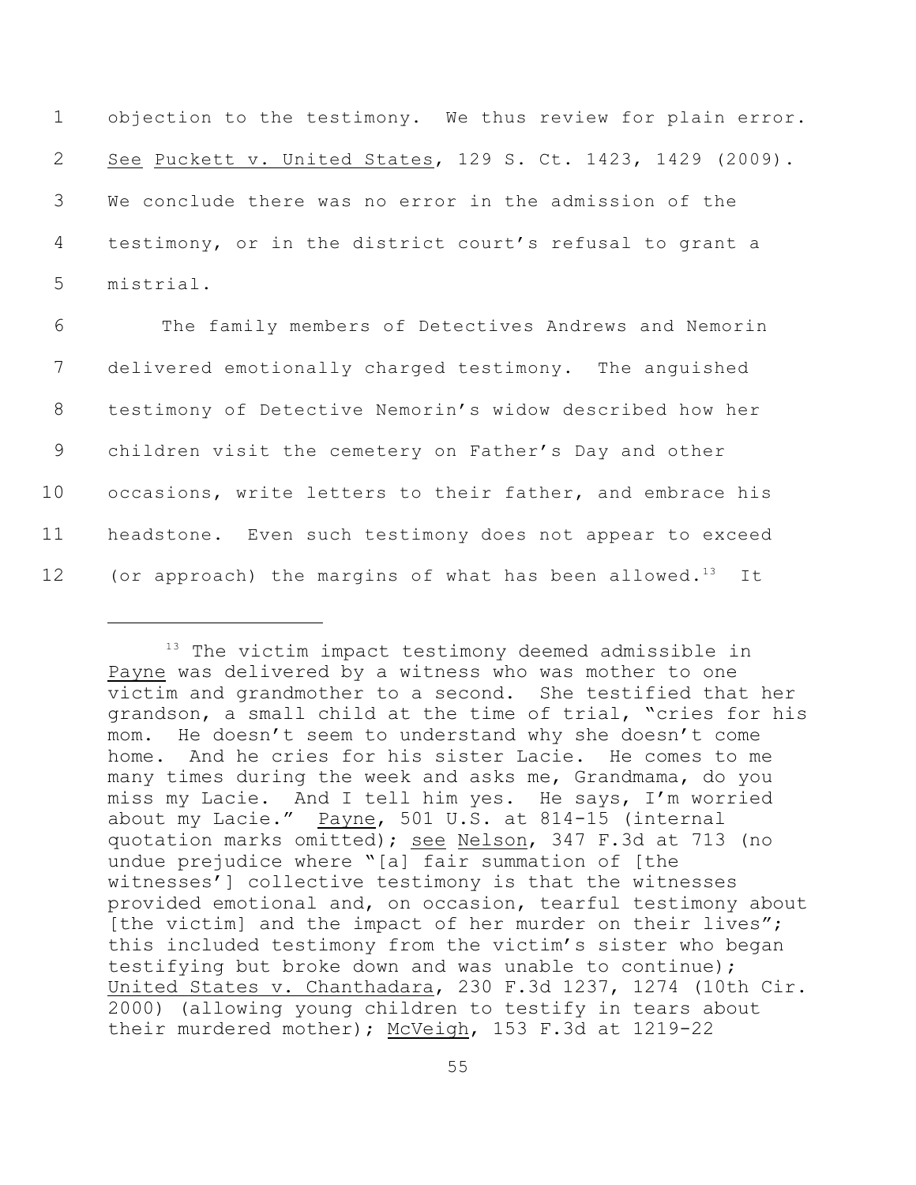objection to the testimony. We thus review for plain error. See Puckett v. United States, 129 S. Ct. 1423, 1429 (2009). We conclude there was no error in the admission of the testimony, or in the district court's refusal to grant a mistrial.

The family members of Detectives Andrews and Nemorin delivered emotionally charged testimony. The anguished testimony of Detective Nemorin's widow described how her children visit the cemetery on Father's Day and other occasions, write letters to their father, and embrace his headstone. Even such testimony does not appear to exceed (or approach) the margins of what has been allowed.[13] It

---

[13] The victim impact testimony deemed admissible in Payne was delivered by a witness who was mother to one victim and grandmother to a second. She testified that her grandson, a small child at the time of trial, "cries for his mom. He doesn't seem to understand why she doesn't come home. And he cries for his sister Lacie. He comes to me many times during the week and asks me, Grandmama, do you miss my Lacie. And I tell him yes. He says, I'm worried about my Lacie." Payne, 501 U.S. at 814-15 (internal quotation marks omitted); see Nelson, 347 F.3d at 713 (no undue prejudice where "[a] fair summation of [the witnesses'] collective testimony is that the witnesses provided emotional and, on occasion, tearful testimony about [the victim] and the impact of her murder on their lives"; this included testimony from the victim's sister who began testifying but broke down and was unable to continue); United States v. Chanthadara, 230 F.3d 1237, 1274 (10th Cir. 2000) (allowing young children to testify in tears about their murdered mother); McVeigh, 153 F.3d at 1219-22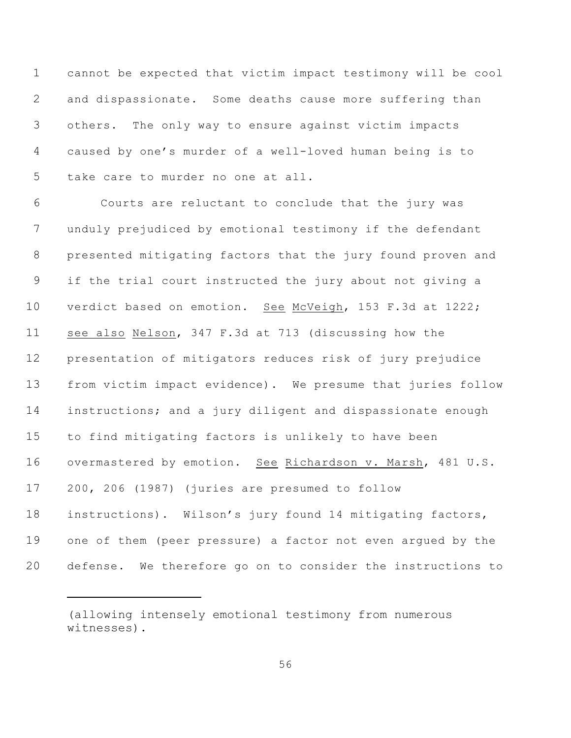cannot be expected that victim impact testimony will be cool and dispassionate. Some deaths cause more suffering than others. The only way to ensure against victim impacts caused by one's murder of a well-loved human being is to take care to murder no one at all.

Courts are reluctant to conclude that the jury was unduly prejudiced by emotional testimony if the defendant presented mitigating factors that the jury found proven and if the trial court instructed the jury about not giving a verdict based on emotion. See McVeigh, 153 F.3d at 1222; see also Nelson, 347 F.3d at 713 (discussing how the presentation of mitigators reduces risk of jury prejudice from victim impact evidence). We presume that juries follow instructions; and a jury diligent and dispassionate enough to find mitigating factors is unlikely to have been overmastered by emotion. See Richardson v. Marsh, 481 U.S. 200, 206 (1987) (juries are presumed to follow instructions). Wilson's jury found 14 mitigating factors, one of them (peer pressure) a factor not even argued by the defense. We therefore go on to consider the instructions to

---

(allowing intensely emotional testimony from numerous witnesses).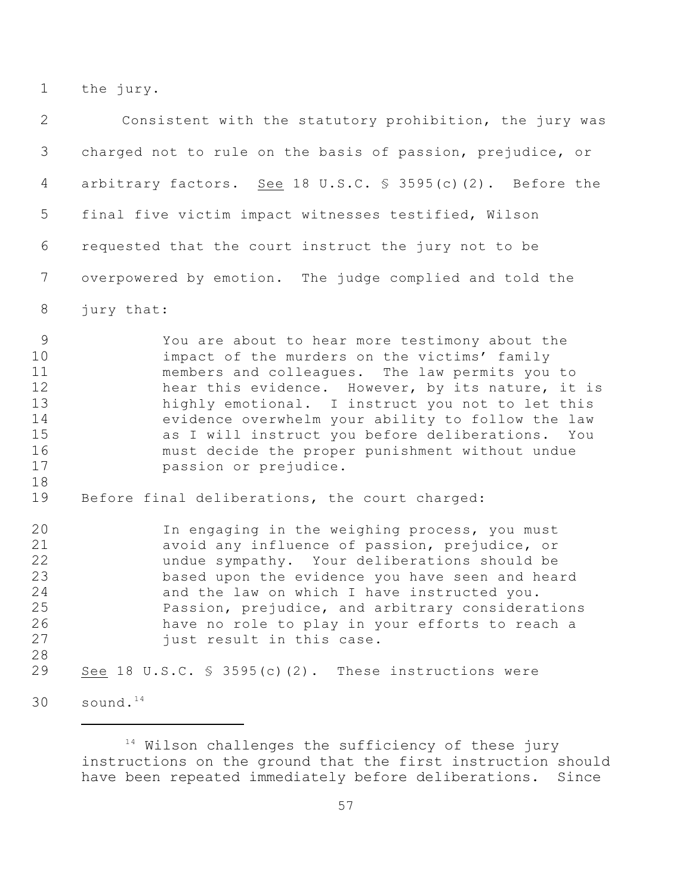the jury.

Consistent with the statutory prohibition, the jury was charged not to rule on the basis of passion, prejudice, or arbitrary factors. See 18 U.S.C. § 3595(c)(2). Before the final five victim impact witnesses testified, Wilson requested that the court instruct the jury not to be overpowered by emotion. The judge complied and told the jury that:

> You are about to hear more testimony about the impact of the murders on the victims' family members and colleagues. The law permits you to hear this evidence. However, by its nature, it is highly emotional. I instruct you not to let this evidence overwhelm your ability to follow the law as I will instruct you before deliberations. You must decide the proper punishment without undue passion or prejudice.

Before final deliberations, the court charged:

> In engaging in the weighing process, you must avoid any influence of passion, prejudice, or undue sympathy. Your deliberations should be based upon the evidence you have seen and heard and the law on which I have instructed you. Passion, prejudice, and arbitrary considerations have no role to play in your efforts to reach a just result in this case.

See 18 U.S.C. § 3595(c)(2). These instructions were sound.[14]

---

[14] Wilson challenges the sufficiency of these jury instructions on the ground that the first instruction should have been repeated immediately before deliberations. Since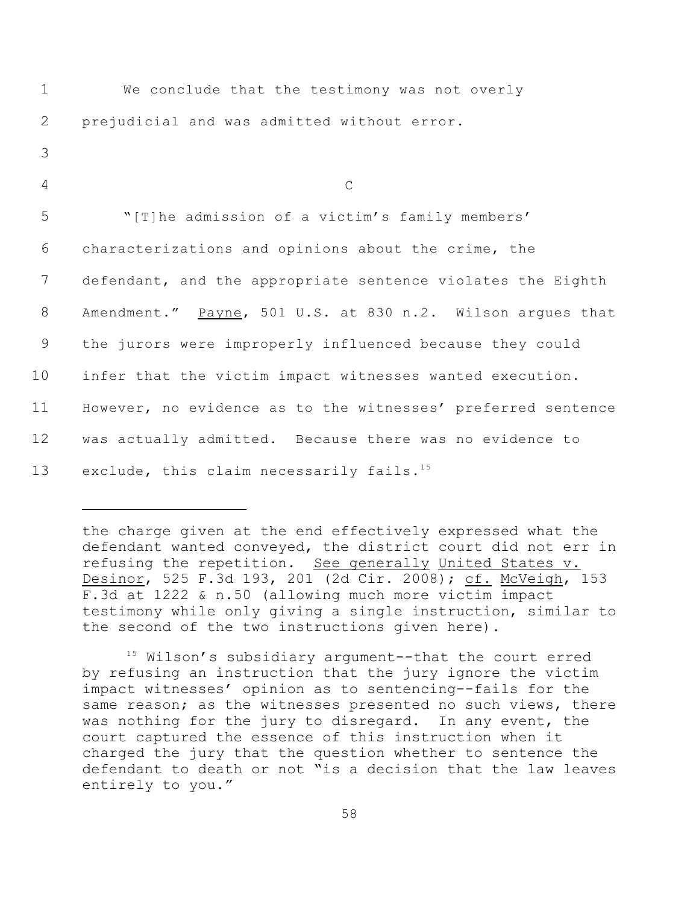We conclude that the testimony was not overly prejudicial and was admitted without error.

C

"[T]he admission of a victim's family members' characterizations and opinions about the crime, the defendant, and the appropriate sentence violates the Eighth Amendment." Payne, 501 U.S. at 830 n.2. Wilson argues that the jurors were improperly influenced because they could infer that the victim impact witnesses wanted execution. However, no evidence as to the witnesses' preferred sentence was actually admitted. Because there was no evidence to exclude, this claim necessarily fails.[15]

---

the charge given at the end effectively expressed what the defendant wanted conveyed, the district court did not err in refusing the repetition. See generally United States v. Desinor, 525 F.3d 193, 201 (2d Cir. 2008); cf. McVeigh, 153 F.3d at 1222 & n.50 (allowing much more victim impact testimony while only giving a single instruction, similar to the second of the two instructions given here).

[15] Wilson's subsidiary argument--that the court erred by refusing an instruction that the jury ignore the victim impact witnesses' opinion as to sentencing--fails for the same reason; as the witnesses presented no such views, there was nothing for the jury to disregard. In any event, the court captured the essence of this instruction when it charged the jury that the question whether to sentence the defendant to death or not "is a decision that the law leaves entirely to you."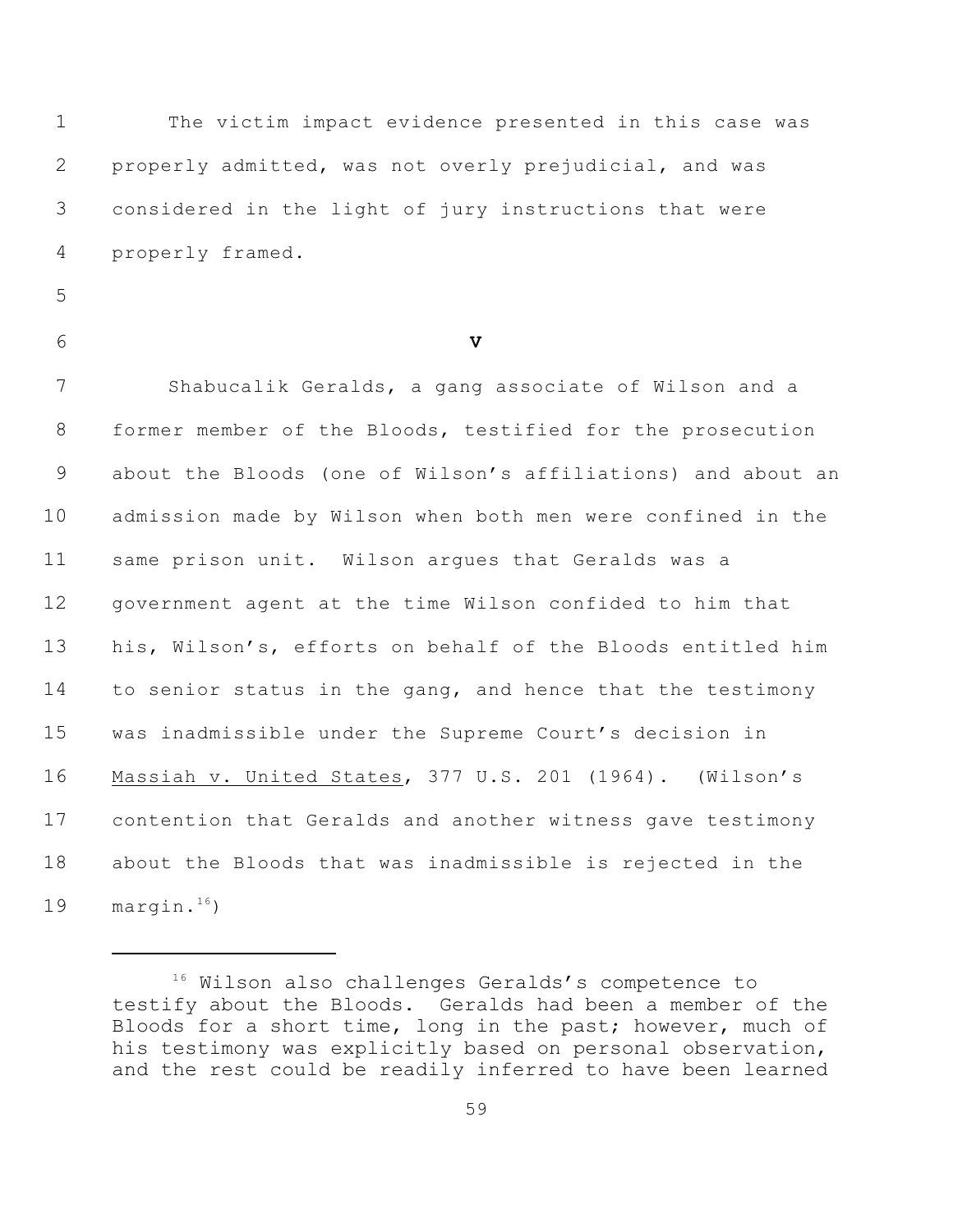The victim impact evidence presented in this case was properly admitted, was not overly prejudicial, and was considered in the light of jury instructions that were properly framed.

## V

Shabucalik Geralds, a gang associate of Wilson and a former member of the Bloods, testified for the prosecution about the Bloods (one of Wilson's affiliations) and about an admission made by Wilson when both men were confined in the same prison unit. Wilson argues that Geralds was a government agent at the time Wilson confided to him that his, Wilson's, efforts on behalf of the Bloods entitled him to senior status in the gang, and hence that the testimony was inadmissible under the Supreme Court's decision in Massiah v. United States, 377 U.S. 201 (1964). (Wilson's contention that Geralds and another witness gave testimony about the Bloods that was inadmissible is rejected in the margin.[16])

---

[16] Wilson also challenges Geralds's competence to testify about the Bloods. Geralds had been a member of the Bloods for a short time, long in the past; however, much of his testimony was explicitly based on personal observation, and the rest could be readily inferred to have been learned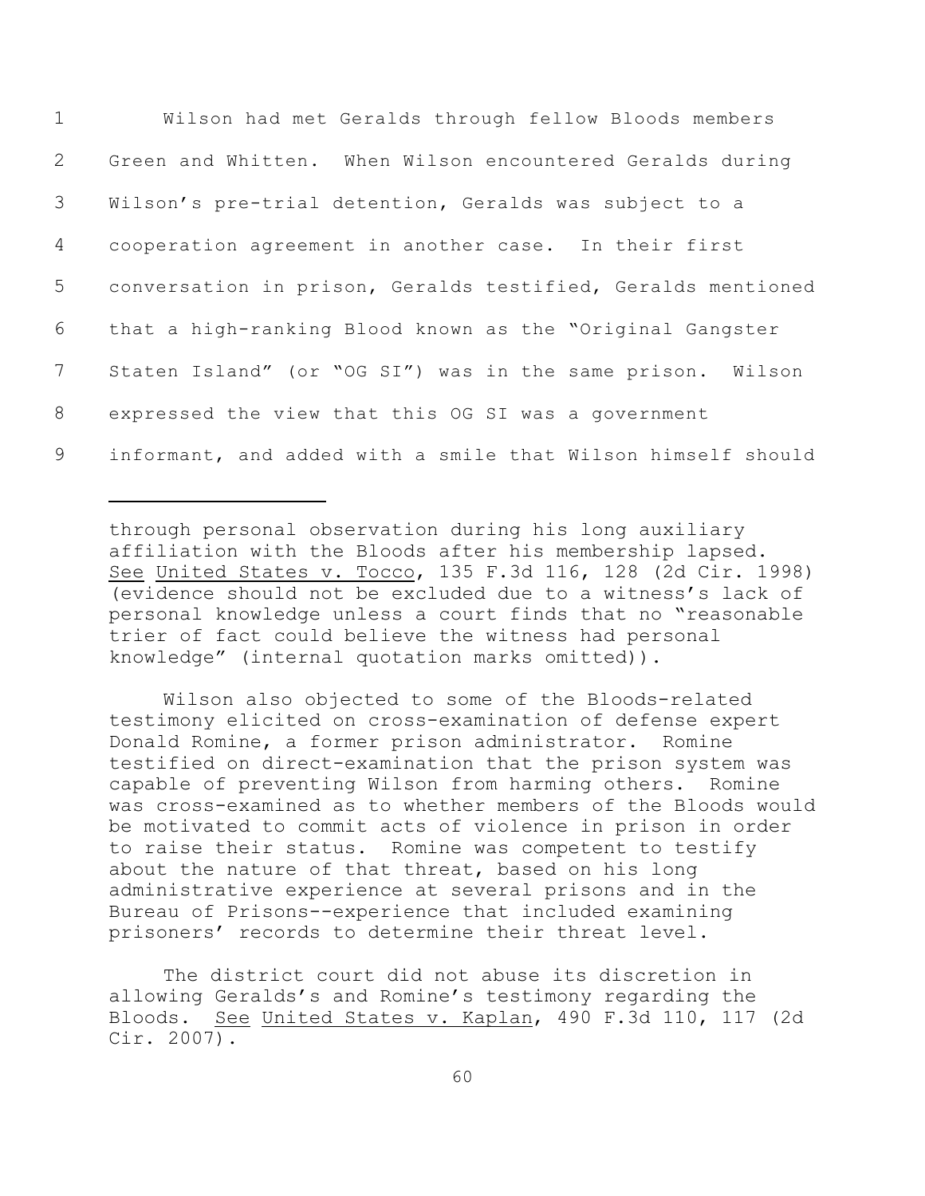Wilson had met Geralds through fellow Bloods members Green and Whitten. When Wilson encountered Geralds during Wilson's pre-trial detention, Geralds was subject to a cooperation agreement in another case. In their first conversation in prison, Geralds testified, Geralds mentioned that a high-ranking Blood known as the "Original Gangster Staten Island" (or "OG SI") was in the same prison. Wilson expressed the view that this OG SI was a government informant, and added with a smile that Wilson himself should

---

through personal observation during his long auxiliary affiliation with the Bloods after his membership lapsed. See United States v. Tocco, 135 F.3d 116, 128 (2d Cir. 1998) (evidence should not be excluded due to a witness's lack of personal knowledge unless a court finds that no "reasonable trier of fact could believe the witness had personal knowledge" (internal quotation marks omitted)).

Wilson also objected to some of the Bloods-related testimony elicited on cross-examination of defense expert Donald Romine, a former prison administrator. Romine testified on direct-examination that the prison system was capable of preventing Wilson from harming others. Romine was cross-examined as to whether members of the Bloods would be motivated to commit acts of violence in prison in order to raise their status. Romine was competent to testify about the nature of that threat, based on his long administrative experience at several prisons and in the Bureau of Prisons--experience that included examining prisoners' records to determine their threat level.

The district court did not abuse its discretion in allowing Geralds's and Romine's testimony regarding the Bloods. See United States v. Kaplan, 490 F.3d 110, 117 (2d Cir. 2007).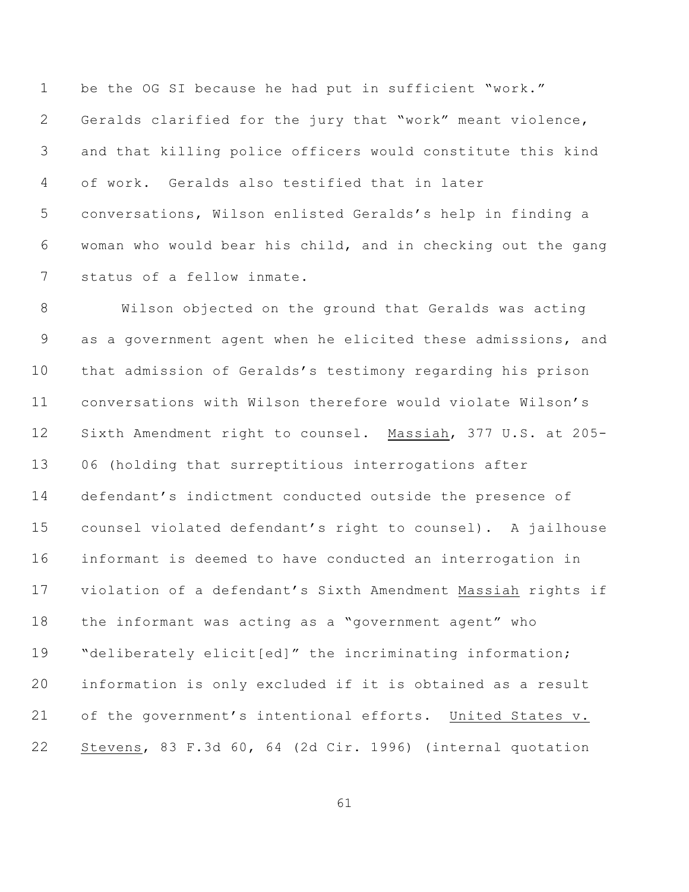be the OG SI because he had put in sufficient "work." Geralds clarified for the jury that "work" meant violence, and that killing police officers would constitute this kind of work. Geralds also testified that in later conversations, Wilson enlisted Geralds's help in finding a woman who would bear his child, and in checking out the gang status of a fellow inmate.

Wilson objected on the ground that Geralds was acting as a government agent when he elicited these admissions, and that admission of Geralds's testimony regarding his prison conversations with Wilson therefore would violate Wilson's Sixth Amendment right to counsel. Massiah, 377 U.S. at 205-06 (holding that surreptitious interrogations after defendant's indictment conducted outside the presence of counsel violated defendant's right to counsel). A jailhouse informant is deemed to have conducted an interrogation in violation of a defendant's Sixth Amendment Massiah rights if the informant was acting as a "government agent" who "deliberately elicit[ed]" the incriminating information; information is only excluded if it is obtained as a result of the government's intentional efforts. United States v. Stevens, 83 F.3d 60, 64 (2d Cir. 1996) (internal quotation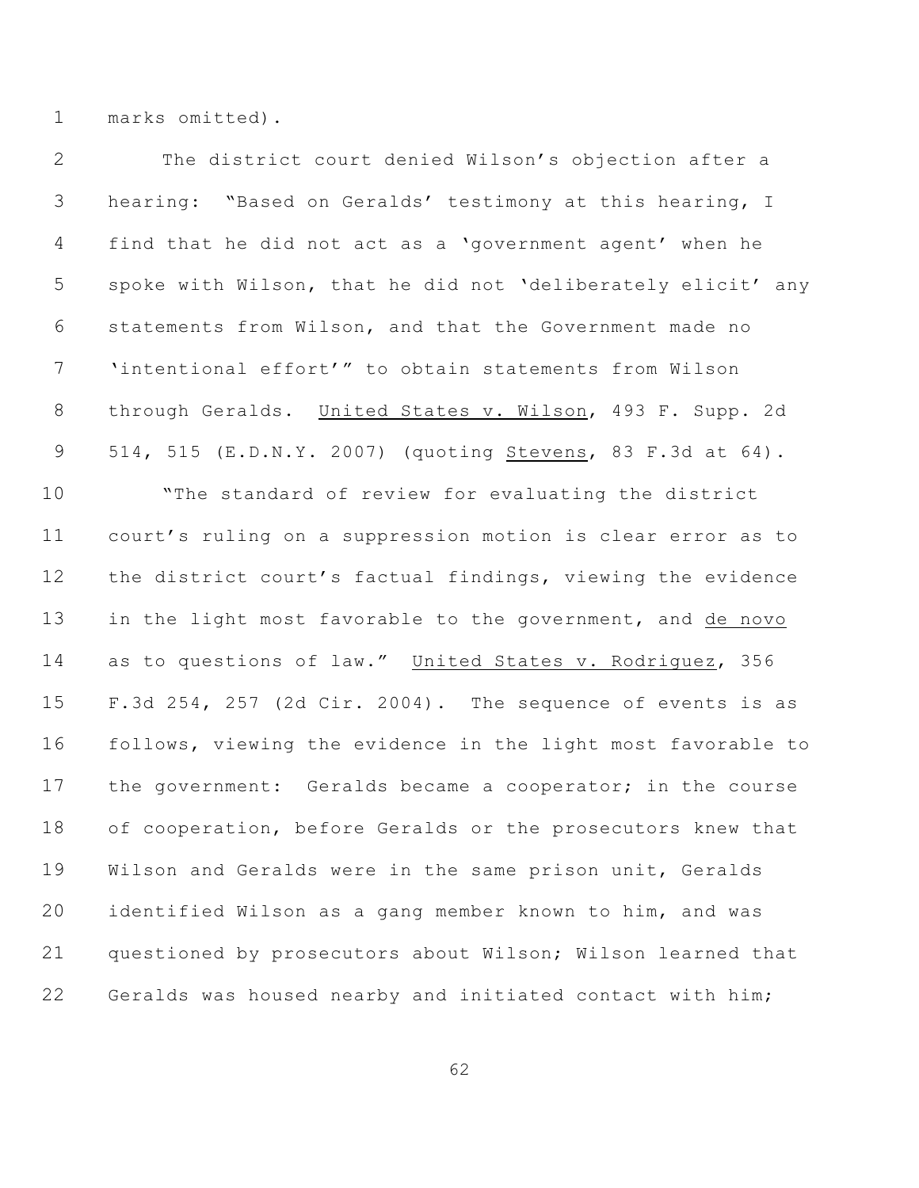marks omitted).

The district court denied Wilson's objection after a hearing: "Based on Geralds' testimony at this hearing, I find that he did not act as a 'government agent' when he spoke with Wilson, that he did not 'deliberately elicit' any statements from Wilson, and that the Government made no 'intentional effort'" to obtain statements from Wilson through Geralds. United States v. Wilson, 493 F. Supp. 2d 514, 515 (E.D.N.Y. 2007) (quoting Stevens, 83 F.3d at 64).

"The standard of review for evaluating the district court's ruling on a suppression motion is clear error as to the district court's factual findings, viewing the evidence in the light most favorable to the government, and de novo as to questions of law." United States v. Rodriguez, 356 F.3d 254, 257 (2d Cir. 2004). The sequence of events is as follows, viewing the evidence in the light most favorable to the government: Geralds became a cooperator; in the course of cooperation, before Geralds or the prosecutors knew that Wilson and Geralds were in the same prison unit, Geralds identified Wilson as a gang member known to him, and was questioned by prosecutors about Wilson; Wilson learned that Geralds was housed nearby and initiated contact with him;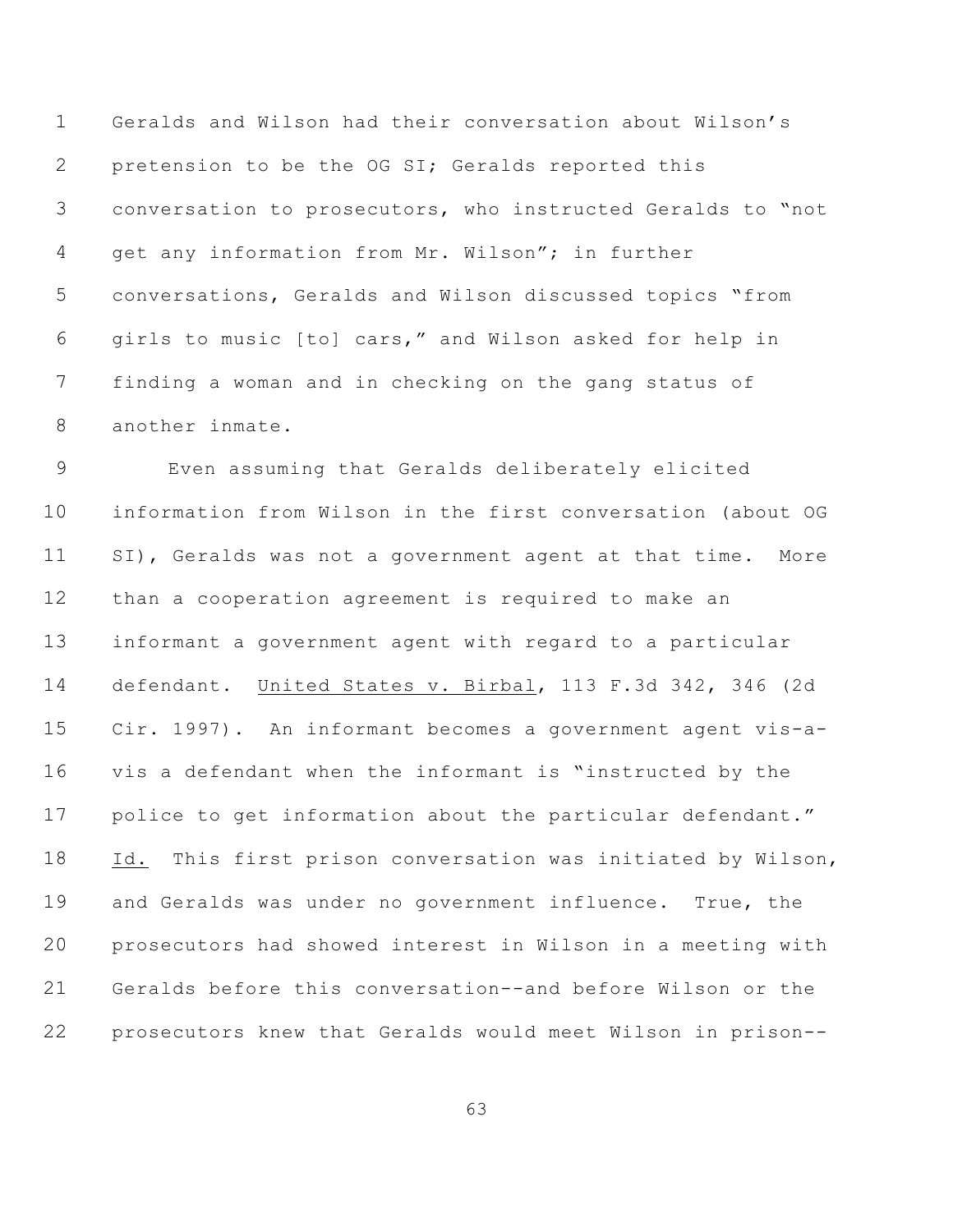Geralds and Wilson had their conversation about Wilson's pretension to be the OG SI; Geralds reported this conversation to prosecutors, who instructed Geralds to "not get any information from Mr. Wilson"; in further conversations, Geralds and Wilson discussed topics "from girls to music [to] cars," and Wilson asked for help in finding a woman and in checking on the gang status of another inmate.

Even assuming that Geralds deliberately elicited information from Wilson in the first conversation (about OG SI), Geralds was not a government agent at that time. More than a cooperation agreement is required to make an informant a government agent with regard to a particular defendant. United States v. Birbal, 113 F.3d 342, 346 (2d Cir. 1997). An informant becomes a government agent vis-a-vis a defendant when the informant is "instructed by the police to get information about the particular defendant." Id. This first prison conversation was initiated by Wilson, and Geralds was under no government influence. True, the prosecutors had showed interest in Wilson in a meeting with Geralds before this conversation--and before Wilson or the prosecutors knew that Geralds would meet Wilson in prison--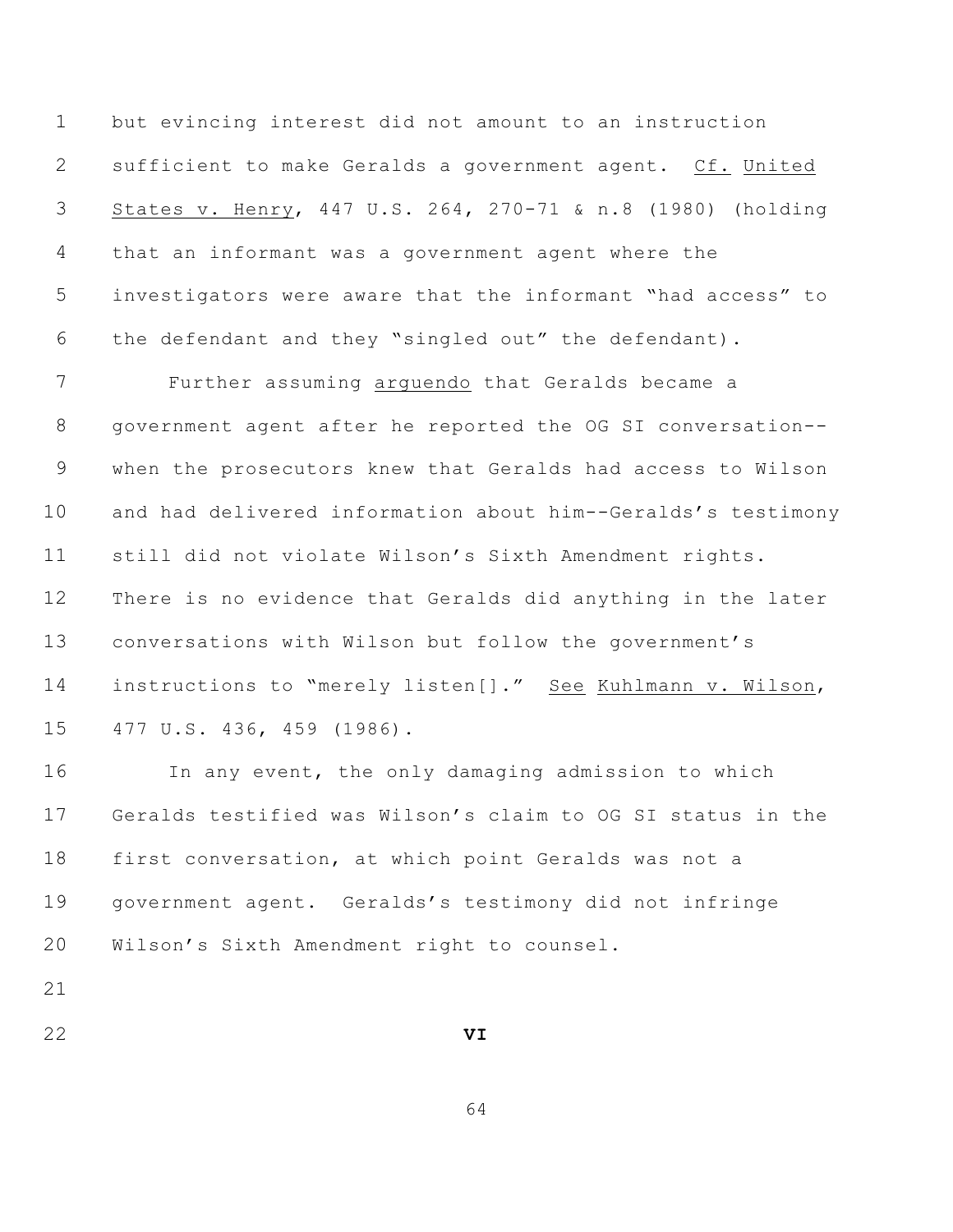but evincing interest did not amount to an instruction sufficient to make Geralds a government agent. Cf. United States v. Henry, 447 U.S. 264, 270-71 & n.8 (1980) (holding that an informant was a government agent where the investigators were aware that the informant "had access" to the defendant and they "singled out" the defendant).

Further assuming arguendo that Geralds became a government agent after he reported the OG SI conversation--when the prosecutors knew that Geralds had access to Wilson and had delivered information about him--Geralds's testimony still did not violate Wilson's Sixth Amendment rights. There is no evidence that Geralds did anything in the later conversations with Wilson but follow the government's instructions to "merely listen[]." See Kuhlmann v. Wilson, 477 U.S. 436, 459 (1986).

In any event, the only damaging admission to which Geralds testified was Wilson's claim to OG SI status in the first conversation, at which point Geralds was not a government agent. Geralds's testimony did not infringe Wilson's Sixth Amendment right to counsel.

## VI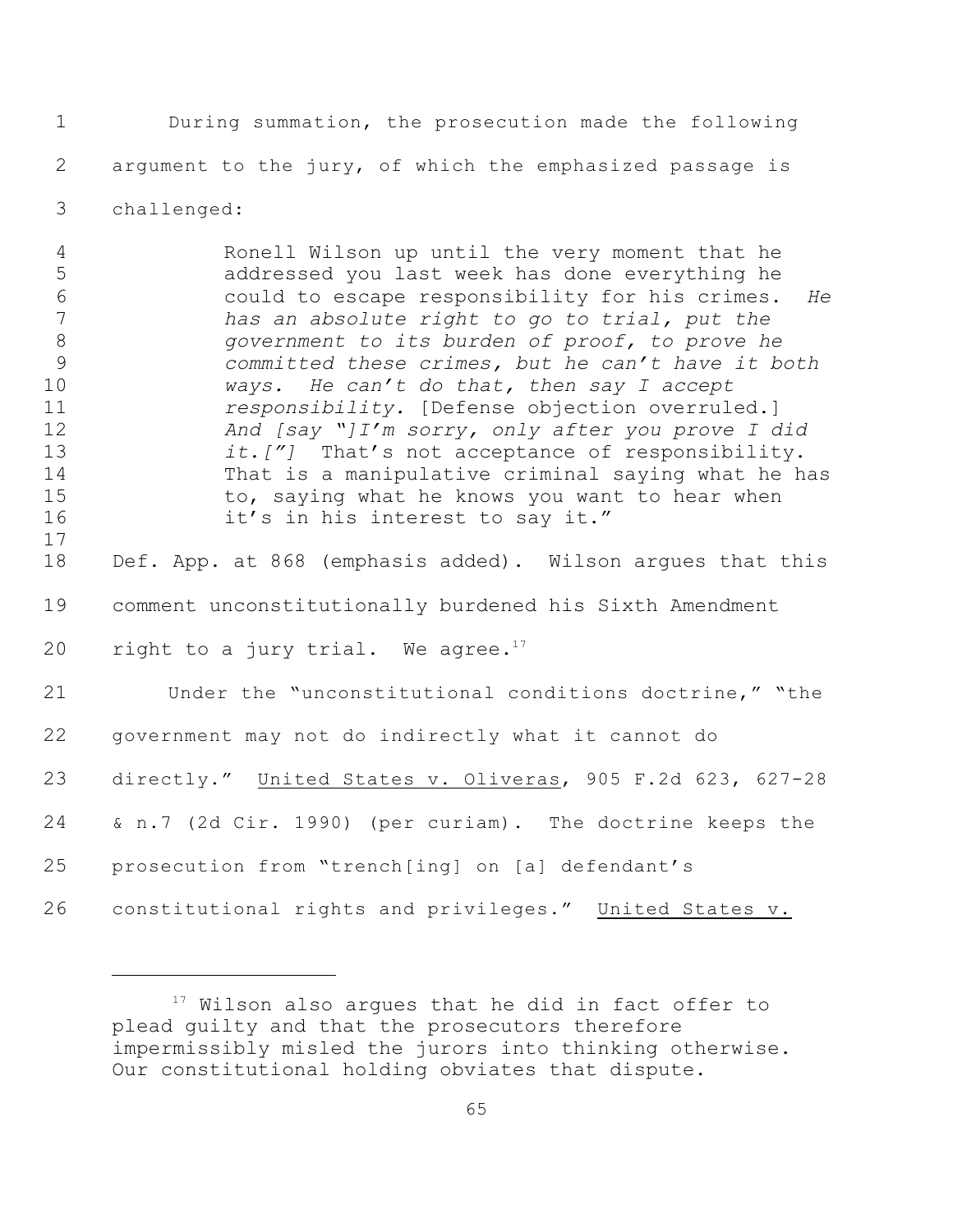During summation, the prosecution made the following argument to the jury, of which the emphasized passage is challenged:

> Ronell Wilson up until the very moment that he addressed you last week has done everything he could to escape responsibility for his crimes. *He has an absolute right to go to trial, put the government to its burden of proof, to prove he committed these crimes, but he can't have it both ways. He can't do that, then say I accept responsibility.* [Defense objection overruled.] *And [say "]I'm sorry, only after you prove I did it.["]* That's not acceptance of responsibility. That is a manipulative criminal saying what he has to, saying what he knows you want to hear when it's in his interest to say it."

Def. App. at 868 (emphasis added). Wilson argues that this comment unconstitutionally burdened his Sixth Amendment right to a jury trial. We agree.[17]

Under the "unconstitutional conditions doctrine," "the government may not do indirectly what it cannot do directly." United States v. Oliveras, 905 F.2d 623, 627-28 & n.7 (2d Cir. 1990) (per curiam). The doctrine keeps the prosecution from "trench[ing] on [a] defendant's constitutional rights and privileges." United States v.

[17] Wilson also argues that he did in fact offer to plead guilty and that the prosecutors therefore impermissibly misled the jurors into thinking otherwise. Our constitutional holding obviates that dispute.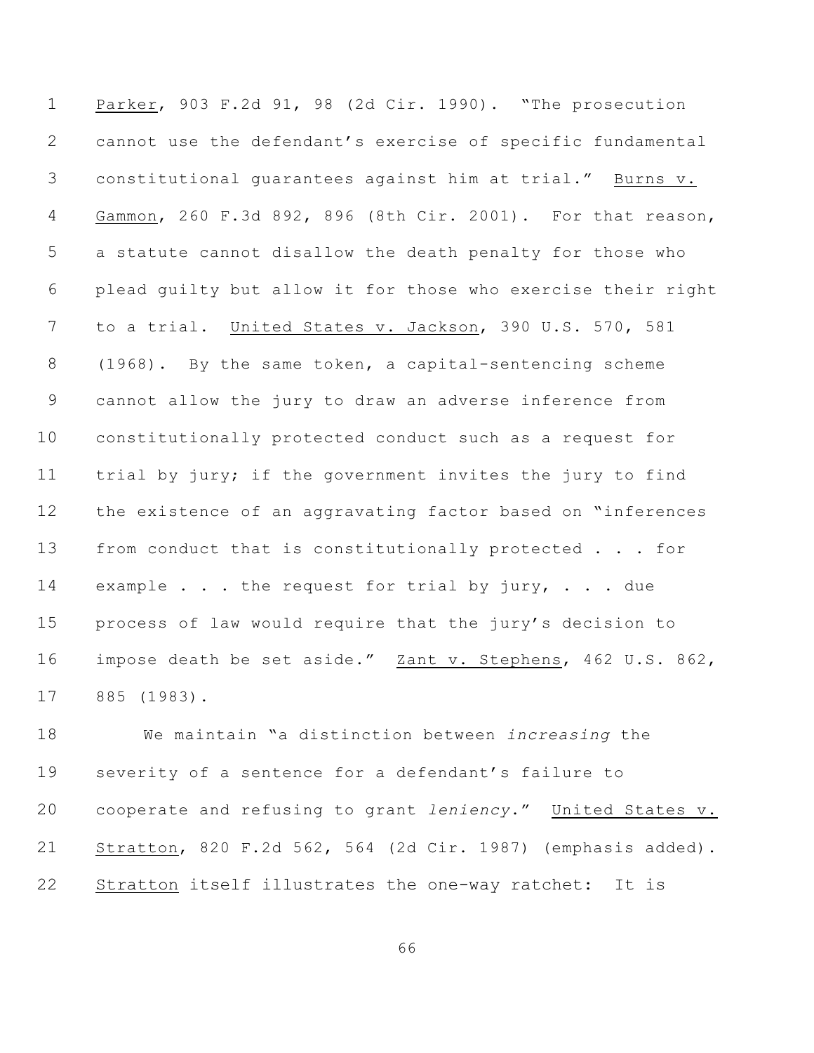Parker, 903 F.2d 91, 98 (2d Cir. 1990). "The prosecution cannot use the defendant's exercise of specific fundamental constitutional guarantees against him at trial." Burns v. Gammon, 260 F.3d 892, 896 (8th Cir. 2001). For that reason, a statute cannot disallow the death penalty for those who plead guilty but allow it for those who exercise their right to a trial. United States v. Jackson, 390 U.S. 570, 581 (1968). By the same token, a capital-sentencing scheme cannot allow the jury to draw an adverse inference from constitutionally protected conduct such as a request for trial by jury; if the government invites the jury to find the existence of an aggravating factor based on "inferences from conduct that is constitutionally protected . . . for example . . . the request for trial by jury, . . . due process of law would require that the jury's decision to impose death be set aside." Zant v. Stephens, 462 U.S. 862, 885 (1983).

We maintain "a distinction between *increasing* the severity of a sentence for a defendant's failure to cooperate and refusing to grant *leniency*." United States v. Stratton, 820 F.2d 562, 564 (2d Cir. 1987) (emphasis added). Stratton itself illustrates the one-way ratchet: It is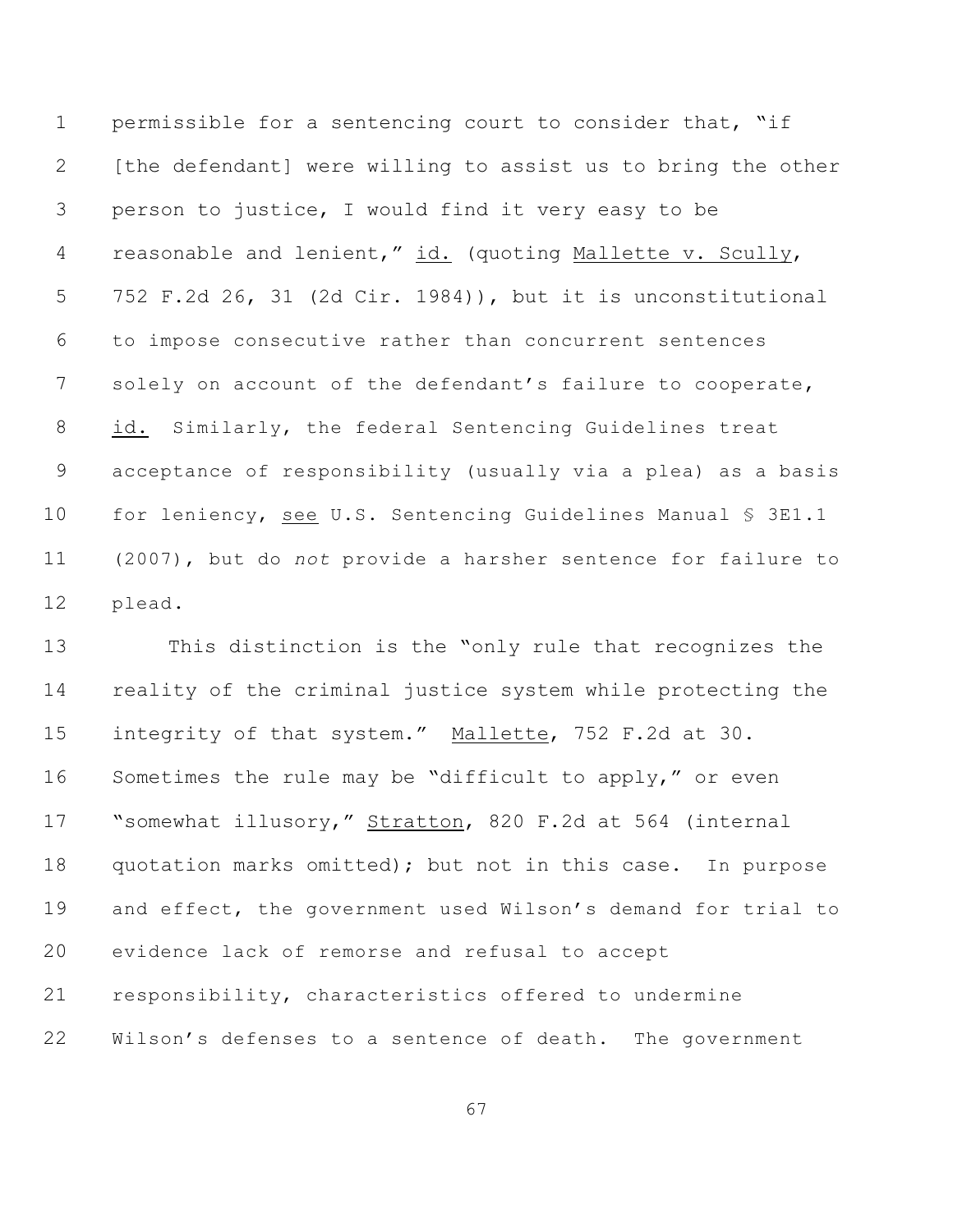permissible for a sentencing court to consider that, "if [the defendant] were willing to assist us to bring the other person to justice, I would find it very easy to be reasonable and lenient," id. (quoting Mallette v. Scully, 752 F.2d 26, 31 (2d Cir. 1984)), but it is unconstitutional to impose consecutive rather than concurrent sentences solely on account of the defendant's failure to cooperate, id. Similarly, the federal Sentencing Guidelines treat acceptance of responsibility (usually via a plea) as a basis for leniency, see U.S. Sentencing Guidelines Manual § 3E1.1 (2007), but do *not* provide a harsher sentence for failure to plead.

This distinction is the "only rule that recognizes the reality of the criminal justice system while protecting the integrity of that system." Mallette, 752 F.2d at 30. Sometimes the rule may be "difficult to apply," or even "somewhat illusory," Stratton, 820 F.2d at 564 (internal quotation marks omitted); but not in this case. In purpose and effect, the government used Wilson's demand for trial to evidence lack of remorse and refusal to accept responsibility, characteristics offered to undermine Wilson's defenses to a sentence of death. The government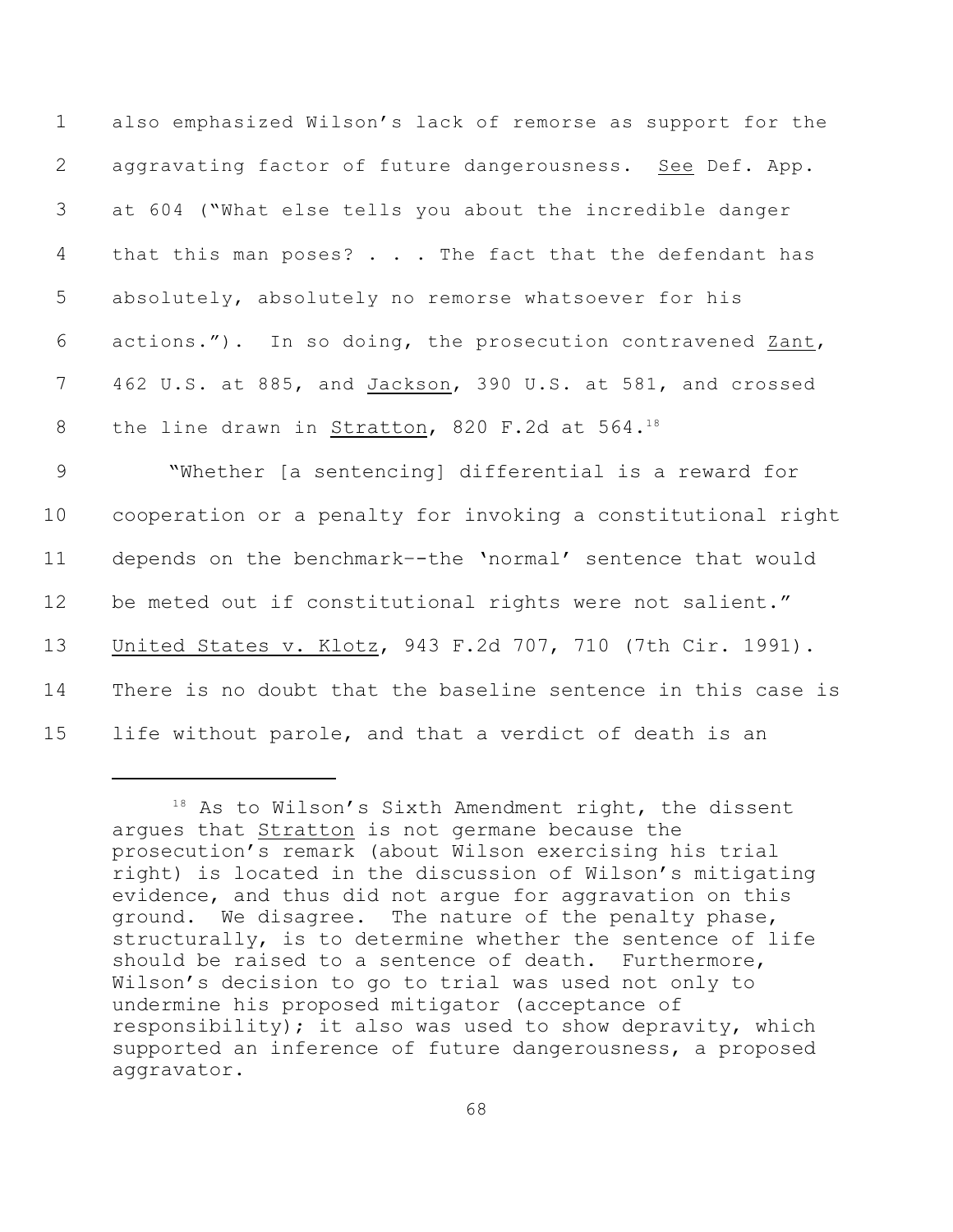also emphasized Wilson's lack of remorse as support for the aggravating factor of future dangerousness. See Def. App. at 604 ("What else tells you about the incredible danger that this man poses? . . . The fact that the defendant has absolutely, absolutely no remorse whatsoever for his actions."). In so doing, the prosecution contravened Zant, 462 U.S. at 885, and Jackson, 390 U.S. at 581, and crossed the line drawn in Stratton, 820 F.2d at 564.[18]

"Whether [a sentencing] differential is a reward for cooperation or a penalty for invoking a constitutional right depends on the benchmark--the 'normal' sentence that would be meted out if constitutional rights were not salient." United States v. Klotz, 943 F.2d 707, 710 (7th Cir. 1991). There is no doubt that the baseline sentence in this case is life without parole, and that a verdict of death is an

---

[18] As to Wilson's Sixth Amendment right, the dissent argues that Stratton is not germane because the prosecution's remark (about Wilson exercising his trial right) is located in the discussion of Wilson's mitigating evidence, and thus did not argue for aggravation on this ground. We disagree. The nature of the penalty phase, structurally, is to determine whether the sentence of life should be raised to a sentence of death. Furthermore, Wilson's decision to go to trial was used not only to undermine his proposed mitigator (acceptance of responsibility); it also was used to show depravity, which supported an inference of future dangerousness, a proposed aggravator.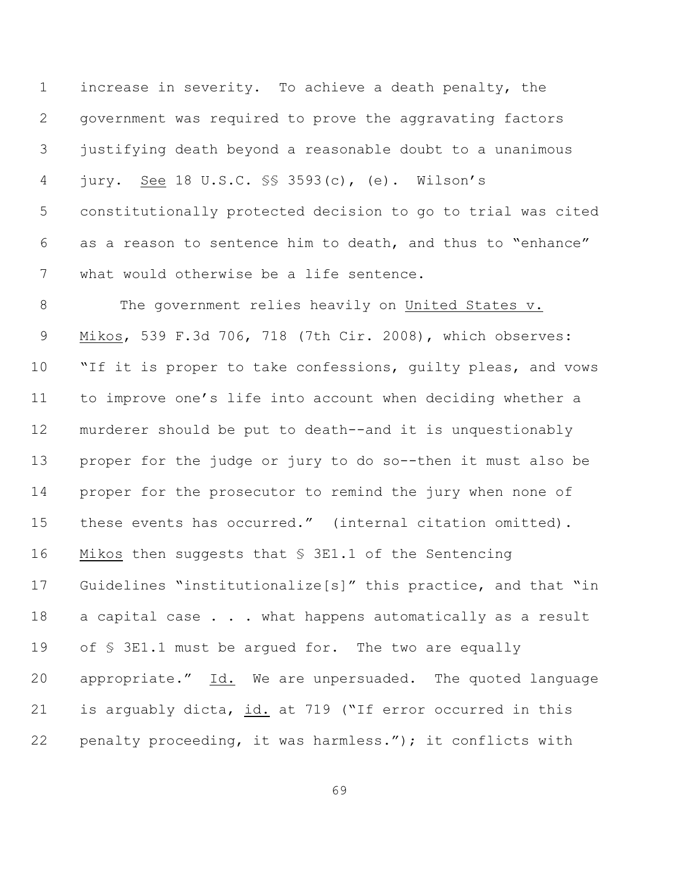increase in severity. To achieve a death penalty, the government was required to prove the aggravating factors justifying death beyond a reasonable doubt to a unanimous jury. See 18 U.S.C. §§ 3593(c), (e). Wilson's constitutionally protected decision to go to trial was cited as a reason to sentence him to death, and thus to "enhance" what would otherwise be a life sentence.

The government relies heavily on United States v. Mikos, 539 F.3d 706, 718 (7th Cir. 2008), which observes: "If it is proper to take confessions, guilty pleas, and vows to improve one's life into account when deciding whether a murderer should be put to death--and it is unquestionably proper for the judge or jury to do so--then it must also be proper for the prosecutor to remind the jury when none of these events has occurred." (internal citation omitted). Mikos then suggests that § 3E1.1 of the Sentencing Guidelines "institutionalize[s]" this practice, and that "in a capital case . . . what happens automatically as a result of § 3E1.1 must be argued for. The two are equally appropriate." Id. We are unpersuaded. The quoted language is arguably dicta, id. at 719 ("If error occurred in this penalty proceeding, it was harmless."); it conflicts with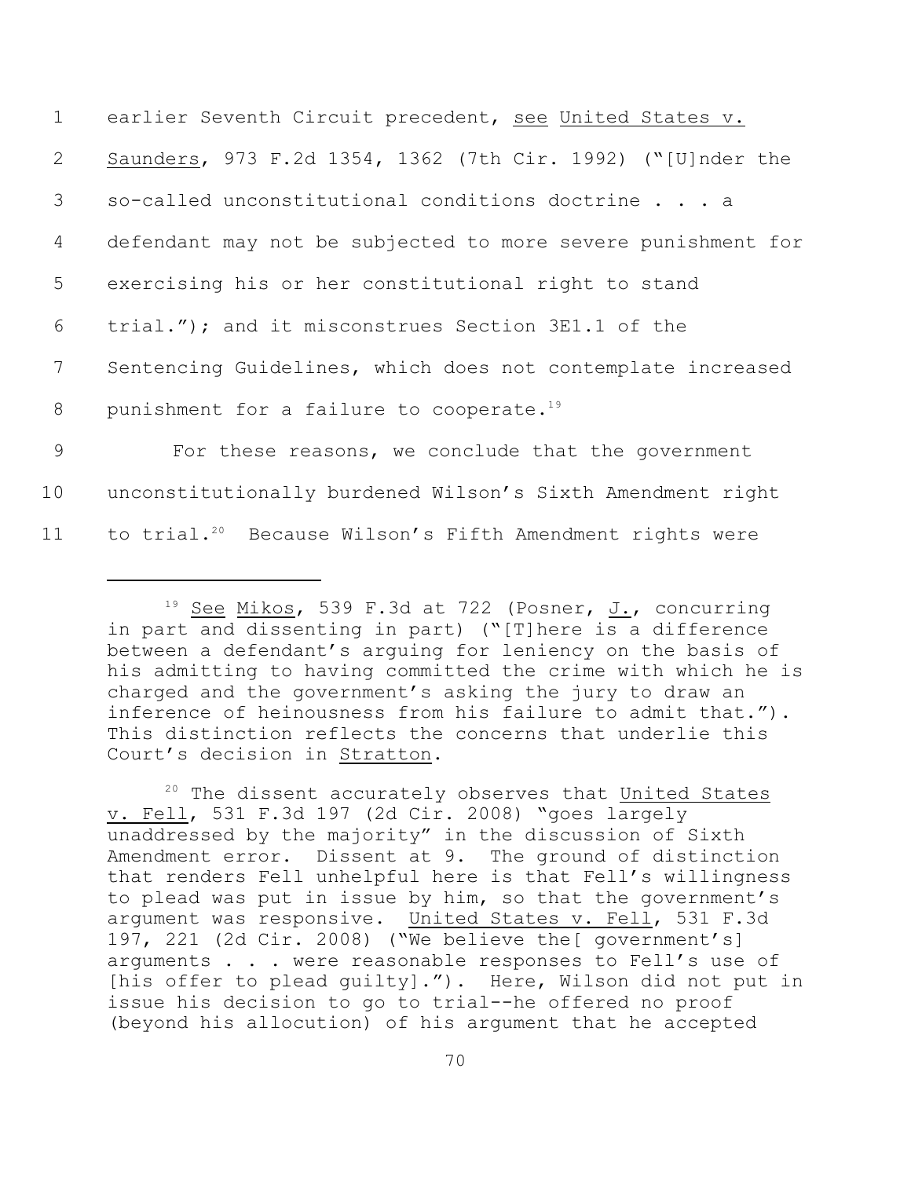earlier Seventh Circuit precedent, see United States v. Saunders, 973 F.2d 1354, 1362 (7th Cir. 1992) ("[U]nder the so-called unconstitutional conditions doctrine . . . a defendant may not be subjected to more severe punishment for exercising his or her constitutional right to stand trial."); and it misconstrues Section 3E1.1 of the Sentencing Guidelines, which does not contemplate increased punishment for a failure to cooperate.[19]

For these reasons, we conclude that the government unconstitutionally burdened Wilson's Sixth Amendment right to trial.[20] Because Wilson's Fifth Amendment rights were

---

[19] See Mikos, 539 F.3d at 722 (Posner, J., concurring in part and dissenting in part) ("[T]here is a difference between a defendant's arguing for leniency on the basis of his admitting to having committed the crime with which he is charged and the government's asking the jury to draw an inference of heinousness from his failure to admit that."). This distinction reflects the concerns that underlie this Court's decision in Stratton.

[20] The dissent accurately observes that United States v. Fell, 531 F.3d 197 (2d Cir. 2008) "goes largely unaddressed by the majority" in the discussion of Sixth Amendment error. Dissent at 9. The ground of distinction that renders Fell unhelpful here is that Fell's willingness to plead was put in issue by him, so that the government's argument was responsive. United States v. Fell, 531 F.3d 197, 221 (2d Cir. 2008) ("We believe the[ government's] arguments . . . were reasonable responses to Fell's use of [his offer to plead guilty]."). Here, Wilson did not put in issue his decision to go to trial--he offered no proof (beyond his allocution) of his argument that he accepted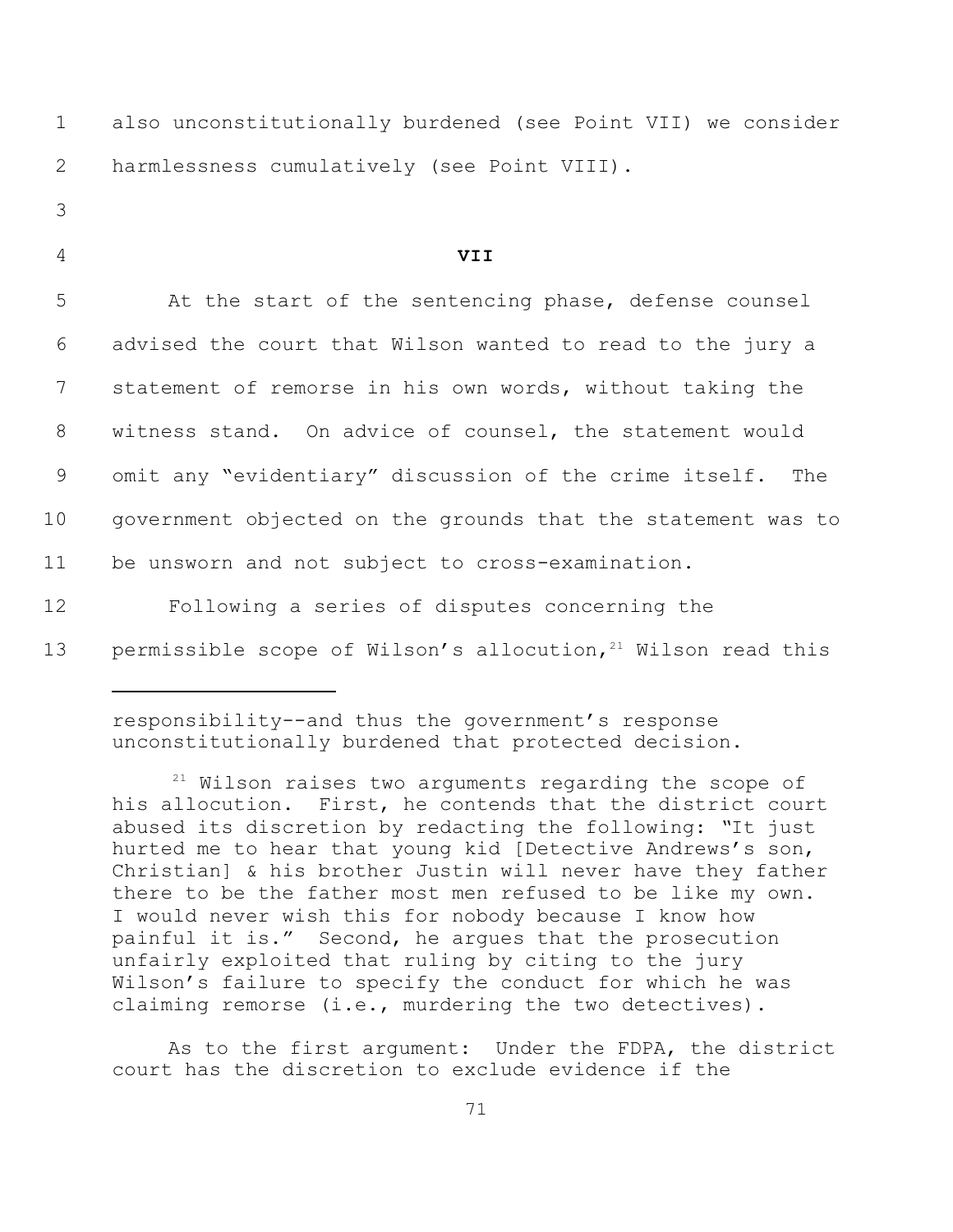also unconstitutionally burdened (see Point VII) we consider harmlessness cumulatively (see Point VIII).

## VII

At the start of the sentencing phase, defense counsel advised the court that Wilson wanted to read to the jury a statement of remorse in his own words, without taking the witness stand. On advice of counsel, the statement would omit any "evidentiary" discussion of the crime itself. The government objected on the grounds that the statement was to be unsworn and not subject to cross-examination.

Following a series of disputes concerning the permissible scope of Wilson's allocution,[21] Wilson read this

---

responsibility--and thus the government's response unconstitutionally burdened that protected decision.

[21] Wilson raises two arguments regarding the scope of his allocution. First, he contends that the district court abused its discretion by redacting the following: "It just hurted me to hear that young kid [Detective Andrews's son, Christian] & his brother Justin will never have they father there to be the father most men refused to be like my own. I would never wish this for nobody because I know how painful it is." Second, he argues that the prosecution unfairly exploited that ruling by citing to the jury Wilson's failure to specify the conduct for which he was claiming remorse (i.e., murdering the two detectives).

As to the first argument: Under the FDPA, the district court has the discretion to exclude evidence if the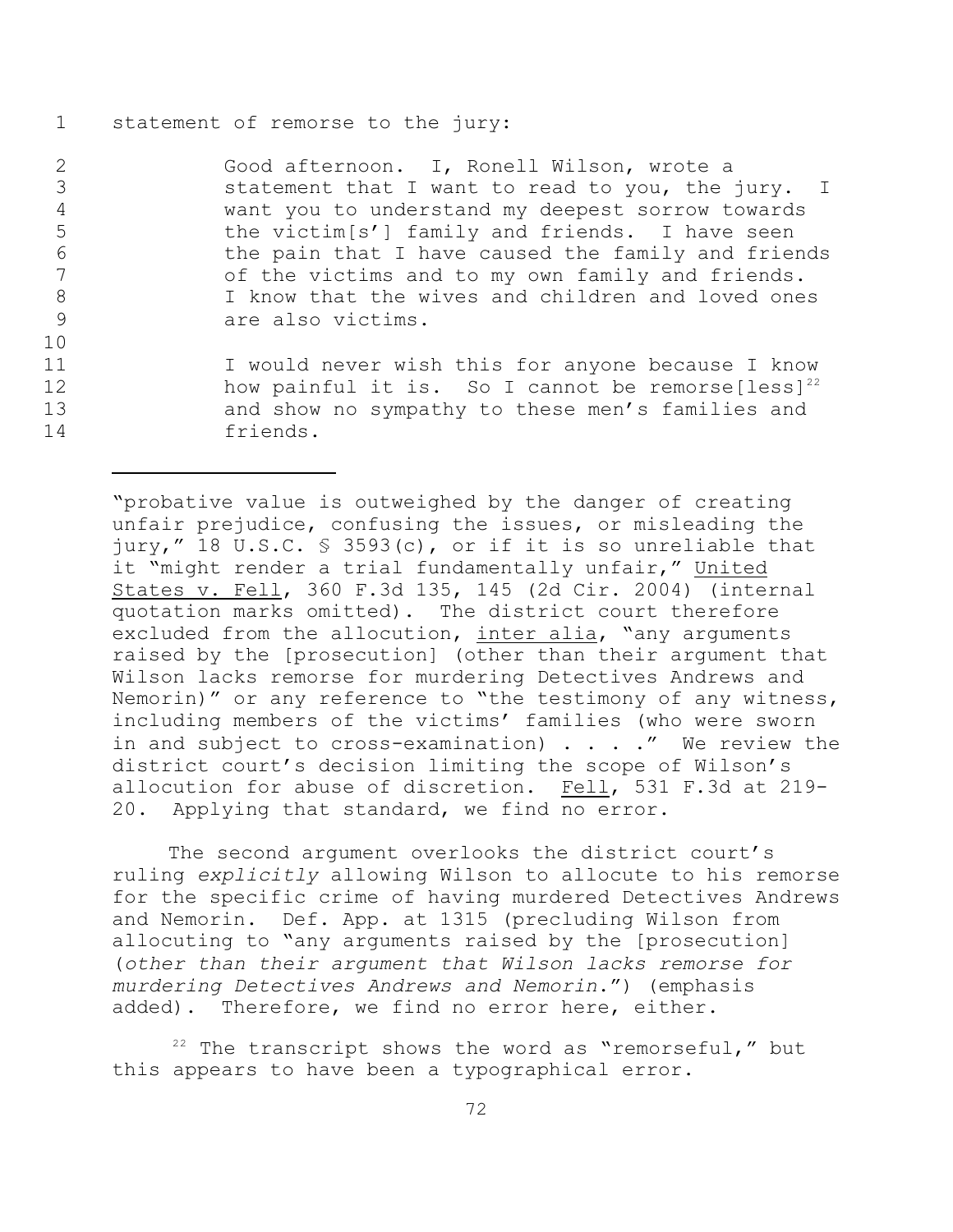statement of remorse to the jury:

> Good afternoon. I, Ronell Wilson, wrote a statement that I want to read to you, the jury. I want you to understand my deepest sorrow towards the victim[s'] family and friends. I have seen the pain that I have caused the family and friends of the victims and to my own family and friends. I know that the wives and children and loved ones are also victims.
>
> I would never wish this for anyone because I know how painful it is. So I cannot be remorse[less][22] and show no sympathy to these men's families and friends.

---

"probative value is outweighed by the danger of creating unfair prejudice, confusing the issues, or misleading the jury," 18 U.S.C. § 3593(c), or if it is so unreliable that it "might render a trial fundamentally unfair," United States v. Fell, 360 F.3d 135, 145 (2d Cir. 2004) (internal quotation marks omitted). The district court therefore excluded from the allocution, inter alia, "any arguments raised by the [prosecution] (other than their argument that Wilson lacks remorse for murdering Detectives Andrews and Nemorin)" or any reference to "the testimony of any witness, including members of the victims' families (who were sworn in and subject to cross-examination) . . . ." We review the district court's decision limiting the scope of Wilson's allocution for abuse of discretion. Fell, 531 F.3d at 219-20. Applying that standard, we find no error.

The second argument overlooks the district court's ruling *explicitly* allowing Wilson to allocute to his remorse for the specific crime of having murdered Detectives Andrews and Nemorin. Def. App. at 1315 (precluding Wilson from allocuting to "any arguments raised by the [prosecution] (*other than their argument that Wilson lacks remorse for murdering Detectives Andrews and Nemorin*.") (emphasis added). Therefore, we find no error here, either.

[22] The transcript shows the word as "remorseful," but this appears to have been a typographical error.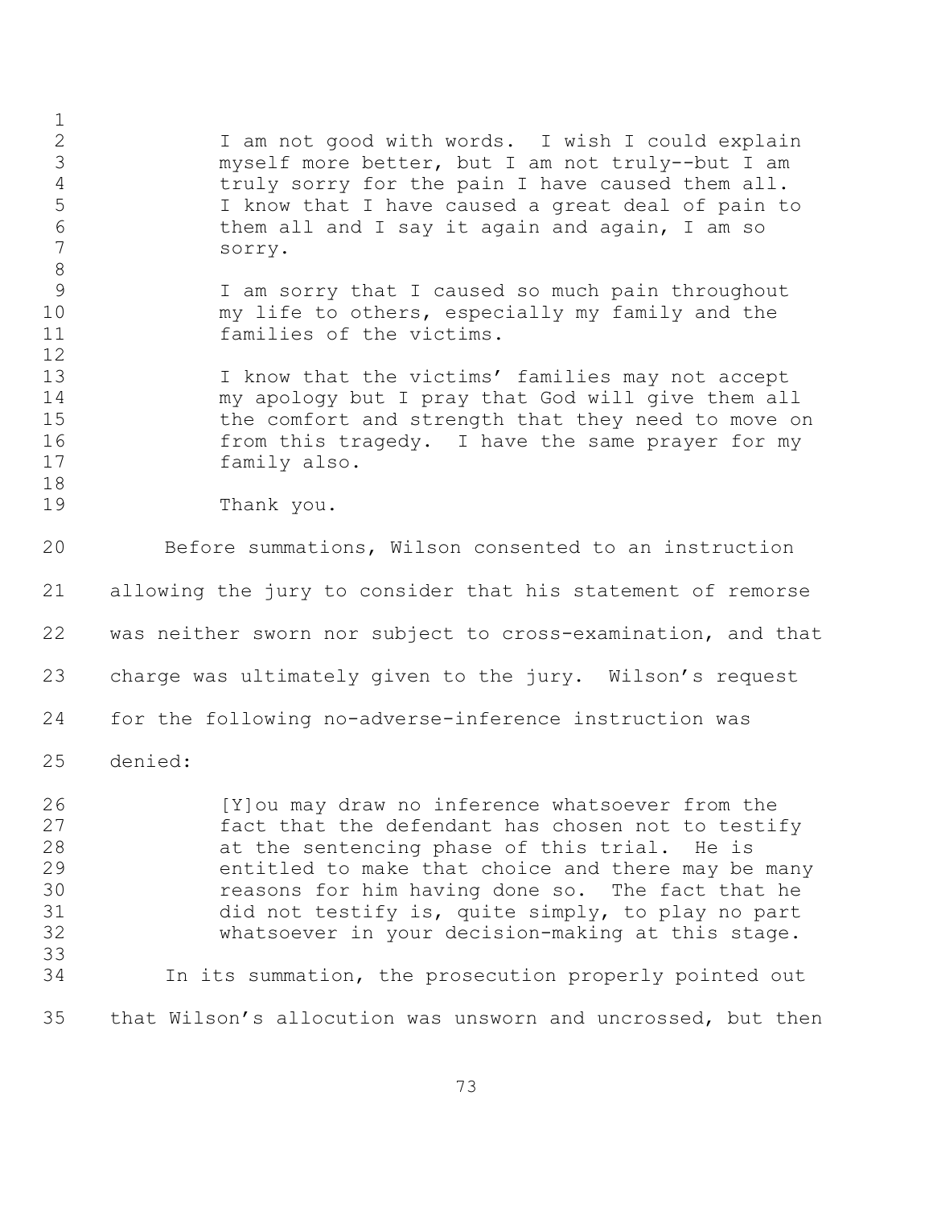> I am not good with words. I wish I could explain myself more better, but I am not truly--but I am truly sorry for the pain I have caused them all. I know that I have caused a great deal of pain to them all and I say it again and again, I am so sorry.
>
> I am sorry that I caused so much pain throughout my life to others, especially my family and the families of the victims.
>
> I know that the victims' families may not accept my apology but I pray that God will give them all the comfort and strength that they need to move on from this tragedy. I have the same prayer for my family also.
>
> Thank you.

Before summations, Wilson consented to an instruction allowing the jury to consider that his statement of remorse was neither sworn nor subject to cross-examination, and that charge was ultimately given to the jury. Wilson's request for the following no-adverse-inference instruction was denied:

> [Y]ou may draw no inference whatsoever from the fact that the defendant has chosen not to testify at the sentencing phase of this trial. He is entitled to make that choice and there may be many reasons for him having done so. The fact that he did not testify is, quite simply, to play no part whatsoever in your decision-making at this stage.

In its summation, the prosecution properly pointed out that Wilson's allocution was unsworn and uncrossed, but then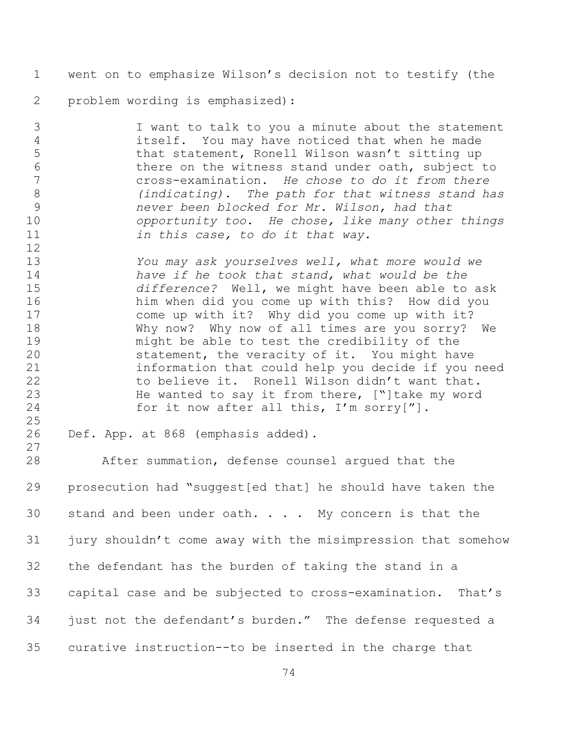went on to emphasize Wilson's decision not to testify (the problem wording is emphasized):

> I want to talk to you a minute about the statement itself. You may have noticed that when he made that statement, Ronell Wilson wasn't sitting up there on the witness stand under oath, subject to cross-examination. *He chose to do it from there (indicating). The path for that witness stand has never been blocked for Mr. Wilson, had that opportunity too. He chose, like many other things in this case, to do it that way.*
>
> *You may ask yourselves well, what more would we have if he took that stand, what would be the difference?* Well, we might have been able to ask him when did you come up with this? How did you come up with it? Why did you come up with it? Why now? Why now of all times are you sorry? We might be able to test the credibility of the statement, the veracity of it. You might have information that could help you decide if you need to believe it. Ronell Wilson didn't want that. He wanted to say it from there, ["]take my word for it now after all this, I'm sorry["].

Def. App. at 868 (emphasis added).

After summation, defense counsel argued that the prosecution had "suggest[ed that] he should have taken the stand and been under oath. . . . My concern is that the jury shouldn't come away with the misimpression that somehow the defendant has the burden of taking the stand in a capital case and be subjected to cross-examination. That's just not the defendant's burden." The defense requested a curative instruction--to be inserted in the charge that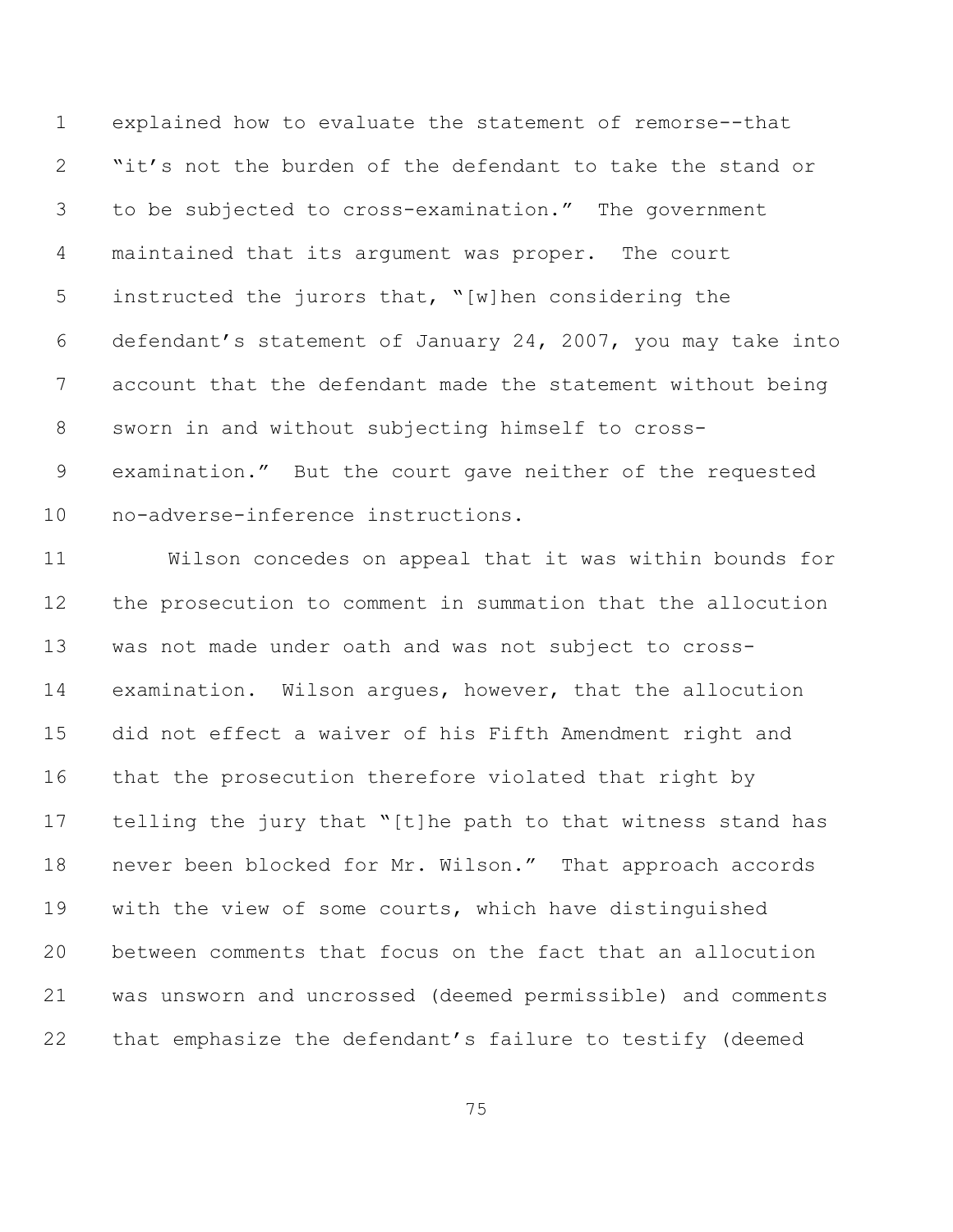explained how to evaluate the statement of remorse--that "it's not the burden of the defendant to take the stand or to be subjected to cross-examination." The government maintained that its argument was proper. The court instructed the jurors that, "[w]hen considering the defendant's statement of January 24, 2007, you may take into account that the defendant made the statement without being sworn in and without subjecting himself to cross-examination." But the court gave neither of the requested no-adverse-inference instructions.

Wilson concedes on appeal that it was within bounds for the prosecution to comment in summation that the allocution was not made under oath and was not subject to cross-examination. Wilson argues, however, that the allocution did not effect a waiver of his Fifth Amendment right and that the prosecution therefore violated that right by telling the jury that "[t]he path to that witness stand has never been blocked for Mr. Wilson." That approach accords with the view of some courts, which have distinguished between comments that focus on the fact that an allocution was unsworn and uncrossed (deemed permissible) and comments that emphasize the defendant's failure to testify (deemed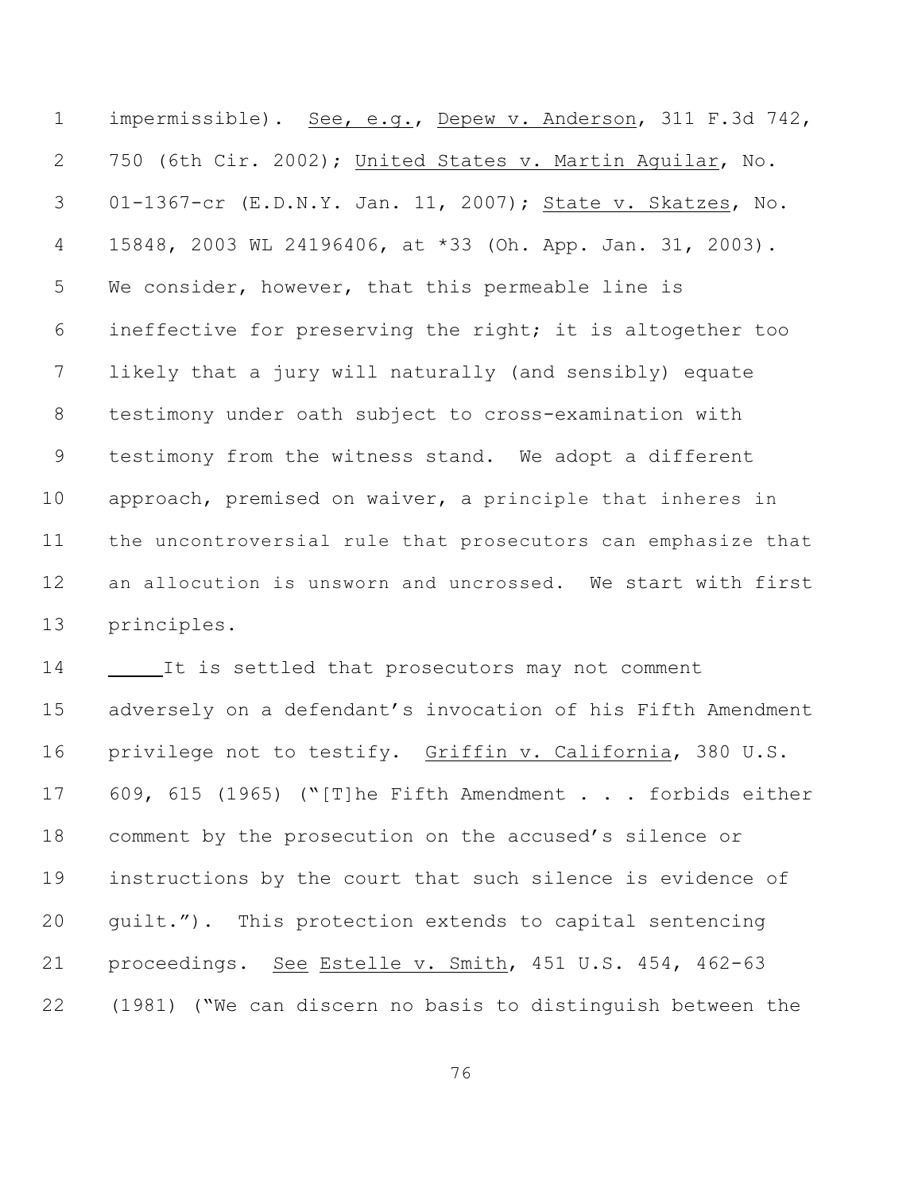impermissible). See, e.g., Depew v. Anderson, 311 F.3d 742, 750 (6th Cir. 2002); United States v. Martin Aguilar, No. 01-1367-cr (E.D.N.Y. Jan. 11, 2007); State v. Skatzes, No. 15848, 2003 WL 24196406, at *33 (Oh. App. Jan. 31, 2003). We consider, however, that this permeable line is ineffective for preserving the right; it is altogether too likely that a jury will naturally (and sensibly) equate testimony under oath subject to cross-examination with testimony from the witness stand. We adopt a different approach, premised on waiver, a principle that inheres in the uncontroversial rule that prosecutors can emphasize that an allocution is unsworn and uncrossed. We start with first principles.

It is settled that prosecutors may not comment adversely on a defendant's invocation of his Fifth Amendment privilege not to testify. Griffin v. California, 380 U.S. 609, 615 (1965) ("[T]he Fifth Amendment . . . forbids either comment by the prosecution on the accused's silence or instructions by the court that such silence is evidence of guilt."). This protection extends to capital sentencing proceedings. See Estelle v. Smith, 451 U.S. 454, 462-63 (1981) ("We can discern no basis to distinguish between the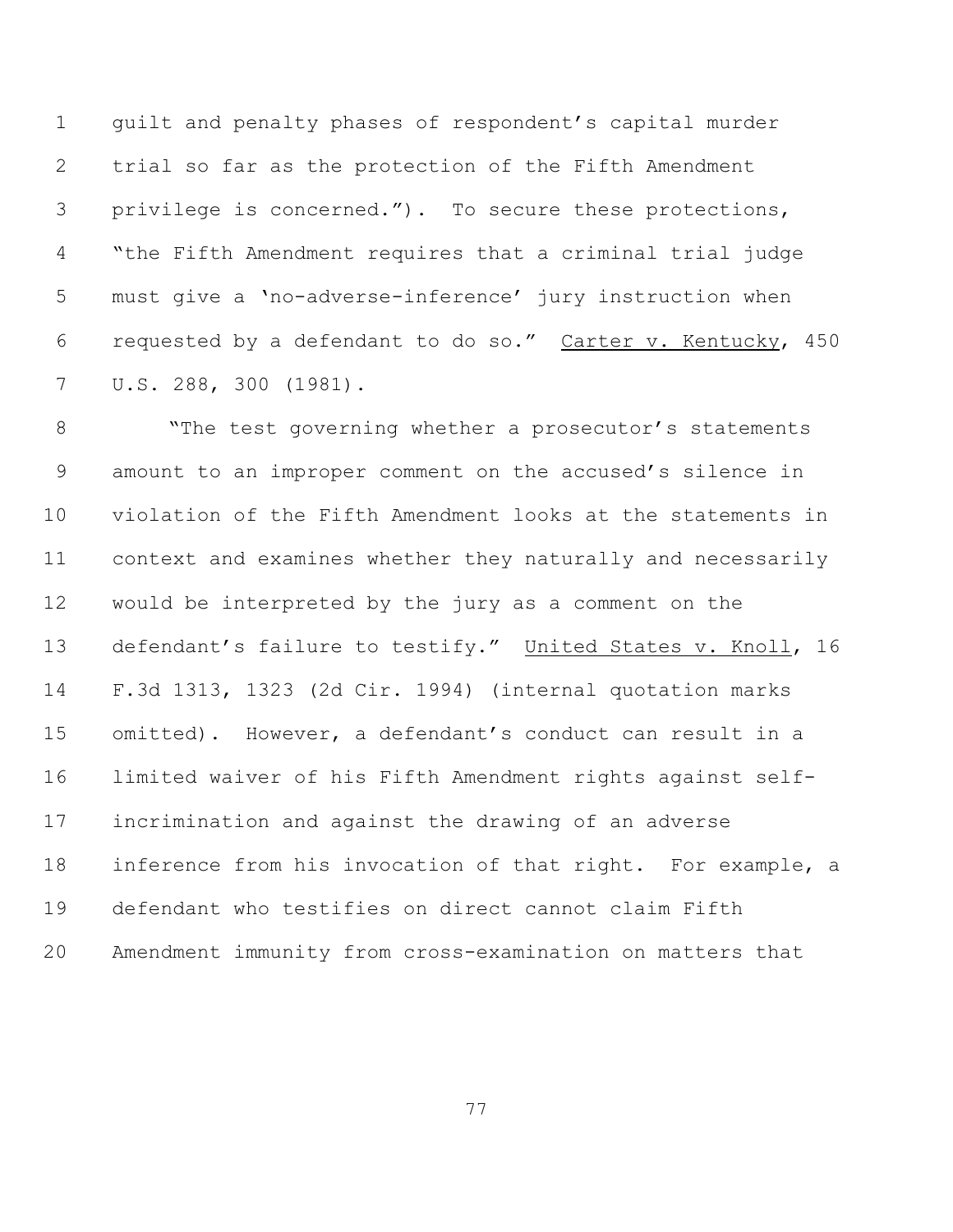guilt and penalty phases of respondent's capital murder trial so far as the protection of the Fifth Amendment privilege is concerned."). To secure these protections, "the Fifth Amendment requires that a criminal trial judge must give a 'no-adverse-inference' jury instruction when requested by a defendant to do so." Carter v. Kentucky, 450 U.S. 288, 300 (1981).

"The test governing whether a prosecutor's statements amount to an improper comment on the accused's silence in violation of the Fifth Amendment looks at the statements in context and examines whether they naturally and necessarily would be interpreted by the jury as a comment on the defendant's failure to testify." United States v. Knoll, 16 F.3d 1313, 1323 (2d Cir. 1994) (internal quotation marks omitted). However, a defendant's conduct can result in a limited waiver of his Fifth Amendment rights against self-incrimination and against the drawing of an adverse inference from his invocation of that right. For example, a defendant who testifies on direct cannot claim Fifth Amendment immunity from cross-examination on matters that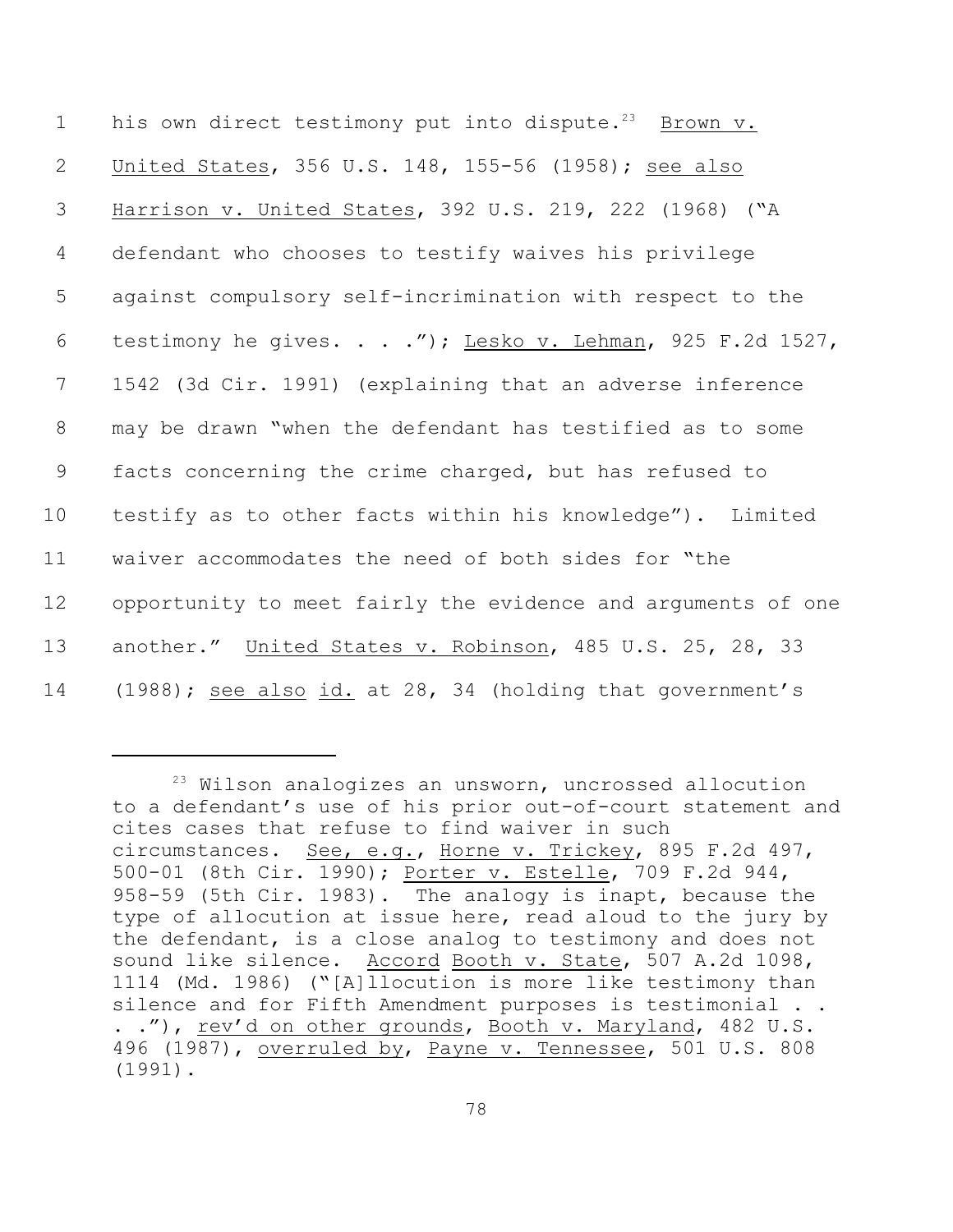his own direct testimony put into dispute.[23] Brown v. United States, 356 U.S. 148, 155-56 (1958); see also Harrison v. United States, 392 U.S. 219, 222 (1968) ("A defendant who chooses to testify waives his privilege against compulsory self-incrimination with respect to the testimony he gives. . . ."); Lesko v. Lehman, 925 F.2d 1527, 1542 (3d Cir. 1991) (explaining that an adverse inference may be drawn "when the defendant has testified as to some facts concerning the crime charged, but has refused to testify as to other facts within his knowledge"). Limited waiver accommodates the need of both sides for "the opportunity to meet fairly the evidence and arguments of one another." United States v. Robinson, 485 U.S. 25, 28, 33 (1988); see also id. at 28, 34 (holding that government's

---

[23] Wilson analogizes an unsworn, uncrossed allocution to a defendant's use of his prior out-of-court statement and cites cases that refuse to find waiver in such circumstances. See, e.g., Horne v. Trickey, 895 F.2d 497, 500-01 (8th Cir. 1990); Porter v. Estelle, 709 F.2d 944, 958-59 (5th Cir. 1983). The analogy is inapt, because the type of allocution at issue here, read aloud to the jury by the defendant, is a close analog to testimony and does not sound like silence. Accord Booth v. State, 507 A.2d 1098, 1114 (Md. 1986) ("[A]llocution is more like testimony than silence and for Fifth Amendment purposes is testimonial . . . ."), rev'd on other grounds, Booth v. Maryland, 482 U.S. 496 (1987), overruled by, Payne v. Tennessee, 501 U.S. 808 (1991).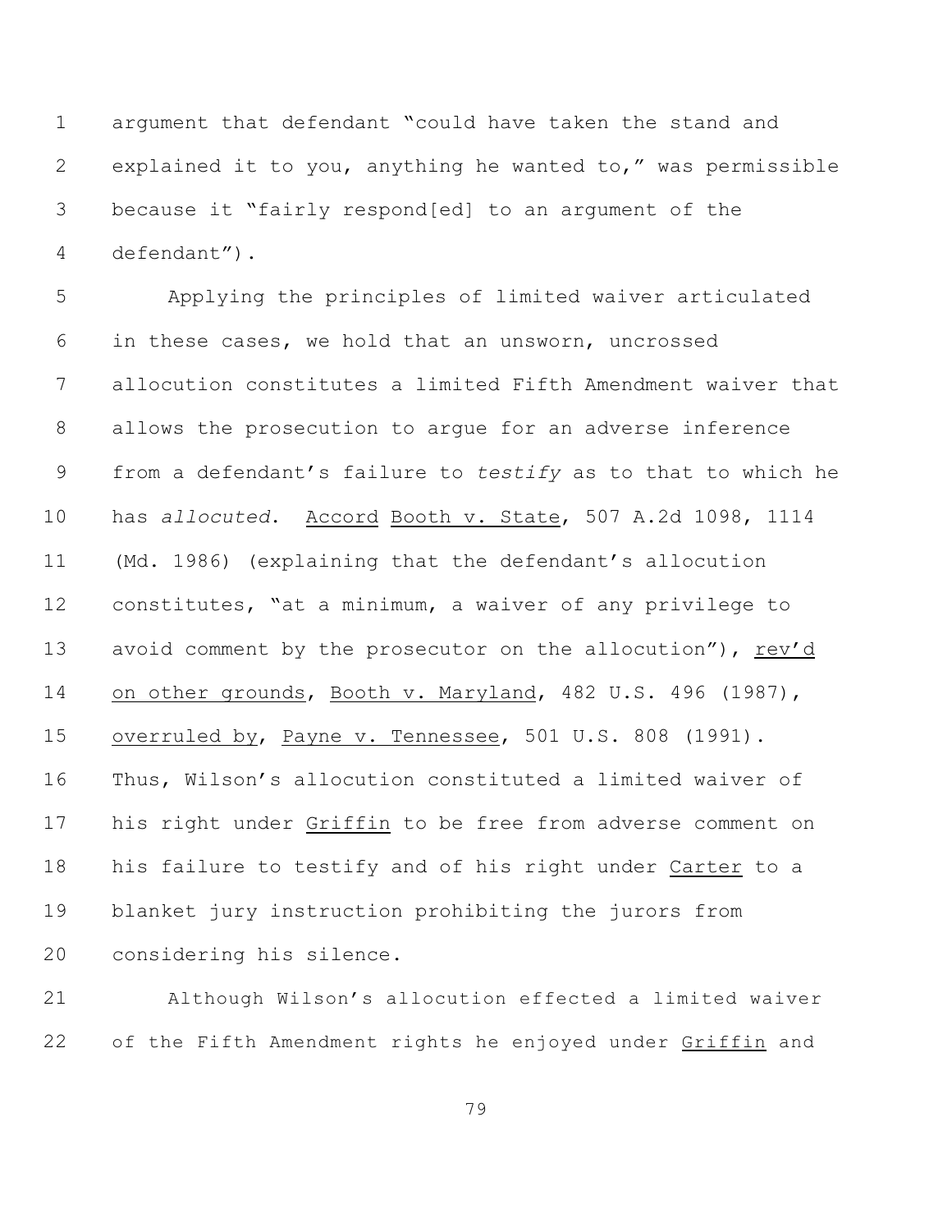argument that defendant "could have taken the stand and explained it to you, anything he wanted to," was permissible because it "fairly respond[ed] to an argument of the defendant").

Applying the principles of limited waiver articulated in these cases, we hold that an unsworn, uncrossed allocution constitutes a limited Fifth Amendment waiver that allows the prosecution to argue for an adverse inference from a defendant's failure to *testify* as to that to which he has *allocuted*. Accord Booth v. State, 507 A.2d 1098, 1114 (Md. 1986) (explaining that the defendant's allocution constitutes, "at a minimum, a waiver of any privilege to avoid comment by the prosecutor on the allocution"), rev'd on other grounds, Booth v. Maryland, 482 U.S. 496 (1987), overruled by, Payne v. Tennessee, 501 U.S. 808 (1991). Thus, Wilson's allocution constituted a limited waiver of his right under Griffin to be free from adverse comment on his failure to testify and of his right under Carter to a blanket jury instruction prohibiting the jurors from considering his silence.

Although Wilson's allocution effected a limited waiver of the Fifth Amendment rights he enjoyed under Griffin and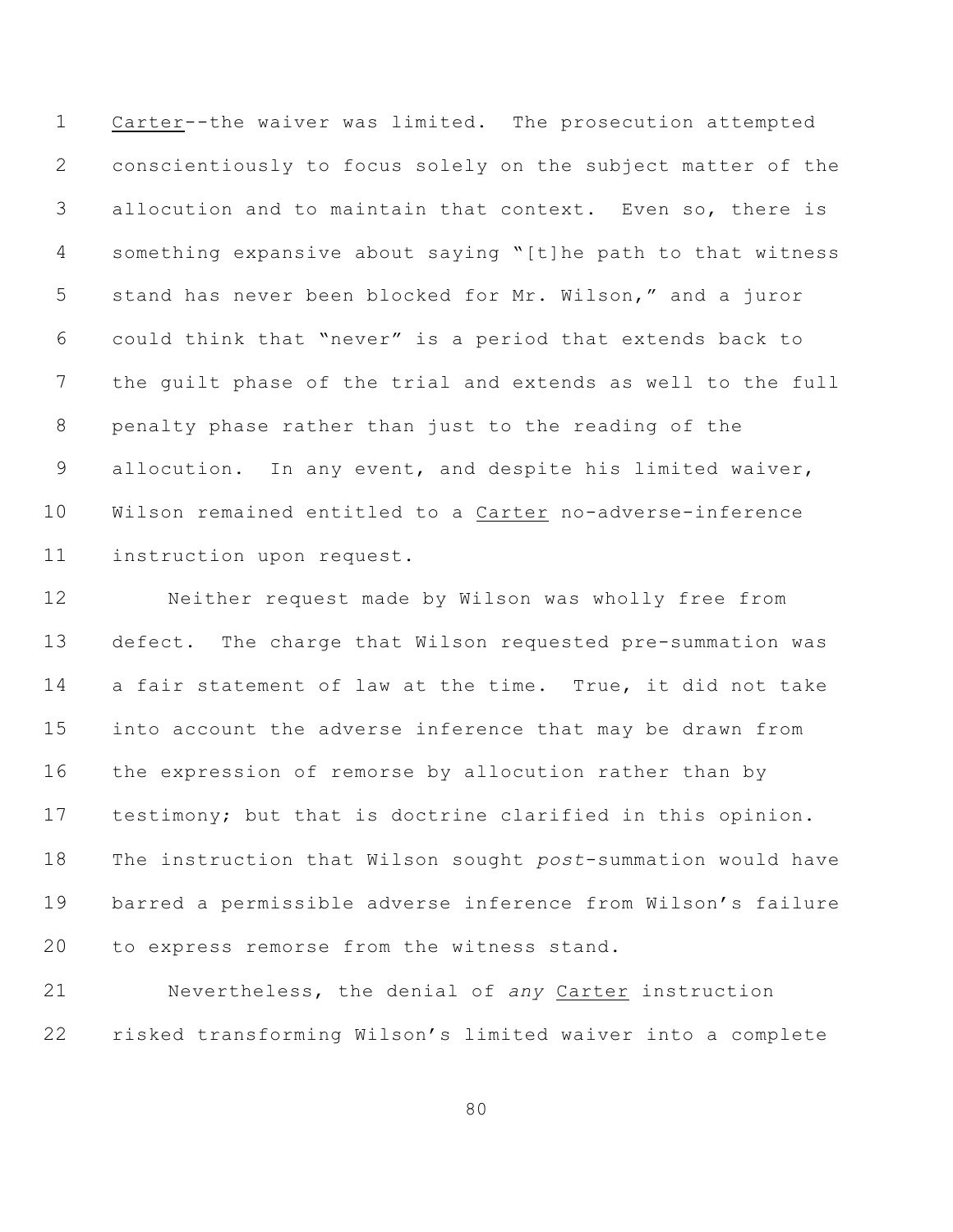Carter--the waiver was limited. The prosecution attempted conscientiously to focus solely on the subject matter of the allocution and to maintain that context. Even so, there is something expansive about saying "[t]he path to that witness stand has never been blocked for Mr. Wilson," and a juror could think that "never" is a period that extends back to the guilt phase of the trial and extends as well to the full penalty phase rather than just to the reading of the allocution. In any event, and despite his limited waiver, Wilson remained entitled to a Carter no-adverse-inference instruction upon request.

Neither request made by Wilson was wholly free from defect. The charge that Wilson requested pre-summation was a fair statement of law at the time. True, it did not take into account the adverse inference that may be drawn from the expression of remorse by allocution rather than by testimony; but that is doctrine clarified in this opinion. The instruction that Wilson sought *post*-summation would have barred a permissible adverse inference from Wilson's failure to express remorse from the witness stand.

Nevertheless, the denial of *any* Carter instruction risked transforming Wilson's limited waiver into a complete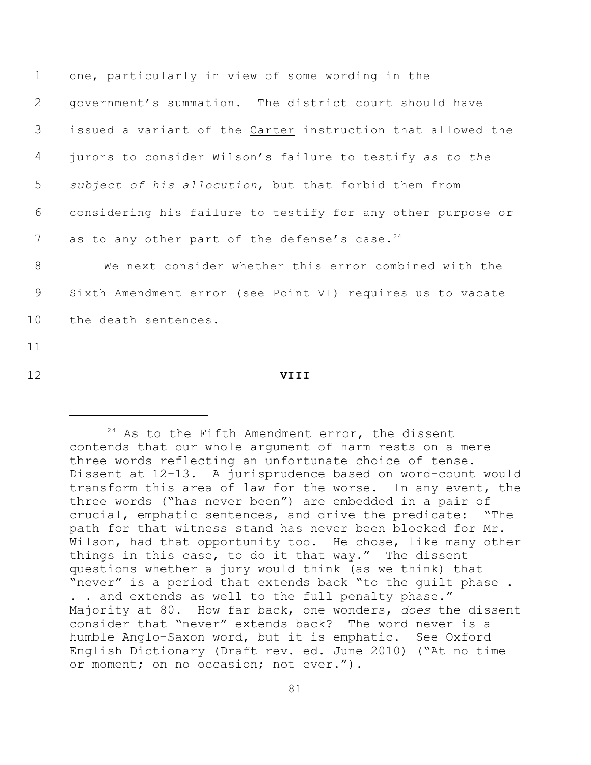one, particularly in view of some wording in the government's summation. The district court should have issued a variant of the Carter instruction that allowed the jurors to consider Wilson's failure to testify *as to the subject of his allocution*, but that forbid them from considering his failure to testify for any other purpose or as to any other part of the defense's case.[24]

We next consider whether this error combined with the Sixth Amendment error (see Point VI) requires us to vacate the death sentences.

## VIII

---

[24] As to the Fifth Amendment error, the dissent contends that our whole argument of harm rests on a mere three words reflecting an unfortunate choice of tense. Dissent at 12-13. A jurisprudence based on word-count would transform this area of law for the worse. In any event, the three words ("has never been") are embedded in a pair of crucial, emphatic sentences, and drive the predicate: "The path for that witness stand has never been blocked for Mr. Wilson, had that opportunity too. He chose, like many other things in this case, to do it that way." The dissent questions whether a jury would think (as we think) that "never" is a period that extends back "to the guilt phase . . . and extends as well to the full penalty phase." Majority at 80. How far back, one wonders, *does* the dissent consider that "never" extends back? The word never is a humble Anglo-Saxon word, but it is emphatic. See Oxford English Dictionary (Draft rev. ed. June 2010) ("At no time or moment; on no occasion; not ever.").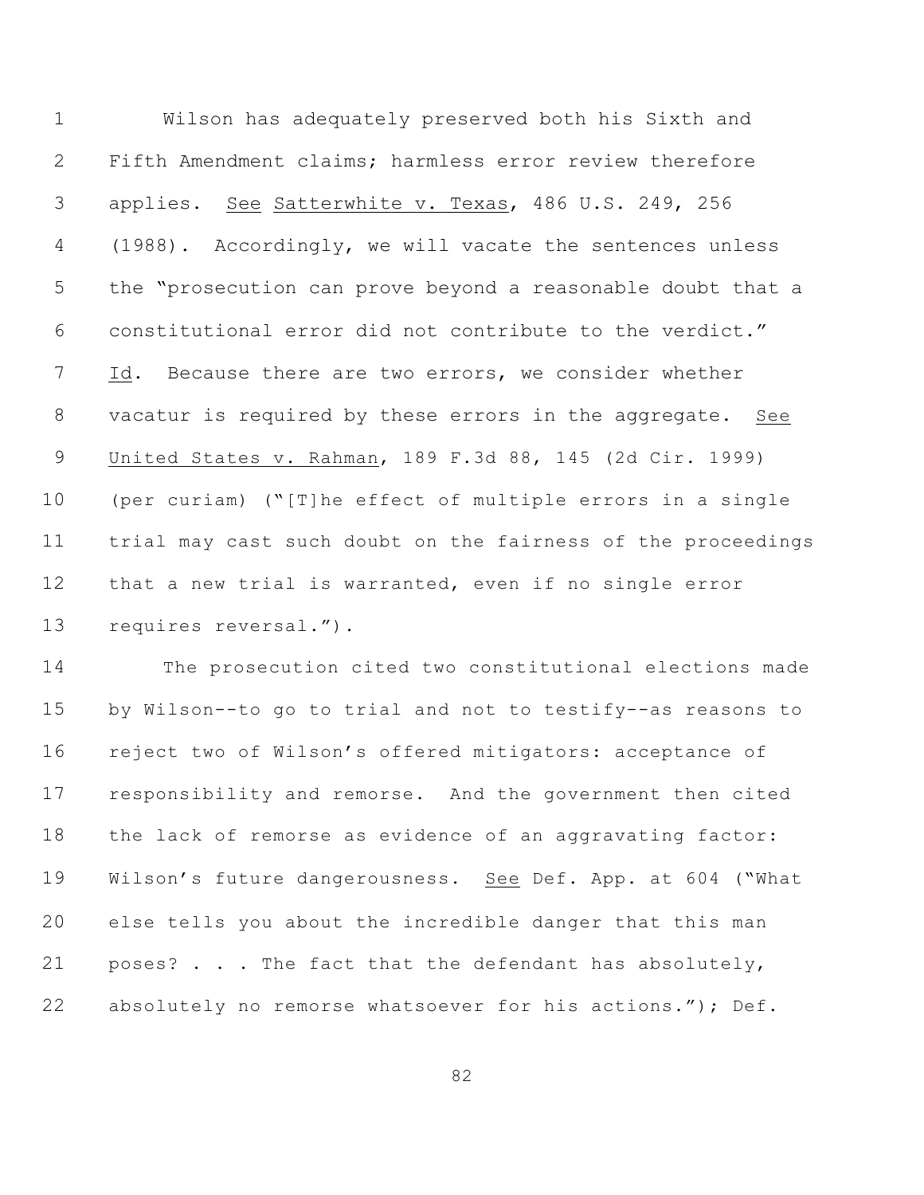Wilson has adequately preserved both his Sixth and Fifth Amendment claims; harmless error review therefore applies. See Satterwhite v. Texas, 486 U.S. 249, 256 (1988). Accordingly, we will vacate the sentences unless the "prosecution can prove beyond a reasonable doubt that a constitutional error did not contribute to the verdict." Id. Because there are two errors, we consider whether vacatur is required by these errors in the aggregate. See United States v. Rahman, 189 F.3d 88, 145 (2d Cir. 1999) (per curiam) ("[T]he effect of multiple errors in a single trial may cast such doubt on the fairness of the proceedings that a new trial is warranted, even if no single error requires reversal.").

The prosecution cited two constitutional elections made by Wilson--to go to trial and not to testify--as reasons to reject two of Wilson's offered mitigators: acceptance of responsibility and remorse. And the government then cited the lack of remorse as evidence of an aggravating factor: Wilson's future dangerousness. See Def. App. at 604 ("What else tells you about the incredible danger that this man poses? . . . The fact that the defendant has absolutely, absolutely no remorse whatsoever for his actions."); Def.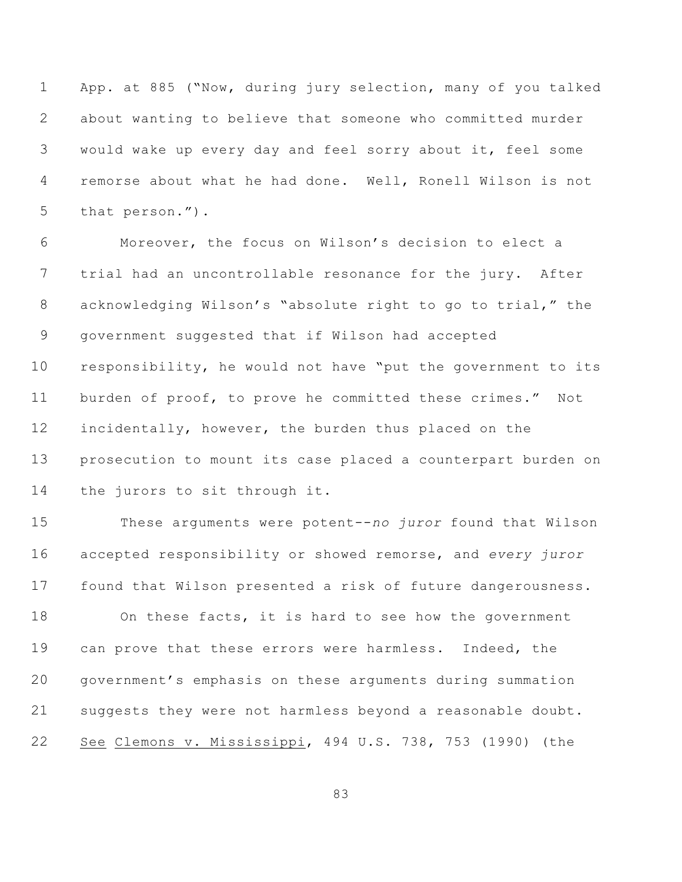App. at 885 ("Now, during jury selection, many of you talked about wanting to believe that someone who committed murder would wake up every day and feel sorry about it, feel some remorse about what he had done. Well, Ronell Wilson is not that person.").

Moreover, the focus on Wilson's decision to elect a trial had an uncontrollable resonance for the jury. After acknowledging Wilson's "absolute right to go to trial," the government suggested that if Wilson had accepted responsibility, he would not have "put the government to its burden of proof, to prove he committed these crimes." Not incidentally, however, the burden thus placed on the prosecution to mount its case placed a counterpart burden on the jurors to sit through it.

These arguments were potent--*no juror* found that Wilson accepted responsibility or showed remorse, and *every juror* found that Wilson presented a risk of future dangerousness.

On these facts, it is hard to see how the government can prove that these errors were harmless. Indeed, the government's emphasis on these arguments during summation suggests they were not harmless beyond a reasonable doubt. See Clemons v. Mississippi, 494 U.S. 738, 753 (1990) (the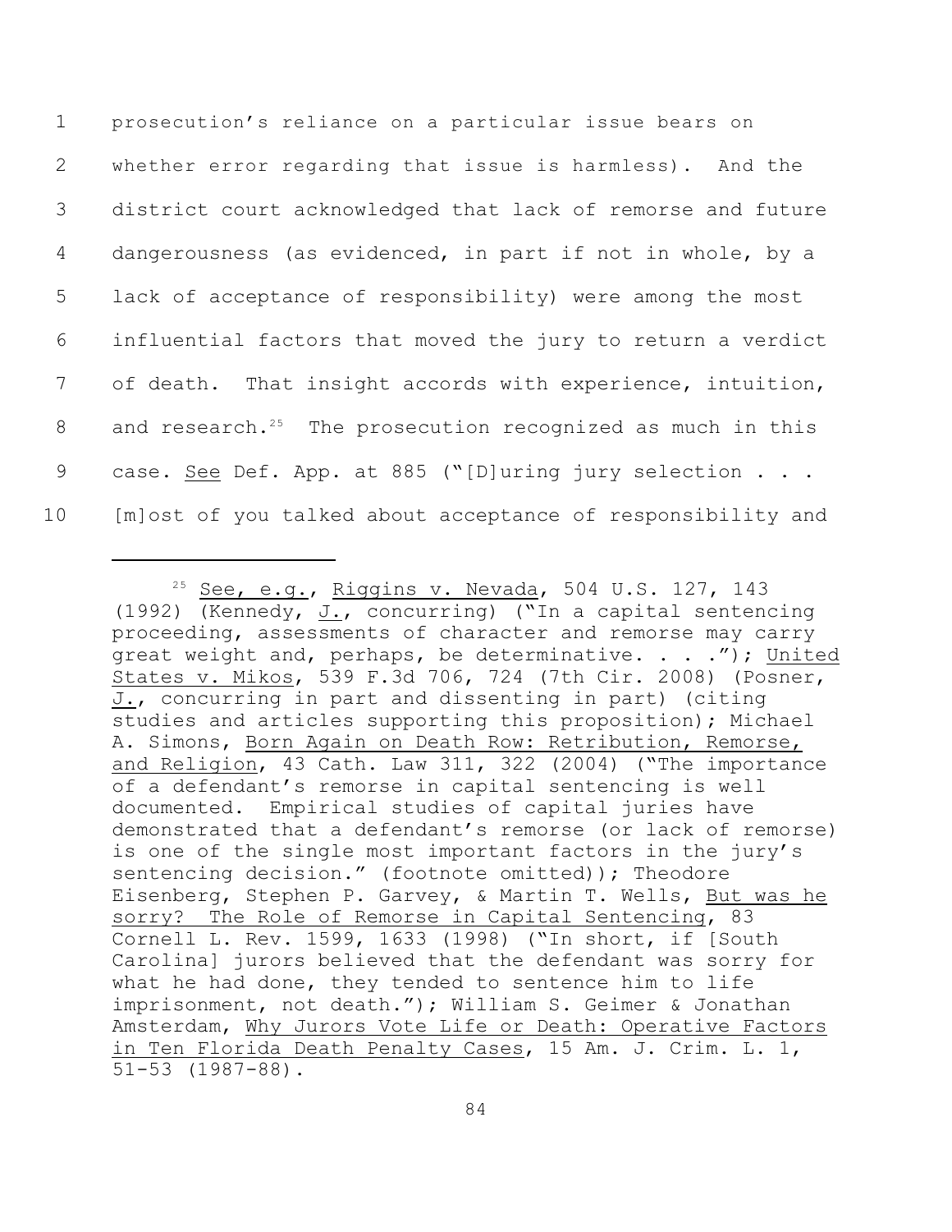prosecution's reliance on a particular issue bears on whether error regarding that issue is harmless). And the district court acknowledged that lack of remorse and future dangerousness (as evidenced, in part if not in whole, by a lack of acceptance of responsibility) were among the most influential factors that moved the jury to return a verdict of death. That insight accords with experience, intuition, and research.[25] The prosecution recognized as much in this case. See Def. App. at 885 ("[D]uring jury selection . . . [m]ost of you talked about acceptance of responsibility and

---

[25] See, e.g., Riggins v. Nevada, 504 U.S. 127, 143 (1992) (Kennedy, J., concurring) ("In a capital sentencing proceeding, assessments of character and remorse may carry great weight and, perhaps, be determinative. . . ."); United States v. Mikos, 539 F.3d 706, 724 (7th Cir. 2008) (Posner, J., concurring in part and dissenting in part) (citing studies and articles supporting this proposition); Michael A. Simons, Born Again on Death Row: Retribution, Remorse, and Religion, 43 Cath. Law 311, 322 (2004) ("The importance of a defendant's remorse in capital sentencing is well documented. Empirical studies of capital juries have demonstrated that a defendant's remorse (or lack of remorse) is one of the single most important factors in the jury's sentencing decision." (footnote omitted)); Theodore Eisenberg, Stephen P. Garvey, & Martin T. Wells, But was he sorry? The Role of Remorse in Capital Sentencing, 83 Cornell L. Rev. 1599, 1633 (1998) ("In short, if [South Carolina] jurors believed that the defendant was sorry for what he had done, they tended to sentence him to life imprisonment, not death."); William S. Geimer & Jonathan Amsterdam, Why Jurors Vote Life or Death: Operative Factors in Ten Florida Death Penalty Cases, 15 Am. J. Crim. L. 1, 51-53 (1987-88).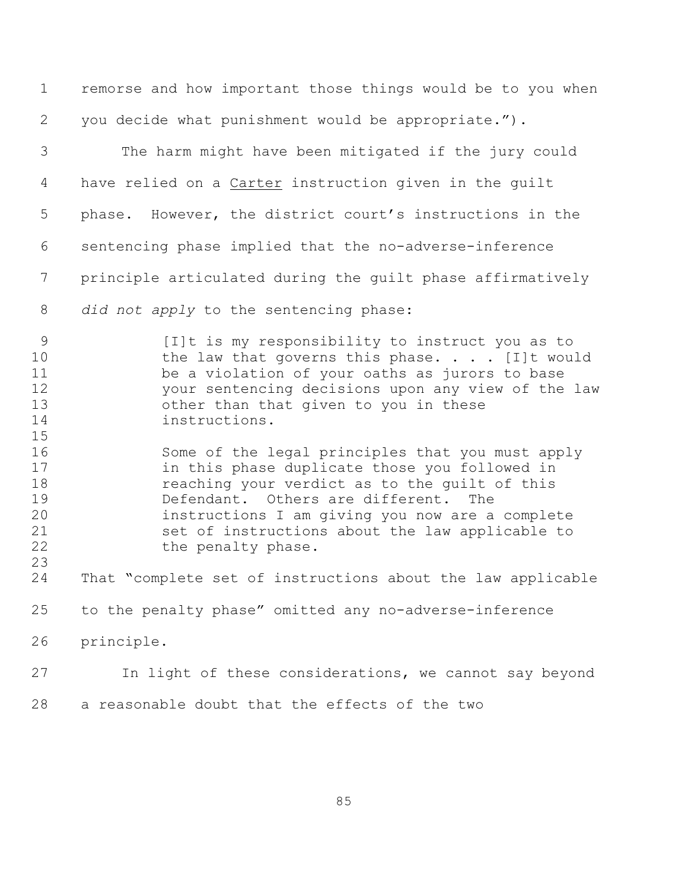remorse and how important those things would be to you when you decide what punishment would be appropriate.").

The harm might have been mitigated if the jury could have relied on a Carter instruction given in the guilt phase. However, the district court's instructions in the sentencing phase implied that the no-adverse-inference principle articulated during the guilt phase affirmatively *did not apply* to the sentencing phase:

> [I]t is my responsibility to instruct you as to the law that governs this phase. . . . [I]t would be a violation of your oaths as jurors to base your sentencing decisions upon any view of the law other than that given to you in these instructions.
>
> Some of the legal principles that you must apply in this phase duplicate those you followed in reaching your verdict as to the guilt of this Defendant. Others are different. The instructions I am giving you now are a complete set of instructions about the law applicable to the penalty phase.

That "complete set of instructions about the law applicable to the penalty phase" omitted any no-adverse-inference principle.

In light of these considerations, we cannot say beyond a reasonable doubt that the effects of the two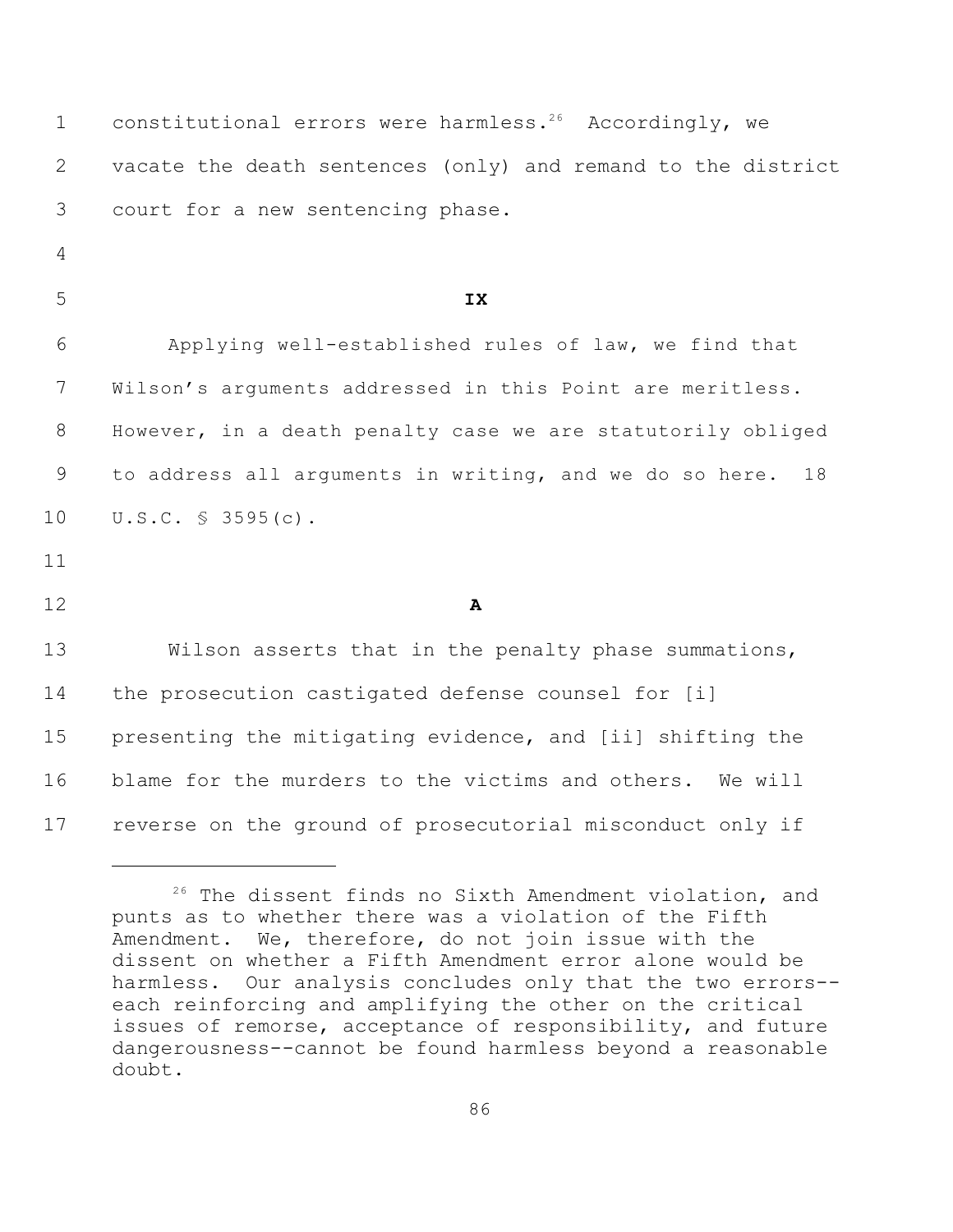constitutional errors were harmless.[26] Accordingly, we vacate the death sentences (only) and remand to the district court for a new sentencing phase.

## IX

Applying well-established rules of law, we find that Wilson's arguments addressed in this Point are meritless. However, in a death penalty case we are statutorily obliged to address all arguments in writing, and we do so here. 18 U.S.C. § 3595(c).

### A

Wilson asserts that in the penalty phase summations, the prosecution castigated defense counsel for [i] presenting the mitigating evidence, and [ii] shifting the blame for the murders to the victims and others. We will reverse on the ground of prosecutorial misconduct only if

---

[26] The dissent finds no Sixth Amendment violation, and punts as to whether there was a violation of the Fifth Amendment. We, therefore, do not join issue with the dissent on whether a Fifth Amendment error alone would be harmless. Our analysis concludes only that the two errors--each reinforcing and amplifying the other on the critical issues of remorse, acceptance of responsibility, and future dangerousness--cannot be found harmless beyond a reasonable doubt.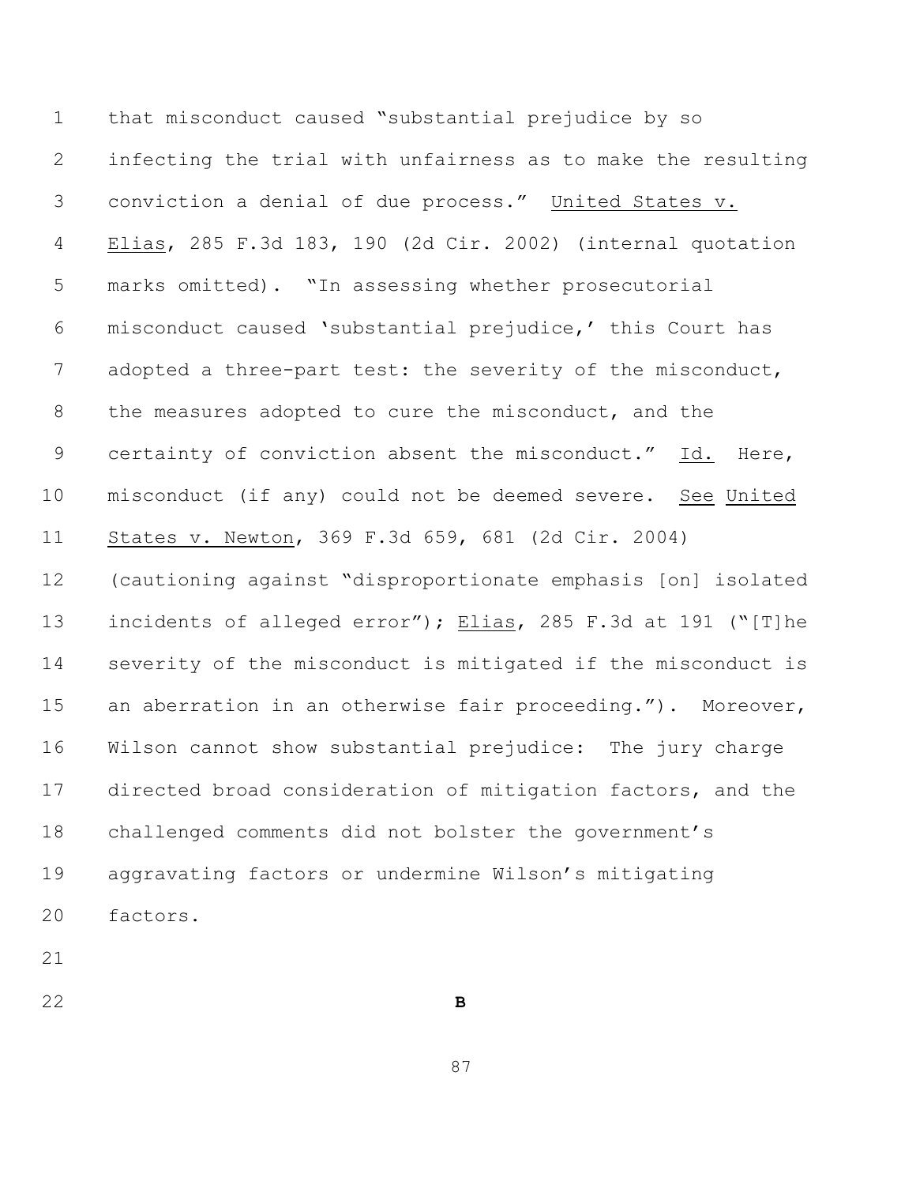that misconduct caused "substantial prejudice by so infecting the trial with unfairness as to make the resulting conviction a denial of due process." United States v. Elias, 285 F.3d 183, 190 (2d Cir. 2002) (internal quotation marks omitted). "In assessing whether prosecutorial misconduct caused 'substantial prejudice,' this Court has adopted a three-part test: the severity of the misconduct, the measures adopted to cure the misconduct, and the certainty of conviction absent the misconduct." Id. Here, misconduct (if any) could not be deemed severe. See United States v. Newton, 369 F.3d 659, 681 (2d Cir. 2004) (cautioning against "disproportionate emphasis [on] isolated incidents of alleged error"); Elias, 285 F.3d at 191 ("[T]he severity of the misconduct is mitigated if the misconduct is an aberration in an otherwise fair proceeding."). Moreover, Wilson cannot show substantial prejudice: The jury charge directed broad consideration of mitigation factors, and the challenged comments did not bolster the government's aggravating factors or undermine Wilson's mitigating factors.

**B**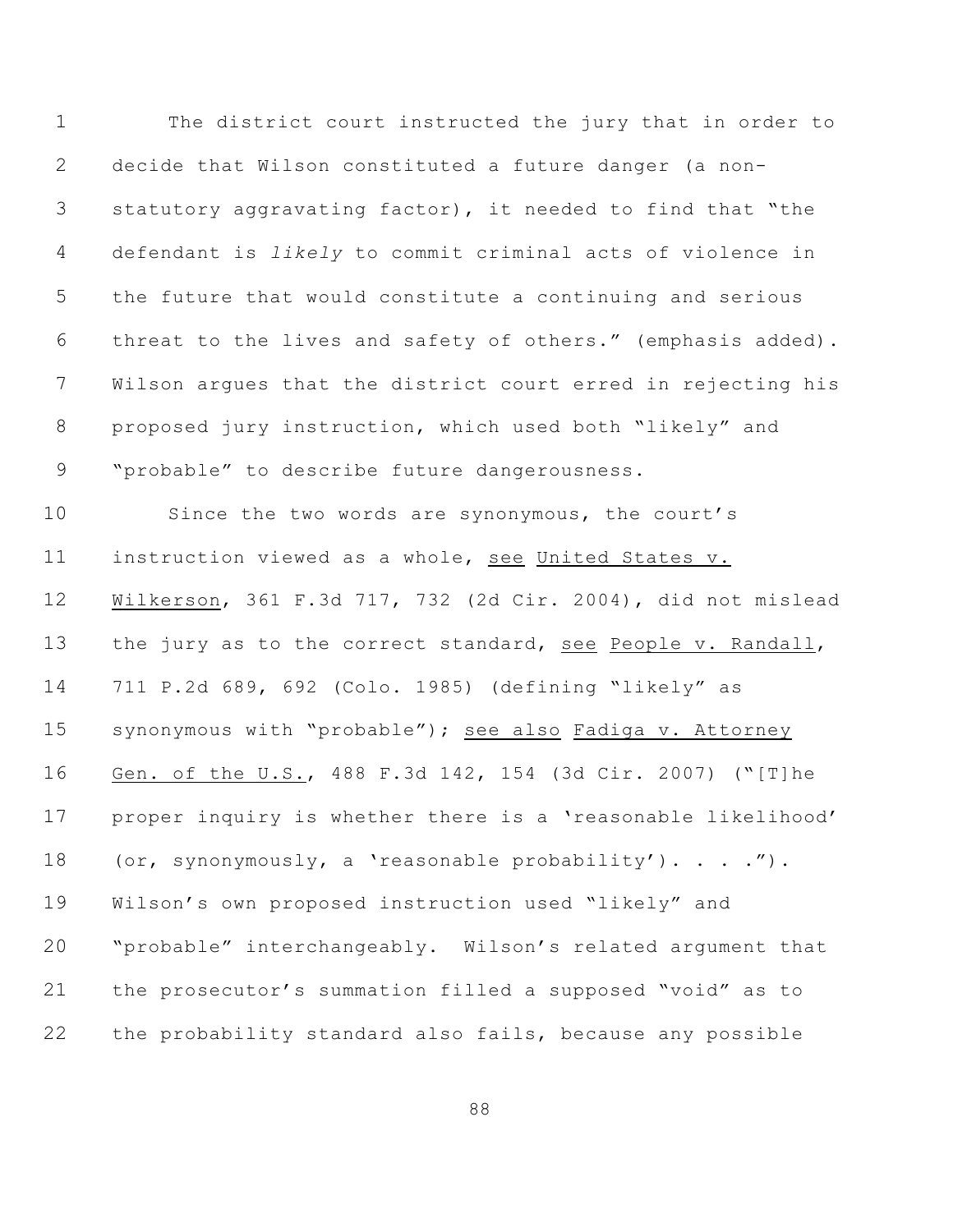The district court instructed the jury that in order to decide that Wilson constituted a future danger (a non-statutory aggravating factor), it needed to find that "the defendant is *likely* to commit criminal acts of violence in the future that would constitute a continuing and serious threat to the lives and safety of others." (emphasis added). Wilson argues that the district court erred in rejecting his proposed jury instruction, which used both "likely" and "probable" to describe future dangerousness.

Since the two words are synonymous, the court's instruction viewed as a whole, see United States v. Wilkerson, 361 F.3d 717, 732 (2d Cir. 2004), did not mislead the jury as to the correct standard, see People v. Randall, 711 P.2d 689, 692 (Colo. 1985) (defining "likely" as synonymous with "probable"); see also Fadiga v. Attorney Gen. of the U.S., 488 F.3d 142, 154 (3d Cir. 2007) ("[T]he proper inquiry is whether there is a 'reasonable likelihood' (or, synonymously, a 'reasonable probability'). . . ."). Wilson's own proposed instruction used "likely" and "probable" interchangeably. Wilson's related argument that the prosecutor's summation filled a supposed "void" as to the probability standard also fails, because any possible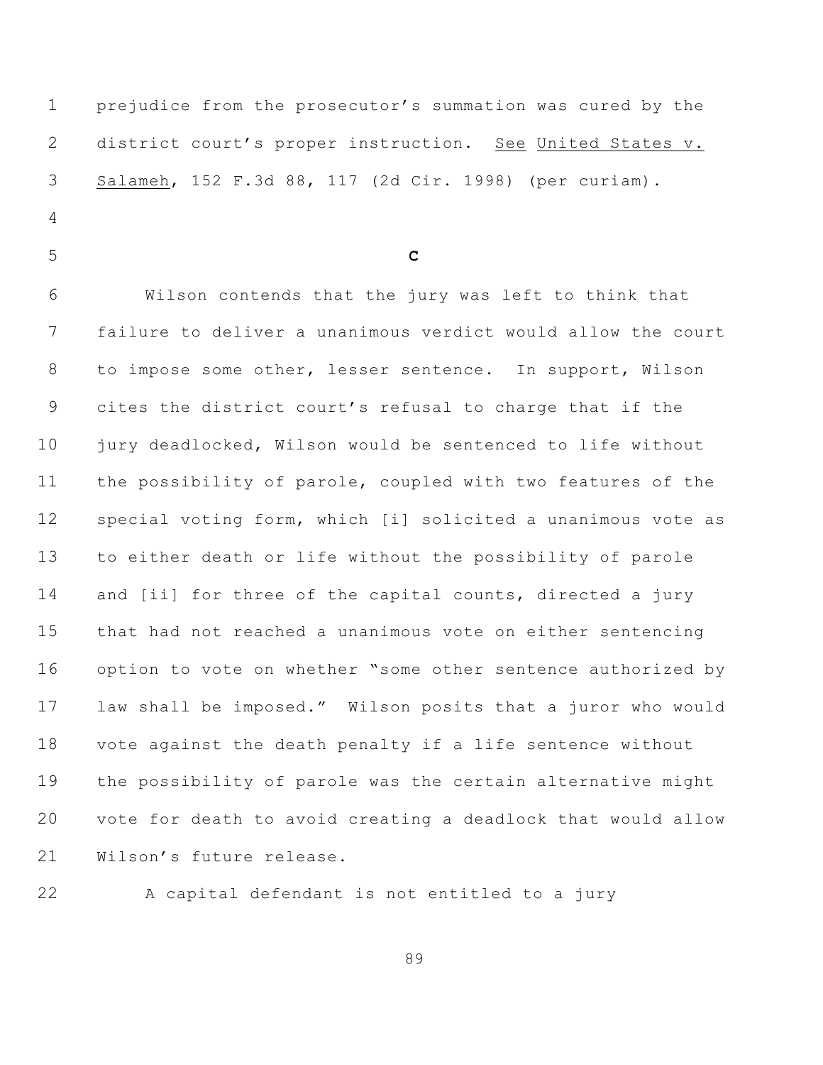prejudice from the prosecutor's summation was cured by the district court's proper instruction. See United States v. Salameh, 152 F.3d 88, 117 (2d Cir. 1998) (per curiam).

### C

Wilson contends that the jury was left to think that failure to deliver a unanimous verdict would allow the court to impose some other, lesser sentence. In support, Wilson cites the district court's refusal to charge that if the jury deadlocked, Wilson would be sentenced to life without the possibility of parole, coupled with two features of the special voting form, which [i] solicited a unanimous vote as to either death or life without the possibility of parole and [ii] for three of the capital counts, directed a jury that had not reached a unanimous vote on either sentencing option to vote on whether "some other sentence authorized by law shall be imposed." Wilson posits that a juror who would vote against the death penalty if a life sentence without the possibility of parole was the certain alternative might vote for death to avoid creating a deadlock that would allow Wilson's future release.

A capital defendant is not entitled to a jury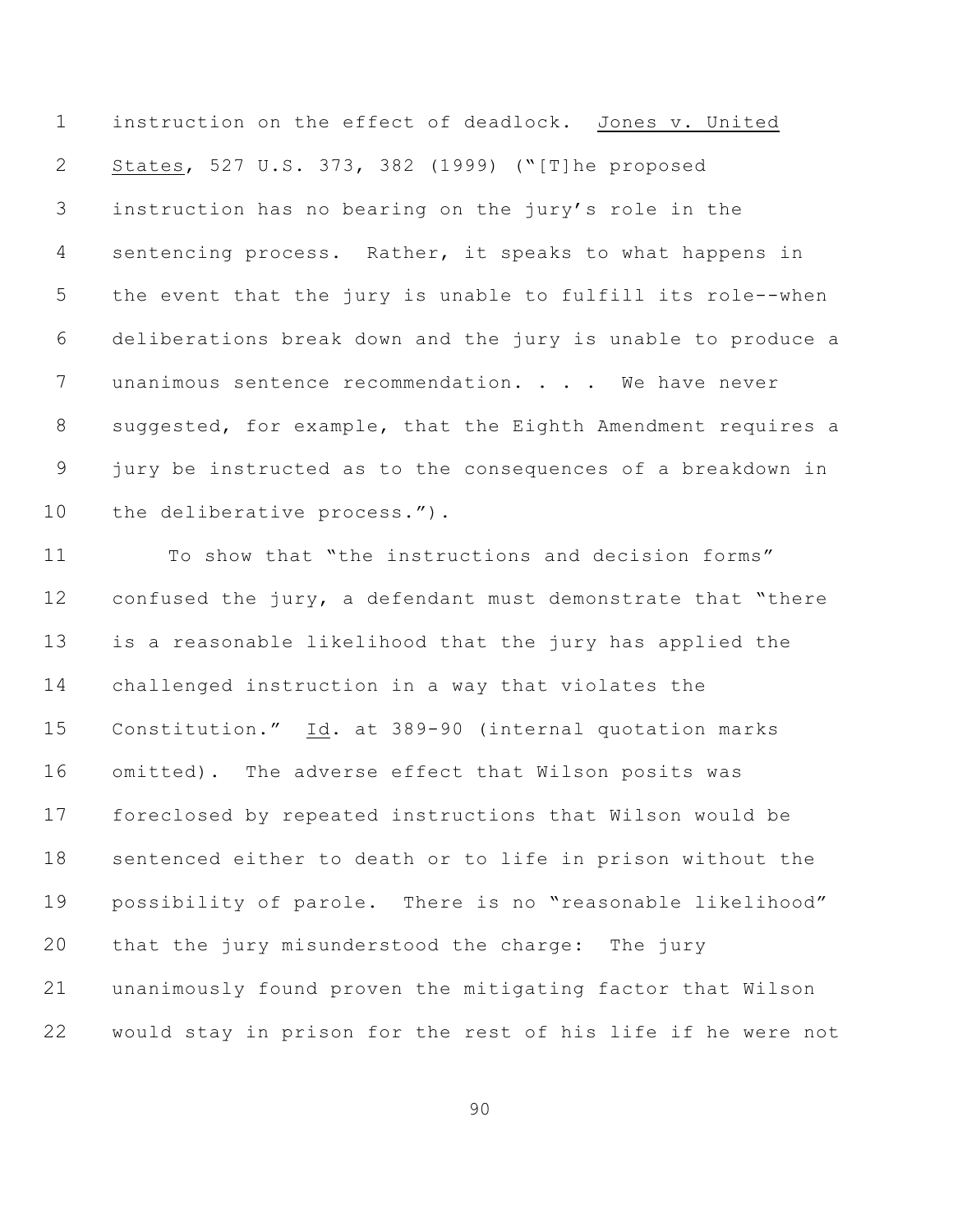instruction on the effect of deadlock. Jones v. United States, 527 U.S. 373, 382 (1999) ("[T]he proposed instruction has no bearing on the jury's role in the sentencing process. Rather, it speaks to what happens in the event that the jury is unable to fulfill its role--when deliberations break down and the jury is unable to produce a unanimous sentence recommendation. . . . We have never suggested, for example, that the Eighth Amendment requires a jury be instructed as to the consequences of a breakdown in the deliberative process.").

To show that "the instructions and decision forms" confused the jury, a defendant must demonstrate that "there is a reasonable likelihood that the jury has applied the challenged instruction in a way that violates the Constitution." Id. at 389-90 (internal quotation marks omitted). The adverse effect that Wilson posits was foreclosed by repeated instructions that Wilson would be sentenced either to death or to life in prison without the possibility of parole. There is no "reasonable likelihood" that the jury misunderstood the charge: The jury unanimously found proven the mitigating factor that Wilson would stay in prison for the rest of his life if he were not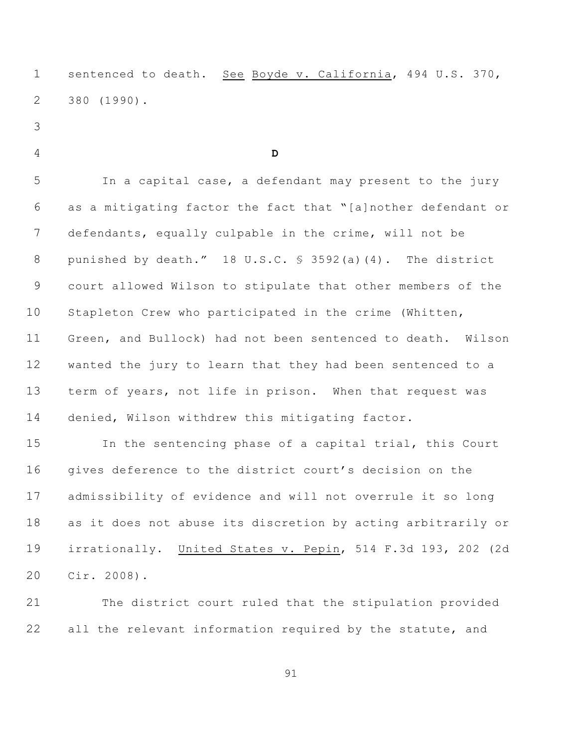sentenced to death. See Boyde v. California, 494 U.S. 370, 380 (1990).

**D**

In a capital case, a defendant may present to the jury as a mitigating factor the fact that "[a]nother defendant or defendants, equally culpable in the crime, will not be punished by death." 18 U.S.C. § 3592(a)(4). The district court allowed Wilson to stipulate that other members of the Stapleton Crew who participated in the crime (Whitten, Green, and Bullock) had not been sentenced to death. Wilson wanted the jury to learn that they had been sentenced to a term of years, not life in prison. When that request was denied, Wilson withdrew this mitigating factor.

In the sentencing phase of a capital trial, this Court gives deference to the district court's decision on the admissibility of evidence and will not overrule it so long as it does not abuse its discretion by acting arbitrarily or irrationally. United States v. Pepin, 514 F.3d 193, 202 (2d Cir. 2008).

The district court ruled that the stipulation provided all the relevant information required by the statute, and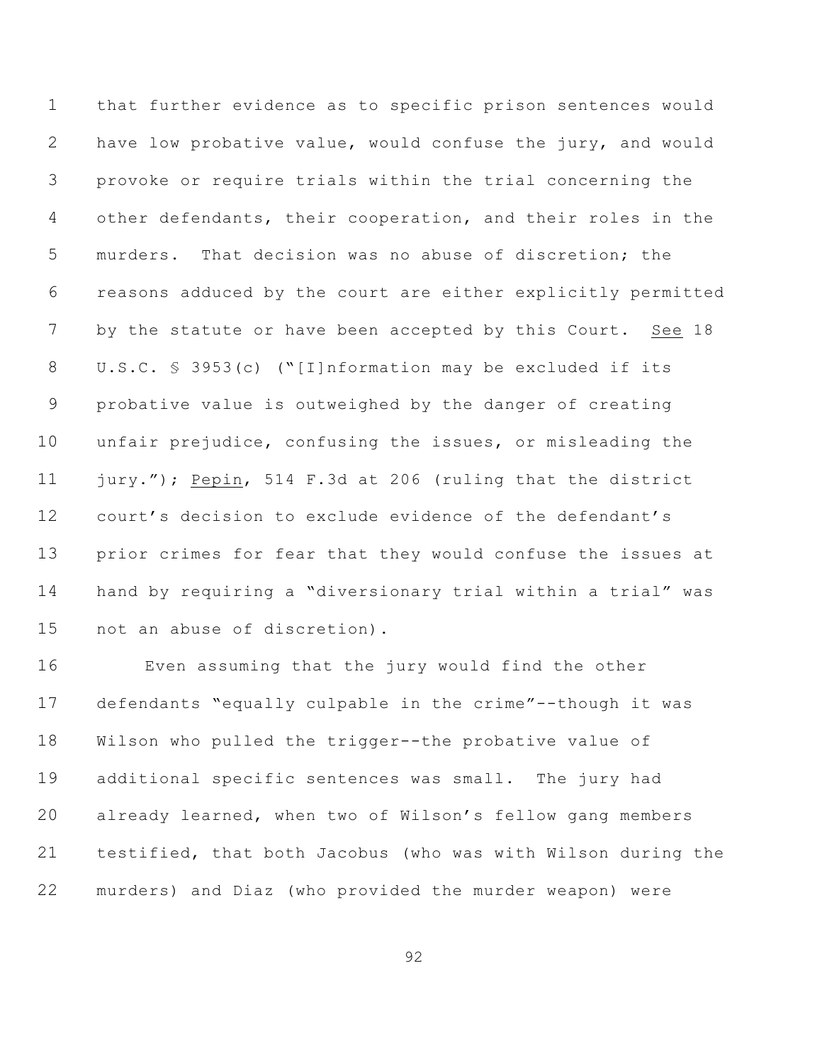that further evidence as to specific prison sentences would have low probative value, would confuse the jury, and would provoke or require trials within the trial concerning the other defendants, their cooperation, and their roles in the murders. That decision was no abuse of discretion; the reasons adduced by the court are either explicitly permitted by the statute or have been accepted by this Court. See 18 U.S.C. § 3953(c) ("[I]nformation may be excluded if its probative value is outweighed by the danger of creating unfair prejudice, confusing the issues, or misleading the jury."); Pepin, 514 F.3d at 206 (ruling that the district court's decision to exclude evidence of the defendant's prior crimes for fear that they would confuse the issues at hand by requiring a "diversionary trial within a trial" was not an abuse of discretion).

Even assuming that the jury would find the other defendants "equally culpable in the crime"--though it was Wilson who pulled the trigger--the probative value of additional specific sentences was small. The jury had already learned, when two of Wilson's fellow gang members testified, that both Jacobus (who was with Wilson during the murders) and Diaz (who provided the murder weapon) were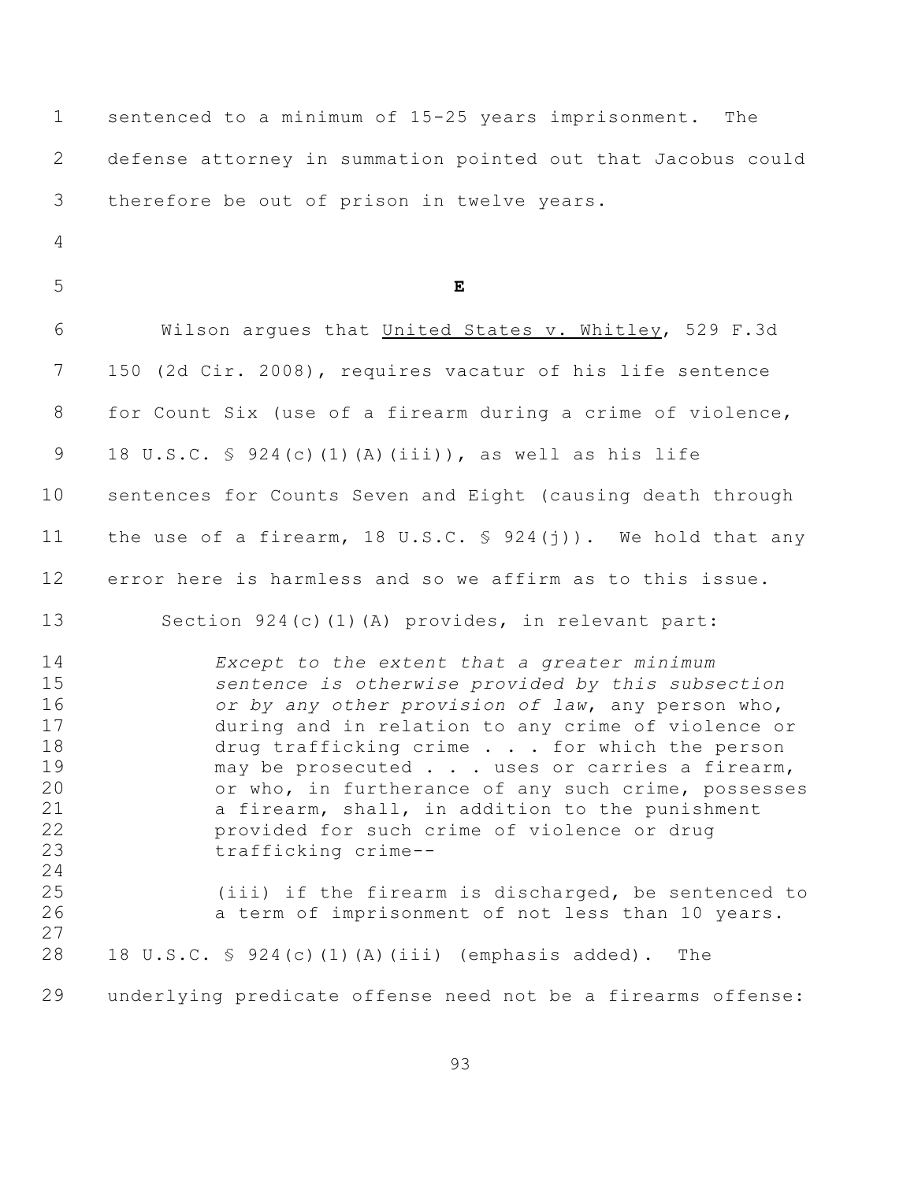sentenced to a minimum of 15-25 years imprisonment. The defense attorney in summation pointed out that Jacobus could therefore be out of prison in twelve years.

**E**

Wilson argues that United States v. Whitley, 529 F.3d 150 (2d Cir. 2008), requires vacatur of his life sentence for Count Six (use of a firearm during a crime of violence, 18 U.S.C. § 924(c)(1)(A)(iii)), as well as his life sentences for Counts Seven and Eight (causing death through the use of a firearm, 18 U.S.C. § 924(j)). We hold that any error here is harmless and so we affirm as to this issue.

Section 924(c)(1)(A) provides, in relevant part:

> *Except to the extent that a greater minimum sentence is otherwise provided by this subsection or by any other provision of law*, any person who, during and in relation to any crime of violence or drug trafficking crime . . . for which the person may be prosecuted . . . uses or carries a firearm, or who, in furtherance of any such crime, possesses a firearm, shall, in addition to the punishment provided for such crime of violence or drug trafficking crime--
>
> (iii) if the firearm is discharged, be sentenced to a term of imprisonment of not less than 10 years.

18 U.S.C. § 924(c)(1)(A)(iii) (emphasis added). The underlying predicate offense need not be a firearms offense: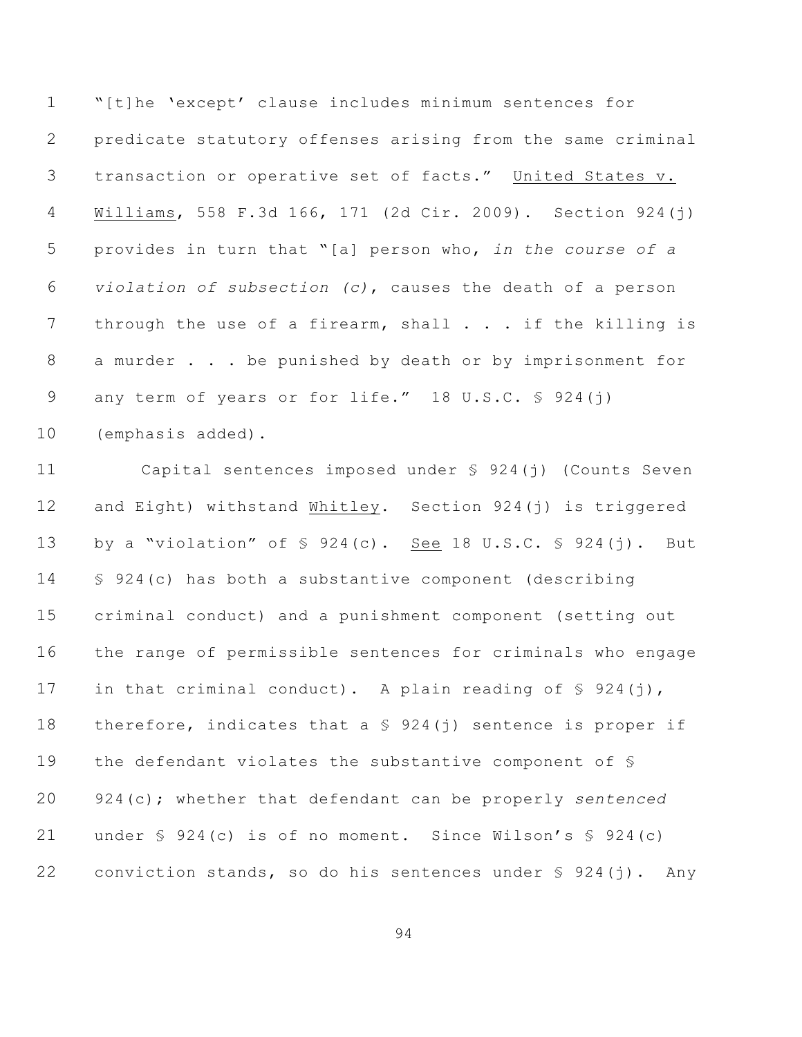"[t]he 'except' clause includes minimum sentences for predicate statutory offenses arising from the same criminal transaction or operative set of facts." United States v. Williams, 558 F.3d 166, 171 (2d Cir. 2009). Section 924(j) provides in turn that "[a] person who, *in the course of a violation of subsection (c)*, causes the death of a person through the use of a firearm, shall . . . if the killing is a murder . . . be punished by death or by imprisonment for any term of years or for life." 18 U.S.C. § 924(j) (emphasis added).

Capital sentences imposed under § 924(j) (Counts Seven and Eight) withstand Whitley. Section 924(j) is triggered by a "violation" of § 924(c). See 18 U.S.C. § 924(j). But § 924(c) has both a substantive component (describing criminal conduct) and a punishment component (setting out the range of permissible sentences for criminals who engage in that criminal conduct). A plain reading of § 924(j), therefore, indicates that a § 924(j) sentence is proper if the defendant violates the substantive component of § 924(c); whether that defendant can be properly *sentenced* under § 924(c) is of no moment. Since Wilson's § 924(c) conviction stands, so do his sentences under § 924(j). Any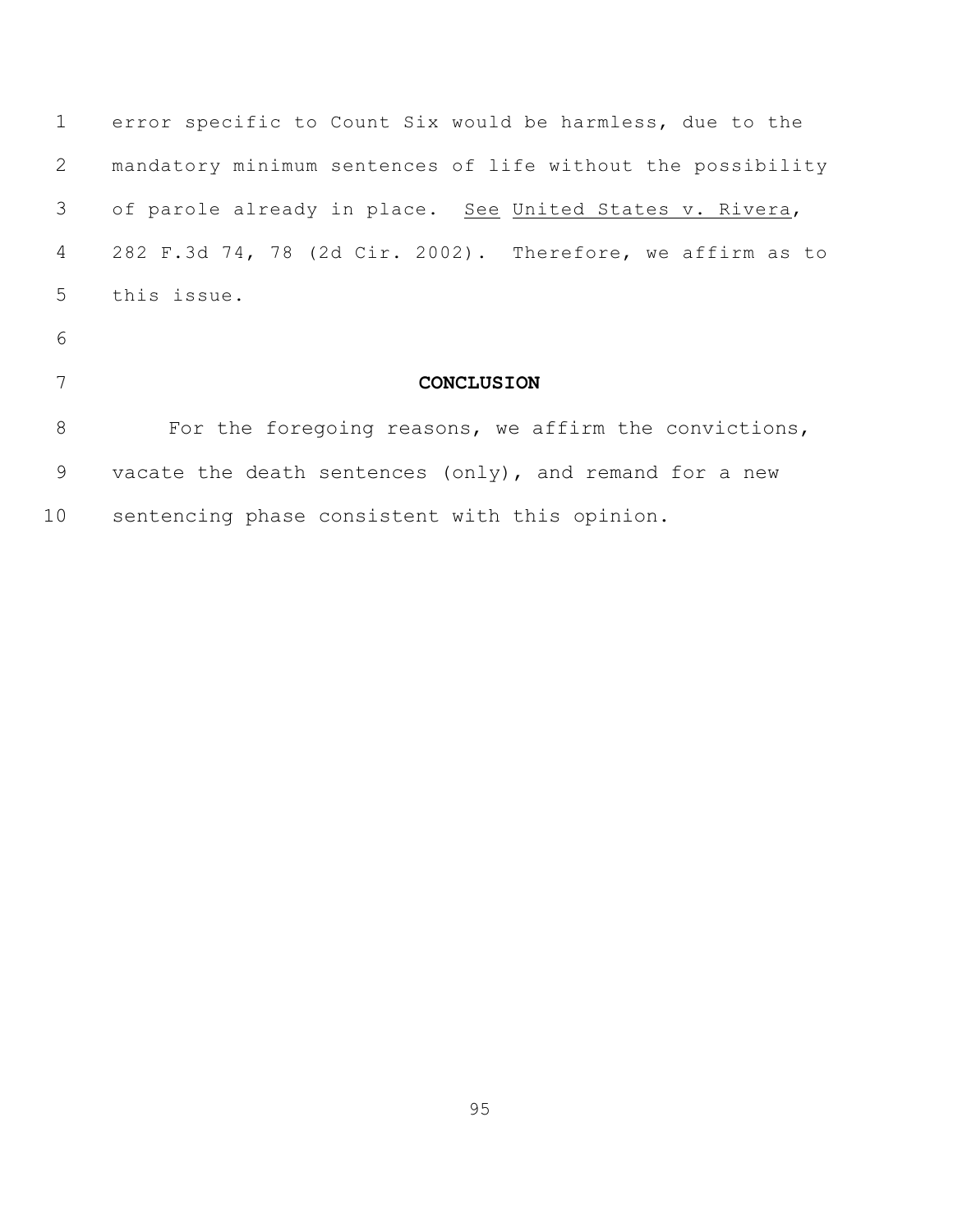error specific to Count Six would be harmless, due to the mandatory minimum sentences of life without the possibility of parole already in place. See United States v. Rivera, 282 F.3d 74, 78 (2d Cir. 2002). Therefore, we affirm as to this issue.

**CONCLUSION**

For the foregoing reasons, we affirm the convictions, vacate the death sentences (only), and remand for a new sentencing phase consistent with this opinion.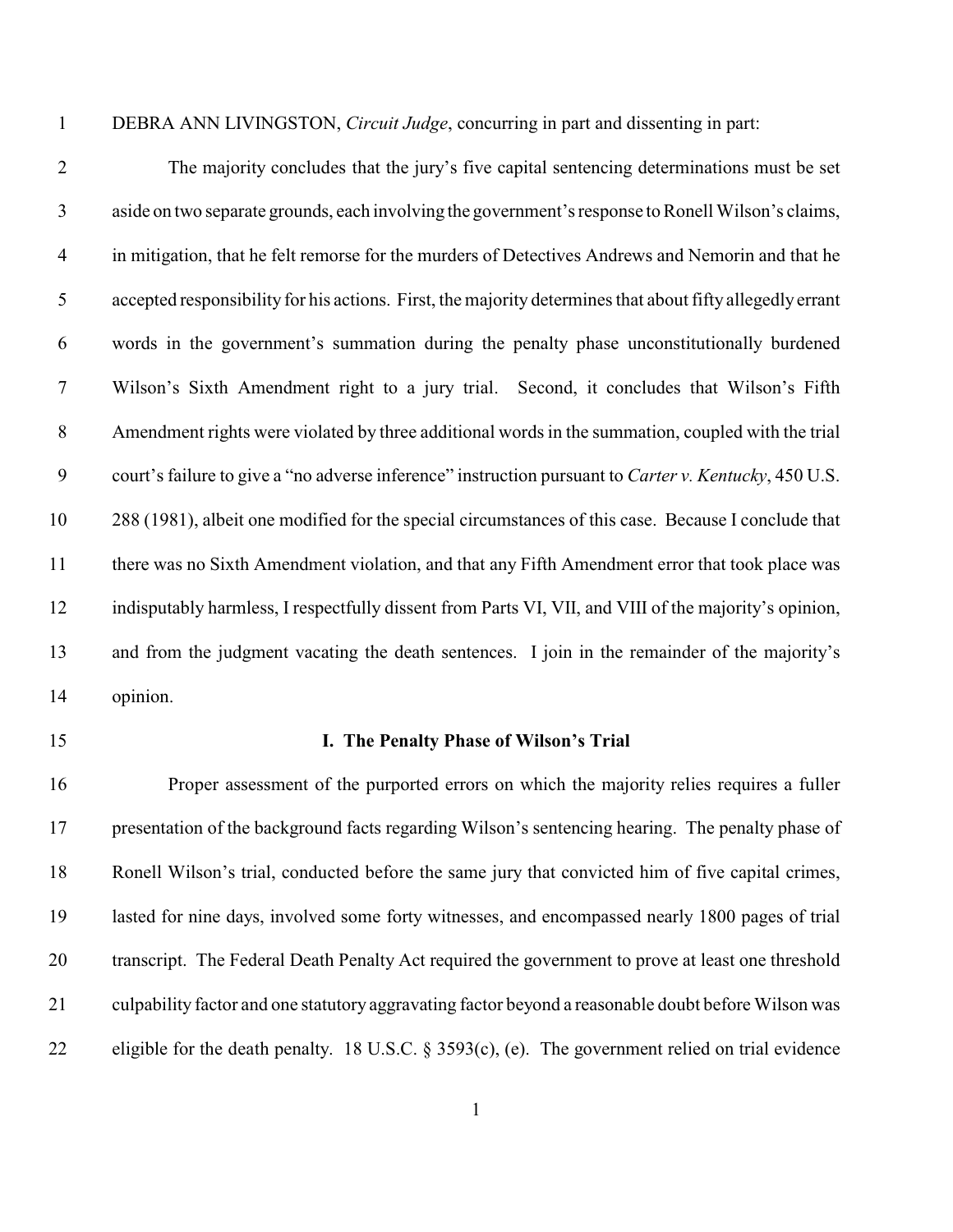DEBRA ANN LIVINGSTON, *Circuit Judge*, concurring in part and dissenting in part:

The majority concludes that the jury's five capital sentencing determinations must be set aside on two separate grounds, each involving the government's response to Ronell Wilson's claims, in mitigation, that he felt remorse for the murders of Detectives Andrews and Nemorin and that he accepted responsibility for his actions. First, the majority determines that about fifty allegedly errant words in the government's summation during the penalty phase unconstitutionally burdened Wilson's Sixth Amendment right to a jury trial. Second, it concludes that Wilson's Fifth Amendment rights were violated by three additional words in the summation, coupled with the trial court's failure to give a "no adverse inference" instruction pursuant to *Carter v. Kentucky*, 450 U.S. 288 (1981), albeit one modified for the special circumstances of this case. Because I conclude that there was no Sixth Amendment violation, and that any Fifth Amendment error that took place was indisputably harmless, I respectfully dissent from Parts VI, VII, and VIII of the majority's opinion, and from the judgment vacating the death sentences. I join in the remainder of the majority's opinion.

## I. The Penalty Phase of Wilson's Trial

Proper assessment of the purported errors on which the majority relies requires a fuller presentation of the background facts regarding Wilson's sentencing hearing. The penalty phase of Ronell Wilson's trial, conducted before the same jury that convicted him of five capital crimes, lasted for nine days, involved some forty witnesses, and encompassed nearly 1800 pages of trial transcript. The Federal Death Penalty Act required the government to prove at least one threshold culpability factor and one statutory aggravating factor beyond a reasonable doubt before Wilson was eligible for the death penalty. 18 U.S.C. § 3593(c), (e). The government relied on trial evidence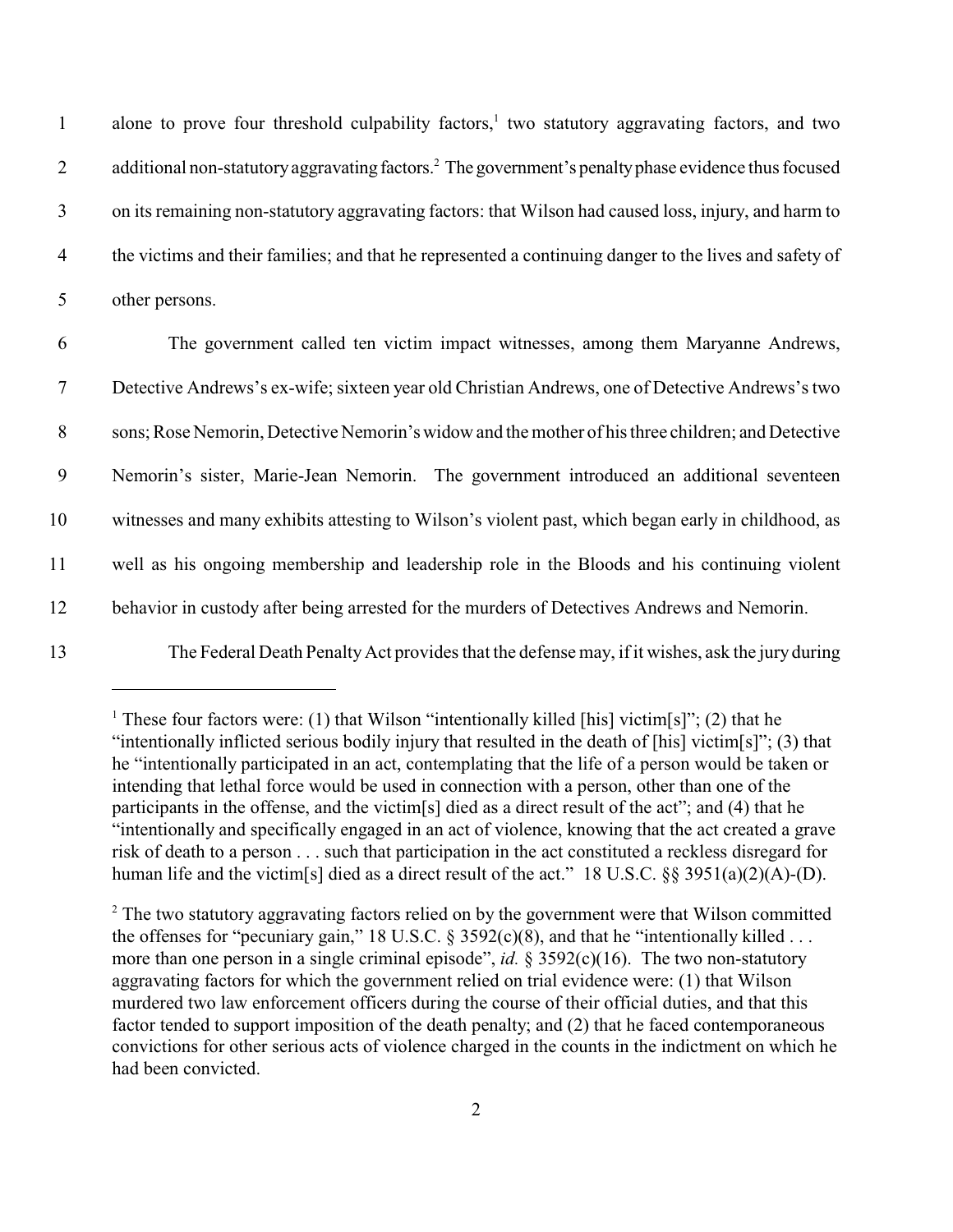alone to prove four threshold culpability factors,[1] two statutory aggravating factors, and two additional non-statutory aggravating factors.[2] The government's penalty phase evidence thus focused on its remaining non-statutory aggravating factors: that Wilson had caused loss, injury, and harm to the victims and their families; and that he represented a continuing danger to the lives and safety of other persons.

The government called ten victim impact witnesses, among them Maryanne Andrews, Detective Andrews's ex-wife; sixteen year old Christian Andrews, one of Detective Andrews's two sons; Rose Nemorin, Detective Nemorin's widow and the mother of his three children; and Detective Nemorin's sister, Marie-Jean Nemorin. The government introduced an additional seventeen witnesses and many exhibits attesting to Wilson's violent past, which began early in childhood, as well as his ongoing membership and leadership role in the Bloods and his continuing violent behavior in custody after being arrested for the murders of Detectives Andrews and Nemorin.

The Federal Death Penalty Act provides that the defense may, if it wishes, ask the jury during

---

[1] These four factors were: (1) that Wilson "intentionally killed [his] victim[s]"; (2) that he "intentionally inflicted serious bodily injury that resulted in the death of [his] victim[s]"; (3) that he "intentionally participated in an act, contemplating that the life of a person would be taken or intending that lethal force would be used in connection with a person, other than one of the participants in the offense, and the victim[s] died as a direct result of the act"; and (4) that he "intentionally and specifically engaged in an act of violence, knowing that the act created a grave risk of death to a person . . . such that participation in the act constituted a reckless disregard for human life and the victim[s] died as a direct result of the act." 18 U.S.C. §§ 3951(a)(2)(A)-(D).

[2] The two statutory aggravating factors relied on by the government were that Wilson committed the offenses for "pecuniary gain," 18 U.S.C. § 3592(c)(8), and that he "intentionally killed . . . more than one person in a single criminal episode", *id.* § 3592(c)(16). The two non-statutory aggravating factors for which the government relied on trial evidence were: (1) that Wilson murdered two law enforcement officers during the course of their official duties, and that this factor tended to support imposition of the death penalty; and (2) that he faced contemporaneous convictions for other serious acts of violence charged in the counts in the indictment on which he had been convicted.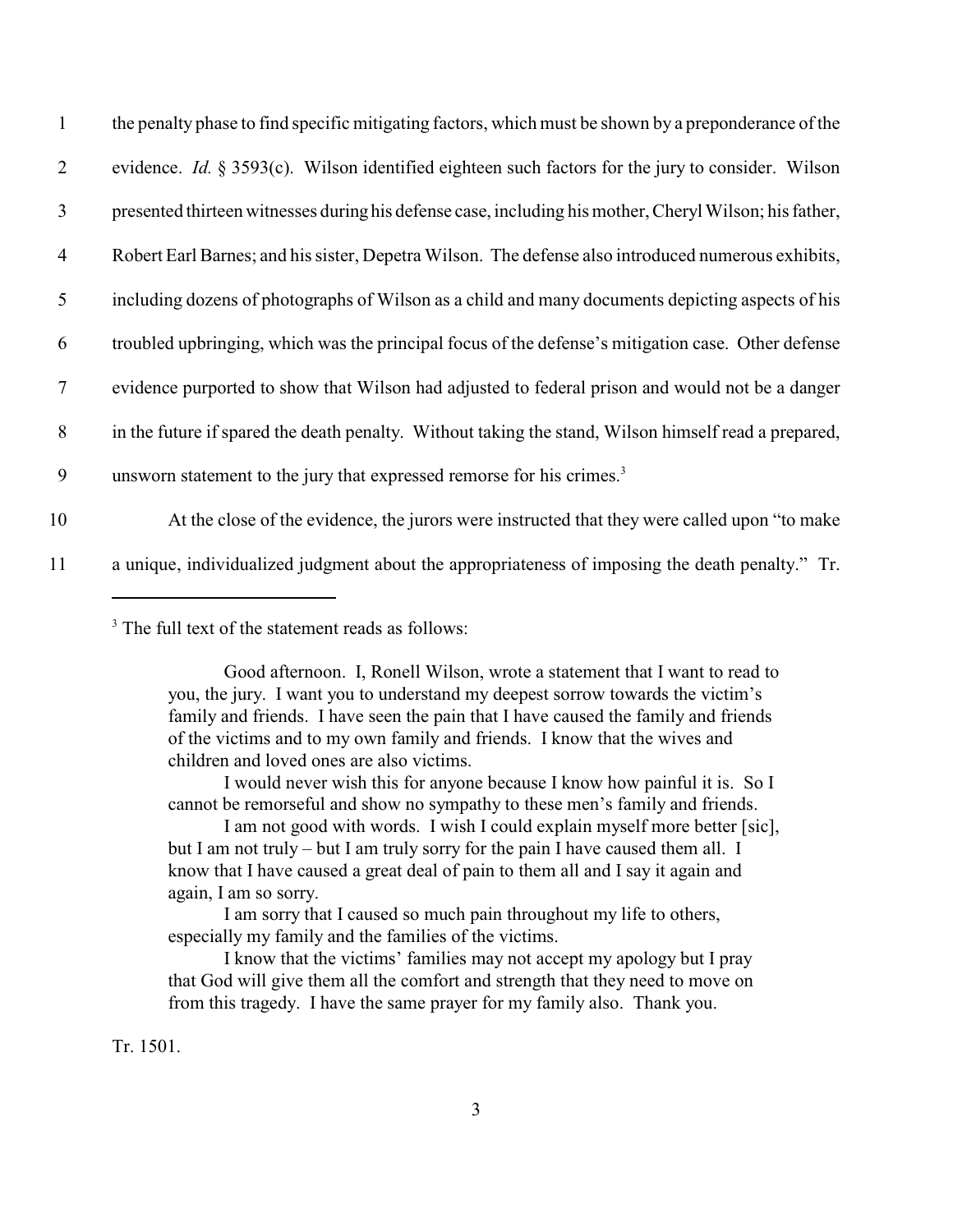the penalty phase to find specific mitigating factors, which must be shown by a preponderance of the evidence. *Id.* § 3593(c). Wilson identified eighteen such factors for the jury to consider. Wilson presented thirteen witnesses during his defense case, including his mother, Cheryl Wilson; his father, Robert Earl Barnes; and his sister, Depetra Wilson. The defense also introduced numerous exhibits, including dozens of photographs of Wilson as a child and many documents depicting aspects of his troubled upbringing, which was the principal focus of the defense's mitigation case. Other defense evidence purported to show that Wilson had adjusted to federal prison and would not be a danger in the future if spared the death penalty. Without taking the stand, Wilson himself read a prepared, unsworn statement to the jury that expressed remorse for his crimes.[3]

At the close of the evidence, the jurors were instructed that they were called upon "to make a unique, individualized judgment about the appropriateness of imposing the death penalty." Tr.

---

[3] The full text of the statement reads as follows:

> Good afternoon. I, Ronell Wilson, wrote a statement that I want to read to you, the jury. I want you to understand my deepest sorrow towards the victim's family and friends. I have seen the pain that I have caused the family and friends of the victims and to my own family and friends. I know that the wives and children and loved ones are also victims.
>
> I would never wish this for anyone because I know how painful it is. So I cannot be remorseful and show no sympathy to these men's family and friends.
>
> I am not good with words. I wish I could explain myself more better [sic], but I am not truly – but I am truly sorry for the pain I have caused them all. I know that I have caused a great deal of pain to them all and I say it again and again, I am so sorry.
>
> I am sorry that I caused so much pain throughout my life to others, especially my family and the families of the victims.
>
> I know that the victims' families may not accept my apology but I pray that God will give them all the comfort and strength that they need to move on from this tragedy. I have the same prayer for my family also. Thank you.

Tr. 1501.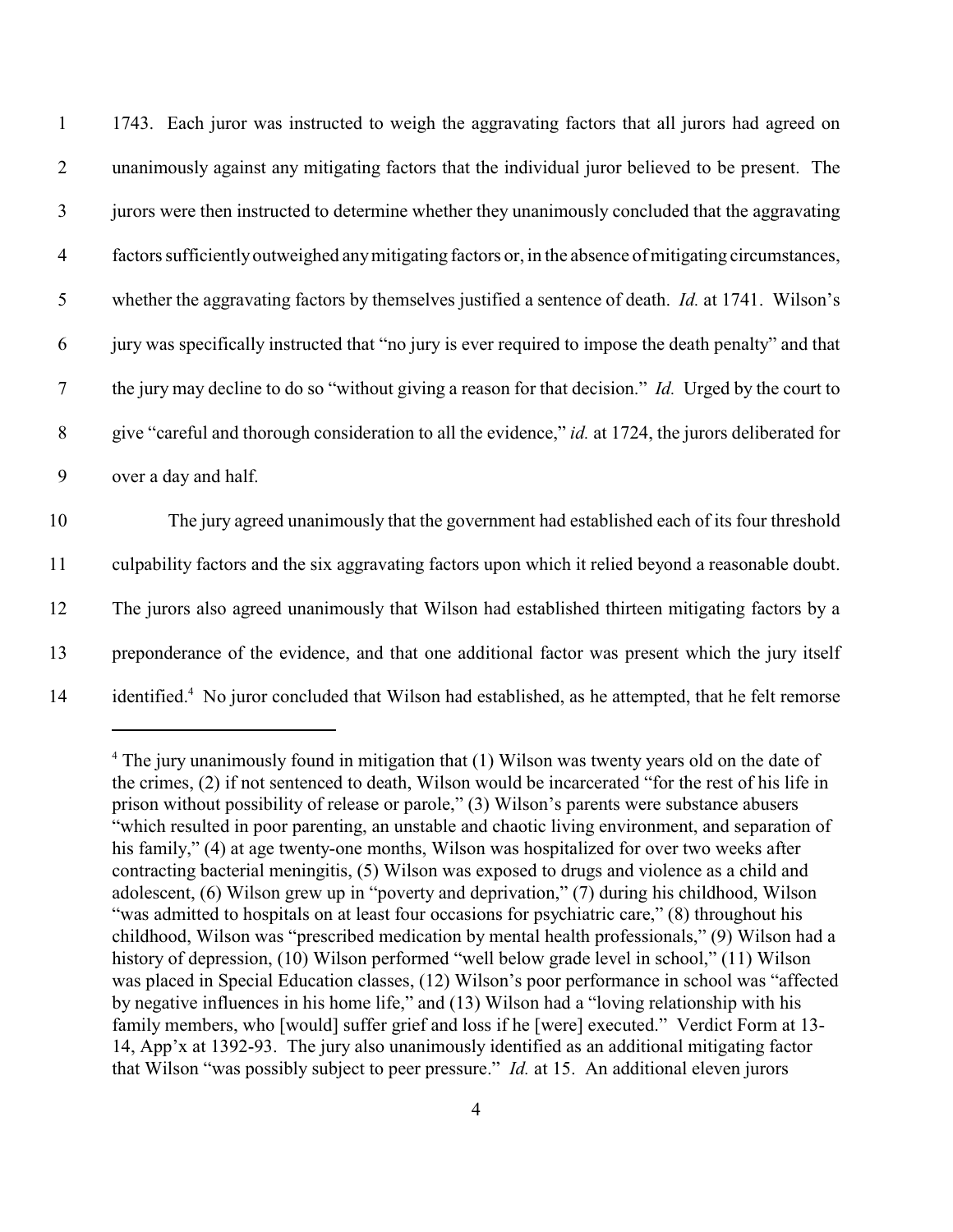1743. Each juror was instructed to weigh the aggravating factors that all jurors had agreed on unanimously against any mitigating factors that the individual juror believed to be present. The jurors were then instructed to determine whether they unanimously concluded that the aggravating factors sufficiently outweighed any mitigating factors or, in the absence of mitigating circumstances, whether the aggravating factors by themselves justified a sentence of death. *Id.* at 1741. Wilson's jury was specifically instructed that "no jury is ever required to impose the death penalty" and that the jury may decline to do so "without giving a reason for that decision." *Id.* Urged by the court to give "careful and thorough consideration to all the evidence," *id.* at 1724, the jurors deliberated for over a day and half.

The jury agreed unanimously that the government had established each of its four threshold culpability factors and the six aggravating factors upon which it relied beyond a reasonable doubt. The jurors also agreed unanimously that Wilson had established thirteen mitigating factors by a preponderance of the evidence, and that one additional factor was present which the jury itself identified.[4] No juror concluded that Wilson had established, as he attempted, that he felt remorse

[4] The jury unanimously found in mitigation that (1) Wilson was twenty years old on the date of the crimes, (2) if not sentenced to death, Wilson would be incarcerated "for the rest of his life in prison without possibility of release or parole," (3) Wilson's parents were substance abusers "which resulted in poor parenting, an unstable and chaotic living environment, and separation of his family," (4) at age twenty-one months, Wilson was hospitalized for over two weeks after contracting bacterial meningitis, (5) Wilson was exposed to drugs and violence as a child and adolescent, (6) Wilson grew up in "poverty and deprivation," (7) during his childhood, Wilson "was admitted to hospitals on at least four occasions for psychiatric care," (8) throughout his childhood, Wilson was "prescribed medication by mental health professionals," (9) Wilson had a history of depression, (10) Wilson performed "well below grade level in school," (11) Wilson was placed in Special Education classes, (12) Wilson's poor performance in school was "affected by negative influences in his home life," and (13) Wilson had a "loving relationship with his family members, who [would] suffer grief and loss if he [were] executed." Verdict Form at 13-14, App'x at 1392-93. The jury also unanimously identified as an additional mitigating factor that Wilson "was possibly subject to peer pressure." *Id.* at 15. An additional eleven jurors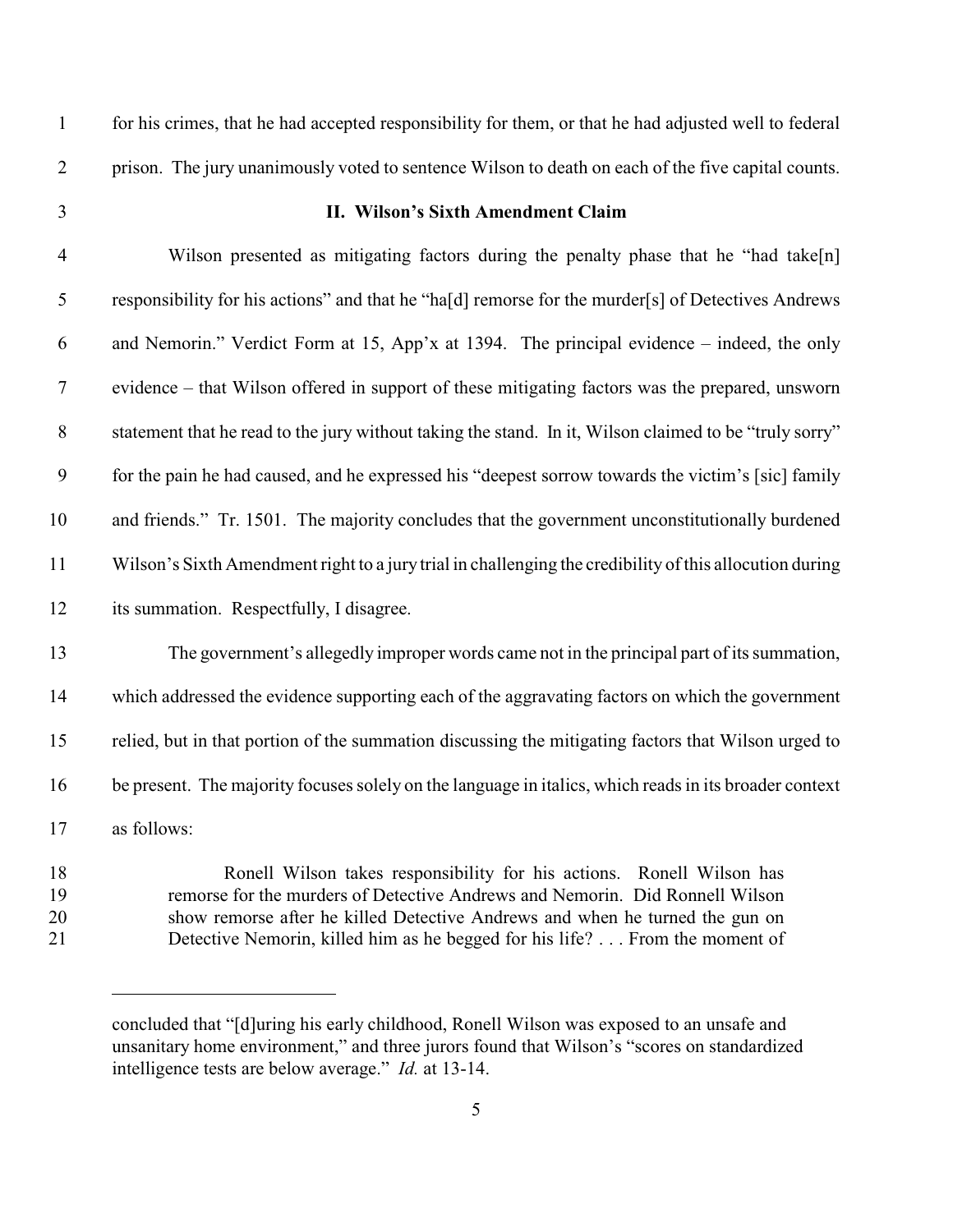for his crimes, that he had accepted responsibility for them, or that he had adjusted well to federal prison. The jury unanimously voted to sentence Wilson to death on each of the five capital counts.

## II. Wilson's Sixth Amendment Claim

Wilson presented as mitigating factors during the penalty phase that he "had take[n] responsibility for his actions" and that he "ha[d] remorse for the murder[s] of Detectives Andrews and Nemorin." Verdict Form at 15, App'x at 1394. The principal evidence – indeed, the only evidence – that Wilson offered in support of these mitigating factors was the prepared, unsworn statement that he read to the jury without taking the stand. In it, Wilson claimed to be "truly sorry" for the pain he had caused, and he expressed his "deepest sorrow towards the victim's [sic] family and friends." Tr. 1501. The majority concludes that the government unconstitutionally burdened Wilson's Sixth Amendment right to a jury trial in challenging the credibility of this allocution during its summation. Respectfully, I disagree.

The government's allegedly improper words came not in the principal part of its summation, which addressed the evidence supporting each of the aggravating factors on which the government relied, but in that portion of the summation discussing the mitigating factors that Wilson urged to be present. The majority focuses solely on the language in italics, which reads in its broader context as follows:

> Ronell Wilson takes responsibility for his actions. Ronell Wilson has remorse for the murders of Detective Andrews and Nemorin. Did Ronnell Wilson show remorse after he killed Detective Andrews and when he turned the gun on Detective Nemorin, killed him as he begged for his life? . . . From the moment of

---

concluded that "[d]uring his early childhood, Ronell Wilson was exposed to an unsafe and unsanitary home environment," and three jurors found that Wilson's "scores on standardized intelligence tests are below average." *Id.* at 13-14.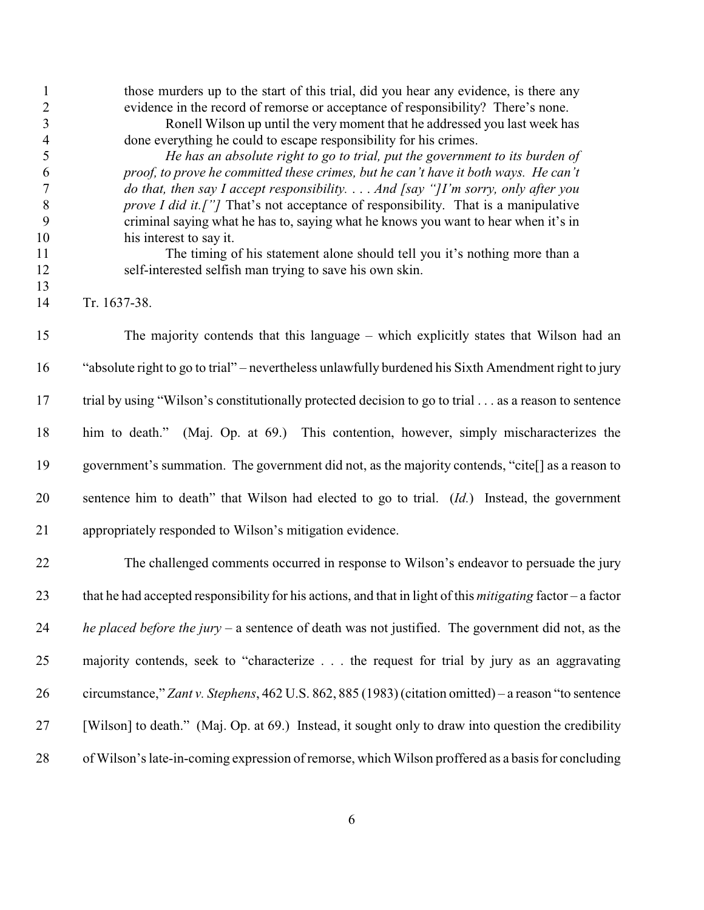> those murders up to the start of this trial, did you hear any evidence, is there any evidence in the record of remorse or acceptance of responsibility? There's none.
>
> Ronell Wilson up until the very moment that he addressed you last week has done everything he could to escape responsibility for his crimes.
>
> *He has an absolute right to go to trial, put the government to its burden of proof, to prove he committed these crimes, but he can't have it both ways. He can't do that, then say I accept responsibility. . . . And [say "]I'm sorry, only after you prove I did it.["]* That's not acceptance of responsibility. That is a manipulative criminal saying what he has to, saying what he knows you want to hear when it's in his interest to say it.
>
> The timing of his statement alone should tell you it's nothing more than a self-interested selfish man trying to save his own skin.

Tr. 1637-38.

The majority contends that this language – which explicitly states that Wilson had an "absolute right to go to trial" – nevertheless unlawfully burdened his Sixth Amendment right to jury trial by using "Wilson's constitutionally protected decision to go to trial . . . as a reason to sentence him to death." (Maj. Op. at 69.) This contention, however, simply mischaracterizes the government's summation. The government did not, as the majority contends, "cite[] as a reason to sentence him to death" that Wilson had elected to go to trial. (*Id.*) Instead, the government appropriately responded to Wilson's mitigation evidence.

The challenged comments occurred in response to Wilson's endeavor to persuade the jury that he had accepted responsibility for his actions, and that in light of this *mitigating* factor – a factor *he placed before the jury* – a sentence of death was not justified. The government did not, as the majority contends, seek to "characterize . . . the request for trial by jury as an aggravating circumstance," *Zant v. Stephens*, 462 U.S. 862, 885 (1983) (citation omitted) – a reason "to sentence [Wilson] to death." (Maj. Op. at 69.) Instead, it sought only to draw into question the credibility of Wilson's late-in-coming expression of remorse, which Wilson proffered as a basis for concluding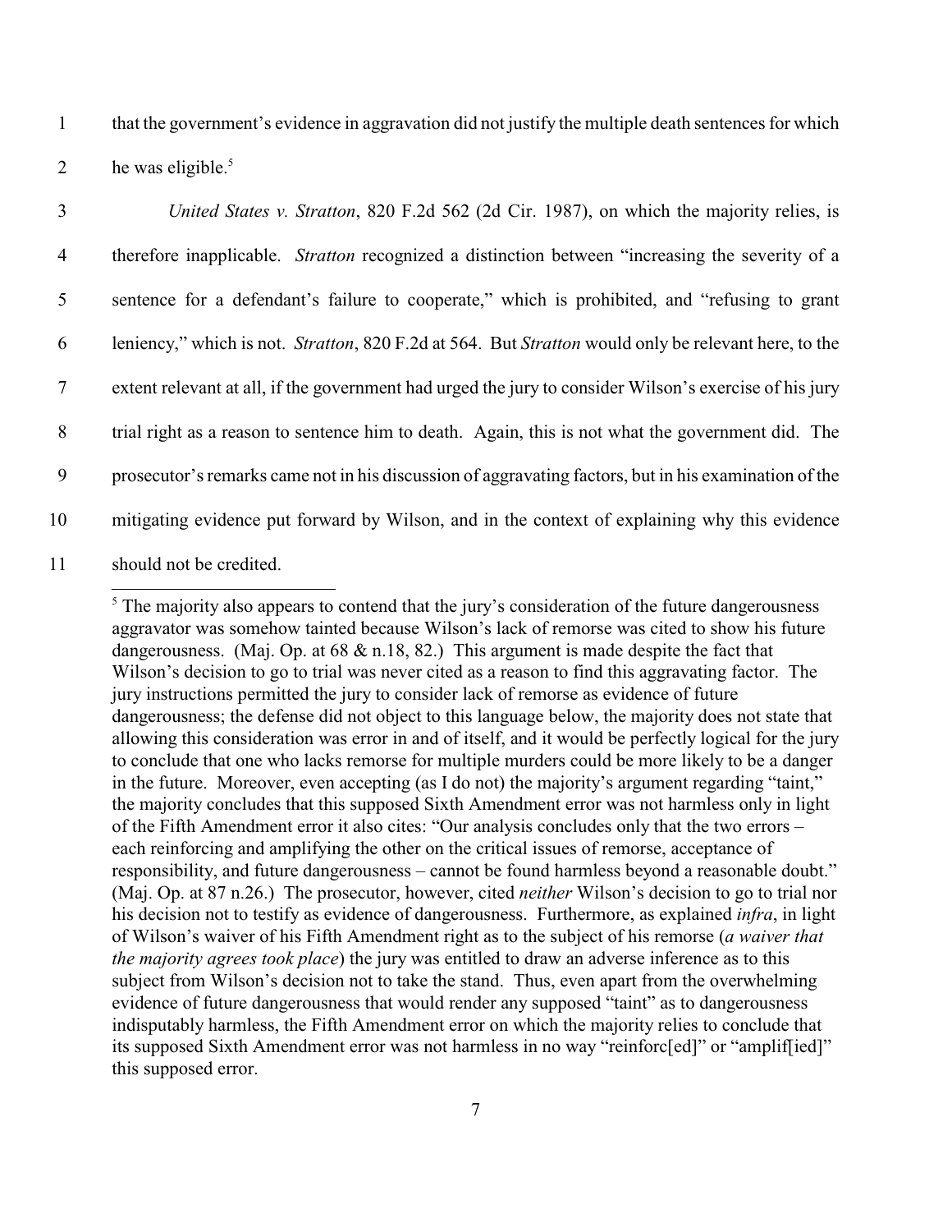that the government's evidence in aggravation did not justify the multiple death sentences for which he was eligible.[5]

*United States v. Stratton*, 820 F.2d 562 (2d Cir. 1987), on which the majority relies, is therefore inapplicable. *Stratton* recognized a distinction between "increasing the severity of a sentence for a defendant's failure to cooperate," which is prohibited, and "refusing to grant leniency," which is not. *Stratton*, 820 F.2d at 564. But *Stratton* would only be relevant here, to the extent relevant at all, if the government had urged the jury to consider Wilson's exercise of his jury trial right as a reason to sentence him to death. Again, this is not what the government did. The prosecutor's remarks came not in his discussion of aggravating factors, but in his examination of the mitigating evidence put forward by Wilson, and in the context of explaining why this evidence should not be credited.

[5] The majority also appears to contend that the jury's consideration of the future dangerousness aggravator was somehow tainted because Wilson's lack of remorse was cited to show his future dangerousness. (Maj. Op. at 68 & n.18, 82.) This argument is made despite the fact that Wilson's decision to go to trial was never cited as a reason to find this aggravating factor. The jury instructions permitted the jury to consider lack of remorse as evidence of future dangerousness; the defense did not object to this language below, the majority does not state that allowing this consideration was error in and of itself, and it would be perfectly logical for the jury to conclude that one who lacks remorse for multiple murders could be more likely to be a danger in the future. Moreover, even accepting (as I do not) the majority's argument regarding "taint," the majority concludes that this supposed Sixth Amendment error was not harmless only in light of the Fifth Amendment error it also cites: "Our analysis concludes only that the two errors – each reinforcing and amplifying the other on the critical issues of remorse, acceptance of responsibility, and future dangerousness – cannot be found harmless beyond a reasonable doubt." (Maj. Op. at 87 n.26.) The prosecutor, however, cited *neither* Wilson's decision to go to trial nor his decision not to testify as evidence of dangerousness. Furthermore, as explained *infra*, in light of Wilson's waiver of his Fifth Amendment right as to the subject of his remorse (*a waiver that the majority agrees took place*) the jury was entitled to draw an adverse inference as to this subject from Wilson's decision not to take the stand. Thus, even apart from the overwhelming evidence of future dangerousness that would render any supposed "taint" as to dangerousness indisputably harmless, the Fifth Amendment error on which the majority relies to conclude that its supposed Sixth Amendment error was not harmless in no way "reinforc[ed]" or "amplif[ied]" this supposed error.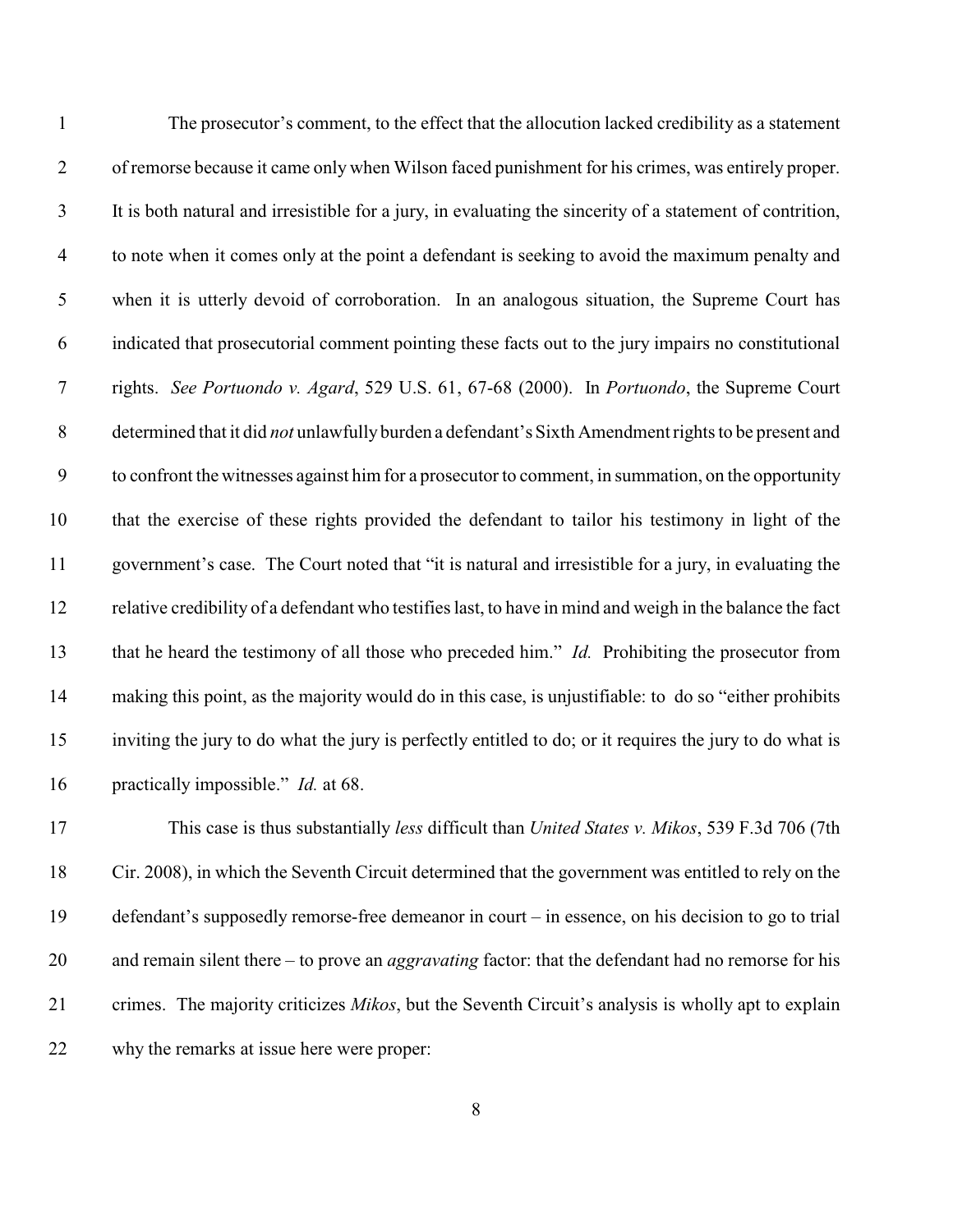The prosecutor's comment, to the effect that the allocution lacked credibility as a statement of remorse because it came only when Wilson faced punishment for his crimes, was entirely proper. It is both natural and irresistible for a jury, in evaluating the sincerity of a statement of contrition, to note when it comes only at the point a defendant is seeking to avoid the maximum penalty and when it is utterly devoid of corroboration. In an analogous situation, the Supreme Court has indicated that prosecutorial comment pointing these facts out to the jury impairs no constitutional rights. *See Portuondo v. Agard*, 529 U.S. 61, 67-68 (2000). In *Portuondo*, the Supreme Court determined that it did *not* unlawfully burden a defendant's Sixth Amendment rights to be present and to confront the witnesses against him for a prosecutor to comment, in summation, on the opportunity that the exercise of these rights provided the defendant to tailor his testimony in light of the government's case. The Court noted that "it is natural and irresistible for a jury, in evaluating the relative credibility of a defendant who testifies last, to have in mind and weigh in the balance the fact that he heard the testimony of all those who preceded him." *Id.* Prohibiting the prosecutor from making this point, as the majority would do in this case, is unjustifiable: to do so "either prohibits inviting the jury to do what the jury is perfectly entitled to do; or it requires the jury to do what is practically impossible." *Id.* at 68.

This case is thus substantially *less* difficult than *United States v. Mikos*, 539 F.3d 706 (7th Cir. 2008), in which the Seventh Circuit determined that the government was entitled to rely on the defendant's supposedly remorse-free demeanor in court – in essence, on his decision to go to trial and remain silent there – to prove an *aggravating* factor: that the defendant had no remorse for his crimes. The majority criticizes *Mikos*, but the Seventh Circuit's analysis is wholly apt to explain why the remarks at issue here were proper: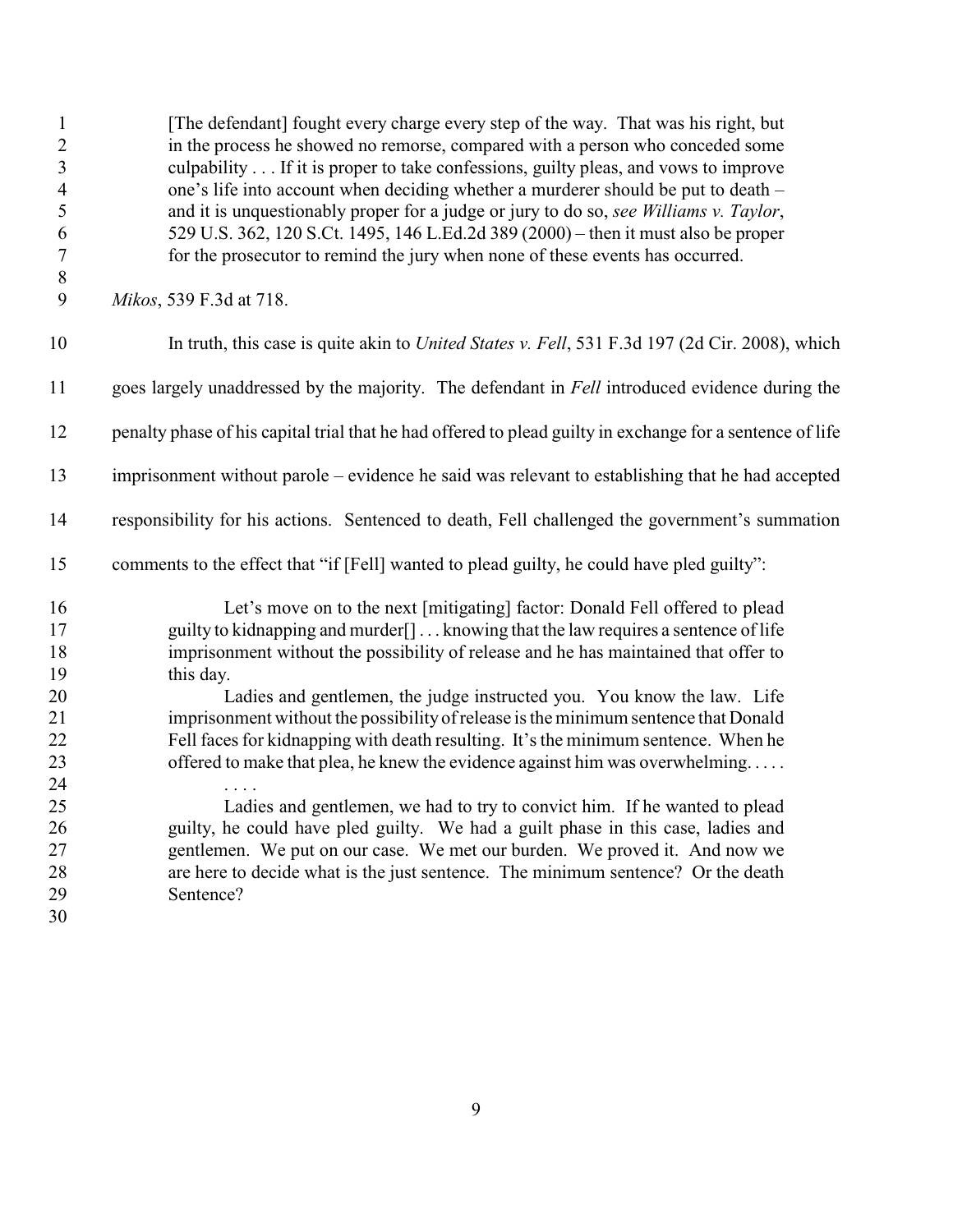> [The defendant] fought every charge every step of the way. That was his right, but in the process he showed no remorse, compared with a person who conceded some culpability . . . If it is proper to take confessions, guilty pleas, and vows to improve one's life into account when deciding whether a murderer should be put to death – and it is unquestionably proper for a judge or jury to do so, *see Williams v. Taylor*, 529 U.S. 362, 120 S.Ct. 1495, 146 L.Ed.2d 389 (2000) – then it must also be proper for the prosecutor to remind the jury when none of these events has occurred.

*Mikos*, 539 F.3d at 718.

In truth, this case is quite akin to *United States v. Fell*, 531 F.3d 197 (2d Cir. 2008), which goes largely unaddressed by the majority. The defendant in *Fell* introduced evidence during the penalty phase of his capital trial that he had offered to plead guilty in exchange for a sentence of life imprisonment without parole – evidence he said was relevant to establishing that he had accepted responsibility for his actions. Sentenced to death, Fell challenged the government's summation comments to the effect that "if [Fell] wanted to plead guilty, he could have pled guilty":

> Let's move on to the next [mitigating] factor: Donald Fell offered to plead guilty to kidnapping and murder[] . . . knowing that the law requires a sentence of life imprisonment without the possibility of release and he has maintained that offer to this day.
>
> Ladies and gentlemen, the judge instructed you. You know the law. Life imprisonment without the possibility of release is the minimum sentence that Donald Fell faces for kidnapping with death resulting. It's the minimum sentence. When he offered to make that plea, he knew the evidence against him was overwhelming. . . . .
>
> . . . .
>
> Ladies and gentlemen, we had to try to convict him. If he wanted to plead guilty, he could have pled guilty. We had a guilt phase in this case, ladies and gentlemen. We put on our case. We met our burden. We proved it. And now we are here to decide what is the just sentence. The minimum sentence? Or the death Sentence?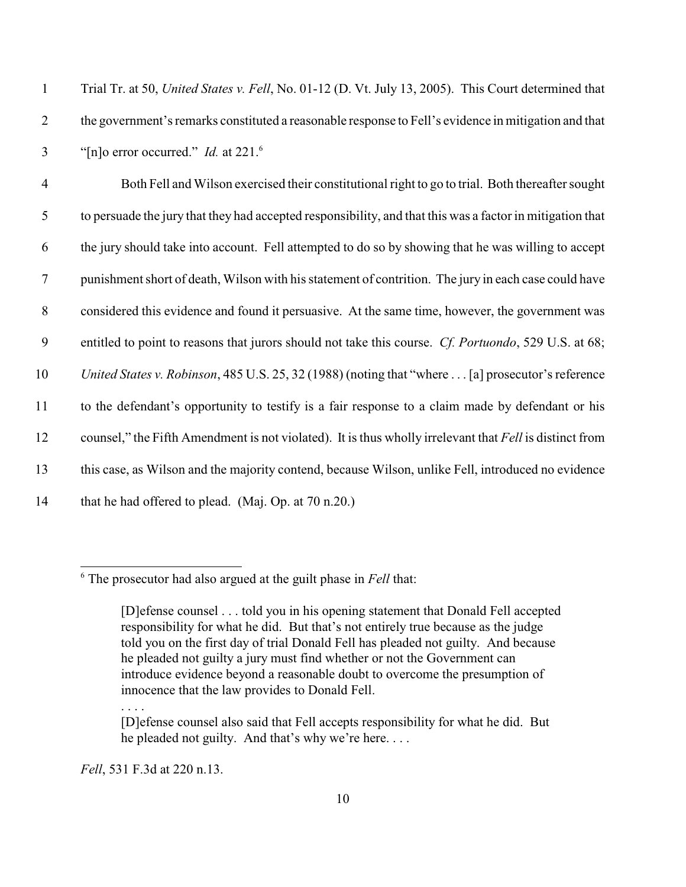Trial Tr. at 50, *United States v. Fell*, No. 01-12 (D. Vt. July 13, 2005). This Court determined that the government's remarks constituted a reasonable response to Fell's evidence in mitigation and that "[n]o error occurred." *Id.* at 221.[6]

Both Fell and Wilson exercised their constitutional right to go to trial. Both thereafter sought to persuade the jury that they had accepted responsibility, and that this was a factor in mitigation that the jury should take into account. Fell attempted to do so by showing that he was willing to accept punishment short of death, Wilson with his statement of contrition. The jury in each case could have considered this evidence and found it persuasive. At the same time, however, the government was entitled to point to reasons that jurors should not take this course. *Cf. Portuondo*, 529 U.S. at 68; *United States v. Robinson*, 485 U.S. 25, 32 (1988) (noting that "where . . . [a] prosecutor's reference to the defendant's opportunity to testify is a fair response to a claim made by defendant or his counsel," the Fifth Amendment is not violated). It is thus wholly irrelevant that *Fell* is distinct from this case, as Wilson and the majority contend, because Wilson, unlike Fell, introduced no evidence that he had offered to plead. (Maj. Op. at 70 n.20.)

---

[6] The prosecutor had also argued at the guilt phase in *Fell* that:

> [D]efense counsel . . . told you in his opening statement that Donald Fell accepted responsibility for what he did. But that's not entirely true because as the judge told you on the first day of trial Donald Fell has pleaded not guilty. And because he pleaded not guilty a jury must find whether or not the Government can introduce evidence beyond a reasonable doubt to overcome the presumption of innocence that the law provides to Donald Fell.
>
> . . . .
>
> [D]efense counsel also said that Fell accepts responsibility for what he did. But he pleaded not guilty. And that's why we're here. . . .

*Fell*, 531 F.3d at 220 n.13.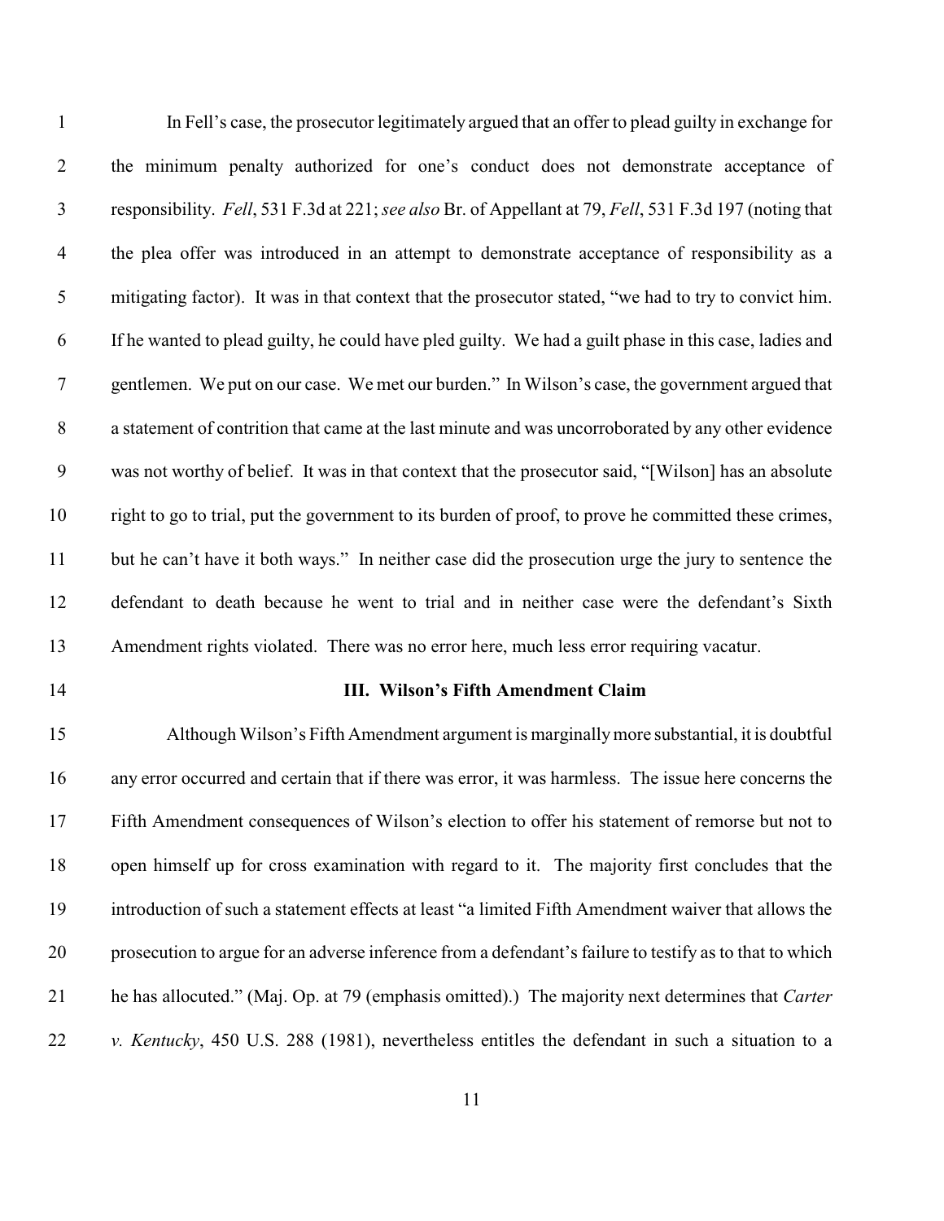In Fell's case, the prosecutor legitimately argued that an offer to plead guilty in exchange for the minimum penalty authorized for one's conduct does not demonstrate acceptance of responsibility. *Fell*, 531 F.3d at 221; *see also* Br. of Appellant at 79, *Fell*, 531 F.3d 197 (noting that the plea offer was introduced in an attempt to demonstrate acceptance of responsibility as a mitigating factor). It was in that context that the prosecutor stated, "we had to try to convict him. If he wanted to plead guilty, he could have pled guilty. We had a guilt phase in this case, ladies and gentlemen. We put on our case. We met our burden." In Wilson's case, the government argued that a statement of contrition that came at the last minute and was uncorroborated by any other evidence was not worthy of belief. It was in that context that the prosecutor said, "[Wilson] has an absolute right to go to trial, put the government to its burden of proof, to prove he committed these crimes, but he can't have it both ways." In neither case did the prosecution urge the jury to sentence the defendant to death because he went to trial and in neither case were the defendant's Sixth Amendment rights violated. There was no error here, much less error requiring vacatur.

## III. Wilson's Fifth Amendment Claim

Although Wilson's Fifth Amendment argument is marginally more substantial, it is doubtful any error occurred and certain that if there was error, it was harmless. The issue here concerns the Fifth Amendment consequences of Wilson's election to offer his statement of remorse but not to open himself up for cross examination with regard to it. The majority first concludes that the introduction of such a statement effects at least "a limited Fifth Amendment waiver that allows the prosecution to argue for an adverse inference from a defendant's failure to testify as to that to which he has allocuted." (Maj. Op. at 79 (emphasis omitted).) The majority next determines that *Carter v. Kentucky*, 450 U.S. 288 (1981), nevertheless entitles the defendant in such a situation to a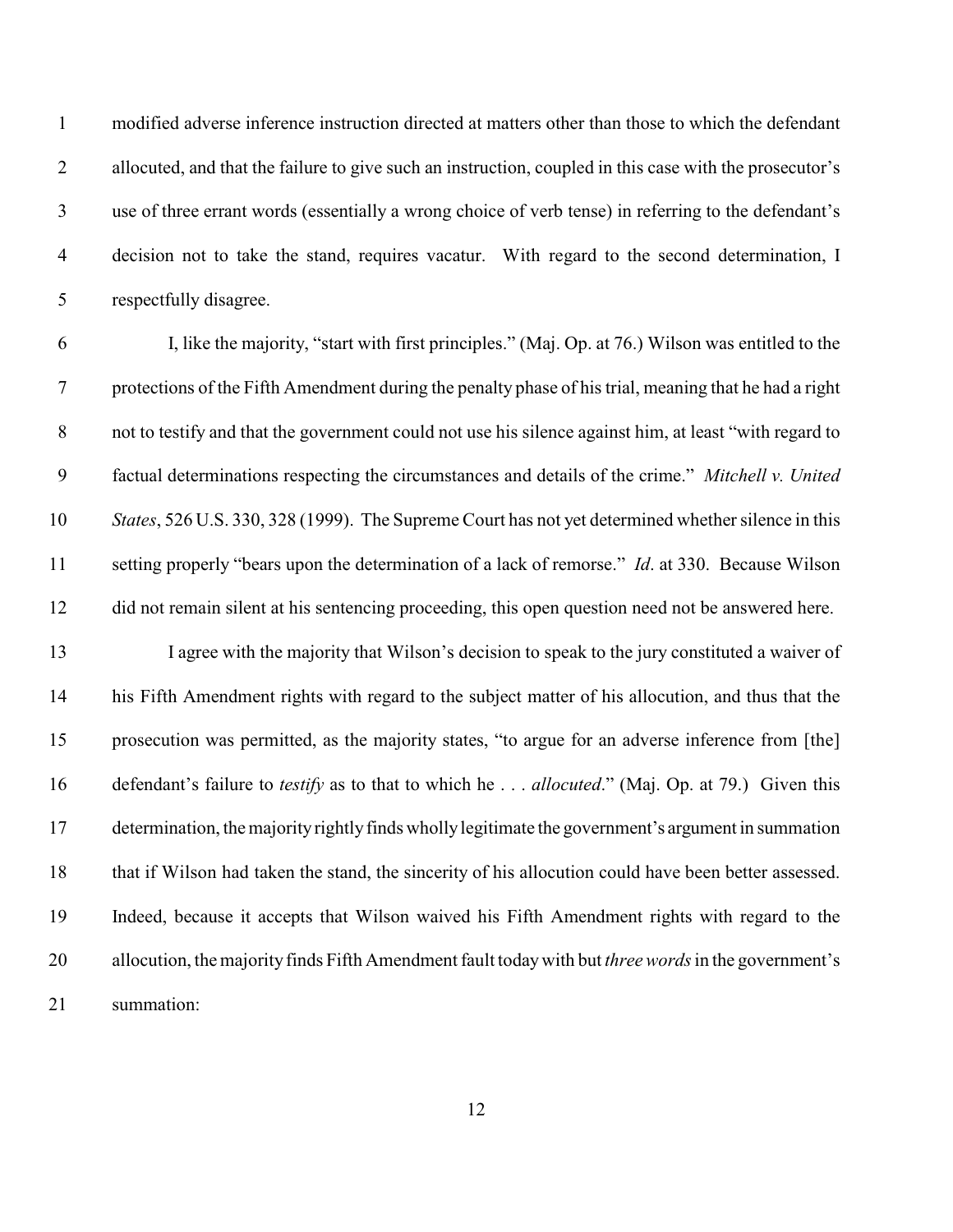modified adverse inference instruction directed at matters other than those to which the defendant allocuted, and that the failure to give such an instruction, coupled in this case with the prosecutor's use of three errant words (essentially a wrong choice of verb tense) in referring to the defendant's decision not to take the stand, requires vacatur. With regard to the second determination, I respectfully disagree.

I, like the majority, "start with first principles." (Maj. Op. at 76.) Wilson was entitled to the protections of the Fifth Amendment during the penalty phase of his trial, meaning that he had a right not to testify and that the government could not use his silence against him, at least "with regard to factual determinations respecting the circumstances and details of the crime." *Mitchell v. United States*, 526 U.S. 330, 328 (1999). The Supreme Court has not yet determined whether silence in this setting properly "bears upon the determination of a lack of remorse." *Id*. at 330. Because Wilson did not remain silent at his sentencing proceeding, this open question need not be answered here.

I agree with the majority that Wilson's decision to speak to the jury constituted a waiver of his Fifth Amendment rights with regard to the subject matter of his allocution, and thus that the prosecution was permitted, as the majority states, "to argue for an adverse inference from [the] defendant's failure to *testify* as to that to which he . . . *allocuted*." (Maj. Op. at 79.) Given this determination, the majority rightly finds wholly legitimate the government's argument in summation that if Wilson had taken the stand, the sincerity of his allocution could have been better assessed. Indeed, because it accepts that Wilson waived his Fifth Amendment rights with regard to the allocution, the majority finds Fifth Amendment fault today with but *three words* in the government's summation: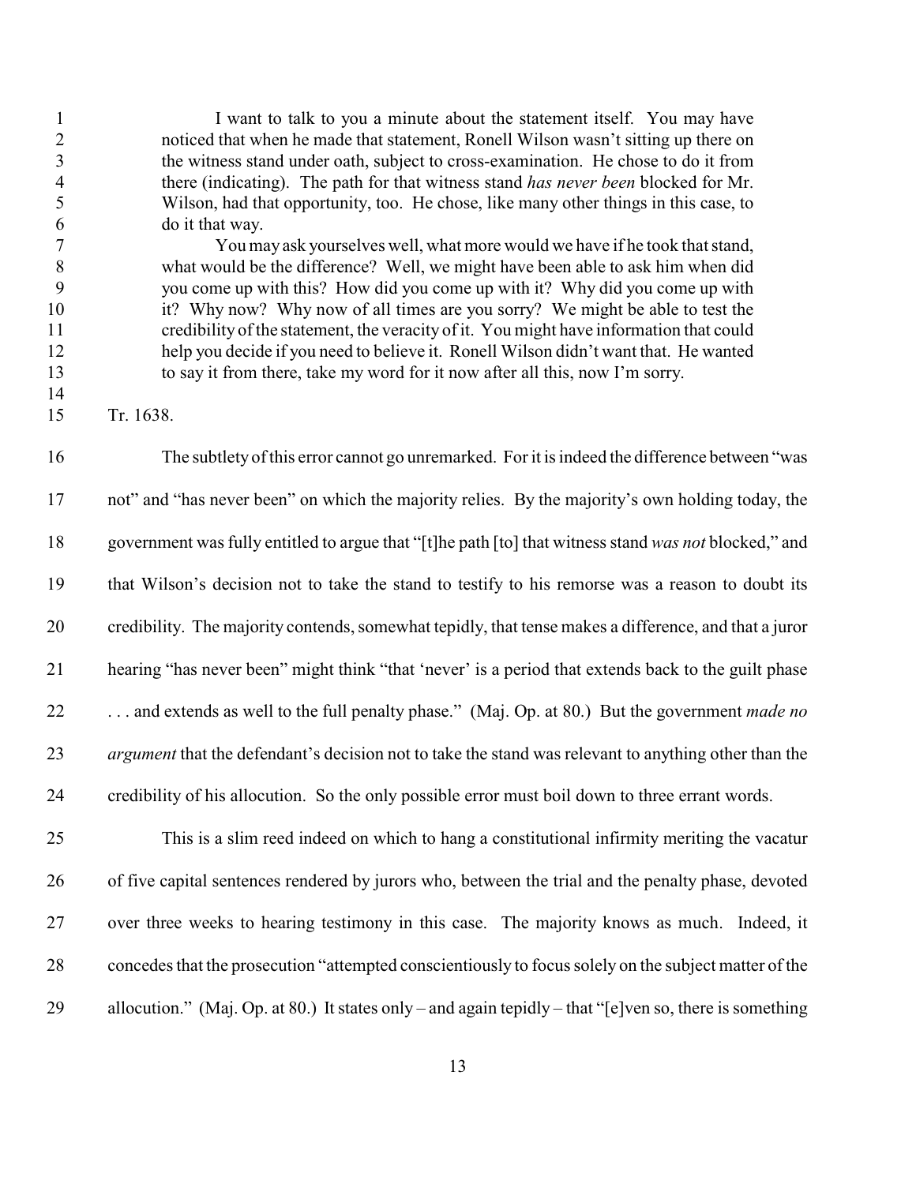> I want to talk to you a minute about the statement itself. You may have noticed that when he made that statement, Ronell Wilson wasn't sitting up there on the witness stand under oath, subject to cross-examination. He chose to do it from there (indicating). The path for that witness stand *has never been* blocked for Mr. Wilson, had that opportunity, too. He chose, like many other things in this case, to do it that way.
>
> You may ask yourselves well, what more would we have if he took that stand, what would be the difference? Well, we might have been able to ask him when did you come up with this? How did you come up with it? Why did you come up with it? Why now? Why now of all times are you sorry? We might be able to test the credibility of the statement, the veracity of it. You might have information that could help you decide if you need to believe it. Ronell Wilson didn't want that. He wanted to say it from there, take my word for it now after all this, now I'm sorry.

Tr. 1638.

The subtlety of this error cannot go unremarked. For it is indeed the difference between "was not" and "has never been" on which the majority relies. By the majority's own holding today, the government was fully entitled to argue that "[t]he path [to] that witness stand *was not* blocked," and that Wilson's decision not to take the stand to testify to his remorse was a reason to doubt its credibility. The majority contends, somewhat tepidly, that tense makes a difference, and that a juror hearing "has never been" might think "that 'never' is a period that extends back to the guilt phase . . . and extends as well to the full penalty phase." (Maj. Op. at 80.) But the government *made no argument* that the defendant's decision not to take the stand was relevant to anything other than the credibility of his allocution. So the only possible error must boil down to three errant words.

This is a slim reed indeed on which to hang a constitutional infirmity meriting the vacatur of five capital sentences rendered by jurors who, between the trial and the penalty phase, devoted over three weeks to hearing testimony in this case. The majority knows as much. Indeed, it concedes that the prosecution "attempted conscientiously to focus solely on the subject matter of the allocution." (Maj. Op. at 80.) It states only – and again tepidly – that "[e]ven so, there is something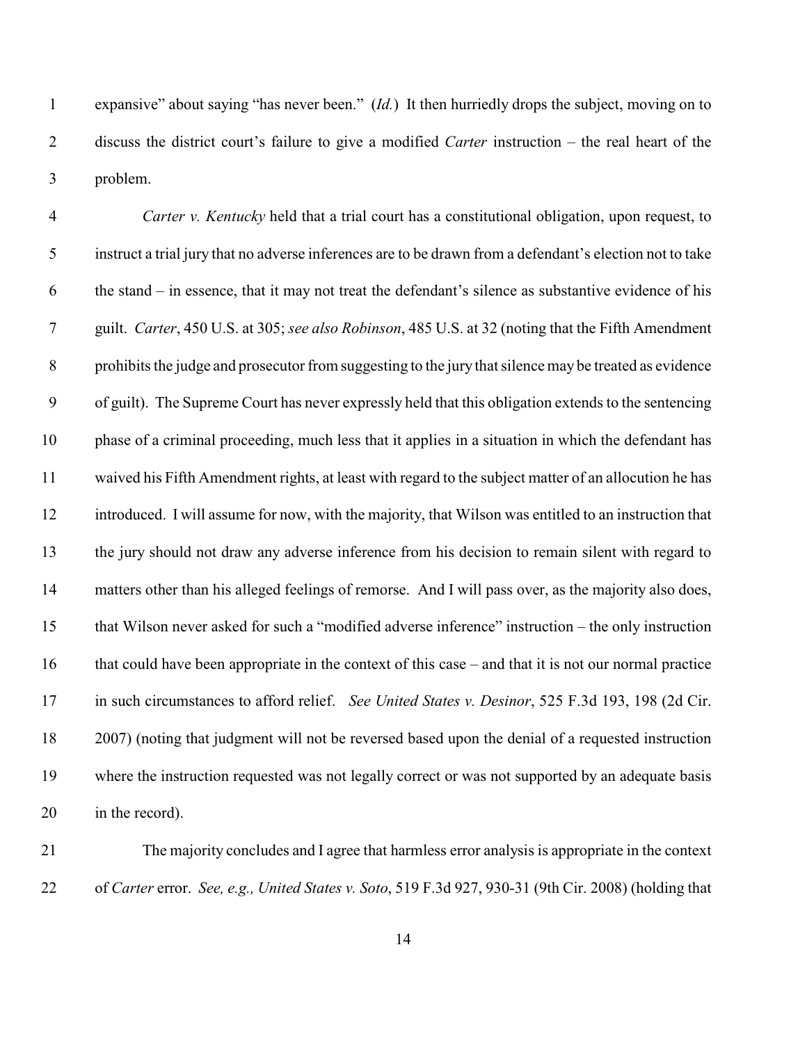expansive" about saying "has never been." (*Id.*) It then hurriedly drops the subject, moving on to discuss the district court's failure to give a modified *Carter* instruction – the real heart of the problem.

*Carter v. Kentucky* held that a trial court has a constitutional obligation, upon request, to instruct a trial jury that no adverse inferences are to be drawn from a defendant's election not to take the stand – in essence, that it may not treat the defendant's silence as substantive evidence of his guilt. *Carter*, 450 U.S. at 305; *see also Robinson*, 485 U.S. at 32 (noting that the Fifth Amendment prohibits the judge and prosecutor from suggesting to the jury that silence may be treated as evidence of guilt). The Supreme Court has never expressly held that this obligation extends to the sentencing phase of a criminal proceeding, much less that it applies in a situation in which the defendant has waived his Fifth Amendment rights, at least with regard to the subject matter of an allocution he has introduced. I will assume for now, with the majority, that Wilson was entitled to an instruction that the jury should not draw any adverse inference from his decision to remain silent with regard to matters other than his alleged feelings of remorse. And I will pass over, as the majority also does, that Wilson never asked for such a "modified adverse inference" instruction – the only instruction that could have been appropriate in the context of this case – and that it is not our normal practice in such circumstances to afford relief. *See United States v. Desinor*, 525 F.3d 193, 198 (2d Cir. 2007) (noting that judgment will not be reversed based upon the denial of a requested instruction where the instruction requested was not legally correct or was not supported by an adequate basis in the record).

The majority concludes and I agree that harmless error analysis is appropriate in the context of *Carter* error. *See, e.g., United States v. Soto*, 519 F.3d 927, 930-31 (9th Cir. 2008) (holding that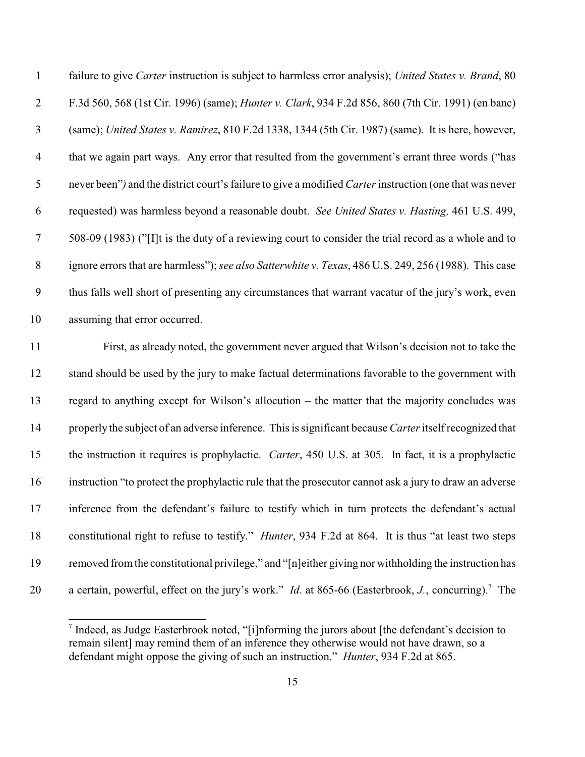failure to give *Carter* instruction is subject to harmless error analysis); *United States v. Brand*, 80 F.3d 560, 568 (1st Cir. 1996) (same); *Hunter v. Clark*, 934 F.2d 856, 860 (7th Cir. 1991) (en banc) (same); *United States v. Ramirez*, 810 F.2d 1338, 1344 (5th Cir. 1987) (same). It is here, however, that we again part ways. Any error that resulted from the government's errant three words ("has never been"*)* and the district court's failure to give a modified *Carter* instruction (one that was never requested) was harmless beyond a reasonable doubt. *See United States v. Hasting,* 461 U.S. 499, 508-09 (1983) ("[I]t is the duty of a reviewing court to consider the trial record as a whole and to ignore errors that are harmless"); *see also Satterwhite v. Texas*, 486 U.S. 249, 256 (1988). This case thus falls well short of presenting any circumstances that warrant vacatur of the jury's work, even assuming that error occurred.

First, as already noted, the government never argued that Wilson's decision not to take the stand should be used by the jury to make factual determinations favorable to the government with regard to anything except for Wilson's allocution – the matter that the majority concludes was properly the subject of an adverse inference. This is significant because *Carter* itself recognized that the instruction it requires is prophylactic. *Carter*, 450 U.S. at 305. In fact, it is a prophylactic instruction "to protect the prophylactic rule that the prosecutor cannot ask a jury to draw an adverse inference from the defendant's failure to testify which in turn protects the defendant's actual constitutional right to refuse to testify." *Hunter*, 934 F.2d at 864. It is thus "at least two steps removed from the constitutional privilege," and "[n]either giving nor withholding the instruction has a certain, powerful, effect on the jury's work." *Id*. at 865-66 (Easterbrook, *J.*, concurring).[7] The

[7] Indeed, as Judge Easterbrook noted, "[i]nforming the jurors about [the defendant's decision to remain silent] may remind them of an inference they otherwise would not have drawn, so a defendant might oppose the giving of such an instruction." *Hunter*, 934 F.2d at 865.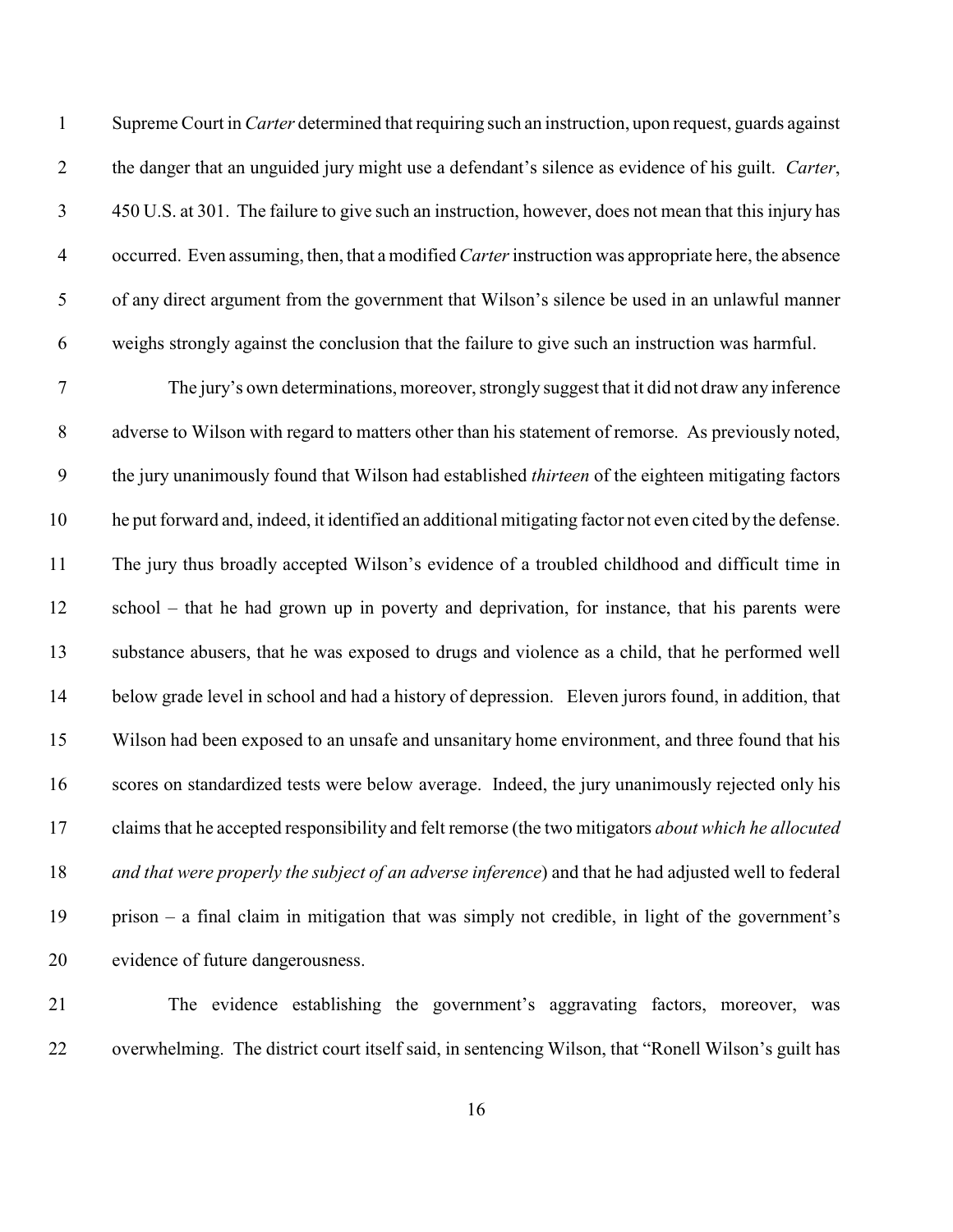Supreme Court in *Carter* determined that requiring such an instruction, upon request, guards against the danger that an unguided jury might use a defendant's silence as evidence of his guilt. *Carter*, 450 U.S. at 301. The failure to give such an instruction, however, does not mean that this injury has occurred. Even assuming, then, that a modified *Carter* instruction was appropriate here, the absence of any direct argument from the government that Wilson's silence be used in an unlawful manner weighs strongly against the conclusion that the failure to give such an instruction was harmful.

The jury's own determinations, moreover, strongly suggest that it did not draw any inference adverse to Wilson with regard to matters other than his statement of remorse. As previously noted, the jury unanimously found that Wilson had established *thirteen* of the eighteen mitigating factors he put forward and, indeed, it identified an additional mitigating factor not even cited by the defense. The jury thus broadly accepted Wilson's evidence of a troubled childhood and difficult time in school – that he had grown up in poverty and deprivation, for instance, that his parents were substance abusers, that he was exposed to drugs and violence as a child, that he performed well below grade level in school and had a history of depression. Eleven jurors found, in addition, that Wilson had been exposed to an unsafe and unsanitary home environment, and three found that his scores on standardized tests were below average. Indeed, the jury unanimously rejected only his claims that he accepted responsibility and felt remorse (the two mitigators *about which he allocuted and that were properly the subject of an adverse inference*) and that he had adjusted well to federal prison – a final claim in mitigation that was simply not credible, in light of the government's evidence of future dangerousness.

The evidence establishing the government's aggravating factors, moreover, was overwhelming. The district court itself said, in sentencing Wilson, that "Ronell Wilson's guilt has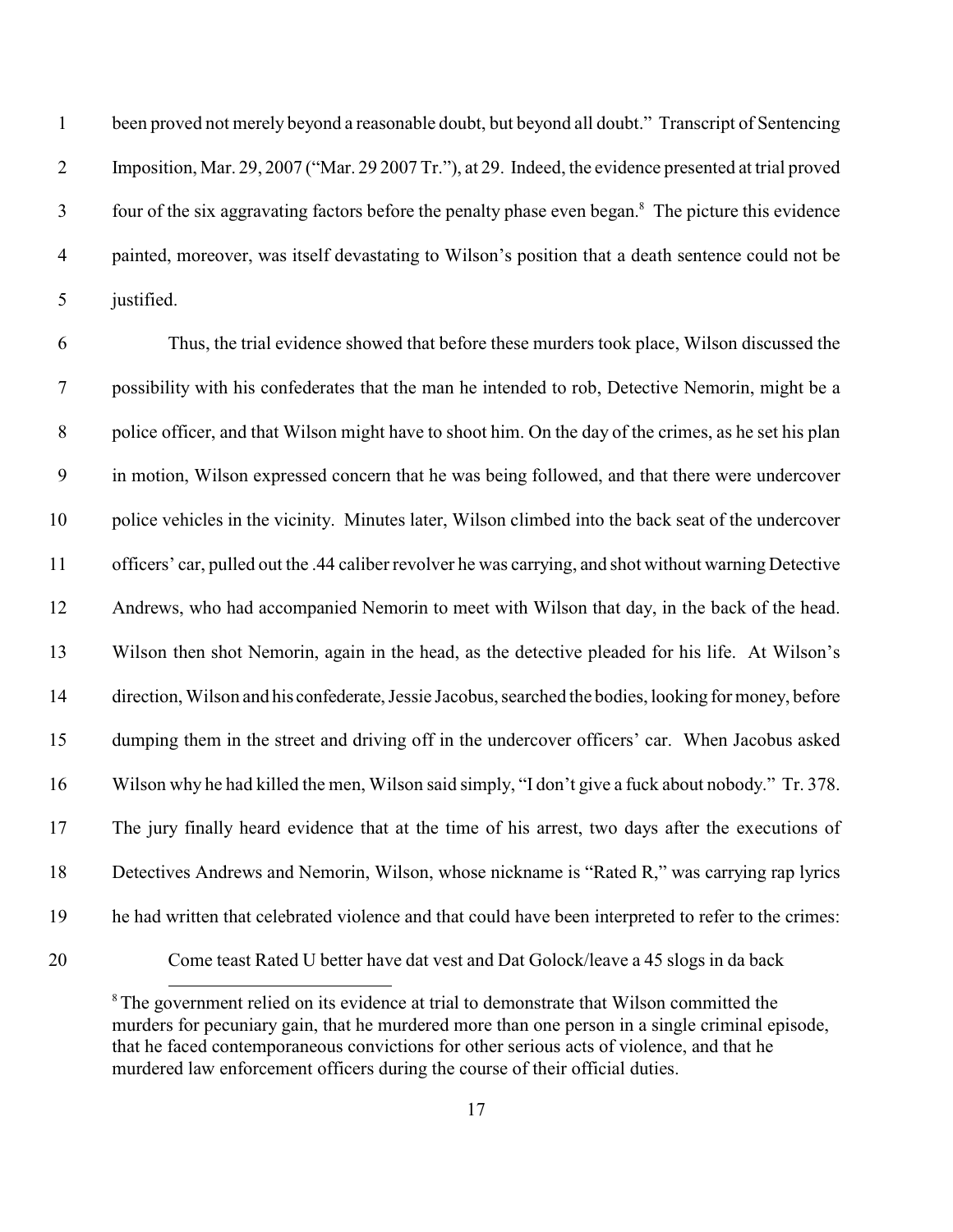been proved not merely beyond a reasonable doubt, but beyond all doubt." Transcript of Sentencing Imposition, Mar. 29, 2007 ("Mar. 29 2007 Tr."), at 29. Indeed, the evidence presented at trial proved four of the six aggravating factors before the penalty phase even began.[8] The picture this evidence painted, moreover, was itself devastating to Wilson's position that a death sentence could not be justified.

Thus, the trial evidence showed that before these murders took place, Wilson discussed the possibility with his confederates that the man he intended to rob, Detective Nemorin, might be a police officer, and that Wilson might have to shoot him. On the day of the crimes, as he set his plan in motion, Wilson expressed concern that he was being followed, and that there were undercover police vehicles in the vicinity. Minutes later, Wilson climbed into the back seat of the undercover officers' car, pulled out the .44 caliber revolver he was carrying, and shot without warning Detective Andrews, who had accompanied Nemorin to meet with Wilson that day, in the back of the head. Wilson then shot Nemorin, again in the head, as the detective pleaded for his life. At Wilson's direction, Wilson and his confederate, Jessie Jacobus, searched the bodies, looking for money, before dumping them in the street and driving off in the undercover officers' car. When Jacobus asked Wilson why he had killed the men, Wilson said simply, "I don't give a fuck about nobody." Tr. 378. The jury finally heard evidence that at the time of his arrest, two days after the executions of Detectives Andrews and Nemorin, Wilson, whose nickname is "Rated R," was carrying rap lyrics he had written that celebrated violence and that could have been interpreted to refer to the crimes:

> Come teast Rated U better have dat vest and Dat Golock/leave a 45 slogs in da back

[8] The government relied on its evidence at trial to demonstrate that Wilson committed the murders for pecuniary gain, that he murdered more than one person in a single criminal episode, that he faced contemporaneous convictions for other serious acts of violence, and that he murdered law enforcement officers during the course of their official duties.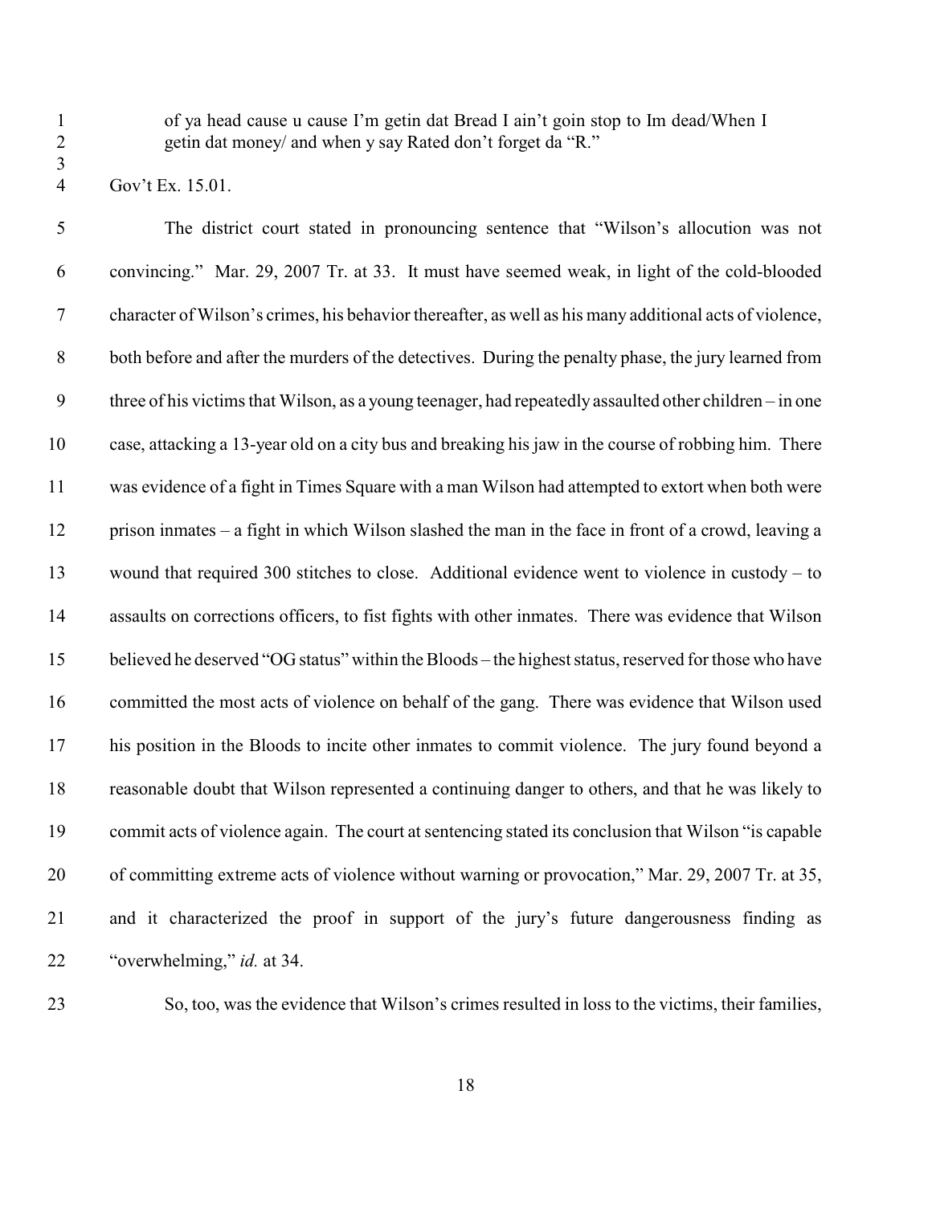> of ya head cause u cause I'm getin dat Bread I ain't goin stop to Im dead/When I getin dat money/ and when y say Rated don't forget da "R."

Gov't Ex. 15.01.

The district court stated in pronouncing sentence that "Wilson's allocution was not convincing." Mar. 29, 2007 Tr. at 33. It must have seemed weak, in light of the cold-blooded character of Wilson's crimes, his behavior thereafter, as well as his many additional acts of violence, both before and after the murders of the detectives. During the penalty phase, the jury learned from three of his victims that Wilson, as a young teenager, had repeatedly assaulted other children – in one case, attacking a 13-year old on a city bus and breaking his jaw in the course of robbing him. There was evidence of a fight in Times Square with a man Wilson had attempted to extort when both were prison inmates – a fight in which Wilson slashed the man in the face in front of a crowd, leaving a wound that required 300 stitches to close. Additional evidence went to violence in custody – to assaults on corrections officers, to fist fights with other inmates. There was evidence that Wilson believed he deserved "OG status" within the Bloods – the highest status, reserved for those who have committed the most acts of violence on behalf of the gang. There was evidence that Wilson used his position in the Bloods to incite other inmates to commit violence. The jury found beyond a reasonable doubt that Wilson represented a continuing danger to others, and that he was likely to commit acts of violence again. The court at sentencing stated its conclusion that Wilson "is capable of committing extreme acts of violence without warning or provocation," Mar. 29, 2007 Tr. at 35, and it characterized the proof in support of the jury's future dangerousness finding as "overwhelming," *id.* at 34.

So, too, was the evidence that Wilson's crimes resulted in loss to the victims, their families,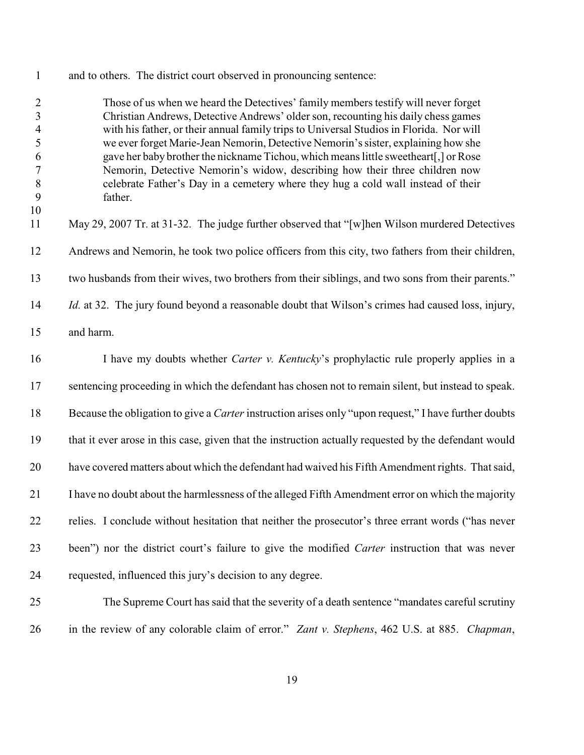and to others. The district court observed in pronouncing sentence:

> Those of us when we heard the Detectives' family members testify will never forget Christian Andrews, Detective Andrews' older son, recounting his daily chess games with his father, or their annual family trips to Universal Studios in Florida. Nor will we ever forget Marie-Jean Nemorin, Detective Nemorin's sister, explaining how she gave her baby brother the nickname Tichou, which means little sweetheart[,] or Rose Nemorin, Detective Nemorin's widow, describing how their three children now celebrate Father's Day in a cemetery where they hug a cold wall instead of their father.

May 29, 2007 Tr. at 31-32. The judge further observed that "[w]hen Wilson murdered Detectives Andrews and Nemorin, he took two police officers from this city, two fathers from their children, two husbands from their wives, two brothers from their siblings, and two sons from their parents." *Id.* at 32. The jury found beyond a reasonable doubt that Wilson's crimes had caused loss, injury, and harm.

I have my doubts whether *Carter v. Kentucky*'s prophylactic rule properly applies in a sentencing proceeding in which the defendant has chosen not to remain silent, but instead to speak. Because the obligation to give a *Carter* instruction arises only "upon request," I have further doubts that it ever arose in this case, given that the instruction actually requested by the defendant would have covered matters about which the defendant had waived his Fifth Amendment rights. That said, I have no doubt about the harmlessness of the alleged Fifth Amendment error on which the majority relies. I conclude without hesitation that neither the prosecutor's three errant words ("has never been") nor the district court's failure to give the modified *Carter* instruction that was never requested, influenced this jury's decision to any degree.

The Supreme Court has said that the severity of a death sentence "mandates careful scrutiny in the review of any colorable claim of error." *Zant v. Stephens*, 462 U.S. at 885. *Chapman*,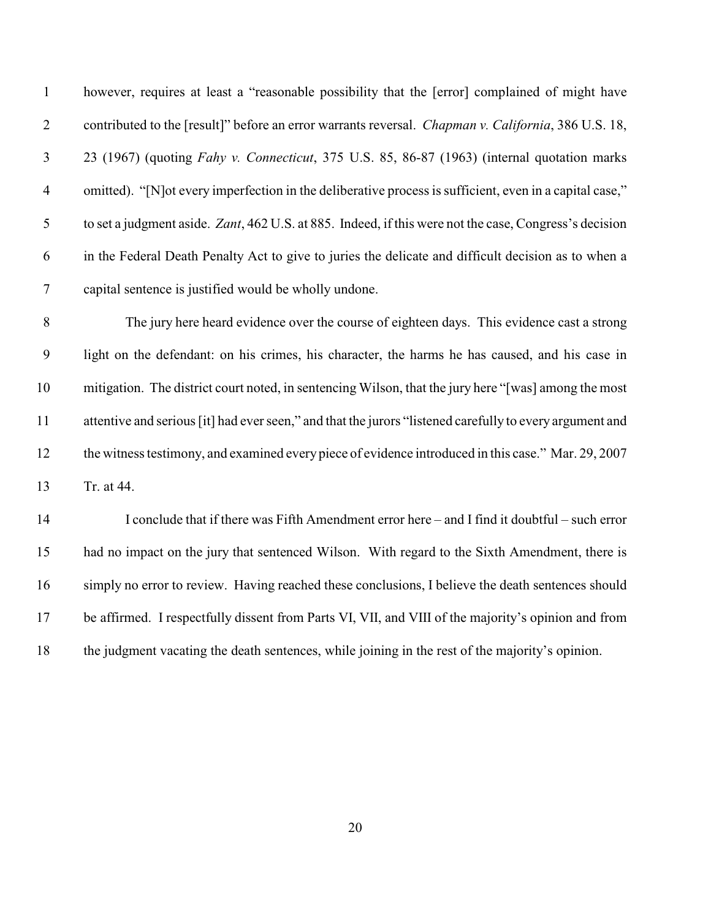however, requires at least a "reasonable possibility that the [error] complained of might have contributed to the [result]" before an error warrants reversal. *Chapman v. California*, 386 U.S. 18, 23 (1967) (quoting *Fahy v. Connecticut*, 375 U.S. 85, 86-87 (1963) (internal quotation marks omitted). "[N]ot every imperfection in the deliberative process is sufficient, even in a capital case," to set a judgment aside. *Zant*, 462 U.S. at 885. Indeed, if this were not the case, Congress's decision in the Federal Death Penalty Act to give to juries the delicate and difficult decision as to when a capital sentence is justified would be wholly undone.

The jury here heard evidence over the course of eighteen days. This evidence cast a strong light on the defendant: on his crimes, his character, the harms he has caused, and his case in mitigation. The district court noted, in sentencing Wilson, that the jury here "[was] among the most attentive and serious [it] had ever seen," and that the jurors "listened carefully to every argument and the witness testimony, and examined every piece of evidence introduced in this case." Mar. 29, 2007 Tr. at 44.

I conclude that if there was Fifth Amendment error here – and I find it doubtful – such error had no impact on the jury that sentenced Wilson. With regard to the Sixth Amendment, there is simply no error to review. Having reached these conclusions, I believe the death sentences should be affirmed. I respectfully dissent from Parts VI, VII, and VIII of the majority's opinion and from the judgment vacating the death sentences, while joining in the rest of the majority's opinion.